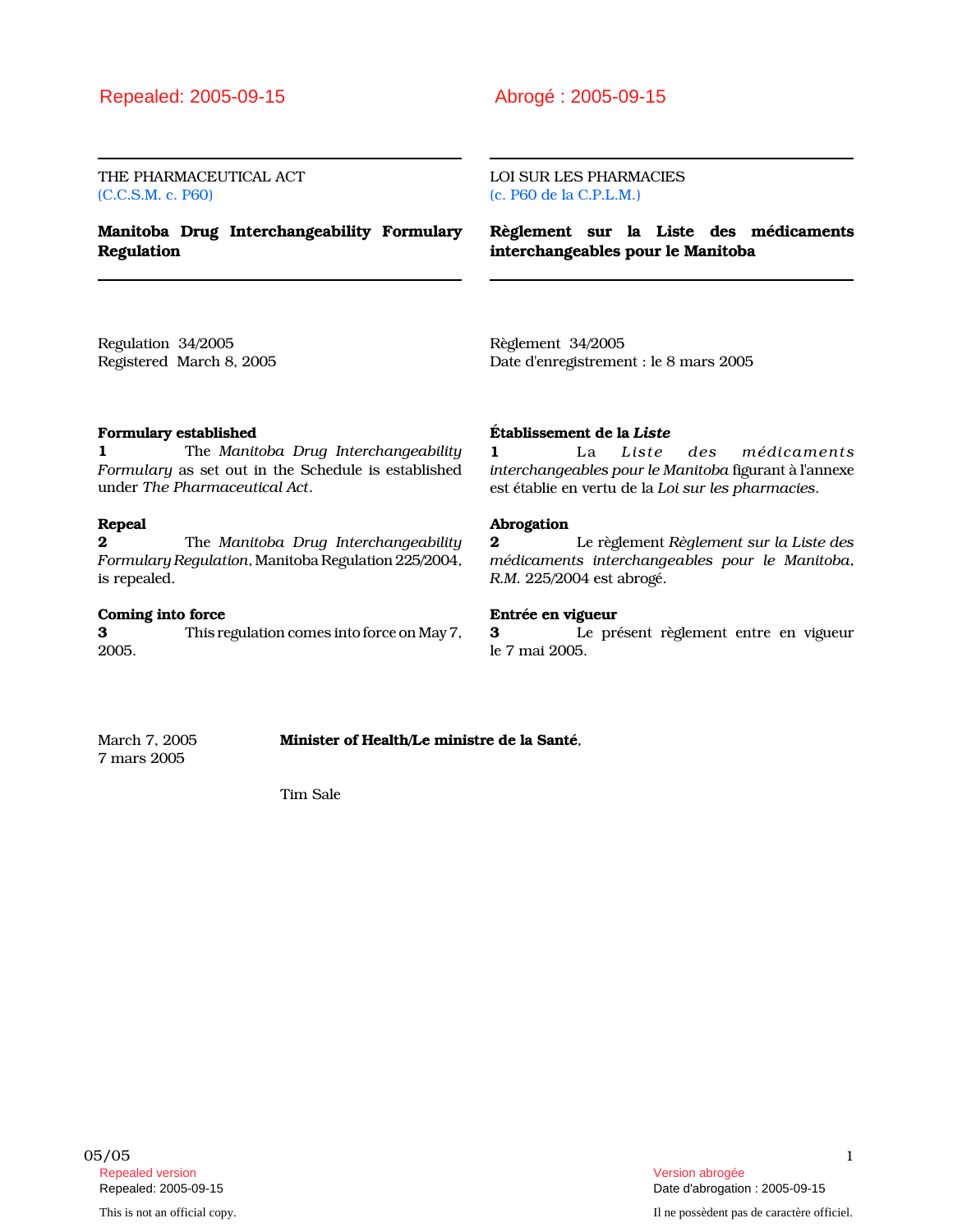Repealed: 2005-09-15

THE PHARMACEUTICAL ACT
(C.C.S.M. c. P60)

# Manitoba Drug Interchangeability Formulary Regulation

Regulation 34/2005
Registered March 8, 2005

**Formulary established**

**1** The *Manitoba Drug Interchangeability Formulary* as set out in the Schedule is established under *The Pharmaceutical Act*.

**Repeal**

**2** The *Manitoba Drug Interchangeability Formulary Regulation*, Manitoba Regulation 225/2004, is repealed.

**Coming into force**

**3** This regulation comes into force on May 7, 2005.

Abrogé : 2005-09-15

LOI SUR LES PHARMACIES
(c. P60 de la C.P.L.M.)

# Règlement sur la Liste des médicaments interchangeables pour le Manitoba

Règlement 34/2005
Date d'enregistrement : le 8 mars 2005

**Établissement de la *Liste***

**1** La *Liste des médicaments interchangeables pour le Manitoba* figurant à l'annexe est établie en vertu de la *Loi sur les pharmacies*.

**Abrogation**

**2** Le règlement *Règlement sur la Liste des médicaments interchangeables pour le Manitoba*, *R.M.* 225/2004 est abrogé.

**Entrée en vigueur**

**3** Le présent règlement entre en vigueur le 7 mai 2005.

March 7, 2005
7 mars 2005

**Minister of Health/Le ministre de la Santé**,

Tim Sale

05/05

Repealed version
Repealed: 2005-09-15

Version abrogée
Date d'abrogation : 2005-09-15

This is not an official copy.

Il ne possèdent pas de caractère officiel.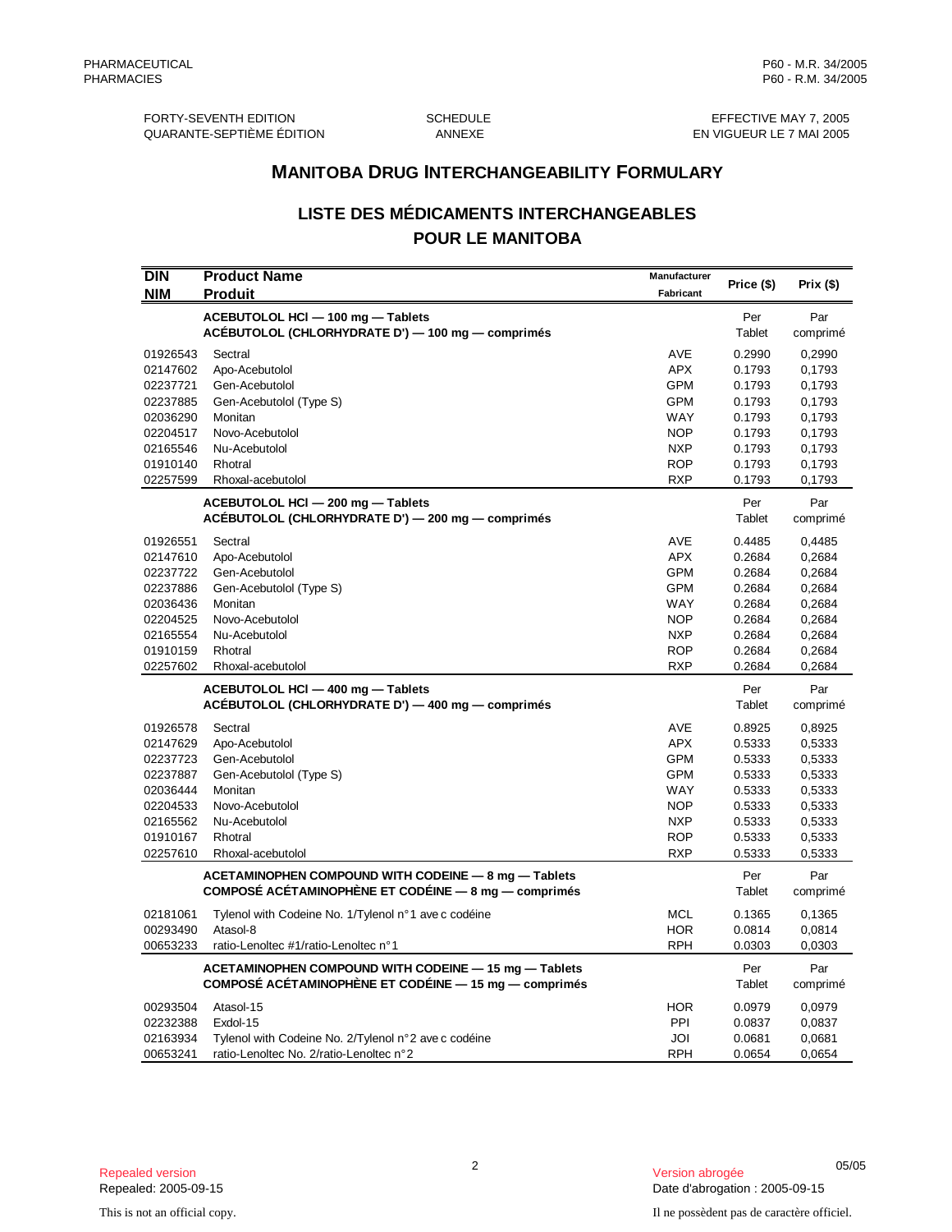FORTY-SEVENTH EDITION
QUARANTE-SEPTIÈME ÉDITION

SCHEDULE
ANNEXE

EFFECTIVE MAY 7, 2005
EN VIGUEUR LE 7 MAI 2005

## MANITOBA DRUG INTERCHANGEABILITY FORMULARY

## LISTE DES MÉDICAMENTS INTERCHANGEABLES POUR LE MANITOBA

| DIN / NIM | Product Name / Produit | Manufacturer / Fabricant | Price ($) | Prix ($) |
|---|---|---|---|---|
| | **ACEBUTOLOL HCl — 100 mg — Tablets / ACÉBUTOLOL (CHLORHYDRATE D') — 100 mg — comprimés** | | Per Tablet | Par comprimé |
| 01926543 | Sectral | AVE | 0.2990 | 0,2990 |
| 02147602 | Apo-Acebutolol | APX | 0.1793 | 0,1793 |
| 02237721 | Gen-Acebutolol | GPM | 0.1793 | 0,1793 |
| 02237885 | Gen-Acebutolol (Type S) | GPM | 0.1793 | 0,1793 |
| 02036290 | Monitan | WAY | 0.1793 | 0,1793 |
| 02204517 | Novo-Acebutolol | NOP | 0.1793 | 0,1793 |
| 02165546 | Nu-Acebutolol | NXP | 0.1793 | 0,1793 |
| 01910140 | Rhotral | ROP | 0.1793 | 0,1793 |
| 02257599 | Rhoxal-acebutolol | RXP | 0.1793 | 0,1793 |
| | **ACEBUTOLOL HCl — 200 mg — Tablets / ACÉBUTOLOL (CHLORHYDRATE D') — 200 mg — comprimés** | | Per Tablet | Par comprimé |
| 01926551 | Sectral | AVE | 0.4485 | 0,4485 |
| 02147610 | Apo-Acebutolol | APX | 0.2684 | 0,2684 |
| 02237722 | Gen-Acebutolol | GPM | 0.2684 | 0,2684 |
| 02237886 | Gen-Acebutolol (Type S) | GPM | 0.2684 | 0,2684 |
| 02036436 | Monitan | WAY | 0.2684 | 0,2684 |
| 02204525 | Novo-Acebutolol | NOP | 0.2684 | 0,2684 |
| 02165554 | Nu-Acebutolol | NXP | 0.2684 | 0,2684 |
| 01910159 | Rhotral | ROP | 0.2684 | 0,2684 |
| 02257602 | Rhoxal-acebutolol | RXP | 0.2684 | 0,2684 |
| | **ACEBUTOLOL HCl — 400 mg — Tablets / ACÉBUTOLOL (CHLORHYDRATE D') — 400 mg — comprimés** | | Per Tablet | Par comprimé |
| 01926578 | Sectral | AVE | 0.8925 | 0,8925 |
| 02147629 | Apo-Acebutolol | APX | 0.5333 | 0,5333 |
| 02237723 | Gen-Acebutolol | GPM | 0.5333 | 0,5333 |
| 02237887 | Gen-Acebutolol (Type S) | GPM | 0.5333 | 0,5333 |
| 02036444 | Monitan | WAY | 0.5333 | 0,5333 |
| 02204533 | Novo-Acebutolol | NOP | 0.5333 | 0,5333 |
| 02165562 | Nu-Acebutolol | NXP | 0.5333 | 0,5333 |
| 01910167 | Rhotral | ROP | 0.5333 | 0,5333 |
| 02257610 | Rhoxal-acebutolol | RXP | 0.5333 | 0,5333 |
| | **ACETAMINOPHEN COMPOUND WITH CODEINE — 8 mg — Tablets / COMPOSÉ ACÉTAMINOPHÈNE ET CODÉINE — 8 mg — comprimés** | | Per Tablet | Par comprimé |
| 02181061 | Tylenol with Codeine No. 1/Tylenol n°1 avec codéine | MCL | 0.1365 | 0,1365 |
| 00293490 | Atasol-8 | HOR | 0.0814 | 0,0814 |
| 00653233 | ratio-Lenoltec #1/ratio-Lenoltec n°1 | RPH | 0.0303 | 0,0303 |
| | **ACETAMINOPHEN COMPOUND WITH CODEINE — 15 mg — Tablets / COMPOSÉ ACÉTAMINOPHÈNE ET CODÉINE — 15 mg — comprimés** | | Per Tablet | Par comprimé |
| 00293504 | Atasol-15 | HOR | 0.0979 | 0,0979 |
| 02232388 | Exdol-15 | PPI | 0.0837 | 0,0837 |
| 02163934 | Tylenol with Codeine No. 2/Tylenol n°2 avec codéine | JOI | 0.0681 | 0,0681 |
| 00653241 | ratio-Lenoltec No. 2/ratio-Lenoltec n°2 | RPH | 0.0654 | 0,0654 |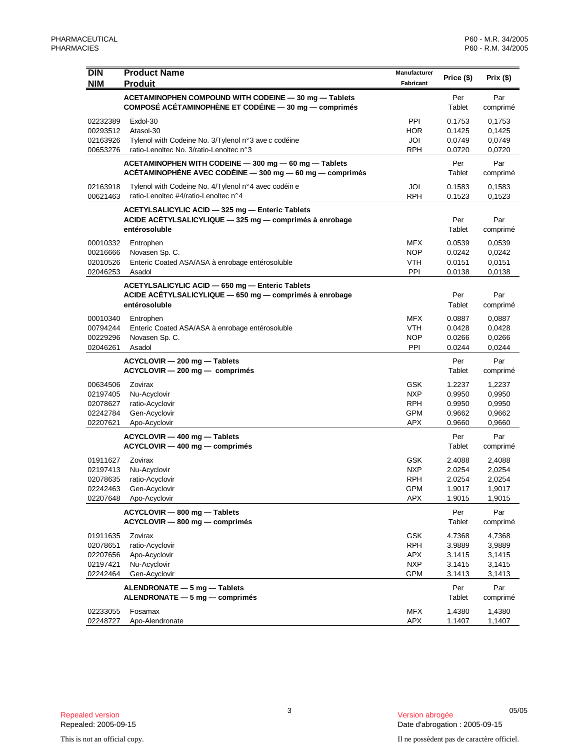| DIN<br>NIM | Product Name<br>Produit | Manufacturer<br>Fabricant | Price ($) | Prix ($) |
|---|---|---|---|---|
| | **ACETAMINOPHEN COMPOUND WITH CODEINE — 30 mg — Tablets<br>COMPOSÉ ACÉTAMINOPHÈNE ET CODÉINE — 30 mg — comprimés** | | Per Tablet | Par comprimé |
| 02232389 | Exdol-30 | PPI | 0.1753 | 0,1753 |
| 00293512 | Atasol-30 | HOR | 0.1425 | 0,1425 |
| 02163926 | Tylenol with Codeine No. 3/Tylenol n°3 avec codéine | JOI | 0.0749 | 0,0749 |
| 00653276 | ratio-Lenoltec No. 3/ratio-Lenoltec n°3 | RPH | 0.0720 | 0,0720 |
| | **ACETAMINOPHEN WITH CODEINE — 300 mg — 60 mg — Tablets<br>ACÉTAMINOPHÈNE AVEC CODÉINE — 300 mg — 60 mg — comprimés** | | Per Tablet | Par comprimé |
| 02163918 | Tylenol with Codeine No. 4/Tylenol n°4 avec codéine | JOI | 0.1583 | 0,1583 |
| 00621463 | ratio-Lenoltec #4/ratio-Lenoltec n°4 | RPH | 0.1523 | 0,1523 |
| | **ACETYLSALICYLIC ACID — 325 mg — Enteric Tablets<br>ACIDE ACÉTYLSALICYLIQUE — 325 mg — comprimés à enrobage entérosoluble** | | Per Tablet | Par comprimé |
| 00010332 | Entrophen | MFX | 0.0539 | 0,0539 |
| 00216666 | Novasen Sp. C. | NOP | 0.0242 | 0,0242 |
| 02010526 | Enteric Coated ASA/ASA à enrobage entérosoluble | VTH | 0.0151 | 0,0151 |
| 02046253 | Asadol | PPI | 0.0138 | 0,0138 |
| | **ACETYLSALICYLIC ACID — 650 mg — Enteric Tablets<br>ACIDE ACÉTYLSALICYLIQUE — 650 mg — comprimés à enrobage entérosoluble** | | Per Tablet | Par comprimé |
| 00010340 | Entrophen | MFX | 0.0887 | 0,0887 |
| 00794244 | Enteric Coated ASA/ASA à enrobage entérosoluble | VTH | 0.0428 | 0,0428 |
| 00229296 | Novasen Sp. C. | NOP | 0.0266 | 0,0266 |
| 02046261 | Asadol | PPI | 0.0244 | 0,0244 |
| | **ACYCLOVIR — 200 mg — Tablets<br>ACYCLOVIR — 200 mg — comprimés** | | Per Tablet | Par comprimé |
| 00634506 | Zovirax | GSK | 1.2237 | 1,2237 |
| 02197405 | Nu-Acyclovir | NXP | 0.9950 | 0,9950 |
| 02078627 | ratio-Acyclovir | RPH | 0.9950 | 0,9950 |
| 02242784 | Gen-Acyclovir | GPM | 0.9662 | 0,9662 |
| 02207621 | Apo-Acyclovir | APX | 0.9660 | 0,9660 |
| | **ACYCLOVIR — 400 mg — Tablets<br>ACYCLOVIR — 400 mg — comprimés** | | Per Tablet | Par comprimé |
| 01911627 | Zovirax | GSK | 2.4088 | 2,4088 |
| 02197413 | Nu-Acyclovir | NXP | 2.0254 | 2,0254 |
| 02078635 | ratio-Acyclovir | RPH | 2.0254 | 2,0254 |
| 02242463 | Gen-Acyclovir | GPM | 1.9017 | 1,9017 |
| 02207648 | Apo-Acyclovir | APX | 1.9015 | 1,9015 |
| | **ACYCLOVIR — 800 mg — Tablets<br>ACYCLOVIR — 800 mg — comprimés** | | Per Tablet | Par comprimé |
| 01911635 | Zovirax | GSK | 4.7368 | 4,7368 |
| 02078651 | ratio-Acyclovir | RPH | 3.9889 | 3,9889 |
| 02207656 | Apo-Acyclovir | APX | 3.1415 | 3,1415 |
| 02197421 | Nu-Acyclovir | NXP | 3.1415 | 3,1415 |
| 02242464 | Gen-Acyclovir | GPM | 3.1413 | 3,1413 |
| | **ALENDRONATE — 5 mg — Tablets<br>ALENDRONATE — 5 mg — comprimés** | | Per Tablet | Par comprimé |
| 02233055 | Fosamax | MFX | 1.4380 | 1,4380 |
| 02248727 | Apo-Alendronate | APX | 1.1407 | 1,1407 |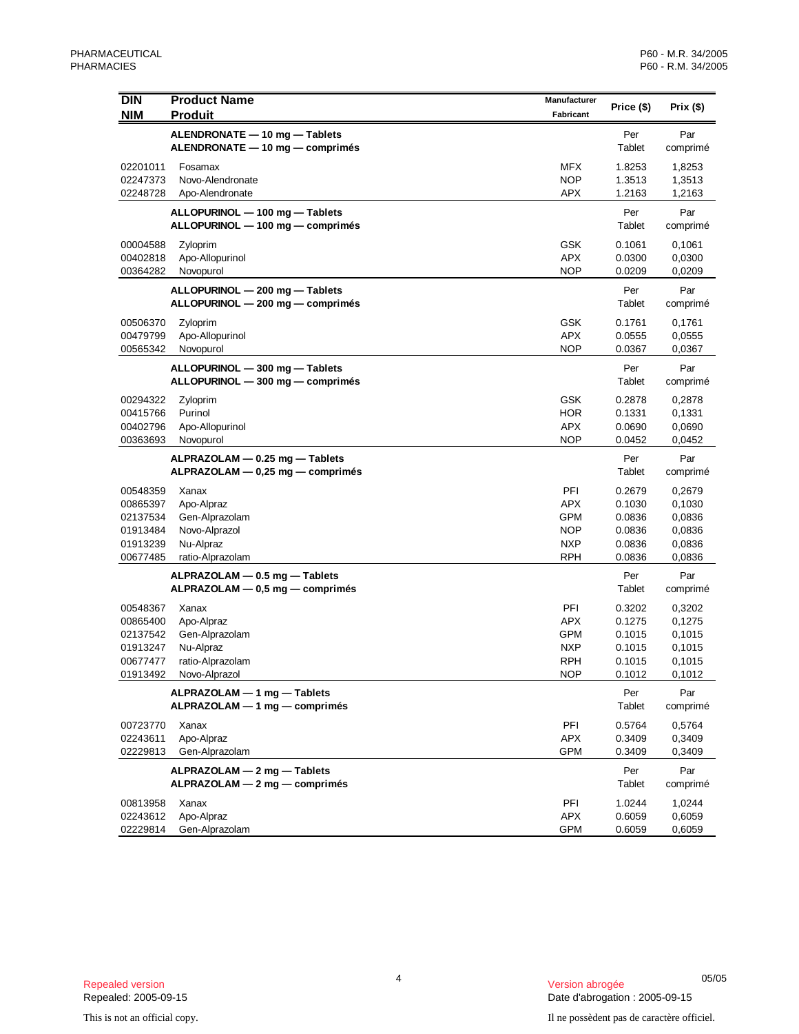| DIN<br>NIM | Product Name<br>Produit | Manufacturer<br>Fabricant | Price ($) | Prix ($) |
|---|---|---|---|---|
| | **ALENDRONATE — 10 mg — Tablets**<br>**ALENDRONATE — 10 mg — comprimés** | | Per<br>Tablet | Par<br>comprimé |
| 02201011 | Fosamax | MFX | 1.8253 | 1,8253 |
| 02247373 | Novo-Alendronate | NOP | 1.3513 | 1,3513 |
| 02248728 | Apo-Alendronate | APX | 1.2163 | 1,2163 |
| | **ALLOPURINOL — 100 mg — Tablets**<br>**ALLOPURINOL — 100 mg — comprimés** | | Per<br>Tablet | Par<br>comprimé |
| 00004588 | Zyloprim | GSK | 0.1061 | 0,1061 |
| 00402818 | Apo-Allopurinol | APX | 0.0300 | 0,0300 |
| 00364282 | Novopurol | NOP | 0.0209 | 0,0209 |
| | **ALLOPURINOL — 200 mg — Tablets**<br>**ALLOPURINOL — 200 mg — comprimés** | | Per<br>Tablet | Par<br>comprimé |
| 00506370 | Zyloprim | GSK | 0.1761 | 0,1761 |
| 00479799 | Apo-Allopurinol | APX | 0.0555 | 0,0555 |
| 00565342 | Novopurol | NOP | 0.0367 | 0,0367 |
| | **ALLOPURINOL — 300 mg — Tablets**<br>**ALLOPURINOL — 300 mg — comprimés** | | Per<br>Tablet | Par<br>comprimé |
| 00294322 | Zyloprim | GSK | 0.2878 | 0,2878 |
| 00415766 | Purinol | HOR | 0.1331 | 0,1331 |
| 00402796 | Apo-Allopurinol | APX | 0.0690 | 0,0690 |
| 00363693 | Novopurol | NOP | 0.0452 | 0,0452 |
| | **ALPRAZOLAM — 0.25 mg — Tablets**<br>**ALPRAZOLAM — 0,25 mg — comprimés** | | Per<br>Tablet | Par<br>comprimé |
| 00548359 | Xanax | PFI | 0.2679 | 0,2679 |
| 00865397 | Apo-Alpraz | APX | 0.1030 | 0,1030 |
| 02137534 | Gen-Alprazolam | GPM | 0.0836 | 0,0836 |
| 01913484 | Novo-Alprazol | NOP | 0.0836 | 0,0836 |
| 01913239 | Nu-Alpraz | NXP | 0.0836 | 0,0836 |
| 00677485 | ratio-Alprazolam | RPH | 0.0836 | 0,0836 |
| | **ALPRAZOLAM — 0.5 mg — Tablets**<br>**ALPRAZOLAM — 0,5 mg — comprimés** | | Per<br>Tablet | Par<br>comprimé |
| 00548367 | Xanax | PFI | 0.3202 | 0,3202 |
| 00865400 | Apo-Alpraz | APX | 0.1275 | 0,1275 |
| 02137542 | Gen-Alprazolam | GPM | 0.1015 | 0,1015 |
| 01913247 | Nu-Alpraz | NXP | 0.1015 | 0,1015 |
| 00677477 | ratio-Alprazolam | RPH | 0.1015 | 0,1015 |
| 01913492 | Novo-Alprazol | NOP | 0.1012 | 0,1012 |
| | **ALPRAZOLAM — 1 mg — Tablets**<br>**ALPRAZOLAM — 1 mg — comprimés** | | Per<br>Tablet | Par<br>comprimé |
| 00723770 | Xanax | PFI | 0.5764 | 0,5764 |
| 02243611 | Apo-Alpraz | APX | 0.3409 | 0,3409 |
| 02229813 | Gen-Alprazolam | GPM | 0.3409 | 0,3409 |
| | **ALPRAZOLAM — 2 mg — Tablets**<br>**ALPRAZOLAM — 2 mg — comprimés** | | Per<br>Tablet | Par<br>comprimé |
| 00813958 | Xanax | PFI | 1.0244 | 1,0244 |
| 02243612 | Apo-Alpraz | APX | 0.6059 | 0,6059 |
| 02229814 | Gen-Alprazolam | GPM | 0.6059 | 0,6059 |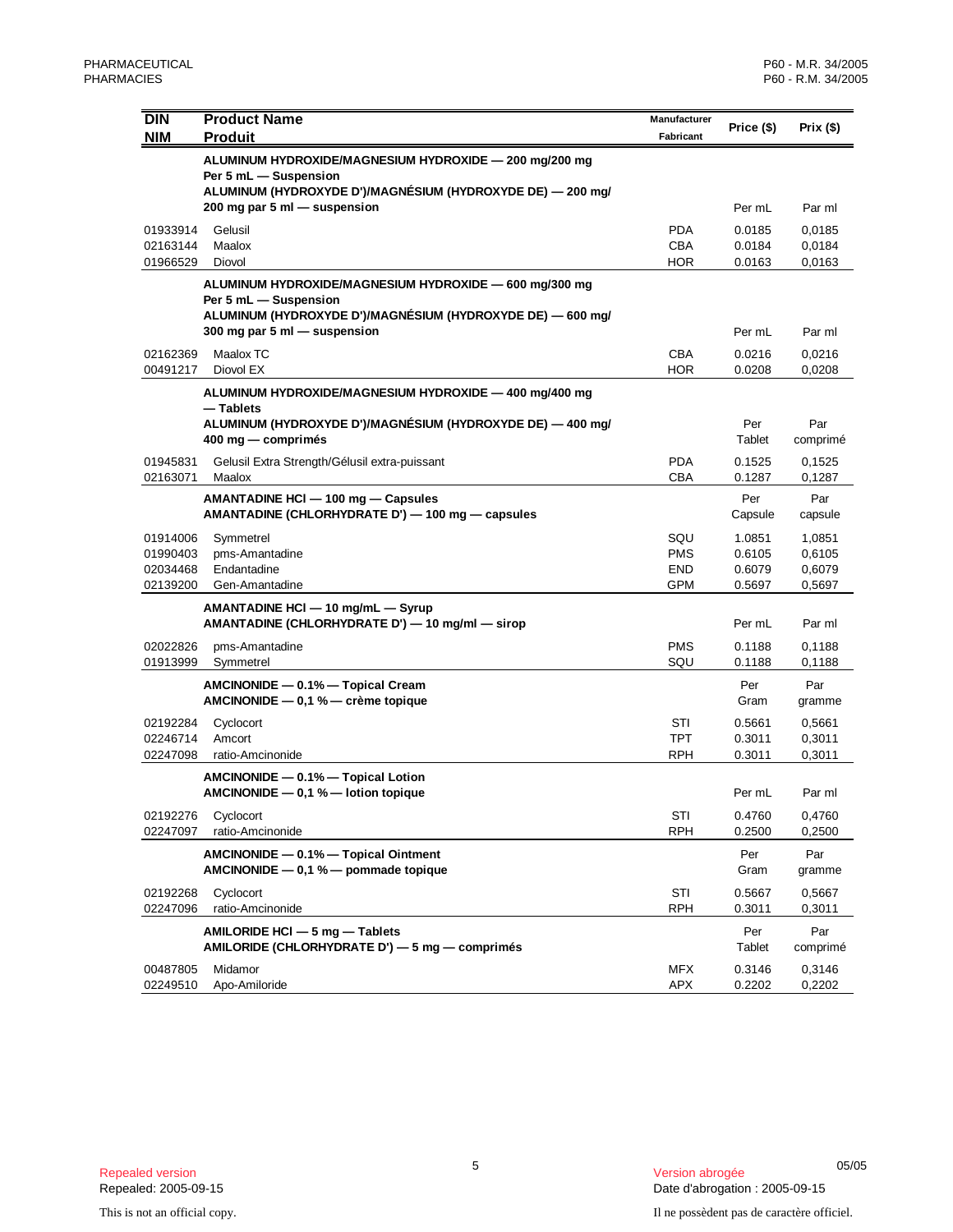| DIN<br>NIM | Product Name<br>Produit | Manufacturer<br>Fabricant | Price ($) | Prix ($) |
|---|---|---|---|---|
| | **ALUMINUM HYDROXIDE/MAGNESIUM HYDROXIDE — 200 mg/200 mg Per 5 mL — Suspension**<br>**ALUMINUM (HYDROXYDE D')/MAGNÉSIUM (HYDROXYDE DE) — 200 mg/ 200 mg par 5 ml — suspension** | | Per mL | Par ml |
| 01933914 | Gelusil | PDA | 0.0185 | 0,0185 |
| 02163144 | Maalox | CBA | 0.0184 | 0,0184 |
| 01966529 | Diovol | HOR | 0.0163 | 0,0163 |
| | **ALUMINUM HYDROXIDE/MAGNESIUM HYDROXIDE — 600 mg/300 mg Per 5 mL — Suspension**<br>**ALUMINUM (HYDROXYDE D')/MAGNÉSIUM (HYDROXYDE DE) — 600 mg/ 300 mg par 5 ml — suspension** | | Per mL | Par ml |
| 02162369 | Maalox TC | CBA | 0.0216 | 0,0216 |
| 00491217 | Diovol EX | HOR | 0.0208 | 0,0208 |
| | **ALUMINUM HYDROXIDE/MAGNESIUM HYDROXIDE — 400 mg/400 mg — Tablets**<br>**ALUMINUM (HYDROXYDE D')/MAGNÉSIUM (HYDROXYDE DE) — 400 mg/ 400 mg — comprimés** | | Per Tablet | Par comprimé |
| 01945831 | Gelusil Extra Strength/Gélusil extra-puissant | PDA | 0.1525 | 0,1525 |
| 02163071 | Maalox | CBA | 0.1287 | 0,1287 |
| | **AMANTADINE HCl — 100 mg — Capsules**<br>**AMANTADINE (CHLORHYDRATE D') — 100 mg — capsules** | | Per Capsule | Par capsule |
| 01914006 | Symmetrel | SQU | 1.0851 | 1,0851 |
| 01990403 | pms-Amantadine | PMS | 0.6105 | 0,6105 |
| 02034468 | Endantadine | END | 0.6079 | 0,6079 |
| 02139200 | Gen-Amantadine | GPM | 0.5697 | 0,5697 |
| | **AMANTADINE HCl — 10 mg/mL — Syrup**<br>**AMANTADINE (CHLORHYDRATE D') — 10 mg/ml — sirop** | | Per mL | Par ml |
| 02022826 | pms-Amantadine | PMS | 0.1188 | 0,1188 |
| 01913999 | Symmetrel | SQU | 0.1188 | 0,1188 |
| | **AMCINONIDE — 0.1% — Topical Cream**<br>**AMCINONIDE — 0,1 % — crème topique** | | Per Gram | Par gramme |
| 02192284 | Cyclocort | STI | 0.5661 | 0,5661 |
| 02246714 | Amcort | TPT | 0.3011 | 0,3011 |
| 02247098 | ratio-Amcinonide | RPH | 0.3011 | 0,3011 |
| | **AMCINONIDE — 0.1% — Topical Lotion**<br>**AMCINONIDE — 0,1 % — lotion topique** | | Per mL | Par ml |
| 02192276 | Cyclocort | STI | 0.4760 | 0,4760 |
| 02247097 | ratio-Amcinonide | RPH | 0.2500 | 0,2500 |
| | **AMCINONIDE — 0.1% — Topical Ointment**<br>**AMCINONIDE — 0,1 % — pommade topique** | | Per Gram | Par gramme |
| 02192268 | Cyclocort | STI | 0.5667 | 0,5667 |
| 02247096 | ratio-Amcinonide | RPH | 0.3011 | 0,3011 |
| | **AMILORIDE HCl — 5 mg — Tablets**<br>**AMILORIDE (CHLORHYDRATE D') — 5 mg — comprimés** | | Per Tablet | Par comprimé |
| 00487805 | Midamor | MFX | 0.3146 | 0,3146 |
| 02249510 | Apo-Amiloride | APX | 0.2202 | 0,2202 |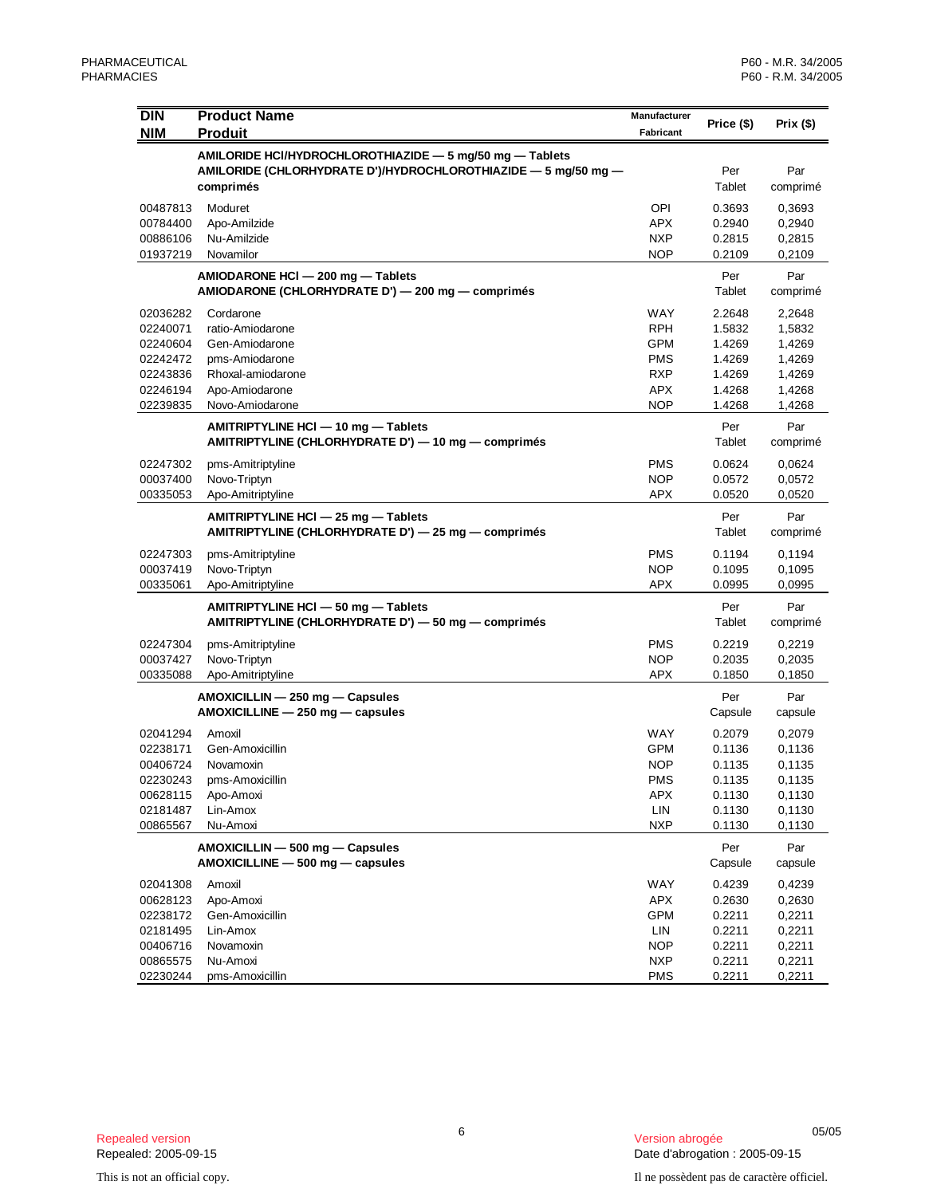| DIN<br>NIM | Product Name<br>Produit | Manufacturer<br>Fabricant | Price ($) | Prix ($) |
|---|---|---|---|---|
| | **AMILORIDE HCl/HYDROCHLOROTHIAZIDE — 5 mg/50 mg — Tablets<br>AMILORIDE (CHLORHYDRATE D')/HYDROCHLOROTHIAZIDE — 5 mg/50 mg — comprimés** | | Per Tablet | Par comprimé |
| 00487813 | Moduret | OPI | 0.3693 | 0,3693 |
| 00784400 | Apo-Amilzide | APX | 0.2940 | 0,2940 |
| 00886106 | Nu-Amilzide | NXP | 0.2815 | 0,2815 |
| 01937219 | Novamilor | NOP | 0.2109 | 0,2109 |
| | **AMIODARONE HCl — 200 mg — Tablets<br>AMIODARONE (CHLORHYDRATE D') — 200 mg — comprimés** | | Per Tablet | Par comprimé |
| 02036282 | Cordarone | WAY | 2.2648 | 2,2648 |
| 02240071 | ratio-Amiodarone | RPH | 1.5832 | 1,5832 |
| 02240604 | Gen-Amiodarone | GPM | 1.4269 | 1,4269 |
| 02242472 | pms-Amiodarone | PMS | 1.4269 | 1,4269 |
| 02243836 | Rhoxal-amiodarone | RXP | 1.4269 | 1,4269 |
| 02246194 | Apo-Amiodarone | APX | 1.4268 | 1,4268 |
| 02239835 | Novo-Amiodarone | NOP | 1.4268 | 1,4268 |
| | **AMITRIPTYLINE HCl — 10 mg — Tablets<br>AMITRIPTYLINE (CHLORHYDRATE D') — 10 mg — comprimés** | | Per Tablet | Par comprimé |
| 02247302 | pms-Amitriptyline | PMS | 0.0624 | 0,0624 |
| 00037400 | Novo-Triptyn | NOP | 0.0572 | 0,0572 |
| 00335053 | Apo-Amitriptyline | APX | 0.0520 | 0,0520 |
| | **AMITRIPTYLINE HCl — 25 mg — Tablets<br>AMITRIPTYLINE (CHLORHYDRATE D') — 25 mg — comprimés** | | Per Tablet | Par comprimé |
| 02247303 | pms-Amitriptyline | PMS | 0.1194 | 0,1194 |
| 00037419 | Novo-Triptyn | NOP | 0.1095 | 0,1095 |
| 00335061 | Apo-Amitriptyline | APX | 0.0995 | 0,0995 |
| | **AMITRIPTYLINE HCl — 50 mg — Tablets<br>AMITRIPTYLINE (CHLORHYDRATE D') — 50 mg — comprimés** | | Per Tablet | Par comprimé |
| 02247304 | pms-Amitriptyline | PMS | 0.2219 | 0,2219 |
| 00037427 | Novo-Triptyn | NOP | 0.2035 | 0,2035 |
| 00335088 | Apo-Amitriptyline | APX | 0.1850 | 0,1850 |
| | **AMOXICILLIN — 250 mg — Capsules<br>AMOXICILLINE — 250 mg — capsules** | | Per Capsule | Par capsule |
| 02041294 | Amoxil | WAY | 0.2079 | 0,2079 |
| 02238171 | Gen-Amoxicillin | GPM | 0.1136 | 0,1136 |
| 00406724 | Novamoxin | NOP | 0.1135 | 0,1135 |
| 02230243 | pms-Amoxicillin | PMS | 0.1135 | 0,1135 |
| 00628115 | Apo-Amoxi | APX | 0.1130 | 0,1130 |
| 02181487 | Lin-Amox | LIN | 0.1130 | 0,1130 |
| 00865567 | Nu-Amoxi | NXP | 0.1130 | 0,1130 |
| | **AMOXICILLIN — 500 mg — Capsules<br>AMOXICILLINE — 500 mg — capsules** | | Per Capsule | Par capsule |
| 02041308 | Amoxil | WAY | 0.4239 | 0,4239 |
| 00628123 | Apo-Amoxi | APX | 0.2630 | 0,2630 |
| 02238172 | Gen-Amoxicillin | GPM | 0.2211 | 0,2211 |
| 02181495 | Lin-Amox | LIN | 0.2211 | 0,2211 |
| 00406716 | Novamoxin | NOP | 0.2211 | 0,2211 |
| 00865575 | Nu-Amoxi | NXP | 0.2211 | 0,2211 |
| 02230244 | pms-Amoxicillin | PMS | 0.2211 | 0,2211 |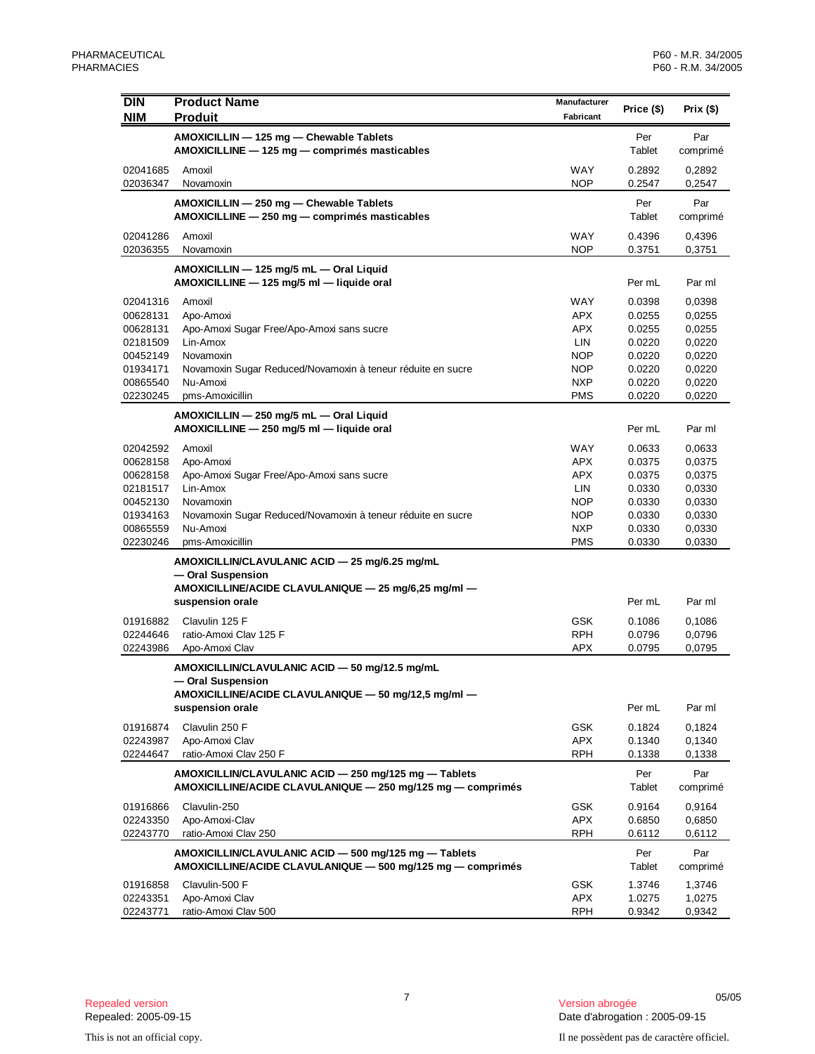| DIN<br>NIM | Product Name<br>Produit | Manufacturer<br>Fabricant | Price ($) | Prix ($) |
|---|---|---|---|---|
| | **AMOXICILLIN — 125 mg — Chewable Tablets**<br>**AMOXICILLINE — 125 mg — comprimés masticables** | | Per Tablet | Par comprimé |
| 02041685 | Amoxil | WAY | 0.2892 | 0,2892 |
| 02036347 | Novamoxin | NOP | 0.2547 | 0,2547 |
| | **AMOXICILLIN — 250 mg — Chewable Tablets**<br>**AMOXICILLINE — 250 mg — comprimés masticables** | | Per Tablet | Par comprimé |
| 02041286 | Amoxil | WAY | 0.4396 | 0,4396 |
| 02036355 | Novamoxin | NOP | 0.3751 | 0,3751 |
| | **AMOXICILLIN — 125 mg/5 mL — Oral Liquid**<br>**AMOXICILLINE — 125 mg/5 ml — liquide oral** | | Per mL | Par ml |
| 02041316 | Amoxil | WAY | 0.0398 | 0,0398 |
| 00628131 | Apo-Amoxi | APX | 0.0255 | 0,0255 |
| 00628131 | Apo-Amoxi Sugar Free/Apo-Amoxi sans sucre | APX | 0.0255 | 0,0255 |
| 02181509 | Lin-Amox | LIN | 0.0220 | 0,0220 |
| 00452149 | Novamoxin | NOP | 0.0220 | 0,0220 |
| 01934171 | Novamoxin Sugar Reduced/Novamoxin à teneur réduite en sucre | NOP | 0.0220 | 0,0220 |
| 00865540 | Nu-Amoxi | NXP | 0.0220 | 0,0220 |
| 02230245 | pms-Amoxicillin | PMS | 0.0220 | 0,0220 |
| | **AMOXICILLIN — 250 mg/5 mL — Oral Liquid**<br>**AMOXICILLINE — 250 mg/5 ml — liquide oral** | | Per mL | Par ml |
| 02042592 | Amoxil | WAY | 0.0633 | 0,0633 |
| 00628158 | Apo-Amoxi | APX | 0.0375 | 0,0375 |
| 00628158 | Apo-Amoxi Sugar Free/Apo-Amoxi sans sucre | APX | 0.0375 | 0,0375 |
| 02181517 | Lin-Amox | LIN | 0.0330 | 0,0330 |
| 00452130 | Novamoxin | NOP | 0.0330 | 0,0330 |
| 01934163 | Novamoxin Sugar Reduced/Novamoxin à teneur réduite en sucre | NOP | 0.0330 | 0,0330 |
| 00865559 | Nu-Amoxi | NXP | 0.0330 | 0,0330 |
| 02230246 | pms-Amoxicillin | PMS | 0.0330 | 0,0330 |
| | **AMOXICILLIN/CLAVULANIC ACID — 25 mg/6.25 mg/mL — Oral Suspension**<br>**AMOXICILLINE/ACIDE CLAVULANIQUE — 25 mg/6,25 mg/ml — suspension orale** | | Per mL | Par ml |
| 01916882 | Clavulin 125 F | GSK | 0.1086 | 0,1086 |
| 02244646 | ratio-Amoxi Clav 125 F | RPH | 0.0796 | 0,0796 |
| 02243986 | Apo-Amoxi Clav | APX | 0.0795 | 0,0795 |
| | **AMOXICILLIN/CLAVULANIC ACID — 50 mg/12.5 mg/mL — Oral Suspension**<br>**AMOXICILLINE/ACIDE CLAVULANIQUE — 50 mg/12,5 mg/ml — suspension orale** | | Per mL | Par ml |
| 01916874 | Clavulin 250 F | GSK | 0.1824 | 0,1824 |
| 02243987 | Apo-Amoxi Clav | APX | 0.1340 | 0,1340 |
| 02244647 | ratio-Amoxi Clav 250 F | RPH | 0.1338 | 0,1338 |
| | **AMOXICILLIN/CLAVULANIC ACID — 250 mg/125 mg — Tablets**<br>**AMOXICILLINE/ACIDE CLAVULANIQUE — 250 mg/125 mg — comprimés** | | Per Tablet | Par comprimé |
| 01916866 | Clavulin-250 | GSK | 0.9164 | 0,9164 |
| 02243350 | Apo-Amoxi-Clav | APX | 0.6850 | 0,6850 |
| 02243770 | ratio-Amoxi Clav 250 | RPH | 0.6112 | 0,6112 |
| | **AMOXICILLIN/CLAVULANIC ACID — 500 mg/125 mg — Tablets**<br>**AMOXICILLINE/ACIDE CLAVULANIQUE — 500 mg/125 mg — comprimés** | | Per Tablet | Par comprimé |
| 01916858 | Clavulin-500 F | GSK | 1.3746 | 1,3746 |
| 02243351 | Apo-Amoxi Clav | APX | 1.0275 | 1,0275 |
| 02243771 | ratio-Amoxi Clav 500 | RPH | 0.9342 | 0,9342 |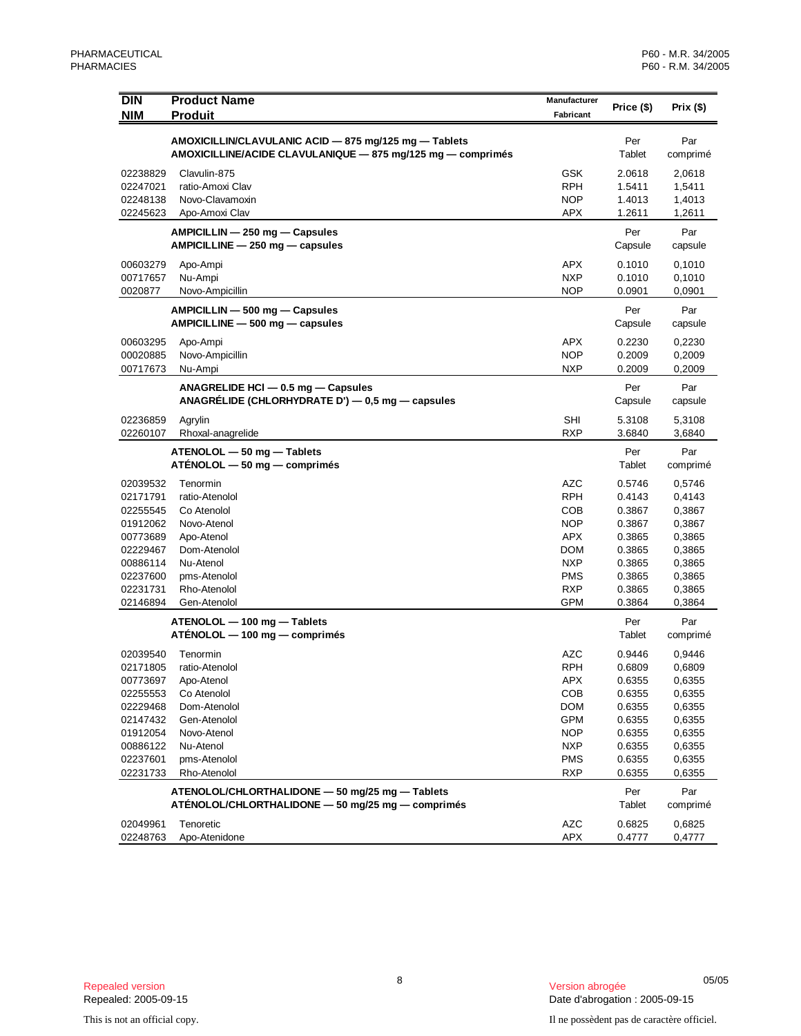| DIN<br>NIM | Product Name<br>Produit | Manufacturer<br>Fabricant | Price ($) | Prix ($) |
|---|---|---|---|---|
| | **AMOXICILLIN/CLAVULANIC ACID — 875 mg/125 mg — Tablets**<br>**AMOXICILLINE/ACIDE CLAVULANIQUE — 875 mg/125 mg — comprimés** | | Per<br>Tablet | Par<br>comprimé |
| 02238829 | Clavulin-875 | GSK | 2.0618 | 2,0618 |
| 02247021 | ratio-Amoxi Clav | RPH | 1.5411 | 1,5411 |
| 02248138 | Novo-Clavamoxin | NOP | 1.4013 | 1,4013 |
| 02245623 | Apo-Amoxi Clav | APX | 1.2611 | 1,2611 |
| | **AMPICILLIN — 250 mg — Capsules**<br>**AMPICILLINE — 250 mg — capsules** | | Per<br>Capsule | Par<br>capsule |
| 00603279 | Apo-Ampi | APX | 0.1010 | 0,1010 |
| 00717657 | Nu-Ampi | NXP | 0.1010 | 0,1010 |
| 0020877 | Novo-Ampicillin | NOP | 0.0901 | 0,0901 |
| | **AMPICILLIN — 500 mg — Capsules**<br>**AMPICILLINE — 500 mg — capsules** | | Per<br>Capsule | Par<br>capsule |
| 00603295 | Apo-Ampi | APX | 0.2230 | 0,2230 |
| 00020885 | Novo-Ampicillin | NOP | 0.2009 | 0,2009 |
| 00717673 | Nu-Ampi | NXP | 0.2009 | 0,2009 |
| | **ANAGRELIDE HCl — 0.5 mg — Capsules**<br>**ANAGRÉLIDE (CHLORHYDRATE D') — 0,5 mg — capsules** | | Per<br>Capsule | Par<br>capsule |
| 02236859 | Agrylin | SHI | 5.3108 | 5,3108 |
| 02260107 | Rhoxal-anagrelide | RXP | 3.6840 | 3,6840 |
| | **ATENOLOL — 50 mg — Tablets**<br>**ATÉNOLOL — 50 mg — comprimés** | | Per<br>Tablet | Par<br>comprimé |
| 02039532 | Tenormin | AZC | 0.5746 | 0,5746 |
| 02171791 | ratio-Atenolol | RPH | 0.4143 | 0,4143 |
| 02255545 | Co Atenolol | COB | 0.3867 | 0,3867 |
| 01912062 | Novo-Atenol | NOP | 0.3867 | 0,3867 |
| 00773689 | Apo-Atenol | APX | 0.3865 | 0,3865 |
| 02229467 | Dom-Atenolol | DOM | 0.3865 | 0,3865 |
| 00886114 | Nu-Atenol | NXP | 0.3865 | 0,3865 |
| 02237600 | pms-Atenolol | PMS | 0.3865 | 0,3865 |
| 02231731 | Rho-Atenolol | RXP | 0.3865 | 0,3865 |
| 02146894 | Gen-Atenolol | GPM | 0.3864 | 0,3864 |
| | **ATENOLOL — 100 mg — Tablets**<br>**ATÉNOLOL — 100 mg — comprimés** | | Per<br>Tablet | Par<br>comprimé |
| 02039540 | Tenormin | AZC | 0.9446 | 0,9446 |
| 02171805 | ratio-Atenolol | RPH | 0.6809 | 0,6809 |
| 00773697 | Apo-Atenol | APX | 0.6355 | 0,6355 |
| 02255553 | Co Atenolol | COB | 0.6355 | 0,6355 |
| 02229468 | Dom-Atenolol | DOM | 0.6355 | 0,6355 |
| 02147432 | Gen-Atenolol | GPM | 0.6355 | 0,6355 |
| 01912054 | Novo-Atenol | NOP | 0.6355 | 0,6355 |
| 00886122 | Nu-Atenol | NXP | 0.6355 | 0,6355 |
| 02237601 | pms-Atenolol | PMS | 0.6355 | 0,6355 |
| 02231733 | Rho-Atenolol | RXP | 0.6355 | 0,6355 |
| | **ATENOLOL/CHLORTHALIDONE — 50 mg/25 mg — Tablets**<br>**ATÉNOLOL/CHLORTHALIDONE — 50 mg/25 mg — comprimés** | | Per<br>Tablet | Par<br>comprimé |
| 02049961 | Tenoretic | AZC | 0.6825 | 0,6825 |
| 02248763 | Apo-Atenidone | APX | 0.4777 | 0,4777 |

Repealed version
Repealed: 2005-09-15

Version abrogée
Date d'abrogation : 2005-09-15

This is not an official copy.

Il ne possèdent pas de caractère officiel.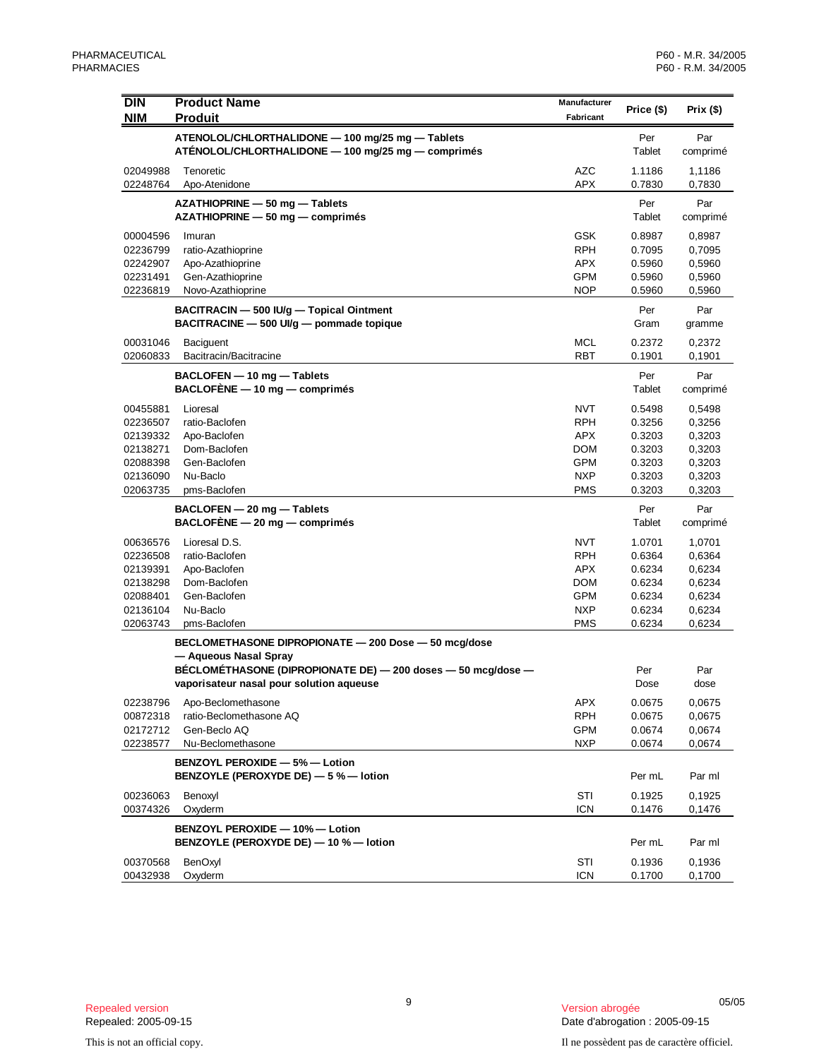| DIN<br>NIM | Product Name<br>Produit | Manufacturer<br>Fabricant | Price ($) | Prix ($) |
|---|---|---|---|---|
| | **ATENOLOL/CHLORTHALIDONE — 100 mg/25 mg — Tablets**<br>**ATÉNOLOL/CHLORTHALIDONE — 100 mg/25 mg — comprimés** | | Per Tablet | Par comprimé |
| 02049988 | Tenoretic | AZC | 1.1186 | 1,1186 |
| 02248764 | Apo-Atenidone | APX | 0.7830 | 0,7830 |
| | **AZATHIOPRINE — 50 mg — Tablets**<br>**AZATHIOPRINE — 50 mg — comprimés** | | Per Tablet | Par comprimé |
| 00004596 | Imuran | GSK | 0.8987 | 0,8987 |
| 02236799 | ratio-Azathioprine | RPH | 0.7095 | 0,7095 |
| 02242907 | Apo-Azathioprine | APX | 0.5960 | 0,5960 |
| 02231491 | Gen-Azathioprine | GPM | 0.5960 | 0,5960 |
| 02236819 | Novo-Azathioprine | NOP | 0.5960 | 0,5960 |
| | **BACITRACIN — 500 IU/g — Topical Ointment**<br>**BACITRACINE — 500 UI/g — pommade topique** | | Per Gram | Par gramme |
| 00031046 | Baciguent | MCL | 0.2372 | 0,2372 |
| 02060833 | Bacitracin/Bacitracine | RBT | 0.1901 | 0,1901 |
| | **BACLOFEN — 10 mg — Tablets**<br>**BACLOFÈNE — 10 mg — comprimés** | | Per Tablet | Par comprimé |
| 00455881 | Lioresal | NVT | 0.5498 | 0,5498 |
| 02236507 | ratio-Baclofen | RPH | 0.3256 | 0,3256 |
| 02139332 | Apo-Baclofen | APX | 0.3203 | 0,3203 |
| 02138271 | Dom-Baclofen | DOM | 0.3203 | 0,3203 |
| 02088398 | Gen-Baclofen | GPM | 0.3203 | 0,3203 |
| 02136090 | Nu-Baclo | NXP | 0.3203 | 0,3203 |
| 02063735 | pms-Baclofen | PMS | 0.3203 | 0,3203 |
| | **BACLOFEN — 20 mg — Tablets**<br>**BACLOFÈNE — 20 mg — comprimés** | | Per Tablet | Par comprimé |
| 00636576 | Lioresal D.S. | NVT | 1.0701 | 1,0701 |
| 02236508 | ratio-Baclofen | RPH | 0.6364 | 0,6364 |
| 02139391 | Apo-Baclofen | APX | 0.6234 | 0,6234 |
| 02138298 | Dom-Baclofen | DOM | 0.6234 | 0,6234 |
| 02088401 | Gen-Baclofen | GPM | 0.6234 | 0,6234 |
| 02136104 | Nu-Baclo | NXP | 0.6234 | 0,6234 |
| 02063743 | pms-Baclofen | PMS | 0.6234 | 0,6234 |
| | **BECLOMETHASONE DIPROPIONATE — 200 Dose — 50 mcg/dose — Aqueous Nasal Spray**<br>**BÉCLOMÉTHASONE (DIPROPIONATE DE) — 200 doses — 50 mcg/dose — vaporisateur nasal pour solution aqueuse** | | Per Dose | Par dose |
| 02238796 | Apo-Beclomethasone | APX | 0.0675 | 0,0675 |
| 00872318 | ratio-Beclomethasone AQ | RPH | 0.0675 | 0,0675 |
| 02172712 | Gen-Beclo AQ | GPM | 0.0674 | 0,0674 |
| 02238577 | Nu-Beclomethasone | NXP | 0.0674 | 0,0674 |
| | **BENZOYL PEROXIDE — 5% — Lotion**<br>**BENZOYLE (PEROXYDE DE) — 5 % — lotion** | | Per mL | Par ml |
| 00236063 | Benoxyl | STI | 0.1925 | 0,1925 |
| 00374326 | Oxyderm | ICN | 0.1476 | 0,1476 |
| | **BENZOYL PEROXIDE — 10% — Lotion**<br>**BENZOYLE (PEROXYDE DE) — 10 % — lotion** | | Per mL | Par ml |
| 00370568 | BenOxyl | STI | 0.1936 | 0,1936 |
| 00432938 | Oxyderm | ICN | 0.1700 | 0,1700 |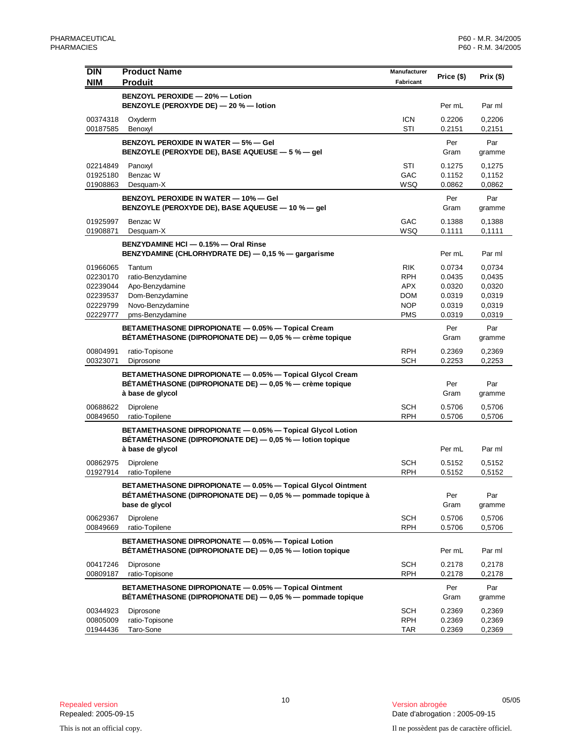| DIN<br>NIM | Product Name<br>Produit | Manufacturer<br>Fabricant | Price ($) | Prix ($) |
|---|---|---|---|---|
| | **BENZOYL PEROXIDE — 20% — Lotion**<br>**BENZOYLE (PEROXYDE DE) — 20 % — lotion** | | Per mL | Par ml |
| 00374318 | Oxyderm | ICN | 0.2206 | 0,2206 |
| 00187585 | Benoxyl | STI | 0.2151 | 0,2151 |
| | **BENZOYL PEROXIDE IN WATER — 5% — Gel**<br>**BENZOYLE (PEROXYDE DE), BASE AQUEUSE — 5 % — gel** | | Per Gram | Par gramme |
| 02214849 | Panoxyl | STI | 0.1275 | 0,1275 |
| 01925180 | Benzac W | GAC | 0.1152 | 0,1152 |
| 01908863 | Desquam-X | WSQ | 0.0862 | 0,0862 |
| | **BENZOYL PEROXIDE IN WATER — 10% — Gel**<br>**BENZOYLE (PEROXYDE DE), BASE AQUEUSE — 10 % — gel** | | Per Gram | Par gramme |
| 01925997 | Benzac W | GAC | 0.1388 | 0,1388 |
| 01908871 | Desquam-X | WSQ | 0.1111 | 0,1111 |
| | **BENZYDAMINE HCl — 0.15% — Oral Rinse**<br>**BENZYDAMINE (CHLORHYDRATE DE) — 0,15 % — gargarisme** | | Per mL | Par ml |
| 01966065 | Tantum | RIK | 0.0734 | 0,0734 |
| 02230170 | ratio-Benzydamine | RPH | 0.0435 | 0,0435 |
| 02239044 | Apo-Benzydamine | APX | 0.0320 | 0,0320 |
| 02239537 | Dom-Benzydamine | DOM | 0.0319 | 0,0319 |
| 02229799 | Novo-Benzydamine | NOP | 0.0319 | 0,0319 |
| 02229777 | pms-Benzydamine | PMS | 0.0319 | 0,0319 |
| | **BETAMETHASONE DIPROPIONATE — 0.05% — Topical Cream**<br>**BÉTAMÉTHASONE (DIPROPIONATE DE) — 0,05 % — crème topique** | | Per Gram | Par gramme |
| 00804991 | ratio-Topisone | RPH | 0.2369 | 0,2369 |
| 00323071 | Diprosone | SCH | 0.2253 | 0,2253 |
| | **BETAMETHASONE DIPROPIONATE — 0.05% — Topical Glycol Cream**<br>**BÉTAMÉTHASONE (DIPROPIONATE DE) — 0,05 % — crème topique à base de glycol** | | Per Gram | Par gramme |
| 00688622 | Diprolene | SCH | 0.5706 | 0,5706 |
| 00849650 | ratio-Topilene | RPH | 0.5706 | 0,5706 |
| | **BETAMETHASONE DIPROPIONATE — 0.05% — Topical Glycol Lotion**<br>**BÉTAMÉTHASONE (DIPROPIONATE DE) — 0,05 % — lotion topique à base de glycol** | | Per mL | Par ml |
| 00862975 | Diprolene | SCH | 0.5152 | 0,5152 |
| 01927914 | ratio-Topilene | RPH | 0.5152 | 0,5152 |
| | **BETAMETHASONE DIPROPIONATE — 0.05% — Topical Glycol Ointment**<br>**BÉTAMÉTHASONE (DIPROPIONATE DE) — 0,05 % — pommade topique à base de glycol** | | Per Gram | Par gramme |
| 00629367 | Diprolene | SCH | 0.5706 | 0,5706 |
| 00849669 | ratio-Topilene | RPH | 0.5706 | 0,5706 |
| | **BETAMETHASONE DIPROPIONATE — 0.05% — Topical Lotion**<br>**BÉTAMÉTHASONE (DIPROPIONATE DE) — 0,05 % — lotion topique** | | Per mL | Par ml |
| 00417246 | Diprosone | SCH | 0.2178 | 0,2178 |
| 00809187 | ratio-Topisone | RPH | 0.2178 | 0,2178 |
| | **BETAMETHASONE DIPROPIONATE — 0.05% — Topical Ointment**<br>**BÉTAMÉTHASONE (DIPROPIONATE DE) — 0,05 % — pommade topique** | | Per Gram | Par gramme |
| 00344923 | Diprosone | SCH | 0.2369 | 0,2369 |
| 00805009 | ratio-Topisone | RPH | 0.2369 | 0,2369 |
| 01944436 | Taro-Sone | TAR | 0.2369 | 0,2369 |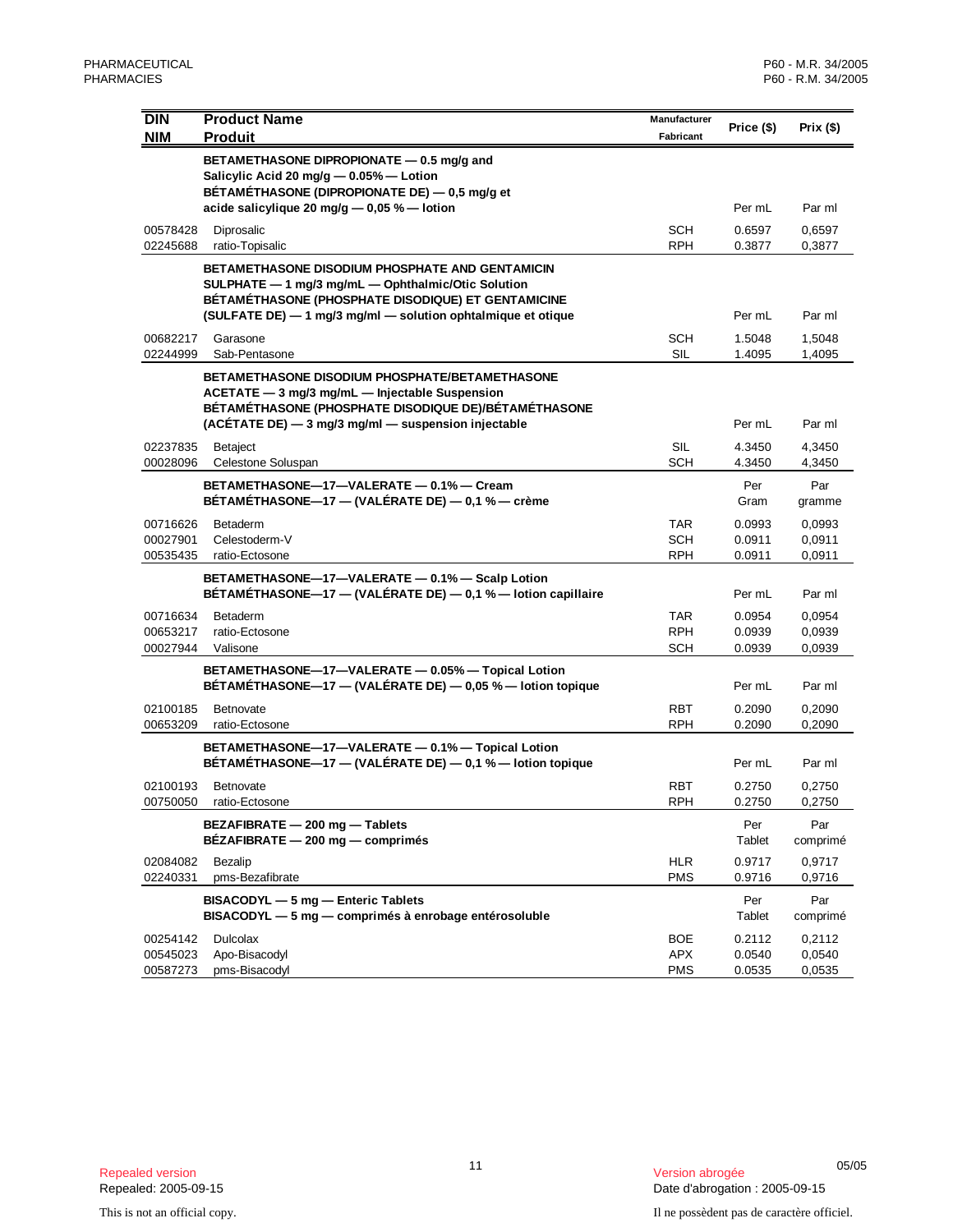| DIN<br>NIM | Product Name<br>Produit | Manufacturer<br>Fabricant | Price ($) | Prix ($) |
|---|---|---|---|---|
| | **BETAMETHASONE DIPROPIONATE — 0.5 mg/g and Salicylic Acid 20 mg/g — 0.05% — Lotion**<br>**BÉTAMÉTHASONE (DIPROPIONATE DE) — 0,5 mg/g et acide salicylique 20 mg/g — 0,05 % — lotion** | | Per mL | Par ml |
| 00578428 | Diprosalic | SCH | 0.6597 | 0,6597 |
| 02245688 | ratio-Topisalic | RPH | 0.3877 | 0,3877 |
| | **BETAMETHASONE DISODIUM PHOSPHATE AND GENTAMICIN SULPHATE — 1 mg/3 mg/mL — Ophthalmic/Otic Solution**<br>**BÉTAMÉTHASONE (PHOSPHATE DISODIQUE) ET GENTAMICINE (SULFATE DE) — 1 mg/3 mg/ml — solution ophtalmique et otique** | | Per mL | Par ml |
| 00682217 | Garasone | SCH | 1.5048 | 1,5048 |
| 02244999 | Sab-Pentasone | SIL | 1.4095 | 1,4095 |
| | **BETAMETHASONE DISODIUM PHOSPHATE/BETAMETHASONE ACETATE — 3 mg/3 mg/mL — Injectable Suspension**<br>**BÉTAMÉTHASONE (PHOSPHATE DISODIQUE DE)/BÉTAMÉTHASONE (ACÉTATE DE) — 3 mg/3 mg/ml — suspension injectable** | | Per mL | Par ml |
| 02237835 | Betaject | SIL | 4.3450 | 4,3450 |
| 00028096 | Celestone Soluspan | SCH | 4.3450 | 4,3450 |
| | **BETAMETHASONE—17—VALERATE — 0.1% — Cream**<br>**BÉTAMÉTHASONE—17 — (VALÉRATE DE) — 0,1 % — crème** | | Per Gram | Par gramme |
| 00716626 | Betaderm | TAR | 0.0993 | 0,0993 |
| 00027901 | Celestoderm-V | SCH | 0.0911 | 0,0911 |
| 00535435 | ratio-Ectosone | RPH | 0.0911 | 0,0911 |
| | **BETAMETHASONE—17—VALERATE — 0.1% — Scalp Lotion**<br>**BÉTAMÉTHASONE—17 — (VALÉRATE DE) — 0,1 % — lotion capillaire** | | Per mL | Par ml |
| 00716634 | Betaderm | TAR | 0.0954 | 0,0954 |
| 00653217 | ratio-Ectosone | RPH | 0.0939 | 0,0939 |
| 00027944 | Valisone | SCH | 0.0939 | 0,0939 |
| | **BETAMETHASONE—17—VALERATE — 0.05% — Topical Lotion**<br>**BÉTAMÉTHASONE—17 — (VALÉRATE DE) — 0,05 % — lotion topique** | | Per mL | Par ml |
| 02100185 | Betnovate | RBT | 0.2090 | 0,2090 |
| 00653209 | ratio-Ectosone | RPH | 0.2090 | 0,2090 |
| | **BETAMETHASONE—17—VALERATE — 0.1% — Topical Lotion**<br>**BÉTAMÉTHASONE—17 — (VALÉRATE DE) — 0,1 % — lotion topique** | | Per mL | Par ml |
| 02100193 | Betnovate | RBT | 0.2750 | 0,2750 |
| 00750050 | ratio-Ectosone | RPH | 0.2750 | 0,2750 |
| | **BEZAFIBRATE — 200 mg — Tablets**<br>**BÉZAFIBRATE — 200 mg — comprimés** | | Per Tablet | Par comprimé |
| 02084082 | Bezalip | HLR | 0.9717 | 0,9717 |
| 02240331 | pms-Bezafibrate | PMS | 0.9716 | 0,9716 |
| | **BISACODYL — 5 mg — Enteric Tablets**<br>**BISACODYL — 5 mg — comprimés à enrobage entérosoluble** | | Per Tablet | Par comprimé |
| 00254142 | Dulcolax | BOE | 0.2112 | 0,2112 |
| 00545023 | Apo-Bisacodyl | APX | 0.0540 | 0,0540 |
| 00587273 | pms-Bisacodyl | PMS | 0.0535 | 0,0535 |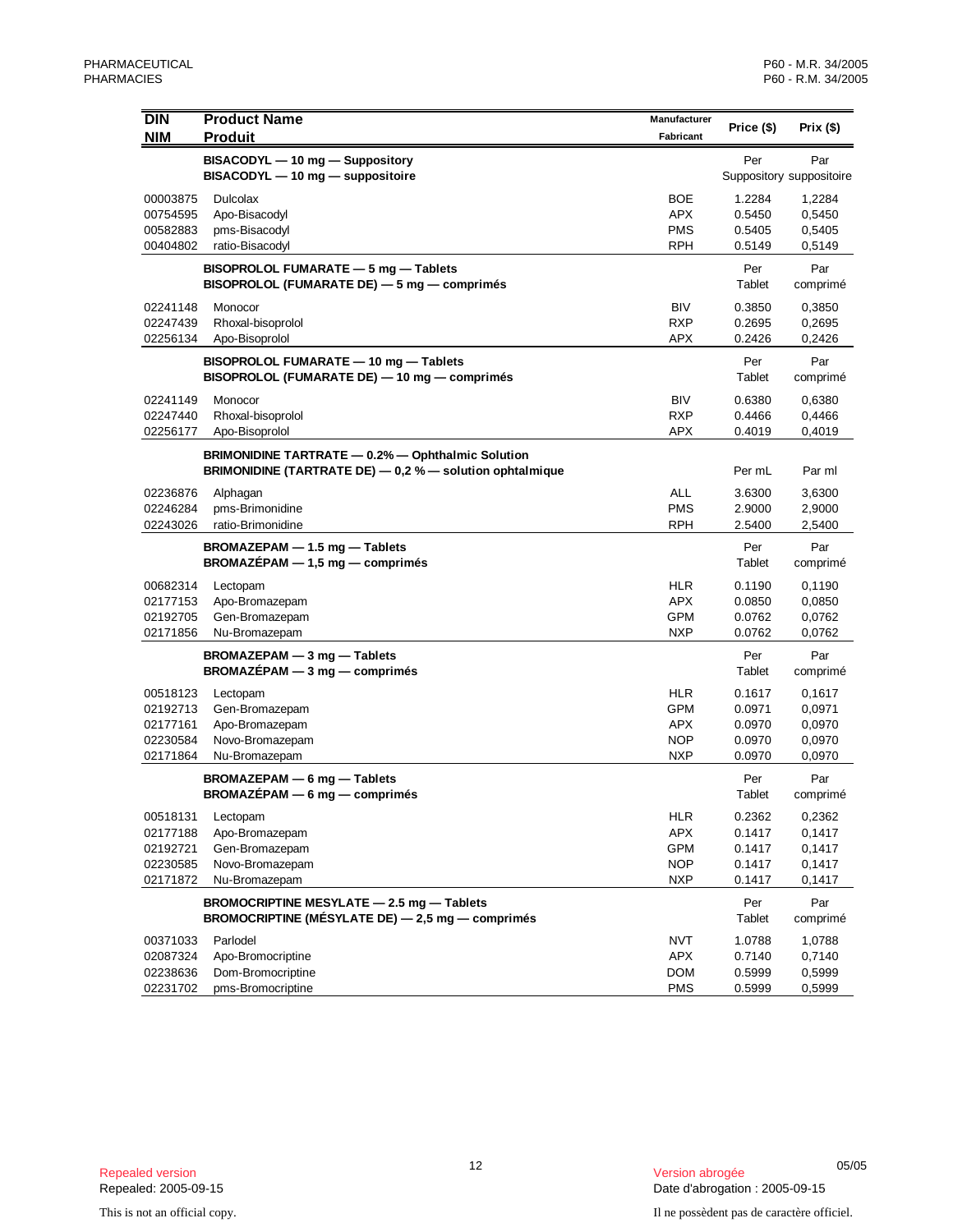| DIN<br>NIM | Product Name<br>Produit | Manufacturer<br>Fabricant | Price ($) | Prix ($) |
|---|---|---|---|---|
| | **BISACODYL — 10 mg — Suppository**<br>**BISACODYL — 10 mg — suppositoire** | | Per<br>Suppository | Par<br>suppositoire |
| 00003875 | Dulcolax | BOE | 1.2284 | 1,2284 |
| 00754595 | Apo-Bisacodyl | APX | 0.5450 | 0,5450 |
| 00582883 | pms-Bisacodyl | PMS | 0.5405 | 0,5405 |
| 00404802 | ratio-Bisacodyl | RPH | 0.5149 | 0,5149 |
| | **BISOPROLOL FUMARATE — 5 mg — Tablets**<br>**BISOPROLOL (FUMARATE DE) — 5 mg — comprimés** | | Per<br>Tablet | Par<br>comprimé |
| 02241148 | Monocor | BIV | 0.3850 | 0,3850 |
| 02247439 | Rhoxal-bisoprolol | RXP | 0.2695 | 0,2695 |
| 02256134 | Apo-Bisoprolol | APX | 0.2426 | 0,2426 |
| | **BISOPROLOL FUMARATE — 10 mg — Tablets**<br>**BISOPROLOL (FUMARATE DE) — 10 mg — comprimés** | | Per<br>Tablet | Par<br>comprimé |
| 02241149 | Monocor | BIV | 0.6380 | 0,6380 |
| 02247440 | Rhoxal-bisoprolol | RXP | 0.4466 | 0,4466 |
| 02256177 | Apo-Bisoprolol | APX | 0.4019 | 0,4019 |
| | **BRIMONIDINE TARTRATE — 0.2% — Ophthalmic Solution**<br>**BRIMONIDINE (TARTRATE DE) — 0,2 % — solution ophtalmique** | | Per mL | Par ml |
| 02236876 | Alphagan | ALL | 3.6300 | 3,6300 |
| 02246284 | pms-Brimonidine | PMS | 2.9000 | 2,9000 |
| 02243026 | ratio-Brimonidine | RPH | 2.5400 | 2,5400 |
| | **BROMAZEPAM — 1.5 mg — Tablets**<br>**BROMAZÉPAM — 1,5 mg — comprimés** | | Per<br>Tablet | Par<br>comprimé |
| 00682314 | Lectopam | HLR | 0.1190 | 0,1190 |
| 02177153 | Apo-Bromazepam | APX | 0.0850 | 0,0850 |
| 02192705 | Gen-Bromazepam | GPM | 0.0762 | 0,0762 |
| 02171856 | Nu-Bromazepam | NXP | 0.0762 | 0,0762 |
| | **BROMAZEPAM — 3 mg — Tablets**<br>**BROMAZÉPAM — 3 mg — comprimés** | | Per<br>Tablet | Par<br>comprimé |
| 00518123 | Lectopam | HLR | 0.1617 | 0,1617 |
| 02192713 | Gen-Bromazepam | GPM | 0.0971 | 0,0971 |
| 02177161 | Apo-Bromazepam | APX | 0.0970 | 0,0970 |
| 02230584 | Novo-Bromazepam | NOP | 0.0970 | 0,0970 |
| 02171864 | Nu-Bromazepam | NXP | 0.0970 | 0,0970 |
| | **BROMAZEPAM — 6 mg — Tablets**<br>**BROMAZÉPAM — 6 mg — comprimés** | | Per<br>Tablet | Par<br>comprimé |
| 00518131 | Lectopam | HLR | 0.2362 | 0,2362 |
| 02177188 | Apo-Bromazepam | APX | 0.1417 | 0,1417 |
| 02192721 | Gen-Bromazepam | GPM | 0.1417 | 0,1417 |
| 02230585 | Novo-Bromazepam | NOP | 0.1417 | 0,1417 |
| 02171872 | Nu-Bromazepam | NXP | 0.1417 | 0,1417 |
| | **BROMOCRIPTINE MESYLATE — 2.5 mg — Tablets**<br>**BROMOCRIPTINE (MÉSYLATE DE) — 2,5 mg — comprimés** | | Per<br>Tablet | Par<br>comprimé |
| 00371033 | Parlodel | NVT | 1.0788 | 1,0788 |
| 02087324 | Apo-Bromocriptine | APX | 0.7140 | 0,7140 |
| 02238636 | Dom-Bromocriptine | DOM | 0.5999 | 0,5999 |
| 02231702 | pms-Bromocriptine | PMS | 0.5999 | 0,5999 |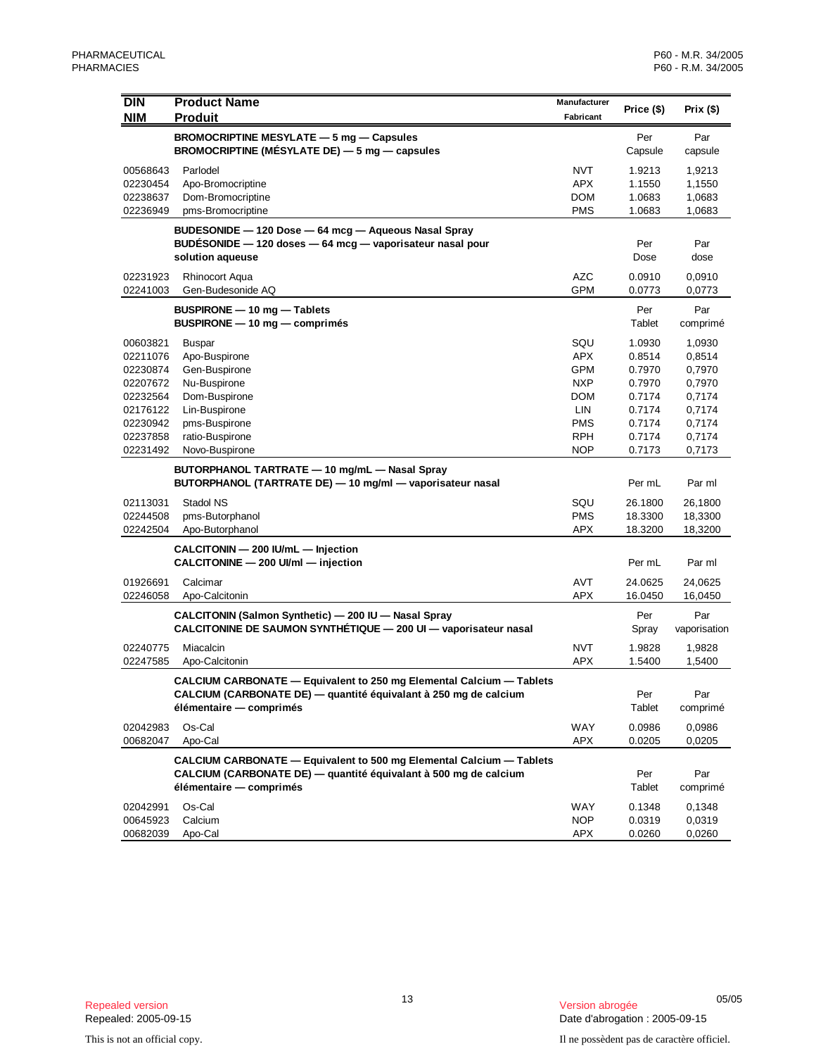| DIN<br>NIM | Product Name<br>Produit | Manufacturer<br>Fabricant | Price ($) | Prix ($) |
|---|---|---|---|---|
| | **BROMOCRIPTINE MESYLATE — 5 mg — Capsules**<br>**BROMOCRIPTINE (MÉSYLATE DE) — 5 mg — capsules** | | Per Capsule | Par capsule |
| 00568643 | Parlodel | NVT | 1.9213 | 1,9213 |
| 02230454 | Apo-Bromocriptine | APX | 1.1550 | 1,1550 |
| 02238637 | Dom-Bromocriptine | DOM | 1.0683 | 1,0683 |
| 02236949 | pms-Bromocriptine | PMS | 1.0683 | 1,0683 |
| | **BUDESONIDE — 120 Dose — 64 mcg — Aqueous Nasal Spray**<br>**BUDÉSONIDE — 120 doses — 64 mcg — vaporisateur nasal pour solution aqueuse** | | Per Dose | Par dose |
| 02231923 | Rhinocort Aqua | AZC | 0.0910 | 0,0910 |
| 02241003 | Gen-Budesonide AQ | GPM | 0.0773 | 0,0773 |
| | **BUSPIRONE — 10 mg — Tablets**<br>**BUSPIRONE — 10 mg — comprimés** | | Per Tablet | Par comprimé |
| 00603821 | Buspar | SQU | 1.0930 | 1,0930 |
| 02211076 | Apo-Buspirone | APX | 0.8514 | 0,8514 |
| 02230874 | Gen-Buspirone | GPM | 0.7970 | 0,7970 |
| 02207672 | Nu-Buspirone | NXP | 0.7970 | 0,7970 |
| 02232564 | Dom-Buspirone | DOM | 0.7174 | 0,7174 |
| 02176122 | Lin-Buspirone | LIN | 0.7174 | 0,7174 |
| 02230942 | pms-Buspirone | PMS | 0.7174 | 0,7174 |
| 02237858 | ratio-Buspirone | RPH | 0.7174 | 0,7174 |
| 02231492 | Novo-Buspirone | NOP | 0.7173 | 0,7173 |
| | **BUTORPHANOL TARTRATE — 10 mg/mL — Nasal Spray**<br>**BUTORPHANOL (TARTRATE DE) — 10 mg/ml — vaporisateur nasal** | | Per mL | Par ml |
| 02113031 | Stadol NS | SQU | 26.1800 | 26,1800 |
| 02244508 | pms-Butorphanol | PMS | 18.3300 | 18,3300 |
| 02242504 | Apo-Butorphanol | APX | 18.3200 | 18,3200 |
| | **CALCITONIN — 200 IU/mL — Injection**<br>**CALCITONINE — 200 UI/ml — injection** | | Per mL | Par ml |
| 01926691 | Calcimar | AVT | 24.0625 | 24,0625 |
| 02246058 | Apo-Calcitonin | APX | 16.0450 | 16,0450 |
| | **CALCITONIN (Salmon Synthetic) — 200 IU — Nasal Spray**<br>**CALCITONINE DE SAUMON SYNTHÉTIQUE — 200 UI — vaporisateur nasal** | | Per Spray | Par vaporisation |
| 02240775 | Miacalcin | NVT | 1.9828 | 1,9828 |
| 02247585 | Apo-Calcitonin | APX | 1.5400 | 1,5400 |
| | **CALCIUM CARBONATE — Equivalent to 250 mg Elemental Calcium — Tablets**<br>**CALCIUM (CARBONATE DE) — quantité équivalant à 250 mg de calcium élémentaire — comprimés** | | Per Tablet | Par comprimé |
| 02042983 | Os-Cal | WAY | 0.0986 | 0,0986 |
| 00682047 | Apo-Cal | APX | 0.0205 | 0,0205 |
| | **CALCIUM CARBONATE — Equivalent to 500 mg Elemental Calcium — Tablets**<br>**CALCIUM (CARBONATE DE) — quantité équivalant à 500 mg de calcium élémentaire — comprimés** | | Per Tablet | Par comprimé |
| 02042991 | Os-Cal | WAY | 0.1348 | 0,1348 |
| 00645923 | Calcium | NOP | 0.0319 | 0,0319 |
| 00682039 | Apo-Cal | APX | 0.0260 | 0,0260 |

05/05

Repealed version
Repealed: 2005-09-15

Version abrogée
Date d'abrogation : 2005-09-15

This is not an official copy.

Il ne possèdent pas de caractère officiel.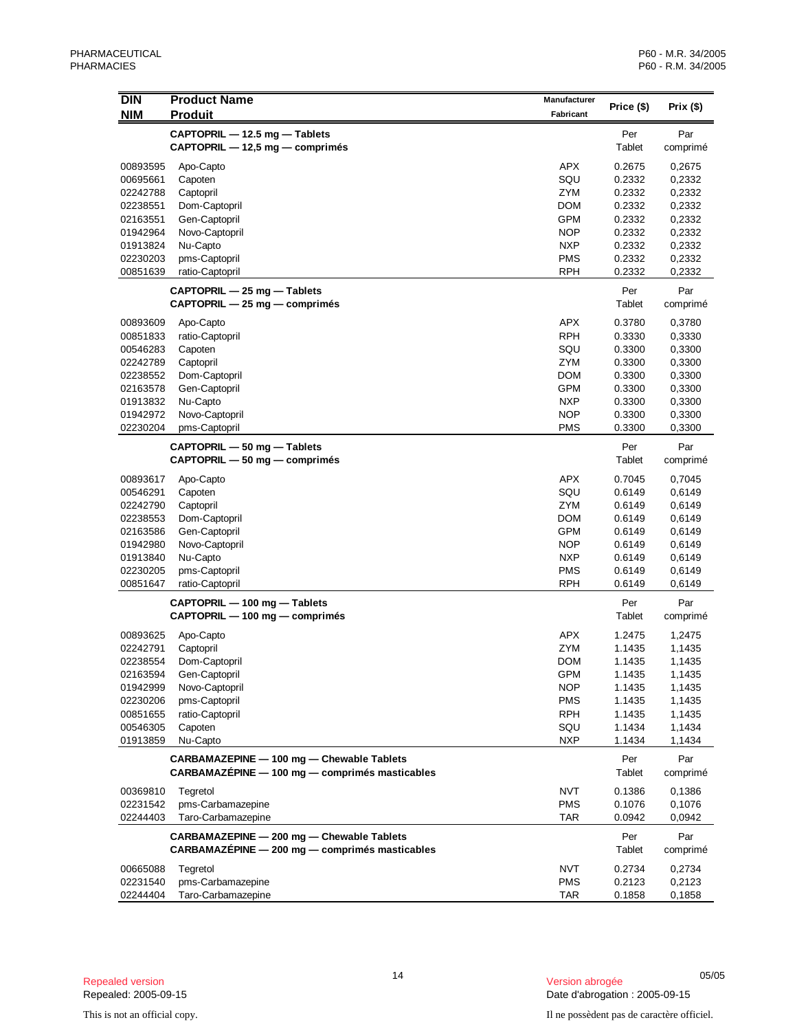| DIN<br>NIM | Product Name<br>Produit | Manufacturer<br>Fabricant | Price ($) | Prix ($) |
|---|---|---|---|---|
| | **CAPTOPRIL — 12.5 mg — Tablets**<br>**CAPTOPRIL — 12,5 mg — comprimés** | | Per<br>Tablet | Par<br>comprimé |
| 00893595 | Apo-Capto | APX | 0.2675 | 0,2675 |
| 00695661 | Capoten | SQU | 0.2332 | 0,2332 |
| 02242788 | Captopril | ZYM | 0.2332 | 0,2332 |
| 02238551 | Dom-Captopril | DOM | 0.2332 | 0,2332 |
| 02163551 | Gen-Captopril | GPM | 0.2332 | 0,2332 |
| 01942964 | Novo-Captopril | NOP | 0.2332 | 0,2332 |
| 01913824 | Nu-Capto | NXP | 0.2332 | 0,2332 |
| 02230203 | pms-Captopril | PMS | 0.2332 | 0,2332 |
| 00851639 | ratio-Captopril | RPH | 0.2332 | 0,2332 |
| | **CAPTOPRIL — 25 mg — Tablets**<br>**CAPTOPRIL — 25 mg — comprimés** | | Per<br>Tablet | Par<br>comprimé |
| 00893609 | Apo-Capto | APX | 0.3780 | 0,3780 |
| 00851833 | ratio-Captopril | RPH | 0.3330 | 0,3330 |
| 00546283 | Capoten | SQU | 0.3300 | 0,3300 |
| 02242789 | Captopril | ZYM | 0.3300 | 0,3300 |
| 02238552 | Dom-Captopril | DOM | 0.3300 | 0,3300 |
| 02163578 | Gen-Captopril | GPM | 0.3300 | 0,3300 |
| 01913832 | Nu-Capto | NXP | 0.3300 | 0,3300 |
| 01942972 | Novo-Captopril | NOP | 0.3300 | 0,3300 |
| 02230204 | pms-Captopril | PMS | 0.3300 | 0,3300 |
| | **CAPTOPRIL — 50 mg — Tablets**<br>**CAPTOPRIL — 50 mg — comprimés** | | Per<br>Tablet | Par<br>comprimé |
| 00893617 | Apo-Capto | APX | 0.7045 | 0,7045 |
| 00546291 | Capoten | SQU | 0.6149 | 0,6149 |
| 02242790 | Captopril | ZYM | 0.6149 | 0,6149 |
| 02238553 | Dom-Captopril | DOM | 0.6149 | 0,6149 |
| 02163586 | Gen-Captopril | GPM | 0.6149 | 0,6149 |
| 01942980 | Novo-Captopril | NOP | 0.6149 | 0,6149 |
| 01913840 | Nu-Capto | NXP | 0.6149 | 0,6149 |
| 02230205 | pms-Captopril | PMS | 0.6149 | 0,6149 |
| 00851647 | ratio-Captopril | RPH | 0.6149 | 0,6149 |
| | **CAPTOPRIL — 100 mg — Tablets**<br>**CAPTOPRIL — 100 mg — comprimés** | | Per<br>Tablet | Par<br>comprimé |
| 00893625 | Apo-Capto | APX | 1.2475 | 1,2475 |
| 02242791 | Captopril | ZYM | 1.1435 | 1,1435 |
| 02238554 | Dom-Captopril | DOM | 1.1435 | 1,1435 |
| 02163594 | Gen-Captopril | GPM | 1.1435 | 1,1435 |
| 01942999 | Novo-Captopril | NOP | 1.1435 | 1,1435 |
| 02230206 | pms-Captopril | PMS | 1.1435 | 1,1435 |
| 00851655 | ratio-Captopril | RPH | 1.1435 | 1,1435 |
| 00546305 | Capoten | SQU | 1.1434 | 1,1434 |
| 01913859 | Nu-Capto | NXP | 1.1434 | 1,1434 |
| | **CARBAMAZEPINE — 100 mg — Chewable Tablets**<br>**CARBAMAZÉPINE — 100 mg — comprimés masticables** | | Per<br>Tablet | Par<br>comprimé |
| 00369810 | Tegretol | NVT | 0.1386 | 0,1386 |
| 02231542 | pms-Carbamazepine | PMS | 0.1076 | 0,1076 |
| 02244403 | Taro-Carbamazepine | TAR | 0.0942 | 0,0942 |
| | **CARBAMAZEPINE — 200 mg — Chewable Tablets**<br>**CARBAMAZÉPINE — 200 mg — comprimés masticables** | | Per<br>Tablet | Par<br>comprimé |
| 00665088 | Tegretol | NVT | 0.2734 | 0,2734 |
| 02231540 | pms-Carbamazepine | PMS | 0.2123 | 0,2123 |
| 02244404 | Taro-Carbamazepine | TAR | 0.1858 | 0,1858 |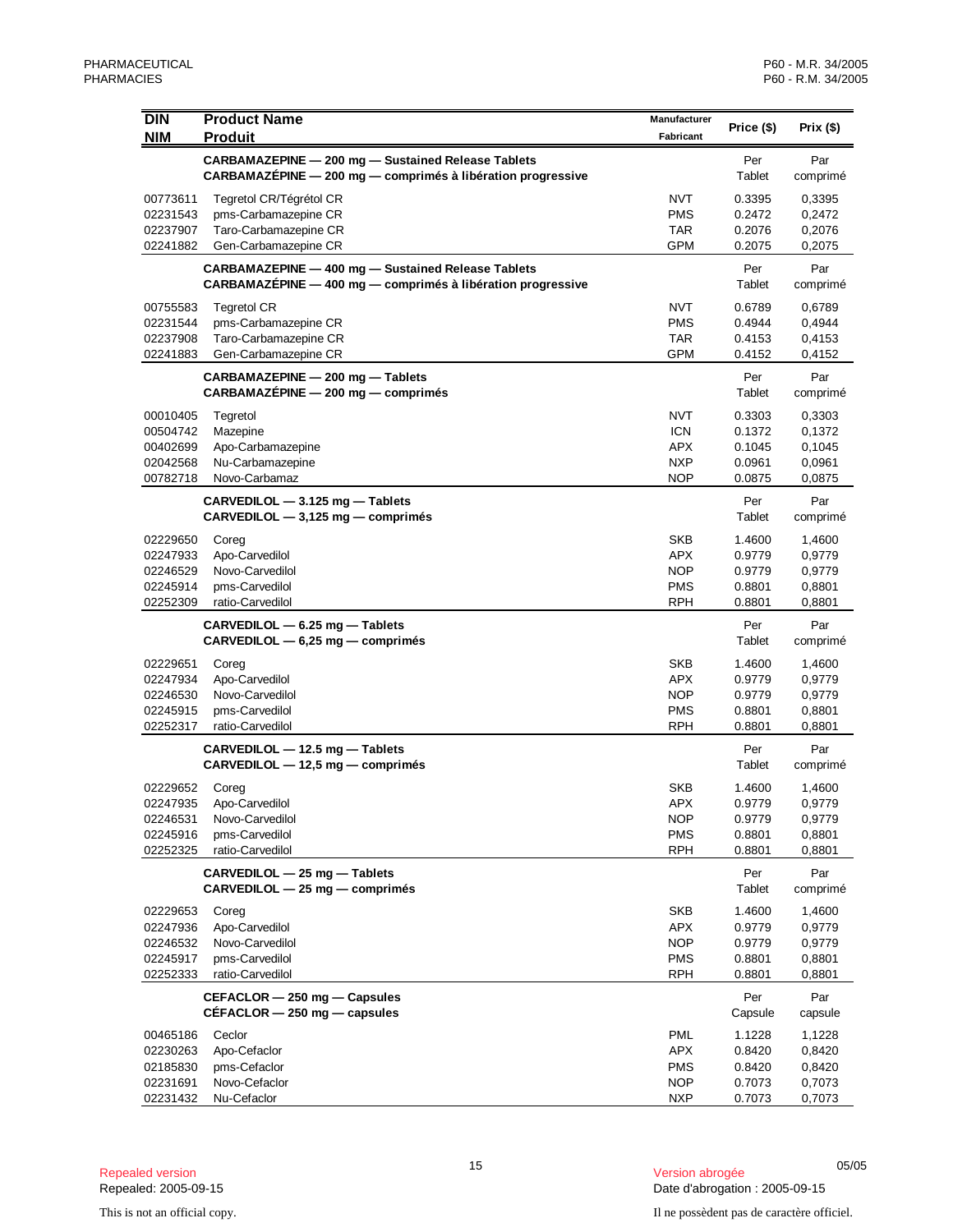| DIN<br>NIM | Product Name<br>Produit | Manufacturer<br>Fabricant | Price ($) | Prix ($) |
|---|---|---|---|---|
| | **CARBAMAZEPINE — 200 mg — Sustained Release Tablets**<br>**CARBAMAZÉPINE — 200 mg — comprimés à libération progressive** | | Per Tablet | Par comprimé |
| 00773611 | Tegretol CR/Tégrétol CR | NVT | 0.3395 | 0,3395 |
| 02231543 | pms-Carbamazepine CR | PMS | 0.2472 | 0,2472 |
| 02237907 | Taro-Carbamazepine CR | TAR | 0.2076 | 0,2076 |
| 02241882 | Gen-Carbamazepine CR | GPM | 0.2075 | 0,2075 |
| | **CARBAMAZEPINE — 400 mg — Sustained Release Tablets**<br>**CARBAMAZÉPINE — 400 mg — comprimés à libération progressive** | | Per Tablet | Par comprimé |
| 00755583 | Tegretol CR | NVT | 0.6789 | 0,6789 |
| 02231544 | pms-Carbamazepine CR | PMS | 0.4944 | 0,4944 |
| 02237908 | Taro-Carbamazepine CR | TAR | 0.4153 | 0,4153 |
| 02241883 | Gen-Carbamazepine CR | GPM | 0.4152 | 0,4152 |
| | **CARBAMAZEPINE — 200 mg — Tablets**<br>**CARBAMAZÉPINE — 200 mg — comprimés** | | Per Tablet | Par comprimé |
| 00010405 | Tegretol | NVT | 0.3303 | 0,3303 |
| 00504742 | Mazepine | ICN | 0.1372 | 0,1372 |
| 00402699 | Apo-Carbamazepine | APX | 0.1045 | 0,1045 |
| 02042568 | Nu-Carbamazepine | NXP | 0.0961 | 0,0961 |
| 00782718 | Novo-Carbamaz | NOP | 0.0875 | 0,0875 |
| | **CARVEDILOL — 3.125 mg — Tablets**<br>**CARVEDILOL — 3,125 mg — comprimés** | | Per Tablet | Par comprimé |
| 02229650 | Coreg | SKB | 1.4600 | 1,4600 |
| 02247933 | Apo-Carvedilol | APX | 0.9779 | 0,9779 |
| 02246529 | Novo-Carvedilol | NOP | 0.9779 | 0,9779 |
| 02245914 | pms-Carvedilol | PMS | 0.8801 | 0,8801 |
| 02252309 | ratio-Carvedilol | RPH | 0.8801 | 0,8801 |
| | **CARVEDILOL — 6.25 mg — Tablets**<br>**CARVEDILOL — 6,25 mg — comprimés** | | Per Tablet | Par comprimé |
| 02229651 | Coreg | SKB | 1.4600 | 1,4600 |
| 02247934 | Apo-Carvedilol | APX | 0.9779 | 0,9779 |
| 02246530 | Novo-Carvedilol | NOP | 0.9779 | 0,9779 |
| 02245915 | pms-Carvedilol | PMS | 0.8801 | 0,8801 |
| 02252317 | ratio-Carvedilol | RPH | 0.8801 | 0,8801 |
| | **CARVEDILOL — 12.5 mg — Tablets**<br>**CARVEDILOL — 12,5 mg — comprimés** | | Per Tablet | Par comprimé |
| 02229652 | Coreg | SKB | 1.4600 | 1,4600 |
| 02247935 | Apo-Carvedilol | APX | 0.9779 | 0,9779 |
| 02246531 | Novo-Carvedilol | NOP | 0.9779 | 0,9779 |
| 02245916 | pms-Carvedilol | PMS | 0.8801 | 0,8801 |
| 02252325 | ratio-Carvedilol | RPH | 0.8801 | 0,8801 |
| | **CARVEDILOL — 25 mg — Tablets**<br>**CARVEDILOL — 25 mg — comprimés** | | Per Tablet | Par comprimé |
| 02229653 | Coreg | SKB | 1.4600 | 1,4600 |
| 02247936 | Apo-Carvedilol | APX | 0.9779 | 0,9779 |
| 02246532 | Novo-Carvedilol | NOP | 0.9779 | 0,9779 |
| 02245917 | pms-Carvedilol | PMS | 0.8801 | 0,8801 |
| 02252333 | ratio-Carvedilol | RPH | 0.8801 | 0,8801 |
| | **CEFACLOR — 250 mg — Capsules**<br>**CÉFACLOR — 250 mg — capsules** | | Per Capsule | Par capsule |
| 00465186 | Ceclor | PML | 1.1228 | 1,1228 |
| 02230263 | Apo-Cefaclor | APX | 0.8420 | 0,8420 |
| 02185830 | pms-Cefaclor | PMS | 0.8420 | 0,8420 |
| 02231691 | Novo-Cefaclor | NOP | 0.7073 | 0,7073 |
| 02231432 | Nu-Cefaclor | NXP | 0.7073 | 0,7073 |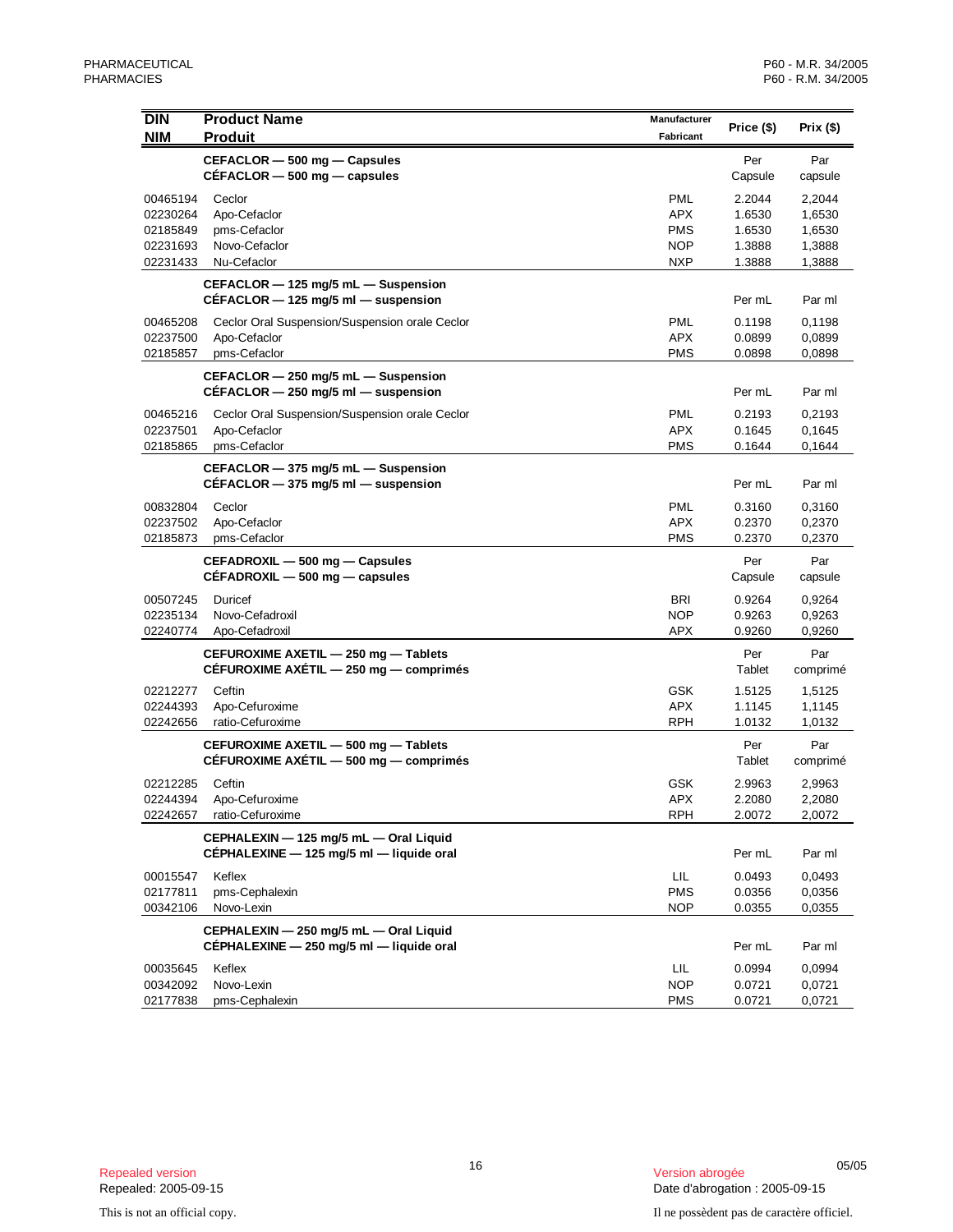| DIN<br>NIM | Product Name<br>Produit | Manufacturer<br>Fabricant | Price ($) | Prix ($) |
|---|---|---|---|---|
| | **CEFACLOR — 500 mg — Capsules**<br>**CÉFACLOR — 500 mg — capsules** | | Per Capsule | Par capsule |
| 00465194 | Ceclor | PML | 2.2044 | 2,2044 |
| 02230264 | Apo-Cefaclor | APX | 1.6530 | 1,6530 |
| 02185849 | pms-Cefaclor | PMS | 1.6530 | 1,6530 |
| 02231693 | Novo-Cefaclor | NOP | 1.3888 | 1,3888 |
| 02231433 | Nu-Cefaclor | NXP | 1.3888 | 1,3888 |
| | **CEFACLOR — 125 mg/5 mL — Suspension**<br>**CÉFACLOR — 125 mg/5 ml — suspension** | | Per mL | Par ml |
| 00465208 | Ceclor Oral Suspension/Suspension orale Ceclor | PML | 0.1198 | 0,1198 |
| 02237500 | Apo-Cefaclor | APX | 0.0899 | 0,0899 |
| 02185857 | pms-Cefaclor | PMS | 0.0898 | 0,0898 |
| | **CEFACLOR — 250 mg/5 mL — Suspension**<br>**CÉFACLOR — 250 mg/5 ml — suspension** | | Per mL | Par ml |
| 00465216 | Ceclor Oral Suspension/Suspension orale Ceclor | PML | 0.2193 | 0,2193 |
| 02237501 | Apo-Cefaclor | APX | 0.1645 | 0,1645 |
| 02185865 | pms-Cefaclor | PMS | 0.1644 | 0,1644 |
| | **CEFACLOR — 375 mg/5 mL — Suspension**<br>**CÉFACLOR — 375 mg/5 ml — suspension** | | Per mL | Par ml |
| 00832804 | Ceclor | PML | 0.3160 | 0,3160 |
| 02237502 | Apo-Cefaclor | APX | 0.2370 | 0,2370 |
| 02185873 | pms-Cefaclor | PMS | 0.2370 | 0,2370 |
| | **CEFADROXIL — 500 mg — Capsules**<br>**CÉFADROXIL — 500 mg — capsules** | | Per Capsule | Par capsule |
| 00507245 | Duricef | BRI | 0.9264 | 0,9264 |
| 02235134 | Novo-Cefadroxil | NOP | 0.9263 | 0,9263 |
| 02240774 | Apo-Cefadroxil | APX | 0.9260 | 0,9260 |
| | **CEFUROXIME AXETIL — 250 mg — Tablets**<br>**CÉFUROXIME AXÉTIL — 250 mg — comprimés** | | Per Tablet | Par comprimé |
| 02212277 | Ceftin | GSK | 1.5125 | 1,5125 |
| 02244393 | Apo-Cefuroxime | APX | 1.1145 | 1,1145 |
| 02242656 | ratio-Cefuroxime | RPH | 1.0132 | 1,0132 |
| | **CEFUROXIME AXETIL — 500 mg — Tablets**<br>**CÉFUROXIME AXÉTIL — 500 mg — comprimés** | | Per Tablet | Par comprimé |
| 02212285 | Ceftin | GSK | 2.9963 | 2,9963 |
| 02244394 | Apo-Cefuroxime | APX | 2.2080 | 2,2080 |
| 02242657 | ratio-Cefuroxime | RPH | 2.0072 | 2,0072 |
| | **CEPHALEXIN — 125 mg/5 mL — Oral Liquid**<br>**CÉPHALEXINE — 125 mg/5 ml — liquide oral** | | Per mL | Par ml |
| 00015547 | Keflex | LIL | 0.0493 | 0,0493 |
| 02177811 | pms-Cephalexin | PMS | 0.0356 | 0,0356 |
| 00342106 | Novo-Lexin | NOP | 0.0355 | 0,0355 |
| | **CEPHALEXIN — 250 mg/5 mL — Oral Liquid**<br>**CÉPHALEXINE — 250 mg/5 ml — liquide oral** | | Per mL | Par ml |
| 00035645 | Keflex | LIL | 0.0994 | 0,0994 |
| 00342092 | Novo-Lexin | NOP | 0.0721 | 0,0721 |
| 02177838 | pms-Cephalexin | PMS | 0.0721 | 0,0721 |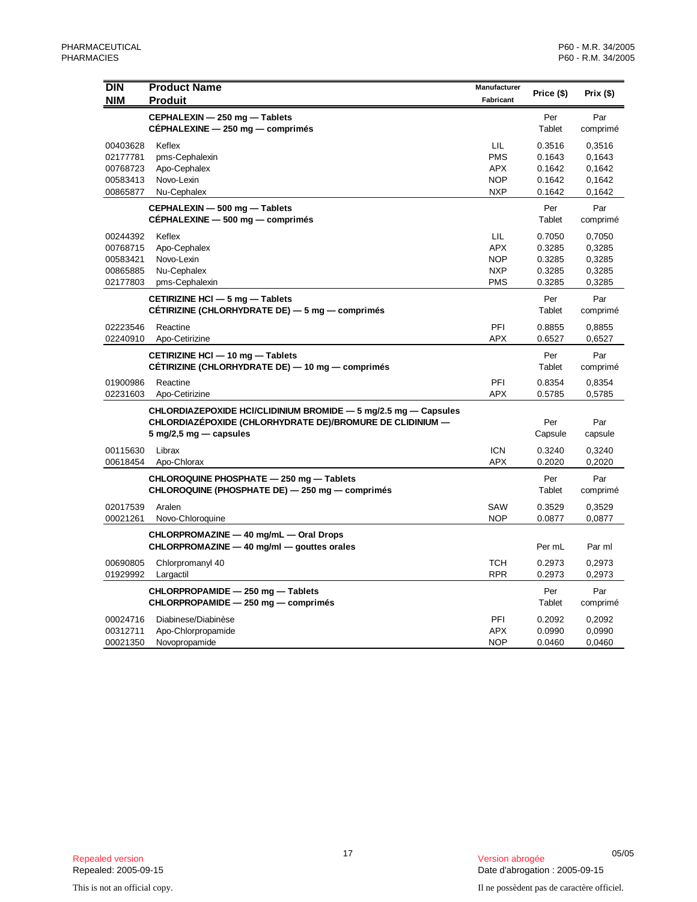| DIN<br>NIM | Product Name<br>Produit | Manufacturer<br>Fabricant | Price ($) | Prix ($) |
|---|---|---|---|---|
| | **CEPHALEXIN — 250 mg — Tablets**<br>**CÉPHALEXINE — 250 mg — comprimés** | | Per Tablet | Par comprimé |
| 00403628 | Keflex | LIL | 0.3516 | 0,3516 |
| 02177781 | pms-Cephalexin | PMS | 0.1643 | 0,1643 |
| 00768723 | Apo-Cephalex | APX | 0.1642 | 0,1642 |
| 00583413 | Novo-Lexin | NOP | 0.1642 | 0,1642 |
| 00865877 | Nu-Cephalex | NXP | 0.1642 | 0,1642 |
| | **CEPHALEXIN — 500 mg — Tablets**<br>**CÉPHALEXINE — 500 mg — comprimés** | | Per Tablet | Par comprimé |
| 00244392 | Keflex | LIL | 0.7050 | 0,7050 |
| 00768715 | Apo-Cephalex | APX | 0.3285 | 0,3285 |
| 00583421 | Novo-Lexin | NOP | 0.3285 | 0,3285 |
| 00865885 | Nu-Cephalex | NXP | 0.3285 | 0,3285 |
| 02177803 | pms-Cephalexin | PMS | 0.3285 | 0,3285 |
| | **CETIRIZINE HCl — 5 mg — Tablets**<br>**CÉTIRIZINE (CHLORHYDRATE DE) — 5 mg — comprimés** | | Per Tablet | Par comprimé |
| 02223546 | Reactine | PFI | 0.8855 | 0,8855 |
| 02240910 | Apo-Cetirizine | APX | 0.6527 | 0,6527 |
| | **CETIRIZINE HCl — 10 mg — Tablets**<br>**CÉTIRIZINE (CHLORHYDRATE DE) — 10 mg — comprimés** | | Per Tablet | Par comprimé |
| 01900986 | Reactine | PFI | 0.8354 | 0,8354 |
| 02231603 | Apo-Cetirizine | APX | 0.5785 | 0,5785 |
| | **CHLORDIAZEPOXIDE HCl/CLIDINIUM BROMIDE — 5 mg/2.5 mg — Capsules**<br>**CHLORDIAZÉPOXIDE (CHLORHYDRATE DE)/BROMURE DE CLIDINIUM — 5 mg/2,5 mg — capsules** | | Per Capsule | Par capsule |
| 00115630 | Librax | ICN | 0.3240 | 0,3240 |
| 00618454 | Apo-Chlorax | APX | 0.2020 | 0,2020 |
| | **CHLOROQUINE PHOSPHATE — 250 mg — Tablets**<br>**CHLOROQUINE (PHOSPHATE DE) — 250 mg — comprimés** | | Per Tablet | Par comprimé |
| 02017539 | Aralen | SAW | 0.3529 | 0,3529 |
| 00021261 | Novo-Chloroquine | NOP | 0.0877 | 0,0877 |
| | **CHLORPROMAZINE — 40 mg/mL — Oral Drops**<br>**CHLORPROMAZINE — 40 mg/ml — gouttes orales** | | Per mL | Par ml |
| 00690805 | Chlorpromanyl 40 | TCH | 0.2973 | 0,2973 |
| 01929992 | Largactil | RPR | 0.2973 | 0,2973 |
| | **CHLORPROPAMIDE — 250 mg — Tablets**<br>**CHLORPROPAMIDE — 250 mg — comprimés** | | Per Tablet | Par comprimé |
| 00024716 | Diabinese/Diabinèse | PFI | 0.2092 | 0,2092 |
| 00312711 | Apo-Chlorpropamide | APX | 0.0990 | 0,0990 |
| 00021350 | Novopropamide | NOP | 0.0460 | 0,0460 |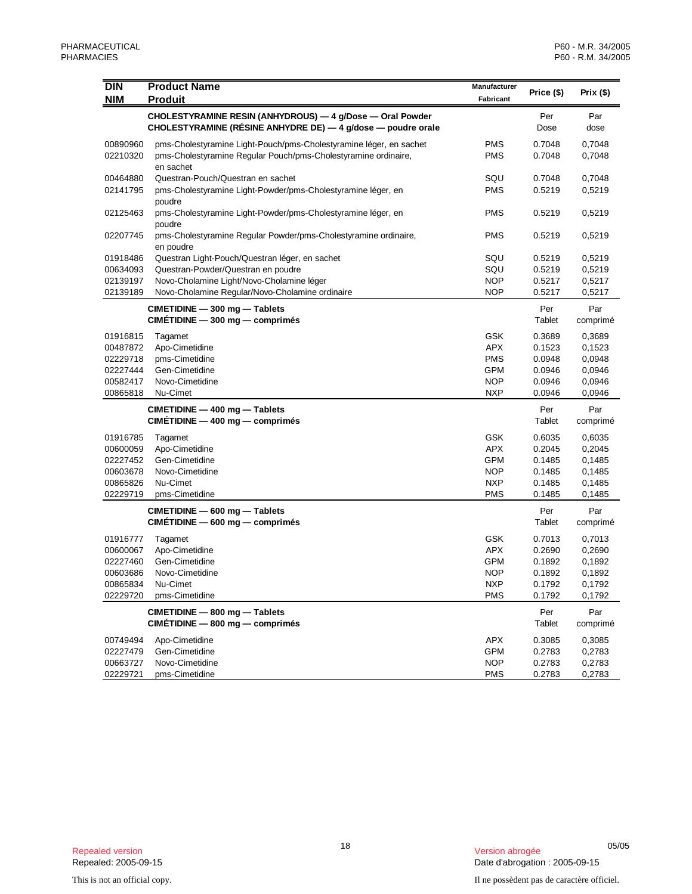| DIN<br>NIM | Product Name<br>Produit | Manufacturer<br>Fabricant | Price ($) | Prix ($) |
|---|---|---|---|---|
| | **CHOLESTYRAMINE RESIN (ANHYDROUS) — 4 g/Dose — Oral Powder**<br>**CHOLESTYRAMINE (RÉSINE ANHYDRE DE) — 4 g/dose — poudre orale** | | Per Dose | Par dose |
| 00890960 | pms-Cholestyramine Light-Pouch/pms-Cholestyramine léger, en sachet | PMS | 0.7048 | 0,7048 |
| 02210320 | pms-Cholestyramine Regular Pouch/pms-Cholestyramine ordinaire, en sachet | PMS | 0.7048 | 0,7048 |
| 00464880 | Questran-Pouch/Questran en sachet | SQU | 0.7048 | 0,7048 |
| 02141795 | pms-Cholestyramine Light-Powder/pms-Cholestyramine léger, en poudre | PMS | 0.5219 | 0,5219 |
| 02125463 | pms-Cholestyramine Light-Powder/pms-Cholestyramine léger, en poudre | PMS | 0.5219 | 0,5219 |
| 02207745 | pms-Cholestyramine Regular Powder/pms-Cholestyramine ordinaire, en poudre | PMS | 0.5219 | 0,5219 |
| 01918486 | Questran Light-Pouch/Questran léger, en sachet | SQU | 0.5219 | 0,5219 |
| 00634093 | Questran-Powder/Questran en poudre | SQU | 0.5219 | 0,5219 |
| 02139197 | Novo-Cholamine Light/Novo-Cholamine léger | NOP | 0.5217 | 0,5217 |
| 02139189 | Novo-Cholamine Regular/Novo-Cholamine ordinaire | NOP | 0.5217 | 0,5217 |
| | **CIMETIDINE — 300 mg — Tablets**<br>**CIMÉTIDINE — 300 mg — comprimés** | | Per Tablet | Par comprimé |
| 01916815 | Tagamet | GSK | 0.3689 | 0,3689 |
| 00487872 | Apo-Cimetidine | APX | 0.1523 | 0,1523 |
| 02229718 | pms-Cimetidine | PMS | 0.0948 | 0,0948 |
| 02227444 | Gen-Cimetidine | GPM | 0.0946 | 0,0946 |
| 00582417 | Novo-Cimetidine | NOP | 0.0946 | 0,0946 |
| 00865818 | Nu-Cimet | NXP | 0.0946 | 0,0946 |
| | **CIMETIDINE — 400 mg — Tablets**<br>**CIMÉTIDINE — 400 mg — comprimés** | | Per Tablet | Par comprimé |
| 01916785 | Tagamet | GSK | 0.6035 | 0,6035 |
| 00600059 | Apo-Cimetidine | APX | 0.2045 | 0,2045 |
| 02227452 | Gen-Cimetidine | GPM | 0.1485 | 0,1485 |
| 00603678 | Novo-Cimetidine | NOP | 0.1485 | 0,1485 |
| 00865826 | Nu-Cimet | NXP | 0.1485 | 0,1485 |
| 02229719 | pms-Cimetidine | PMS | 0.1485 | 0,1485 |
| | **CIMETIDINE — 600 mg — Tablets**<br>**CIMÉTIDINE — 600 mg — comprimés** | | Per Tablet | Par comprimé |
| 01916777 | Tagamet | GSK | 0.7013 | 0,7013 |
| 00600067 | Apo-Cimetidine | APX | 0.2690 | 0,2690 |
| 02227460 | Gen-Cimetidine | GPM | 0.1892 | 0,1892 |
| 00603686 | Novo-Cimetidine | NOP | 0.1892 | 0,1892 |
| 00865834 | Nu-Cimet | NXP | 0.1792 | 0,1792 |
| 02229720 | pms-Cimetidine | PMS | 0.1792 | 0,1792 |
| | **CIMETIDINE — 800 mg — Tablets**<br>**CIMÉTIDINE — 800 mg — comprimés** | | Per Tablet | Par comprimé |
| 00749494 | Apo-Cimetidine | APX | 0.3085 | 0,3085 |
| 02227479 | Gen-Cimetidine | GPM | 0.2783 | 0,2783 |
| 00663727 | Novo-Cimetidine | NOP | 0.2783 | 0,2783 |
| 02229721 | pms-Cimetidine | PMS | 0.2783 | 0,2783 |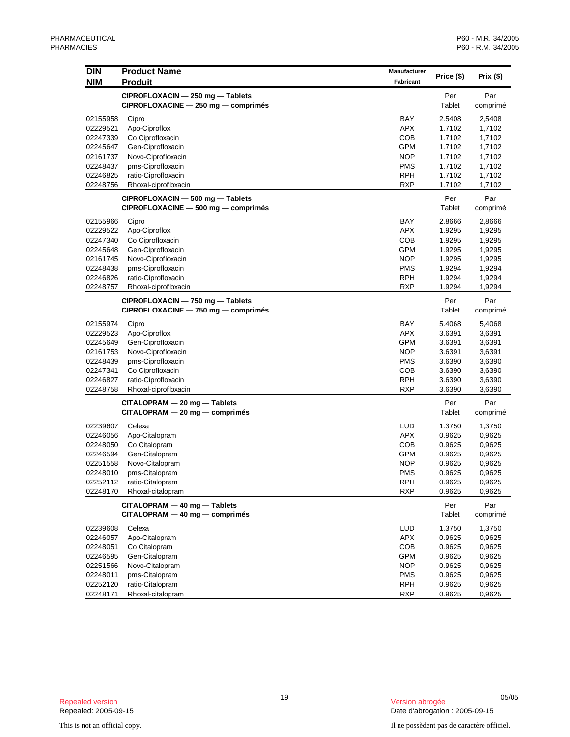| DIN / NIM | Product Name / Produit | Manufacturer / Fabricant | Price ($) | Prix ($) |
|---|---|---|---|---|
| | **CIPROFLOXACIN — 250 mg — Tablets** **CIPROFLOXACINE — 250 mg — comprimés** | | Per Tablet | Par comprimé |
| 02155958 | Cipro | BAY | 2.5408 | 2,5408 |
| 02229521 | Apo-Ciproflox | APX | 1.7102 | 1,7102 |
| 02247339 | Co Ciprofloxacin | COB | 1.7102 | 1,7102 |
| 02245647 | Gen-Ciprofloxacin | GPM | 1.7102 | 1,7102 |
| 02161737 | Novo-Ciprofloxacin | NOP | 1.7102 | 1,7102 |
| 02248437 | pms-Ciprofloxacin | PMS | 1.7102 | 1,7102 |
| 02246825 | ratio-Ciprofloxacin | RPH | 1.7102 | 1,7102 |
| 02248756 | Rhoxal-ciprofloxacin | RXP | 1.7102 | 1,7102 |
| | **CIPROFLOXACIN — 500 mg — Tablets** **CIPROFLOXACINE — 500 mg — comprimés** | | Per Tablet | Par comprimé |
| 02155966 | Cipro | BAY | 2.8666 | 2,8666 |
| 02229522 | Apo-Ciproflox | APX | 1.9295 | 1,9295 |
| 02247340 | Co Ciprofloxacin | COB | 1.9295 | 1,9295 |
| 02245648 | Gen-Ciprofloxacin | GPM | 1.9295 | 1,9295 |
| 02161745 | Novo-Ciprofloxacin | NOP | 1.9295 | 1,9295 |
| 02248438 | pms-Ciprofloxacin | PMS | 1.9294 | 1,9294 |
| 02246826 | ratio-Ciprofloxacin | RPH | 1.9294 | 1,9294 |
| 02248757 | Rhoxal-ciprofloxacin | RXP | 1.9294 | 1,9294 |
| | **CIPROFLOXACIN — 750 mg — Tablets** **CIPROFLOXACINE — 750 mg — comprimés** | | Per Tablet | Par comprimé |
| 02155974 | Cipro | BAY | 5.4068 | 5,4068 |
| 02229523 | Apo-Ciproflox | APX | 3.6391 | 3,6391 |
| 02245649 | Gen-Ciprofloxacin | GPM | 3.6391 | 3,6391 |
| 02161753 | Novo-Ciprofloxacin | NOP | 3.6391 | 3,6391 |
| 02248439 | pms-Ciprofloxacin | PMS | 3.6390 | 3,6390 |
| 02247341 | Co Ciprofloxacin | COB | 3.6390 | 3,6390 |
| 02246827 | ratio-Ciprofloxacin | RPH | 3.6390 | 3,6390 |
| 02248758 | Rhoxal-ciprofloxacin | RXP | 3.6390 | 3,6390 |
| | **CITALOPRAM — 20 mg — Tablets** **CITALOPRAM — 20 mg — comprimés** | | Per Tablet | Par comprimé |
| 02239607 | Celexa | LUD | 1.3750 | 1,3750 |
| 02246056 | Apo-Citalopram | APX | 0.9625 | 0,9625 |
| 02248050 | Co Citalopram | COB | 0.9625 | 0,9625 |
| 02246594 | Gen-Citalopram | GPM | 0.9625 | 0,9625 |
| 02251558 | Novo-Citalopram | NOP | 0.9625 | 0,9625 |
| 02248010 | pms-Citalopram | PMS | 0.9625 | 0,9625 |
| 02252112 | ratio-Citalopram | RPH | 0.9625 | 0,9625 |
| 02248170 | Rhoxal-citalopram | RXP | 0.9625 | 0,9625 |
| | **CITALOPRAM — 40 mg — Tablets** **CITALOPRAM — 40 mg — comprimés** | | Per Tablet | Par comprimé |
| 02239608 | Celexa | LUD | 1.3750 | 1,3750 |
| 02246057 | Apo-Citalopram | APX | 0.9625 | 0,9625 |
| 02248051 | Co Citalopram | COB | 0.9625 | 0,9625 |
| 02246595 | Gen-Citalopram | GPM | 0.9625 | 0,9625 |
| 02251566 | Novo-Citalopram | NOP | 0.9625 | 0,9625 |
| 02248011 | pms-Citalopram | PMS | 0.9625 | 0,9625 |
| 02252120 | ratio-Citalopram | RPH | 0.9625 | 0,9625 |
| 02248171 | Rhoxal-citalopram | RXP | 0.9625 | 0,9625 |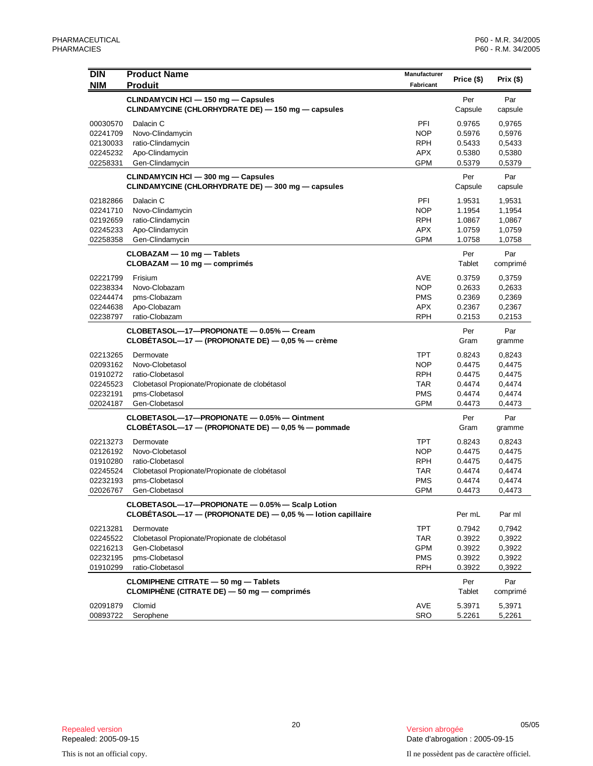| DIN<br>NIM | Product Name<br>Produit | Manufacturer<br>Fabricant | Price ($) | Prix ($) |
|---|---|---|---|---|
| | **CLINDAMYCIN HCl — 150 mg — Capsules**<br>**CLINDAMYCINE (CHLORHYDRATE DE) — 150 mg — capsules** | | Per Capsule | Par capsule |
| 00030570 | Dalacin C | PFI | 0.9765 | 0,9765 |
| 02241709 | Novo-Clindamycin | NOP | 0.5976 | 0,5976 |
| 02130033 | ratio-Clindamycin | RPH | 0.5433 | 0,5433 |
| 02245232 | Apo-Clindamycin | APX | 0.5380 | 0,5380 |
| 02258331 | Gen-Clindamycin | GPM | 0.5379 | 0,5379 |
| | **CLINDAMYCIN HCl — 300 mg — Capsules**<br>**CLINDAMYCINE (CHLORHYDRATE DE) — 300 mg — capsules** | | Per Capsule | Par capsule |
| 02182866 | Dalacin C | PFI | 1.9531 | 1,9531 |
| 02241710 | Novo-Clindamycin | NOP | 1.1954 | 1,1954 |
| 02192659 | ratio-Clindamycin | RPH | 1.0867 | 1,0867 |
| 02245233 | Apo-Clindamycin | APX | 1.0759 | 1,0759 |
| 02258358 | Gen-Clindamycin | GPM | 1.0758 | 1,0758 |
| | **CLOBAZAM — 10 mg — Tablets**<br>**CLOBAZAM — 10 mg — comprimés** | | Per Tablet | Par comprimé |
| 02221799 | Frisium | AVE | 0.3759 | 0,3759 |
| 02238334 | Novo-Clobazam | NOP | 0.2633 | 0,2633 |
| 02244474 | pms-Clobazam | PMS | 0.2369 | 0,2369 |
| 02244638 | Apo-Clobazam | APX | 0.2367 | 0,2367 |
| 02238797 | ratio-Clobazam | RPH | 0.2153 | 0,2153 |
| | **CLOBETASOL—17—PROPIONATE — 0.05% — Cream**<br>**CLOBÉTASOL—17 — (PROPIONATE DE) — 0,05 % — crème** | | Per Gram | Par gramme |
| 02213265 | Dermovate | TPT | 0.8243 | 0,8243 |
| 02093162 | Novo-Clobetasol | NOP | 0.4475 | 0,4475 |
| 01910272 | ratio-Clobetasol | RPH | 0.4475 | 0,4475 |
| 02245523 | Clobetasol Propionate/Propionate de clobétasol | TAR | 0.4474 | 0,4474 |
| 02232191 | pms-Clobetasol | PMS | 0.4474 | 0,4474 |
| 02024187 | Gen-Clobetasol | GPM | 0.4473 | 0,4473 |
| | **CLOBETASOL—17—PROPIONATE — 0.05% — Ointment**<br>**CLOBÉTASOL—17 — (PROPIONATE DE) — 0,05 % — pommade** | | Per Gram | Par gramme |
| 02213273 | Dermovate | TPT | 0.8243 | 0,8243 |
| 02126192 | Novo-Clobetasol | NOP | 0.4475 | 0,4475 |
| 01910280 | ratio-Clobetasol | RPH | 0.4475 | 0,4475 |
| 02245524 | Clobetasol Propionate/Propionate de clobétasol | TAR | 0.4474 | 0,4474 |
| 02232193 | pms-Clobetasol | PMS | 0.4474 | 0,4474 |
| 02026767 | Gen-Clobetasol | GPM | 0.4473 | 0,4473 |
| | **CLOBETASOL—17—PROPIONATE — 0.05% — Scalp Lotion**<br>**CLOBÉTASOL—17 — (PROPIONATE DE) — 0,05 % — lotion capillaire** | | Per mL | Par ml |
| 02213281 | Dermovate | TPT | 0.7942 | 0,7942 |
| 02245522 | Clobetasol Propionate/Propionate de clobétasol | TAR | 0.3922 | 0,3922 |
| 02216213 | Gen-Clobetasol | GPM | 0.3922 | 0,3922 |
| 02232195 | pms-Clobetasol | PMS | 0.3922 | 0,3922 |
| 01910299 | ratio-Clobetasol | RPH | 0.3922 | 0,3922 |
| | **CLOMIPHENE CITRATE — 50 mg — Tablets**<br>**CLOMIPHÈNE (CITRATE DE) — 50 mg — comprimés** | | Per Tablet | Par comprimé |
| 02091879 | Clomid | AVE | 5.3971 | 5,3971 |
| 00893722 | Serophene | SRO | 5.2261 | 5,2261 |

Repealed version
Repealed: 2005-09-15

Version abrogée
Date d'abrogation : 2005-09-15

This is not an official copy.

Il ne possèdent pas de caractère officiel.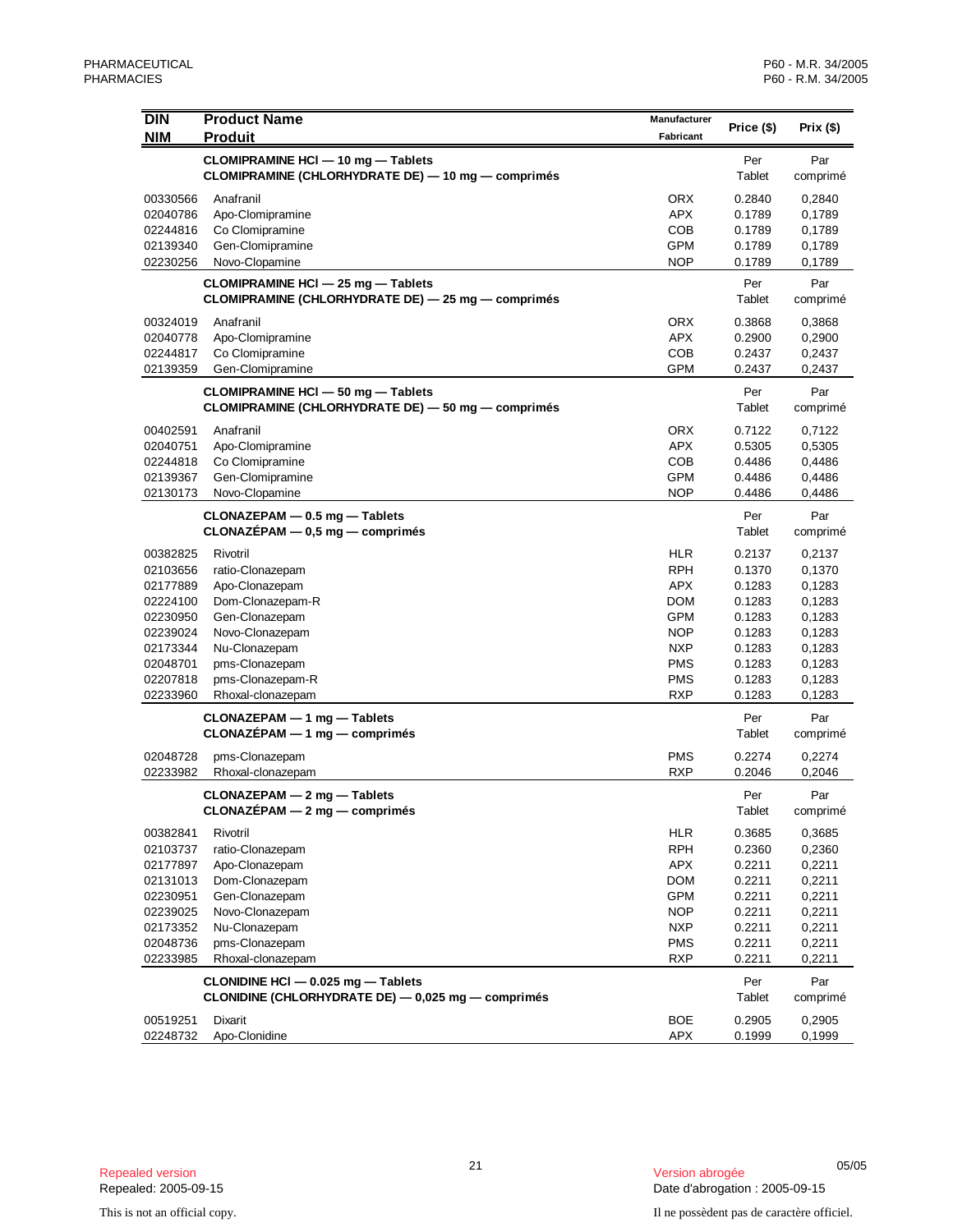| DIN<br>NIM | Product Name<br>Produit | Manufacturer<br>Fabricant | Price ($) | Prix ($) |
|---|---|---|---|---|
| | **CLOMIPRAMINE HCl — 10 mg — Tablets**<br>**CLOMIPRAMINE (CHLORHYDRATE DE) — 10 mg — comprimés** | | Per<br>Tablet | Par<br>comprimé |
| 00330566 | Anafranil | ORX | 0.2840 | 0,2840 |
| 02040786 | Apo-Clomipramine | APX | 0.1789 | 0,1789 |
| 02244816 | Co Clomipramine | COB | 0.1789 | 0,1789 |
| 02139340 | Gen-Clomipramine | GPM | 0.1789 | 0,1789 |
| 02230256 | Novo-Clopamine | NOP | 0.1789 | 0,1789 |
| | **CLOMIPRAMINE HCl — 25 mg — Tablets**<br>**CLOMIPRAMINE (CHLORHYDRATE DE) — 25 mg — comprimés** | | Per<br>Tablet | Par<br>comprimé |
| 00324019 | Anafranil | ORX | 0.3868 | 0,3868 |
| 02040778 | Apo-Clomipramine | APX | 0.2900 | 0,2900 |
| 02244817 | Co Clomipramine | COB | 0.2437 | 0,2437 |
| 02139359 | Gen-Clomipramine | GPM | 0.2437 | 0,2437 |
| | **CLOMIPRAMINE HCl — 50 mg — Tablets**<br>**CLOMIPRAMINE (CHLORHYDRATE DE) — 50 mg — comprimés** | | Per<br>Tablet | Par<br>comprimé |
| 00402591 | Anafranil | ORX | 0.7122 | 0,7122 |
| 02040751 | Apo-Clomipramine | APX | 0.5305 | 0,5305 |
| 02244818 | Co Clomipramine | COB | 0.4486 | 0,4486 |
| 02139367 | Gen-Clomipramine | GPM | 0.4486 | 0,4486 |
| 02130173 | Novo-Clopamine | NOP | 0.4486 | 0,4486 |
| | **CLONAZEPAM — 0.5 mg — Tablets**<br>**CLONAZÉPAM — 0,5 mg — comprimés** | | Per<br>Tablet | Par<br>comprimé |
| 00382825 | Rivotril | HLR | 0.2137 | 0,2137 |
| 02103656 | ratio-Clonazepam | RPH | 0.1370 | 0,1370 |
| 02177889 | Apo-Clonazepam | APX | 0.1283 | 0,1283 |
| 02224100 | Dom-Clonazepam-R | DOM | 0.1283 | 0,1283 |
| 02230950 | Gen-Clonazepam | GPM | 0.1283 | 0,1283 |
| 02239024 | Novo-Clonazepam | NOP | 0.1283 | 0,1283 |
| 02173344 | Nu-Clonazepam | NXP | 0.1283 | 0,1283 |
| 02048701 | pms-Clonazepam | PMS | 0.1283 | 0,1283 |
| 02207818 | pms-Clonazepam-R | PMS | 0.1283 | 0,1283 |
| 02233960 | Rhoxal-clonazepam | RXP | 0.1283 | 0,1283 |
| | **CLONAZEPAM — 1 mg — Tablets**<br>**CLONAZÉPAM — 1 mg — comprimés** | | Per<br>Tablet | Par<br>comprimé |
| 02048728 | pms-Clonazepam | PMS | 0.2274 | 0,2274 |
| 02233982 | Rhoxal-clonazepam | RXP | 0.2046 | 0,2046 |
| | **CLONAZEPAM — 2 mg — Tablets**<br>**CLONAZÉPAM — 2 mg — comprimés** | | Per<br>Tablet | Par<br>comprimé |
| 00382841 | Rivotril | HLR | 0.3685 | 0,3685 |
| 02103737 | ratio-Clonazepam | RPH | 0.2360 | 0,2360 |
| 02177897 | Apo-Clonazepam | APX | 0.2211 | 0,2211 |
| 02131013 | Dom-Clonazepam | DOM | 0.2211 | 0,2211 |
| 02230951 | Gen-Clonazepam | GPM | 0.2211 | 0,2211 |
| 02239025 | Novo-Clonazepam | NOP | 0.2211 | 0,2211 |
| 02173352 | Nu-Clonazepam | NXP | 0.2211 | 0,2211 |
| 02048736 | pms-Clonazepam | PMS | 0.2211 | 0,2211 |
| 02233985 | Rhoxal-clonazepam | RXP | 0.2211 | 0,2211 |
| | **CLONIDINE HCl — 0.025 mg — Tablets**<br>**CLONIDINE (CHLORHYDRATE DE) — 0,025 mg — comprimés** | | Per<br>Tablet | Par<br>comprimé |
| 00519251 | Dixarit | BOE | 0.2905 | 0,2905 |
| 02248732 | Apo-Clonidine | APX | 0.1999 | 0,1999 |

Repealed version
Repealed: 2005-09-15

Version abrogée
Date d'abrogation : 2005-09-15

This is not an official copy.

Il ne possèdent pas de caractère officiel.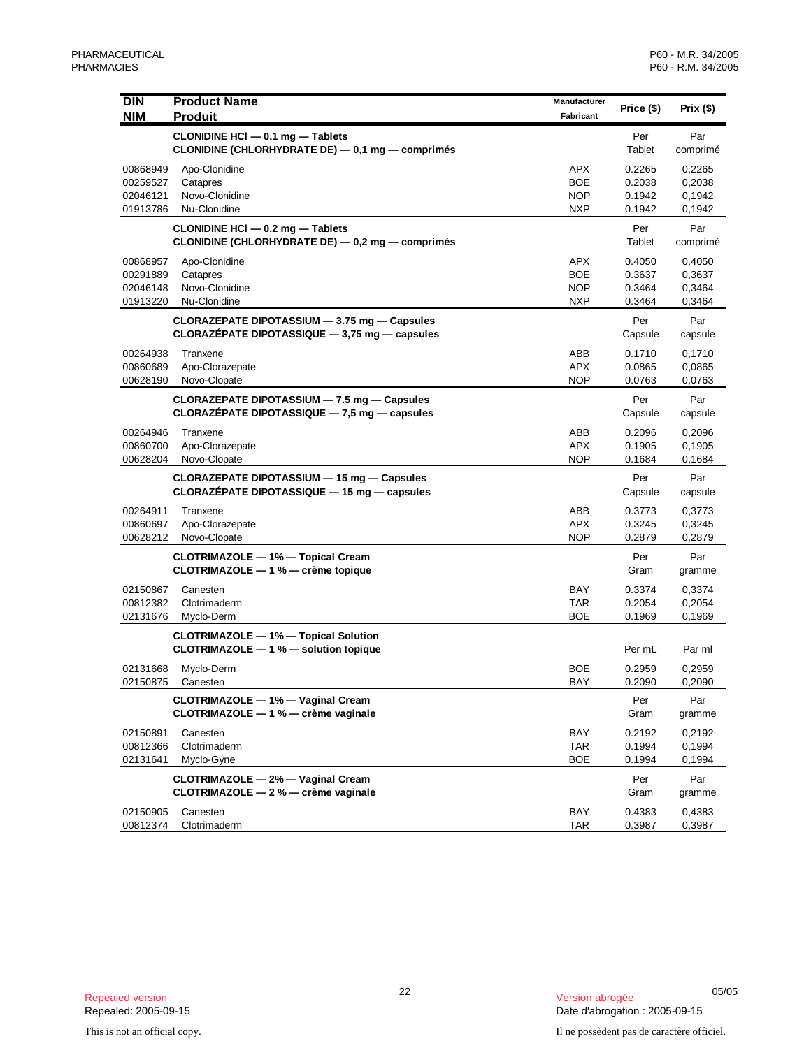| DIN<br>NIM | Product Name<br>Produit | Manufacturer<br>Fabricant | Price ($) | Prix ($) |
|---|---|---|---|---|
| | **CLONIDINE HCl — 0.1 mg — Tablets**<br>**CLONIDINE (CHLORHYDRATE DE) — 0,1 mg — comprimés** | | Per Tablet | Par comprimé |
| 00868949 | Apo-Clonidine | APX | 0.2265 | 0,2265 |
| 00259527 | Catapres | BOE | 0.2038 | 0,2038 |
| 02046121 | Novo-Clonidine | NOP | 0.1942 | 0,1942 |
| 01913786 | Nu-Clonidine | NXP | 0.1942 | 0,1942 |
| | **CLONIDINE HCl — 0.2 mg — Tablets**<br>**CLONIDINE (CHLORHYDRATE DE) — 0,2 mg — comprimés** | | Per Tablet | Par comprimé |
| 00868957 | Apo-Clonidine | APX | 0.4050 | 0,4050 |
| 00291889 | Catapres | BOE | 0.3637 | 0,3637 |
| 02046148 | Novo-Clonidine | NOP | 0.3464 | 0,3464 |
| 01913220 | Nu-Clonidine | NXP | 0.3464 | 0,3464 |
| | **CLORAZEPATE DIPOTASSIUM — 3.75 mg — Capsules**<br>**CLORAZÉPATE DIPOTASSIQUE — 3,75 mg — capsules** | | Per Capsule | Par capsule |
| 00264938 | Tranxene | ABB | 0.1710 | 0,1710 |
| 00860689 | Apo-Clorazepate | APX | 0.0865 | 0,0865 |
| 00628190 | Novo-Clopate | NOP | 0.0763 | 0,0763 |
| | **CLORAZEPATE DIPOTASSIUM — 7.5 mg — Capsules**<br>**CLORAZÉPATE DIPOTASSIQUE — 7,5 mg — capsules** | | Per Capsule | Par capsule |
| 00264946 | Tranxene | ABB | 0.2096 | 0,2096 |
| 00860700 | Apo-Clorazepate | APX | 0.1905 | 0,1905 |
| 00628204 | Novo-Clopate | NOP | 0.1684 | 0,1684 |
| | **CLORAZEPATE DIPOTASSIUM — 15 mg — Capsules**<br>**CLORAZÉPATE DIPOTASSIQUE — 15 mg — capsules** | | Per Capsule | Par capsule |
| 00264911 | Tranxene | ABB | 0.3773 | 0,3773 |
| 00860697 | Apo-Clorazepate | APX | 0.3245 | 0,3245 |
| 00628212 | Novo-Clopate | NOP | 0.2879 | 0,2879 |
| | **CLOTRIMAZOLE — 1% — Topical Cream**<br>**CLOTRIMAZOLE — 1 % — crème topique** | | Per Gram | Par gramme |
| 02150867 | Canesten | BAY | 0.3374 | 0,3374 |
| 00812382 | Clotrimaderm | TAR | 0.2054 | 0,2054 |
| 02131676 | Myclo-Derm | BOE | 0.1969 | 0,1969 |
| | **CLOTRIMAZOLE — 1% — Topical Solution**<br>**CLOTRIMAZOLE — 1 % — solution topique** | | Per mL | Par ml |
| 02131668 | Myclo-Derm | BOE | 0.2959 | 0,2959 |
| 02150875 | Canesten | BAY | 0.2090 | 0,2090 |
| | **CLOTRIMAZOLE — 1% — Vaginal Cream**<br>**CLOTRIMAZOLE — 1 % — crème vaginale** | | Per Gram | Par gramme |
| 02150891 | Canesten | BAY | 0.2192 | 0,2192 |
| 00812366 | Clotrimaderm | TAR | 0.1994 | 0,1994 |
| 02131641 | Myclo-Gyne | BOE | 0.1994 | 0,1994 |
| | **CLOTRIMAZOLE — 2% — Vaginal Cream**<br>**CLOTRIMAZOLE — 2 % — crème vaginale** | | Per Gram | Par gramme |
| 02150905 | Canesten | BAY | 0.4383 | 0,4383 |
| 00812374 | Clotrimaderm | TAR | 0.3987 | 0,3987 |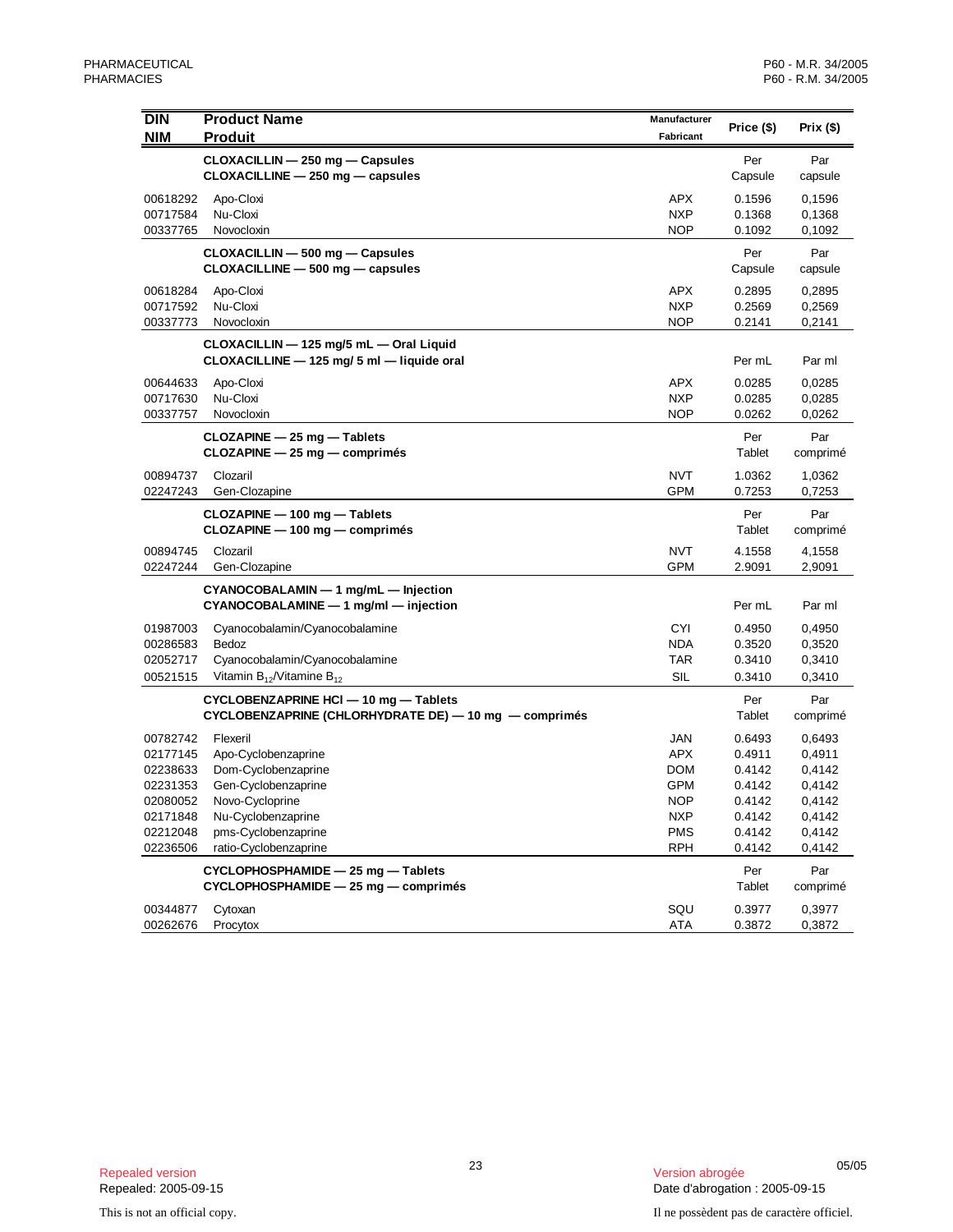| DIN<br>NIM | Product Name<br>Produit | Manufacturer<br>Fabricant | Price ($) | Prix ($) |
|---|---|---|---|---|
| | **CLOXACILLIN — 250 mg — Capsules**<br>**CLOXACILLINE — 250 mg — capsules** | | Per Capsule | Par capsule |
| 00618292 | Apo-Cloxi | APX | 0.1596 | 0,1596 |
| 00717584 | Nu-Cloxi | NXP | 0.1368 | 0,1368 |
| 00337765 | Novocloxin | NOP | 0.1092 | 0,1092 |
| | **CLOXACILLIN — 500 mg — Capsules**<br>**CLOXACILLINE — 500 mg — capsules** | | Per Capsule | Par capsule |
| 00618284 | Apo-Cloxi | APX | 0.2895 | 0,2895 |
| 00717592 | Nu-Cloxi | NXP | 0.2569 | 0,2569 |
| 00337773 | Novocloxin | NOP | 0.2141 | 0,2141 |
| | **CLOXACILLIN — 125 mg/5 mL — Oral Liquid**<br>**CLOXACILLINE — 125 mg/ 5 ml — liquide oral** | | Per mL | Par ml |
| 00644633 | Apo-Cloxi | APX | 0.0285 | 0,0285 |
| 00717630 | Nu-Cloxi | NXP | 0.0285 | 0,0285 |
| 00337757 | Novocloxin | NOP | 0.0262 | 0,0262 |
| | **CLOZAPINE — 25 mg — Tablets**<br>**CLOZAPINE — 25 mg — comprimés** | | Per Tablet | Par comprimé |
| 00894737 | Clozaril | NVT | 1.0362 | 1,0362 |
| 02247243 | Gen-Clozapine | GPM | 0.7253 | 0,7253 |
| | **CLOZAPINE — 100 mg — Tablets**<br>**CLOZAPINE — 100 mg — comprimés** | | Per Tablet | Par comprimé |
| 00894745 | Clozaril | NVT | 4.1558 | 4,1558 |
| 02247244 | Gen-Clozapine | GPM | 2.9091 | 2,9091 |
| | **CYANOCOBALAMIN — 1 mg/mL — Injection**<br>**CYANOCOBALAMINE — 1 mg/ml — injection** | | Per mL | Par ml |
| 01987003 | Cyanocobalamin/Cyanocobalamine | CYI | 0.4950 | 0,4950 |
| 00286583 | Bedoz | NDA | 0.3520 | 0,3520 |
| 02052717 | Cyanocobalamin/Cyanocobalamine | TAR | 0.3410 | 0,3410 |
| 00521515 | Vitamin $B_{12}$/Vitamine $B_{12}$ | SIL | 0.3410 | 0,3410 |
| | **CYCLOBENZAPRINE HCl — 10 mg — Tablets**<br>**CYCLOBENZAPRINE (CHLORHYDRATE DE) — 10 mg — comprimés** | | Per Tablet | Par comprimé |
| 00782742 | Flexeril | JAN | 0.6493 | 0,6493 |
| 02177145 | Apo-Cyclobenzaprine | APX | 0.4911 | 0,4911 |
| 02238633 | Dom-Cyclobenzaprine | DOM | 0.4142 | 0,4142 |
| 02231353 | Gen-Cyclobenzaprine | GPM | 0.4142 | 0,4142 |
| 02080052 | Novo-Cycloprine | NOP | 0.4142 | 0,4142 |
| 02171848 | Nu-Cyclobenzaprine | NXP | 0.4142 | 0,4142 |
| 02212048 | pms-Cyclobenzaprine | PMS | 0.4142 | 0,4142 |
| 02236506 | ratio-Cyclobenzaprine | RPH | 0.4142 | 0,4142 |
| | **CYCLOPHOSPHAMIDE — 25 mg — Tablets**<br>**CYCLOPHOSPHAMIDE — 25 mg — comprimés** | | Per Tablet | Par comprimé |
| 00344877 | Cytoxan | SQU | 0.3977 | 0,3977 |
| 00262676 | Procytox | ATA | 0.3872 | 0,3872 |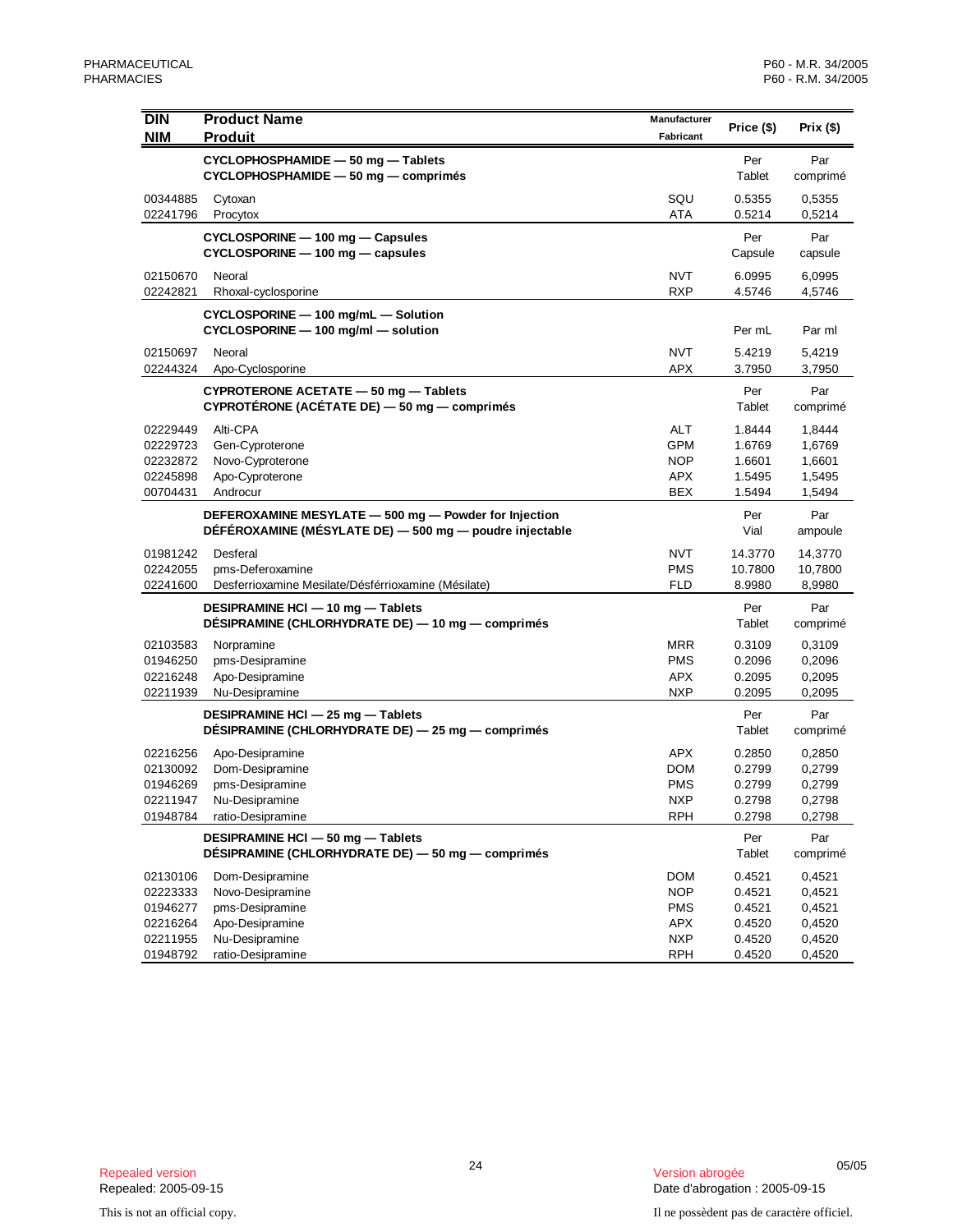| DIN<br>NIM | Product Name<br>Produit | Manufacturer<br>Fabricant | Price ($) | Prix ($) |
|---|---|---|---|---|
| | **CYCLOPHOSPHAMIDE — 50 mg — Tablets<br>CYCLOPHOSPHAMIDE — 50 mg — comprimés** | | Per Tablet | Par comprimé |
| 00344885 | Cytoxan | SQU | 0.5355 | 0,5355 |
| 02241796 | Procytox | ATA | 0.5214 | 0,5214 |
| | **CYCLOSPORINE — 100 mg — Capsules<br>CYCLOSPORINE — 100 mg — capsules** | | Per Capsule | Par capsule |
| 02150670 | Neoral | NVT | 6.0995 | 6,0995 |
| 02242821 | Rhoxal-cyclosporine | RXP | 4.5746 | 4,5746 |
| | **CYCLOSPORINE — 100 mg/mL — Solution<br>CYCLOSPORINE — 100 mg/ml — solution** | | Per mL | Par ml |
| 02150697 | Neoral | NVT | 5.4219 | 5,4219 |
| 02244324 | Apo-Cyclosporine | APX | 3.7950 | 3,7950 |
| | **CYPROTERONE ACETATE — 50 mg — Tablets<br>CYPROTÉRONE (ACÉTATE DE) — 50 mg — comprimés** | | Per Tablet | Par comprimé |
| 02229449 | Alti-CPA | ALT | 1.8444 | 1,8444 |
| 02229723 | Gen-Cyproterone | GPM | 1.6769 | 1,6769 |
| 02232872 | Novo-Cyproterone | NOP | 1.6601 | 1,6601 |
| 02245898 | Apo-Cyproterone | APX | 1.5495 | 1,5495 |
| 00704431 | Androcur | BEX | 1.5494 | 1,5494 |
| | **DEFEROXAMINE MESYLATE — 500 mg — Powder for Injection<br>DÉFÉROXAMINE (MÉSYLATE DE) — 500 mg — poudre injectable** | | Per Vial | Par ampoule |
| 01981242 | Desferal | NVT | 14.3770 | 14,3770 |
| 02242055 | pms-Deferoxamine | PMS | 10.7800 | 10,7800 |
| 02241600 | Desferrioxamine Mesilate/Désférrioxamine (Mésilate) | FLD | 8.9980 | 8,9980 |
| | **DESIPRAMINE HCl — 10 mg — Tablets<br>DÉSIPRAMINE (CHLORHYDRATE DE) — 10 mg — comprimés** | | Per Tablet | Par comprimé |
| 02103583 | Norpramine | MRR | 0.3109 | 0,3109 |
| 01946250 | pms-Desipramine | PMS | 0.2096 | 0,2096 |
| 02216248 | Apo-Desipramine | APX | 0.2095 | 0,2095 |
| 02211939 | Nu-Desipramine | NXP | 0.2095 | 0,2095 |
| | **DESIPRAMINE HCl — 25 mg — Tablets<br>DÉSIPRAMINE (CHLORHYDRATE DE) — 25 mg — comprimés** | | Per Tablet | Par comprimé |
| 02216256 | Apo-Desipramine | APX | 0.2850 | 0,2850 |
| 02130092 | Dom-Desipramine | DOM | 0.2799 | 0,2799 |
| 01946269 | pms-Desipramine | PMS | 0.2799 | 0,2799 |
| 02211947 | Nu-Desipramine | NXP | 0.2798 | 0,2798 |
| 01948784 | ratio-Desipramine | RPH | 0.2798 | 0,2798 |
| | **DESIPRAMINE HCl — 50 mg — Tablets<br>DÉSIPRAMINE (CHLORHYDRATE DE) — 50 mg — comprimés** | | Per Tablet | Par comprimé |
| 02130106 | Dom-Desipramine | DOM | 0.4521 | 0,4521 |
| 02223333 | Novo-Desipramine | NOP | 0.4521 | 0,4521 |
| 01946277 | pms-Desipramine | PMS | 0.4521 | 0,4521 |
| 02216264 | Apo-Desipramine | APX | 0.4520 | 0,4520 |
| 02211955 | Nu-Desipramine | NXP | 0.4520 | 0,4520 |
| 01948792 | ratio-Desipramine | RPH | 0.4520 | 0,4520 |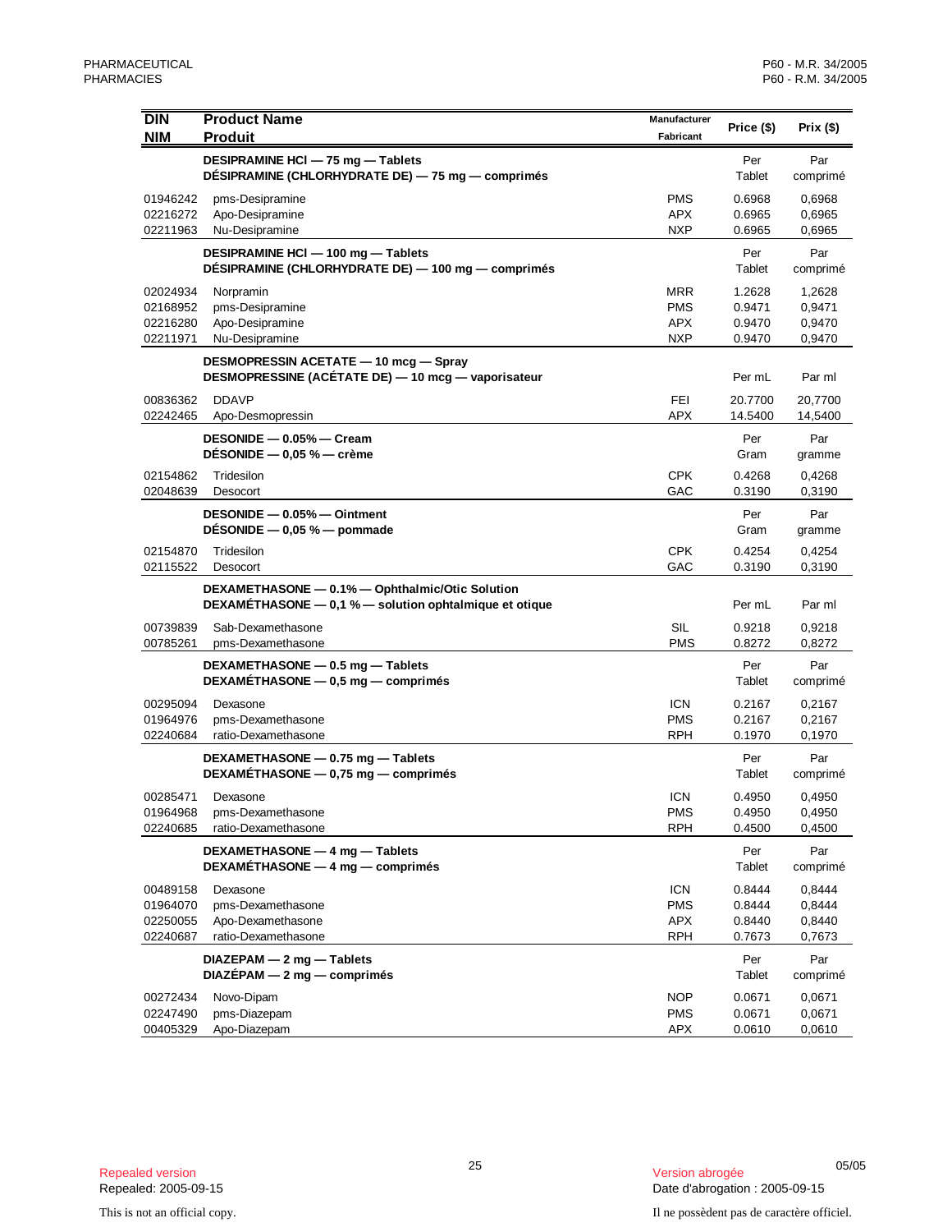| DIN<br>NIM | Product Name<br>Produit | Manufacturer<br>Fabricant | Price ($) | Prix ($) |
|---|---|---|---|---|
| | **DESIPRAMINE HCl — 75 mg — Tablets**<br>**DÉSIPRAMINE (CHLORHYDRATE DE) — 75 mg — comprimés** | | Per Tablet | Par comprimé |
| 01946242 | pms-Desipramine | PMS | 0.6968 | 0,6968 |
| 02216272 | Apo-Desipramine | APX | 0.6965 | 0,6965 |
| 02211963 | Nu-Desipramine | NXP | 0.6965 | 0,6965 |
| | **DESIPRAMINE HCl — 100 mg — Tablets**<br>**DÉSIPRAMINE (CHLORHYDRATE DE) — 100 mg — comprimés** | | Per Tablet | Par comprimé |
| 02024934 | Norpramin | MRR | 1.2628 | 1,2628 |
| 02168952 | pms-Desipramine | PMS | 0.9471 | 0,9471 |
| 02216280 | Apo-Desipramine | APX | 0.9470 | 0,9470 |
| 02211971 | Nu-Desipramine | NXP | 0.9470 | 0,9470 |
| | **DESMOPRESSIN ACETATE — 10 mcg — Spray**<br>**DESMOPRESSINE (ACÉTATE DE) — 10 mcg — vaporisateur** | | Per mL | Par ml |
| 00836362 | DDAVP | FEI | 20.7700 | 20,7700 |
| 02242465 | Apo-Desmopressin | APX | 14.5400 | 14,5400 |
| | **DESONIDE — 0.05% — Cream**<br>**DÉSONIDE — 0,05 % — crème** | | Per Gram | Par gramme |
| 02154862 | Tridesilon | CPK | 0.4268 | 0,4268 |
| 02048639 | Desocort | GAC | 0.3190 | 0,3190 |
| | **DESONIDE — 0.05% — Ointment**<br>**DÉSONIDE — 0,05 % — pommade** | | Per Gram | Par gramme |
| 02154870 | Tridesilon | CPK | 0.4254 | 0,4254 |
| 02115522 | Desocort | GAC | 0.3190 | 0,3190 |
| | **DEXAMETHASONE — 0.1% — Ophthalmic/Otic Solution**<br>**DEXAMÉTHASONE — 0,1 % — solution ophtalmique et otique** | | Per mL | Par ml |
| 00739839 | Sab-Dexamethasone | SIL | 0.9218 | 0,9218 |
| 00785261 | pms-Dexamethasone | PMS | 0.8272 | 0,8272 |
| | **DEXAMETHASONE — 0.5 mg — Tablets**<br>**DEXAMÉTHASONE — 0,5 mg — comprimés** | | Per Tablet | Par comprimé |
| 00295094 | Dexasone | ICN | 0.2167 | 0,2167 |
| 01964976 | pms-Dexamethasone | PMS | 0.2167 | 0,2167 |
| 02240684 | ratio-Dexamethasone | RPH | 0.1970 | 0,1970 |
| | **DEXAMETHASONE — 0.75 mg — Tablets**<br>**DEXAMÉTHASONE — 0,75 mg — comprimés** | | Per Tablet | Par comprimé |
| 00285471 | Dexasone | ICN | 0.4950 | 0,4950 |
| 01964968 | pms-Dexamethasone | PMS | 0.4950 | 0,4950 |
| 02240685 | ratio-Dexamethasone | RPH | 0.4500 | 0,4500 |
| | **DEXAMETHASONE — 4 mg — Tablets**<br>**DEXAMÉTHASONE — 4 mg — comprimés** | | Per Tablet | Par comprimé |
| 00489158 | Dexasone | ICN | 0.8444 | 0,8444 |
| 01964070 | pms-Dexamethasone | PMS | 0.8444 | 0,8444 |
| 02250055 | Apo-Dexamethasone | APX | 0.8440 | 0,8440 |
| 02240687 | ratio-Dexamethasone | RPH | 0.7673 | 0,7673 |
| | **DIAZEPAM — 2 mg — Tablets**<br>**DIAZÉPAM — 2 mg — comprimés** | | Per Tablet | Par comprimé |
| 00272434 | Novo-Dipam | NOP | 0.0671 | 0,0671 |
| 02247490 | pms-Diazepam | PMS | 0.0671 | 0,0671 |
| 00405329 | Apo-Diazepam | APX | 0.0610 | 0,0610 |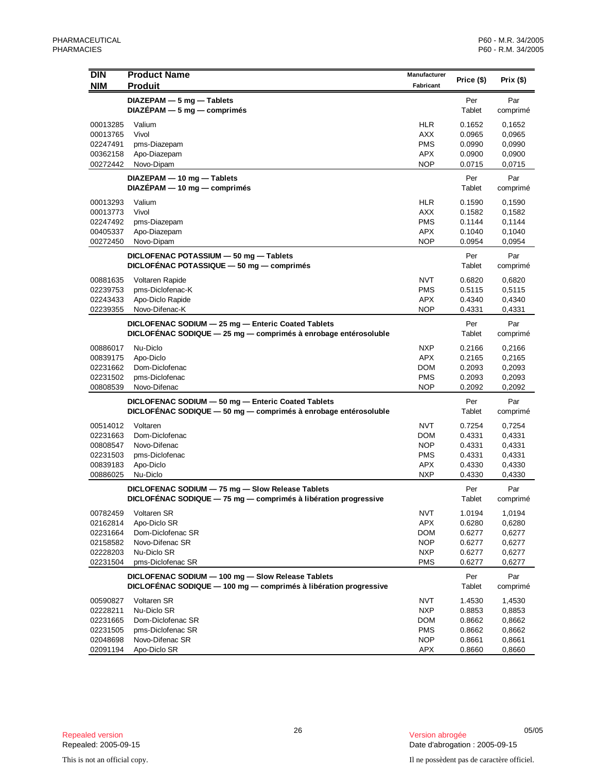| DIN<br>NIM | Product Name<br>Produit | Manufacturer<br>Fabricant | Price ($) | Prix ($) |
|---|---|---|---|---|
| | **DIAZEPAM — 5 mg — Tablets**<br>**DIAZÉPAM — 5 mg — comprimés** | | Per<br>Tablet | Par<br>comprimé |
| 00013285 | Valium | HLR | 0.1652 | 0,1652 |
| 00013765 | Vivol | AXX | 0.0965 | 0,0965 |
| 02247491 | pms-Diazepam | PMS | 0.0990 | 0,0990 |
| 00362158 | Apo-Diazepam | APX | 0.0900 | 0,0900 |
| 00272442 | Novo-Dipam | NOP | 0.0715 | 0,0715 |
| | **DIAZEPAM — 10 mg — Tablets**<br>**DIAZÉPAM — 10 mg — comprimés** | | Per<br>Tablet | Par<br>comprimé |
| 00013293 | Valium | HLR | 0.1590 | 0,1590 |
| 00013773 | Vivol | AXX | 0.1582 | 0,1582 |
| 02247492 | pms-Diazepam | PMS | 0.1144 | 0,1144 |
| 00405337 | Apo-Diazepam | APX | 0.1040 | 0,1040 |
| 00272450 | Novo-Dipam | NOP | 0.0954 | 0,0954 |
| | **DICLOFENAC POTASSIUM — 50 mg — Tablets**<br>**DICLOFÉNAC POTASSIQUE — 50 mg — comprimés** | | Per<br>Tablet | Par<br>comprimé |
| 00881635 | Voltaren Rapide | NVT | 0.6820 | 0,6820 |
| 02239753 | pms-Diclofenac-K | PMS | 0.5115 | 0,5115 |
| 02243433 | Apo-Diclo Rapide | APX | 0.4340 | 0,4340 |
| 02239355 | Novo-Difenac-K | NOP | 0.4331 | 0,4331 |
| | **DICLOFENAC SODIUM — 25 mg — Enteric Coated Tablets**<br>**DICLOFÉNAC SODIQUE — 25 mg — comprimés à enrobage entérosoluble** | | Per<br>Tablet | Par<br>comprimé |
| 00886017 | Nu-Diclo | NXP | 0.2166 | 0,2166 |
| 00839175 | Apo-Diclo | APX | 0.2165 | 0,2165 |
| 02231662 | Dom-Diclofenac | DOM | 0.2093 | 0,2093 |
| 02231502 | pms-Diclofenac | PMS | 0.2093 | 0,2093 |
| 00808539 | Novo-Difenac | NOP | 0.2092 | 0,2092 |
| | **DICLOFENAC SODIUM — 50 mg — Enteric Coated Tablets**<br>**DICLOFÉNAC SODIQUE — 50 mg — comprimés à enrobage entérosoluble** | | Per<br>Tablet | Par<br>comprimé |
| 00514012 | Voltaren | NVT | 0.7254 | 0,7254 |
| 02231663 | Dom-Diclofenac | DOM | 0.4331 | 0,4331 |
| 00808547 | Novo-Difenac | NOP | 0.4331 | 0,4331 |
| 02231503 | pms-Diclofenac | PMS | 0.4331 | 0,4331 |
| 00839183 | Apo-Diclo | APX | 0.4330 | 0,4330 |
| 00886025 | Nu-Diclo | NXP | 0.4330 | 0,4330 |
| | **DICLOFENAC SODIUM — 75 mg — Slow Release Tablets**<br>**DICLOFÉNAC SODIQUE — 75 mg — comprimés à libération progressive** | | Per<br>Tablet | Par<br>comprimé |
| 00782459 | Voltaren SR | NVT | 1.0194 | 1,0194 |
| 02162814 | Apo-Diclo SR | APX | 0.6280 | 0,6280 |
| 02231664 | Dom-Diclofenac SR | DOM | 0.6277 | 0,6277 |
| 02158582 | Novo-Difenac SR | NOP | 0.6277 | 0,6277 |
| 02228203 | Nu-Diclo SR | NXP | 0.6277 | 0,6277 |
| 02231504 | pms-Diclofenac SR | PMS | 0.6277 | 0,6277 |
| | **DICLOFENAC SODIUM — 100 mg — Slow Release Tablets**<br>**DICLOFÉNAC SODIQUE — 100 mg — comprimés à libération progressive** | | Per<br>Tablet | Par<br>comprimé |
| 00590827 | Voltaren SR | NVT | 1.4530 | 1,4530 |
| 02228211 | Nu-Diclo SR | NXP | 0.8853 | 0,8853 |
| 02231665 | Dom-Diclofenac SR | DOM | 0.8662 | 0,8662 |
| 02231505 | pms-Diclofenac SR | PMS | 0.8662 | 0,8662 |
| 02048698 | Novo-Difenac SR | NOP | 0.8661 | 0,8661 |
| 02091194 | Apo-Diclo SR | APX | 0.8660 | 0,8660 |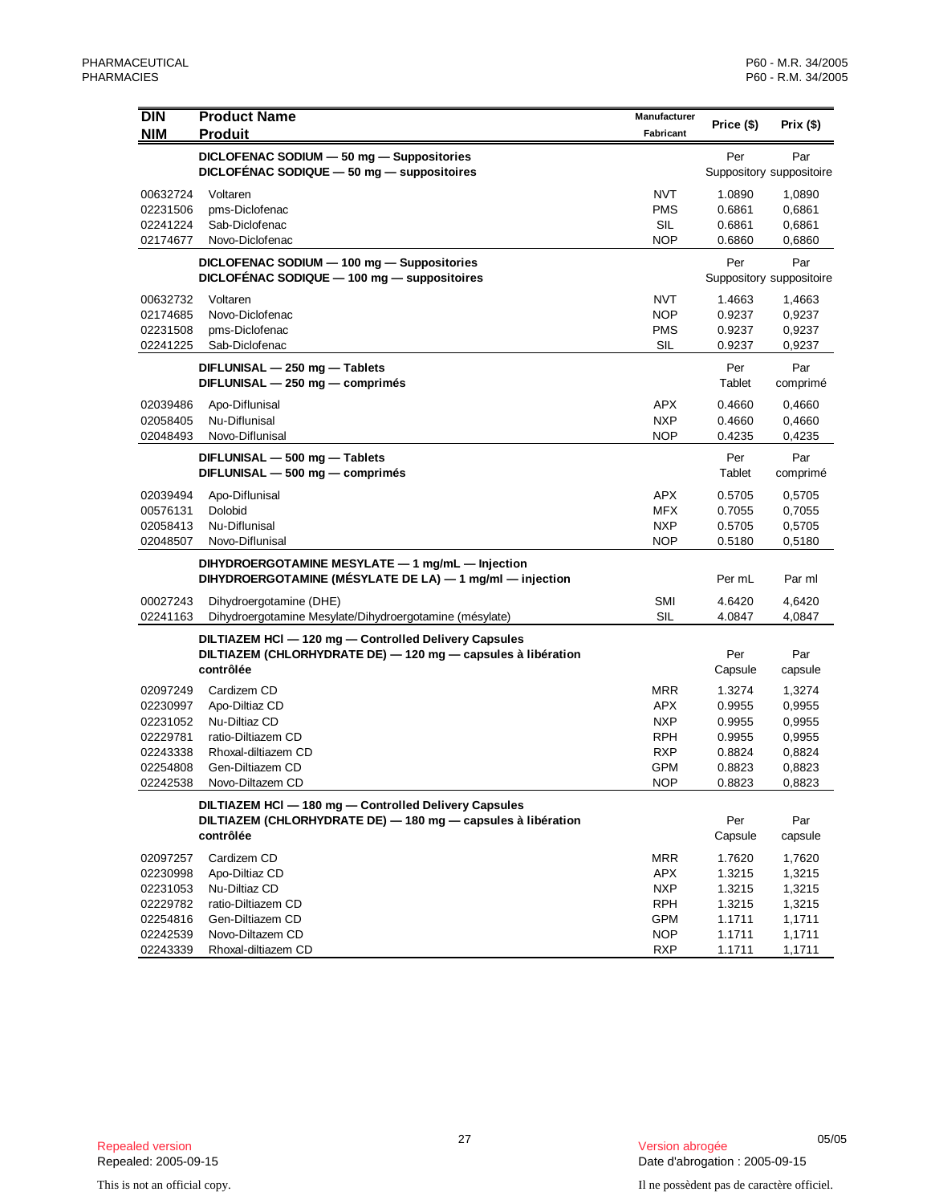| DIN<br>NIM | Product Name<br>Produit | Manufacturer<br>Fabricant | Price ($) | Prix ($) |
|---|---|---|---|---|
| | **DICLOFENAC SODIUM — 50 mg — Suppositories**<br>**DICLOFÉNAC SODIQUE — 50 mg — suppositoires** | | Per Suppository | Par suppositoire |
| 00632724 | Voltaren | NVT | 1.0890 | 1,0890 |
| 02231506 | pms-Diclofenac | PMS | 0.6861 | 0,6861 |
| 02241224 | Sab-Diclofenac | SIL | 0.6861 | 0,6861 |
| 02174677 | Novo-Diclofenac | NOP | 0.6860 | 0,6860 |
| | **DICLOFENAC SODIUM — 100 mg — Suppositories**<br>**DICLOFÉNAC SODIQUE — 100 mg — suppositoires** | | Per Suppository | Par suppositoire |
| 00632732 | Voltaren | NVT | 1.4663 | 1,4663 |
| 02174685 | Novo-Diclofenac | NOP | 0.9237 | 0,9237 |
| 02231508 | pms-Diclofenac | PMS | 0.9237 | 0,9237 |
| 02241225 | Sab-Diclofenac | SIL | 0.9237 | 0,9237 |
| | **DIFLUNISAL — 250 mg — Tablets**<br>**DIFLUNISAL — 250 mg — comprimés** | | Per Tablet | Par comprimé |
| 02039486 | Apo-Diflunisal | APX | 0.4660 | 0,4660 |
| 02058405 | Nu-Diflunisal | NXP | 0.4660 | 0,4660 |
| 02048493 | Novo-Diflunisal | NOP | 0.4235 | 0,4235 |
| | **DIFLUNISAL — 500 mg — Tablets**<br>**DIFLUNISAL — 500 mg — comprimés** | | Per Tablet | Par comprimé |
| 02039494 | Apo-Diflunisal | APX | 0.5705 | 0,5705 |
| 00576131 | Dolobid | MFX | 0.7055 | 0,7055 |
| 02058413 | Nu-Diflunisal | NXP | 0.5705 | 0,5705 |
| 02048507 | Novo-Diflunisal | NOP | 0.5180 | 0,5180 |
| | **DIHYDROERGOTAMINE MESYLATE — 1 mg/mL — Injection**<br>**DIHYDROERGOTAMINE (MÉSYLATE DE LA) — 1 mg/ml — injection** | | Per mL | Par ml |
| 00027243 | Dihydroergotamine (DHE) | SMI | 4.6420 | 4,6420 |
| 02241163 | Dihydroergotamine Mesylate/Dihydroergotamine (mésylate) | SIL | 4.0847 | 4,0847 |
| | **DILTIAZEM HCl — 120 mg — Controlled Delivery Capsules**<br>**DILTIAZEM (CHLORHYDRATE DE) — 120 mg — capsules à libération contrôlée** | | Per Capsule | Par capsule |
| 02097249 | Cardizem CD | MRR | 1.3274 | 1,3274 |
| 02230997 | Apo-Diltiaz CD | APX | 0.9955 | 0,9955 |
| 02231052 | Nu-Diltiaz CD | NXP | 0.9955 | 0,9955 |
| 02229781 | ratio-Diltiazem CD | RPH | 0.9955 | 0,9955 |
| 02243338 | Rhoxal-diltiazem CD | RXP | 0.8824 | 0,8824 |
| 02254808 | Gen-Diltiazem CD | GPM | 0.8823 | 0,8823 |
| 02242538 | Novo-Diltazem CD | NOP | 0.8823 | 0,8823 |
| | **DILTIAZEM HCl — 180 mg — Controlled Delivery Capsules**<br>**DILTIAZEM (CHLORHYDRATE DE) — 180 mg — capsules à libération contrôlée** | | Per Capsule | Par capsule |
| 02097257 | Cardizem CD | MRR | 1.7620 | 1,7620 |
| 02230998 | Apo-Diltiaz CD | APX | 1.3215 | 1,3215 |
| 02231053 | Nu-Diltiaz CD | NXP | 1.3215 | 1,3215 |
| 02229782 | ratio-Diltiazem CD | RPH | 1.3215 | 1,3215 |
| 02254816 | Gen-Diltiazem CD | GPM | 1.1711 | 1,1711 |
| 02242539 | Novo-Diltazem CD | NOP | 1.1711 | 1,1711 |
| 02243339 | Rhoxal-diltiazem CD | RXP | 1.1711 | 1,1711 |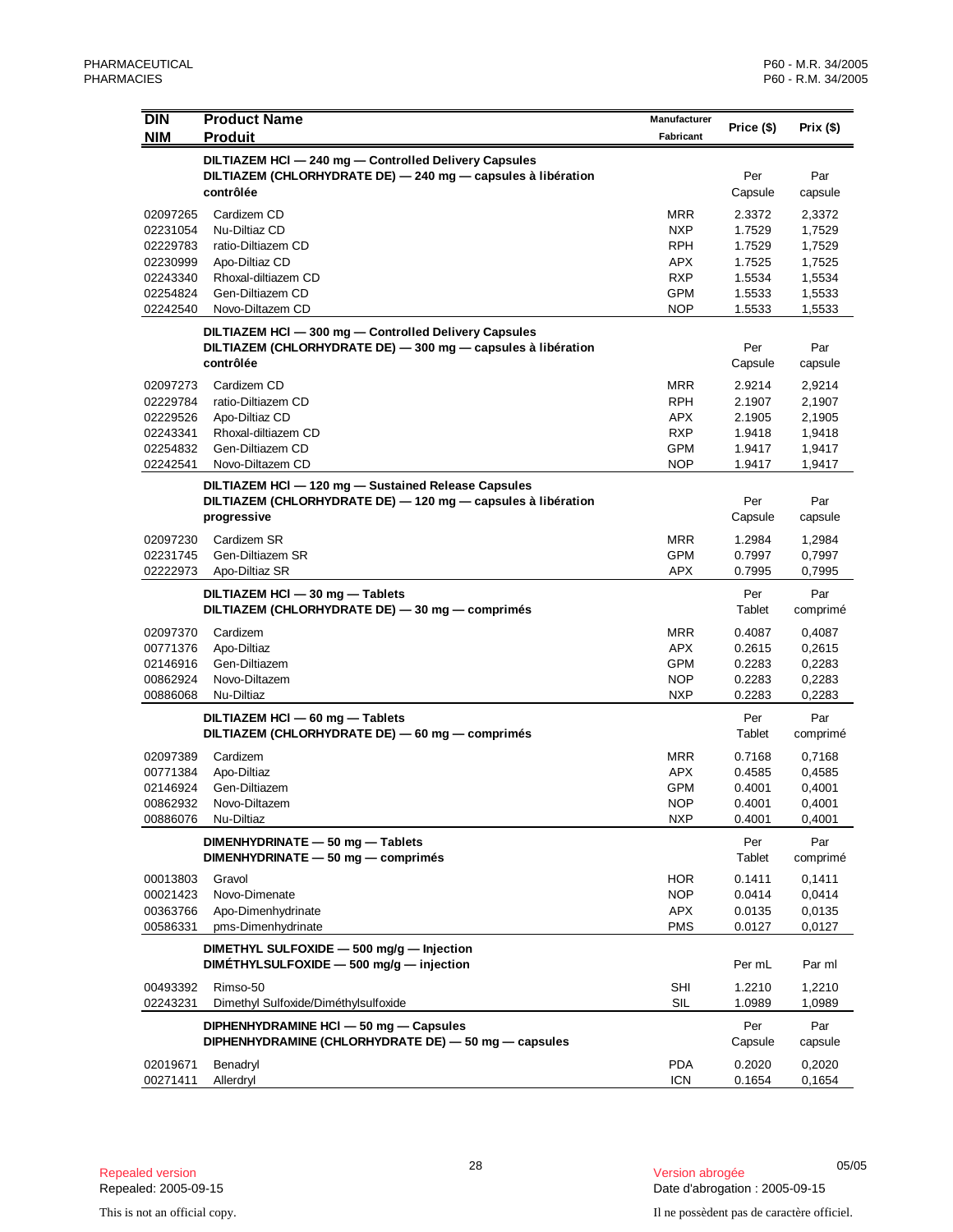| DIN<br>NIM | Product Name<br>Produit | Manufacturer<br>Fabricant | Price ($) | Prix ($) |
|---|---|---|---|---|
| | **DILTIAZEM HCl — 240 mg — Controlled Delivery Capsules**<br>**DILTIAZEM (CHLORHYDRATE DE) — 240 mg — capsules à libération contrôlée** | | Per Capsule | Par capsule |
| 02097265 | Cardizem CD | MRR | 2.3372 | 2,3372 |
| 02231054 | Nu-Diltiaz CD | NXP | 1.7529 | 1,7529 |
| 02229783 | ratio-Diltiazem CD | RPH | 1.7529 | 1,7529 |
| 02230999 | Apo-Diltiaz CD | APX | 1.7525 | 1,7525 |
| 02243340 | Rhoxal-diltiazem CD | RXP | 1.5534 | 1,5534 |
| 02254824 | Gen-Diltiazem CD | GPM | 1.5533 | 1,5533 |
| 02242540 | Novo-Diltazem CD | NOP | 1.5533 | 1,5533 |
| | **DILTIAZEM HCl — 300 mg — Controlled Delivery Capsules**<br>**DILTIAZEM (CHLORHYDRATE DE) — 300 mg — capsules à libération contrôlée** | | Per Capsule | Par capsule |
| 02097273 | Cardizem CD | MRR | 2.9214 | 2,9214 |
| 02229784 | ratio-Diltiazem CD | RPH | 2.1907 | 2,1907 |
| 02229526 | Apo-Diltiaz CD | APX | 2.1905 | 2,1905 |
| 02243341 | Rhoxal-diltiazem CD | RXP | 1.9418 | 1,9418 |
| 02254832 | Gen-Diltiazem CD | GPM | 1.9417 | 1,9417 |
| 02242541 | Novo-Diltazem CD | NOP | 1.9417 | 1,9417 |
| | **DILTIAZEM HCl — 120 mg — Sustained Release Capsules**<br>**DILTIAZEM (CHLORHYDRATE DE) — 120 mg — capsules à libération progressive** | | Per Capsule | Par capsule |
| 02097230 | Cardizem SR | MRR | 1.2984 | 1,2984 |
| 02231745 | Gen-Diltiazem SR | GPM | 0.7997 | 0,7997 |
| 02222973 | Apo-Diltiaz SR | APX | 0.7995 | 0,7995 |
| | **DILTIAZEM HCl — 30 mg — Tablets**<br>**DILTIAZEM (CHLORHYDRATE DE) — 30 mg — comprimés** | | Per Tablet | Par comprimé |
| 02097370 | Cardizem | MRR | 0.4087 | 0,4087 |
| 00771376 | Apo-Diltiaz | APX | 0.2615 | 0,2615 |
| 02146916 | Gen-Diltiazem | GPM | 0.2283 | 0,2283 |
| 00862924 | Novo-Diltazem | NOP | 0.2283 | 0,2283 |
| 00886068 | Nu-Diltiaz | NXP | 0.2283 | 0,2283 |
| | **DILTIAZEM HCl — 60 mg — Tablets**<br>**DILTIAZEM (CHLORHYDRATE DE) — 60 mg — comprimés** | | Per Tablet | Par comprimé |
| 02097389 | Cardizem | MRR | 0.7168 | 0,7168 |
| 00771384 | Apo-Diltiaz | APX | 0.4585 | 0,4585 |
| 02146924 | Gen-Diltiazem | GPM | 0.4001 | 0,4001 |
| 00862932 | Novo-Diltazem | NOP | 0.4001 | 0,4001 |
| 00886076 | Nu-Diltiaz | NXP | 0.4001 | 0,4001 |
| | **DIMENHYDRINATE — 50 mg — Tablets**<br>**DIMENHYDRINATE — 50 mg — comprimés** | | Per Tablet | Par comprimé |
| 00013803 | Gravol | HOR | 0.1411 | 0,1411 |
| 00021423 | Novo-Dimenate | NOP | 0.0414 | 0,0414 |
| 00363766 | Apo-Dimenhydrinate | APX | 0.0135 | 0,0135 |
| 00586331 | pms-Dimenhydrinate | PMS | 0.0127 | 0,0127 |
| | **DIMETHYL SULFOXIDE — 500 mg/g — Injection**<br>**DIMÉTHYLSULFOXIDE — 500 mg/g — injection** | | Per mL | Par ml |
| 00493392 | Rimso-50 | SHI | 1.2210 | 1,2210 |
| 02243231 | Dimethyl Sulfoxide/Diméthylsulfoxide | SIL | 1.0989 | 1,0989 |
| | **DIPHENHYDRAMINE HCl — 50 mg — Capsules**<br>**DIPHENHYDRAMINE (CHLORHYDRATE DE) — 50 mg — capsules** | | Per Capsule | Par capsule |
| 02019671 | Benadryl | PDA | 0.2020 | 0,2020 |
| 00271411 | Allerdryl | ICN | 0.1654 | 0,1654 |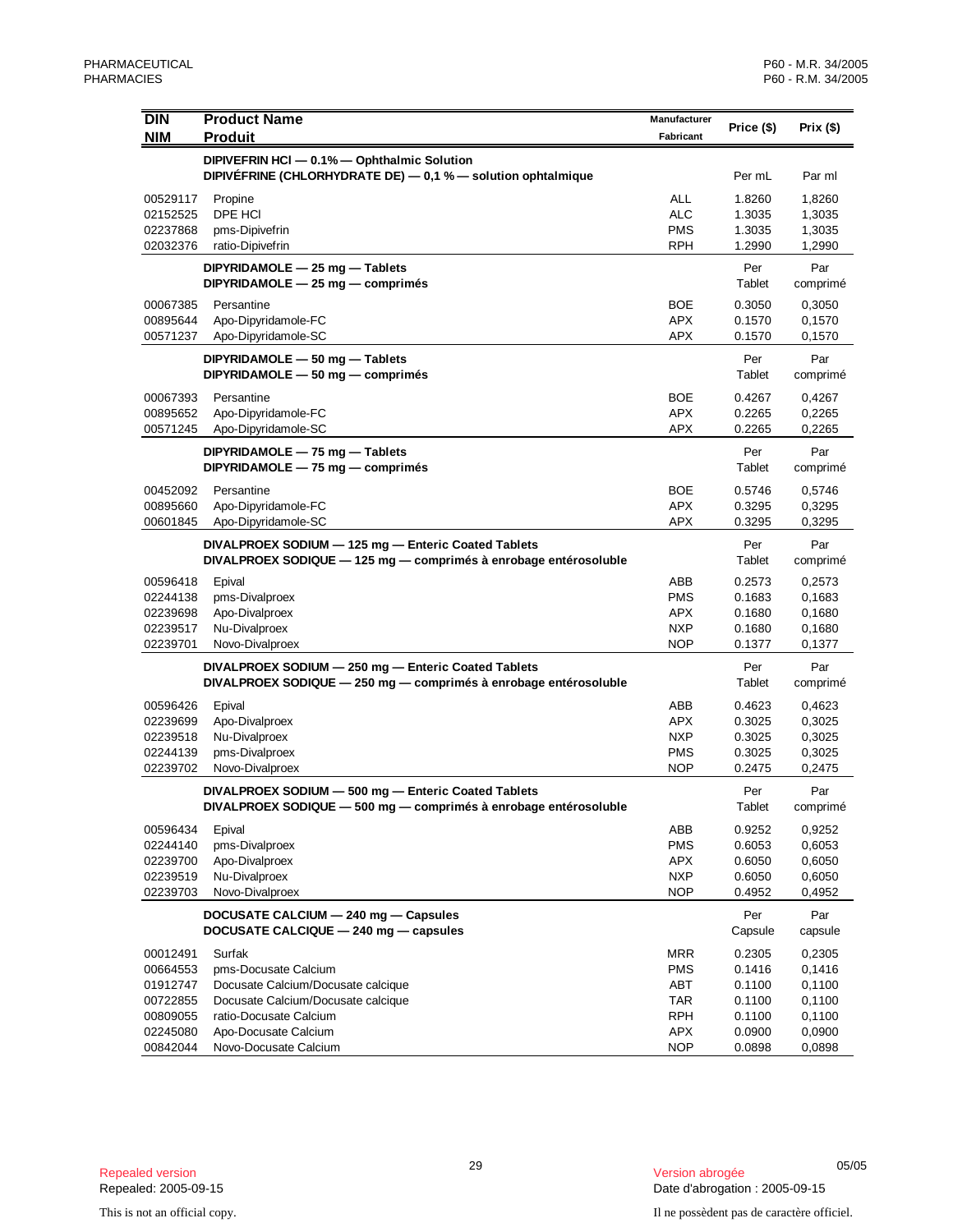| DIN<br>NIM | Product Name<br>Produit | Manufacturer<br>Fabricant | Price ($) | Prix ($) |
|---|---|---|---|---|
| | **DIPIVEFRIN HCl — 0.1% — Ophthalmic Solution**<br>**DIPIVÉFRINE (CHLORHYDRATE DE) — 0,1 % — solution ophtalmique** | | Per mL | Par ml |
| 00529117 | Propine | ALL | 1.8260 | 1,8260 |
| 02152525 | DPE HCl | ALC | 1.3035 | 1,3035 |
| 02237868 | pms-Dipivefrin | PMS | 1.3035 | 1,3035 |
| 02032376 | ratio-Dipivefrin | RPH | 1.2990 | 1,2990 |
| | **DIPYRIDAMOLE — 25 mg — Tablets**<br>**DIPYRIDAMOLE — 25 mg — comprimés** | | Per Tablet | Par comprimé |
| 00067385 | Persantine | BOE | 0.3050 | 0,3050 |
| 00895644 | Apo-Dipyridamole-FC | APX | 0.1570 | 0,1570 |
| 00571237 | Apo-Dipyridamole-SC | APX | 0.1570 | 0,1570 |
| | **DIPYRIDAMOLE — 50 mg — Tablets**<br>**DIPYRIDAMOLE — 50 mg — comprimés** | | Per Tablet | Par comprimé |
| 00067393 | Persantine | BOE | 0.4267 | 0,4267 |
| 00895652 | Apo-Dipyridamole-FC | APX | 0.2265 | 0,2265 |
| 00571245 | Apo-Dipyridamole-SC | APX | 0.2265 | 0,2265 |
| | **DIPYRIDAMOLE — 75 mg — Tablets**<br>**DIPYRIDAMOLE — 75 mg — comprimés** | | Per Tablet | Par comprimé |
| 00452092 | Persantine | BOE | 0.5746 | 0,5746 |
| 00895660 | Apo-Dipyridamole-FC | APX | 0.3295 | 0,3295 |
| 00601845 | Apo-Dipyridamole-SC | APX | 0.3295 | 0,3295 |
| | **DIVALPROEX SODIUM — 125 mg — Enteric Coated Tablets**<br>**DIVALPROEX SODIQUE — 125 mg — comprimés à enrobage entérosoluble** | | Per Tablet | Par comprimé |
| 00596418 | Epival | ABB | 0.2573 | 0,2573 |
| 02244138 | pms-Divalproex | PMS | 0.1683 | 0,1683 |
| 02239698 | Apo-Divalproex | APX | 0.1680 | 0,1680 |
| 02239517 | Nu-Divalproex | NXP | 0.1680 | 0,1680 |
| 02239701 | Novo-Divalproex | NOP | 0.1377 | 0,1377 |
| | **DIVALPROEX SODIUM — 250 mg — Enteric Coated Tablets**<br>**DIVALPROEX SODIQUE — 250 mg — comprimés à enrobage entérosoluble** | | Per Tablet | Par comprimé |
| 00596426 | Epival | ABB | 0.4623 | 0,4623 |
| 02239699 | Apo-Divalproex | APX | 0.3025 | 0,3025 |
| 02239518 | Nu-Divalproex | NXP | 0.3025 | 0,3025 |
| 02244139 | pms-Divalproex | PMS | 0.3025 | 0,3025 |
| 02239702 | Novo-Divalproex | NOP | 0.2475 | 0,2475 |
| | **DIVALPROEX SODIUM — 500 mg — Enteric Coated Tablets**<br>**DIVALPROEX SODIQUE — 500 mg — comprimés à enrobage entérosoluble** | | Per Tablet | Par comprimé |
| 00596434 | Epival | ABB | 0.9252 | 0,9252 |
| 02244140 | pms-Divalproex | PMS | 0.6053 | 0,6053 |
| 02239700 | Apo-Divalproex | APX | 0.6050 | 0,6050 |
| 02239519 | Nu-Divalproex | NXP | 0.6050 | 0,6050 |
| 02239703 | Novo-Divalproex | NOP | 0.4952 | 0,4952 |
| | **DOCUSATE CALCIUM — 240 mg — Capsules**<br>**DOCUSATE CALCIQUE — 240 mg — capsules** | | Per Capsule | Par capsule |
| 00012491 | Surfak | MRR | 0.2305 | 0,2305 |
| 00664553 | pms-Docusate Calcium | PMS | 0.1416 | 0,1416 |
| 01912747 | Docusate Calcium/Docusate calcique | ABT | 0.1100 | 0,1100 |
| 00722855 | Docusate Calcium/Docusate calcique | TAR | 0.1100 | 0,1100 |
| 00809055 | ratio-Docusate Calcium | RPH | 0.1100 | 0,1100 |
| 02245080 | Apo-Docusate Calcium | APX | 0.0900 | 0,0900 |
| 00842044 | Novo-Docusate Calcium | NOP | 0.0898 | 0,0898 |

Repealed version
Repealed: 2005-09-15

Version abrogée
Date d'abrogation : 2005-09-15

This is not an official copy.

Il ne possèdent pas de caractère officiel.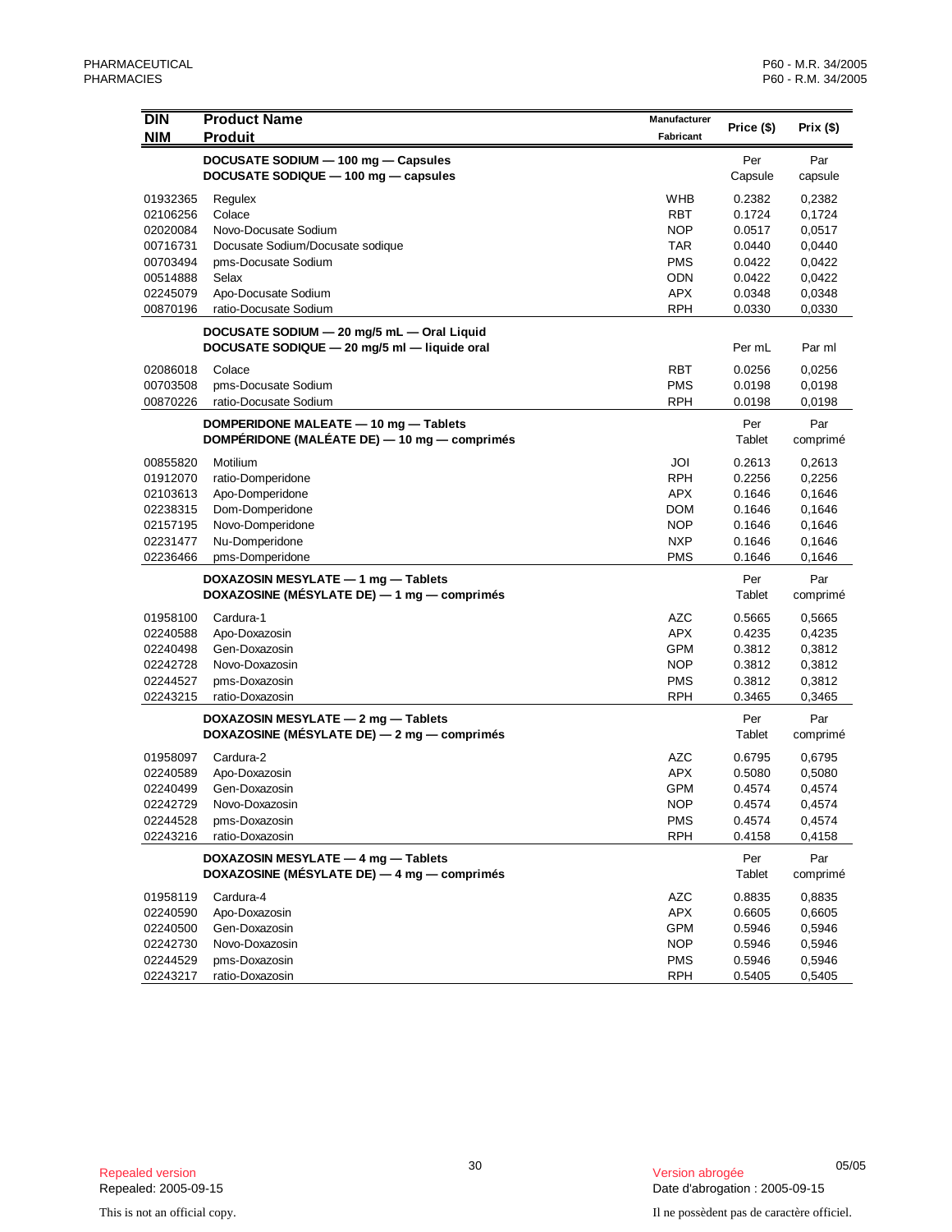| DIN<br>NIM | Product Name<br>Produit | Manufacturer<br>Fabricant | Price ($) | Prix ($) |
|---|---|---|---|---|
| | **DOCUSATE SODIUM — 100 mg — Capsules**<br>**DOCUSATE SODIQUE — 100 mg — capsules** | | Per Capsule | Par capsule |
| 01932365 | Regulex | WHB | 0.2382 | 0,2382 |
| 02106256 | Colace | RBT | 0.1724 | 0,1724 |
| 02020084 | Novo-Docusate Sodium | NOP | 0.0517 | 0,0517 |
| 00716731 | Docusate Sodium/Docusate sodique | TAR | 0.0440 | 0,0440 |
| 00703494 | pms-Docusate Sodium | PMS | 0.0422 | 0,0422 |
| 00514888 | Selax | ODN | 0.0422 | 0,0422 |
| 02245079 | Apo-Docusate Sodium | APX | 0.0348 | 0,0348 |
| 00870196 | ratio-Docusate Sodium | RPH | 0.0330 | 0,0330 |
| | **DOCUSATE SODIUM — 20 mg/5 mL — Oral Liquid**<br>**DOCUSATE SODIQUE — 20 mg/5 ml — liquide oral** | | Per mL | Par ml |
| 02086018 | Colace | RBT | 0.0256 | 0,0256 |
| 00703508 | pms-Docusate Sodium | PMS | 0.0198 | 0,0198 |
| 00870226 | ratio-Docusate Sodium | RPH | 0.0198 | 0,0198 |
| | **DOMPERIDONE MALEATE — 10 mg — Tablets**<br>**DOMPÉRIDONE (MALÉATE DE) — 10 mg — comprimés** | | Per Tablet | Par comprimé |
| 00855820 | Motilium | JOI | 0.2613 | 0,2613 |
| 01912070 | ratio-Domperidone | RPH | 0.2256 | 0,2256 |
| 02103613 | Apo-Domperidone | APX | 0.1646 | 0,1646 |
| 02238315 | Dom-Domperidone | DOM | 0.1646 | 0,1646 |
| 02157195 | Novo-Domperidone | NOP | 0.1646 | 0,1646 |
| 02231477 | Nu-Domperidone | NXP | 0.1646 | 0,1646 |
| 02236466 | pms-Domperidone | PMS | 0.1646 | 0,1646 |
| | **DOXAZOSIN MESYLATE — 1 mg — Tablets**<br>**DOXAZOSINE (MÉSYLATE DE) — 1 mg — comprimés** | | Per Tablet | Par comprimé |
| 01958100 | Cardura-1 | AZC | 0.5665 | 0,5665 |
| 02240588 | Apo-Doxazosin | APX | 0.4235 | 0,4235 |
| 02240498 | Gen-Doxazosin | GPM | 0.3812 | 0,3812 |
| 02242728 | Novo-Doxazosin | NOP | 0.3812 | 0,3812 |
| 02244527 | pms-Doxazosin | PMS | 0.3812 | 0,3812 |
| 02243215 | ratio-Doxazosin | RPH | 0.3465 | 0,3465 |
| | **DOXAZOSIN MESYLATE — 2 mg — Tablets**<br>**DOXAZOSINE (MÉSYLATE DE) — 2 mg — comprimés** | | Per Tablet | Par comprimé |
| 01958097 | Cardura-2 | AZC | 0.6795 | 0,6795 |
| 02240589 | Apo-Doxazosin | APX | 0.5080 | 0,5080 |
| 02240499 | Gen-Doxazosin | GPM | 0.4574 | 0,4574 |
| 02242729 | Novo-Doxazosin | NOP | 0.4574 | 0,4574 |
| 02244528 | pms-Doxazosin | PMS | 0.4574 | 0,4574 |
| 02243216 | ratio-Doxazosin | RPH | 0.4158 | 0,4158 |
| | **DOXAZOSIN MESYLATE — 4 mg — Tablets**<br>**DOXAZOSINE (MÉSYLATE DE) — 4 mg — comprimés** | | Per Tablet | Par comprimé |
| 01958119 | Cardura-4 | AZC | 0.8835 | 0,8835 |
| 02240590 | Apo-Doxazosin | APX | 0.6605 | 0,6605 |
| 02240500 | Gen-Doxazosin | GPM | 0.5946 | 0,5946 |
| 02242730 | Novo-Doxazosin | NOP | 0.5946 | 0,5946 |
| 02244529 | pms-Doxazosin | PMS | 0.5946 | 0,5946 |
| 02243217 | ratio-Doxazosin | RPH | 0.5405 | 0,5405 |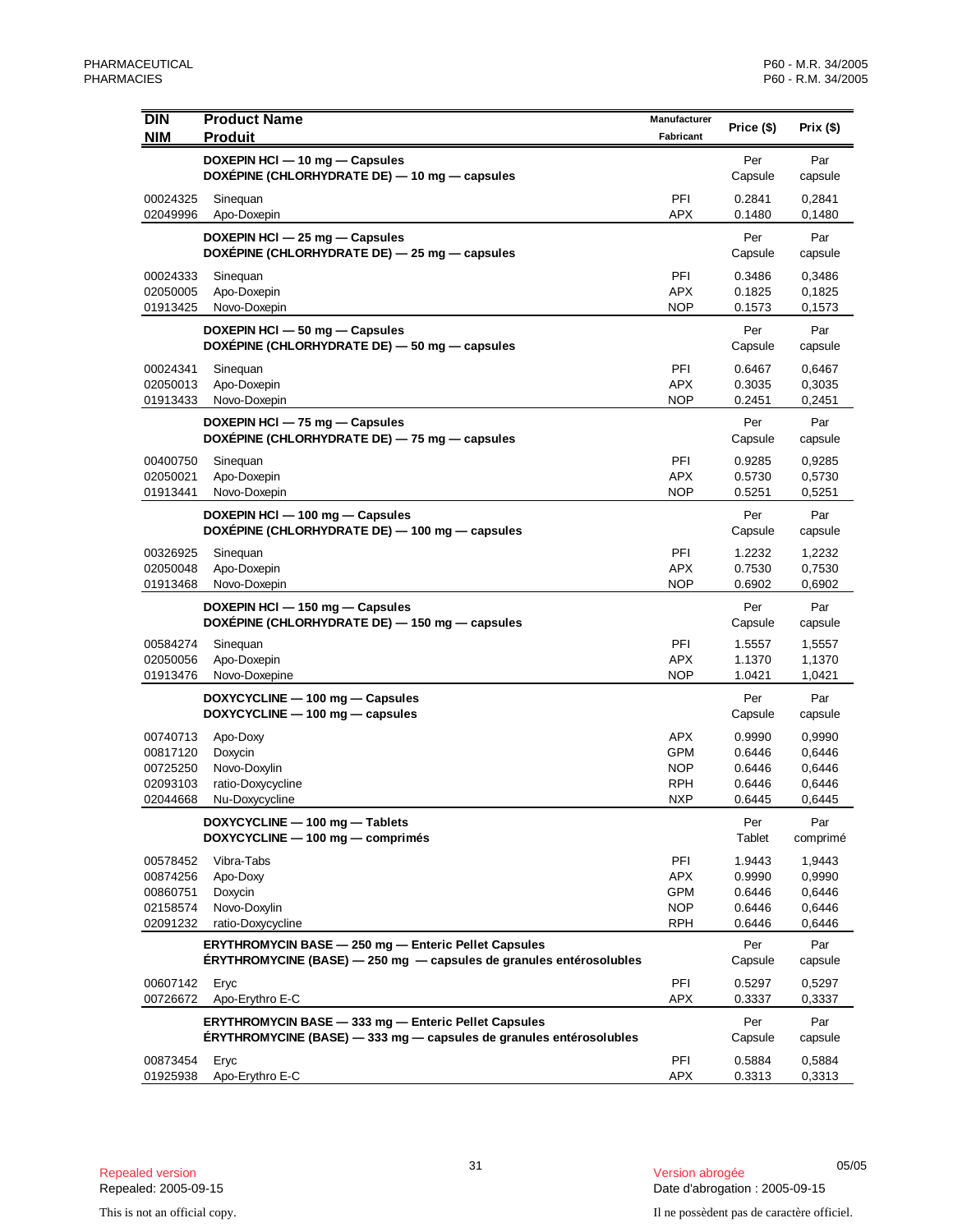| DIN<br>NIM | Product Name<br>Produit | Manufacturer<br>Fabricant | Price ($) | Prix ($) |
|---|---|---|---|---|
| | **DOXEPIN HCl — 10 mg — Capsules**<br>**DOXÉPINE (CHLORHYDRATE DE) — 10 mg — capsules** | | Per Capsule | Par capsule |
| 00024325 | Sinequan | PFI | 0.2841 | 0,2841 |
| 02049996 | Apo-Doxepin | APX | 0.1480 | 0,1480 |
| | **DOXEPIN HCl — 25 mg — Capsules**<br>**DOXÉPINE (CHLORHYDRATE DE) — 25 mg — capsules** | | Per Capsule | Par capsule |
| 00024333 | Sinequan | PFI | 0.3486 | 0,3486 |
| 02050005 | Apo-Doxepin | APX | 0.1825 | 0,1825 |
| 01913425 | Novo-Doxepin | NOP | 0.1573 | 0,1573 |
| | **DOXEPIN HCl — 50 mg — Capsules**<br>**DOXÉPINE (CHLORHYDRATE DE) — 50 mg — capsules** | | Per Capsule | Par capsule |
| 00024341 | Sinequan | PFI | 0.6467 | 0,6467 |
| 02050013 | Apo-Doxepin | APX | 0.3035 | 0,3035 |
| 01913433 | Novo-Doxepin | NOP | 0.2451 | 0,2451 |
| | **DOXEPIN HCl — 75 mg — Capsules**<br>**DOXÉPINE (CHLORHYDRATE DE) — 75 mg — capsules** | | Per Capsule | Par capsule |
| 00400750 | Sinequan | PFI | 0.9285 | 0,9285 |
| 02050021 | Apo-Doxepin | APX | 0.5730 | 0,5730 |
| 01913441 | Novo-Doxepin | NOP | 0.5251 | 0,5251 |
| | **DOXEPIN HCl — 100 mg — Capsules**<br>**DOXÉPINE (CHLORHYDRATE DE) — 100 mg — capsules** | | Per Capsule | Par capsule |
| 00326925 | Sinequan | PFI | 1.2232 | 1,2232 |
| 02050048 | Apo-Doxepin | APX | 0.7530 | 0,7530 |
| 01913468 | Novo-Doxepin | NOP | 0.6902 | 0,6902 |
| | **DOXEPIN HCl — 150 mg — Capsules**<br>**DOXÉPINE (CHLORHYDRATE DE) — 150 mg — capsules** | | Per Capsule | Par capsule |
| 00584274 | Sinequan | PFI | 1.5557 | 1,5557 |
| 02050056 | Apo-Doxepin | APX | 1.1370 | 1,1370 |
| 01913476 | Novo-Doxepine | NOP | 1.0421 | 1,0421 |
| | **DOXYCYCLINE — 100 mg — Capsules**<br>**DOXYCYCLINE — 100 mg — capsules** | | Per Capsule | Par capsule |
| 00740713 | Apo-Doxy | APX | 0.9990 | 0,9990 |
| 00817120 | Doxycin | GPM | 0.6446 | 0,6446 |
| 00725250 | Novo-Doxylin | NOP | 0.6446 | 0,6446 |
| 02093103 | ratio-Doxycycline | RPH | 0.6446 | 0,6446 |
| 02044668 | Nu-Doxycycline | NXP | 0.6445 | 0,6445 |
| | **DOXYCYCLINE — 100 mg — Tablets**<br>**DOXYCYCLINE — 100 mg — comprimés** | | Per Tablet | Par comprimé |
| 00578452 | Vibra-Tabs | PFI | 1.9443 | 1,9443 |
| 00874256 | Apo-Doxy | APX | 0.9990 | 0,9990 |
| 00860751 | Doxycin | GPM | 0.6446 | 0,6446 |
| 02158574 | Novo-Doxylin | NOP | 0.6446 | 0,6446 |
| 02091232 | ratio-Doxycycline | RPH | 0.6446 | 0,6446 |
| | **ERYTHROMYCIN BASE — 250 mg — Enteric Pellet Capsules**<br>**ÉRYTHROMYCINE (BASE) — 250 mg — capsules de granules entérosolubles** | | Per Capsule | Par capsule |
| 00607142 | Eryc | PFI | 0.5297 | 0,5297 |
| 00726672 | Apo-Erythro E-C | APX | 0.3337 | 0,3337 |
| | **ERYTHROMYCIN BASE — 333 mg — Enteric Pellet Capsules**<br>**ÉRYTHROMYCINE (BASE) — 333 mg — capsules de granules entérosolubles** | | Per Capsule | Par capsule |
| 00873454 | Eryc | PFI | 0.5884 | 0,5884 |
| 01925938 | Apo-Erythro E-C | APX | 0.3313 | 0,3313 |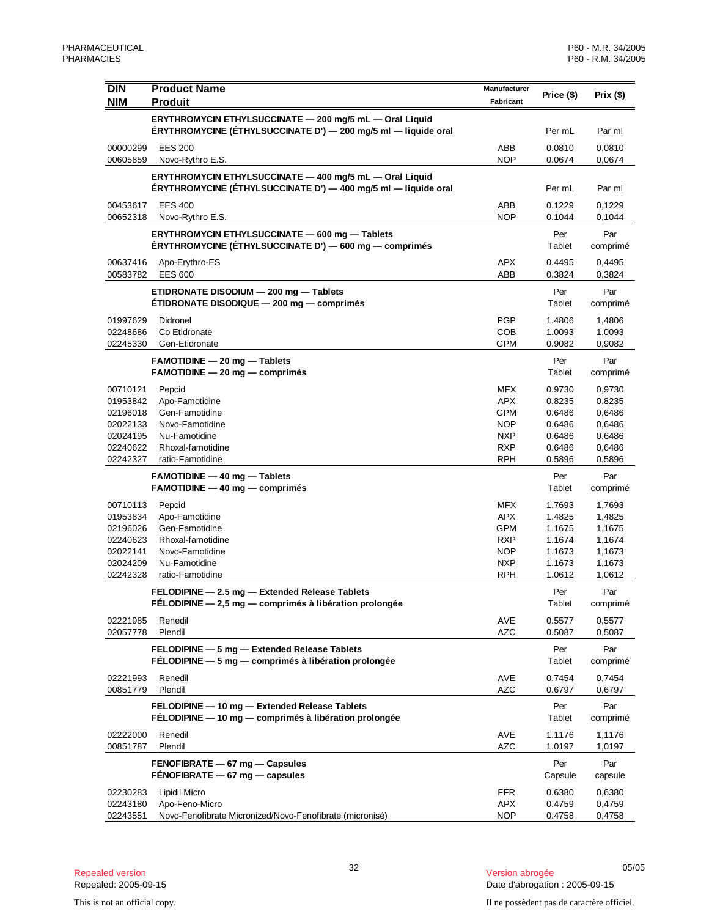| DIN<br>NIM | Product Name<br>Produit | Manufacturer<br>Fabricant | Price ($) | Prix ($) |
|---|---|---|---|---|
| | **ERYTHROMYCIN ETHYLSUCCINATE — 200 mg/5 mL — Oral Liquid**<br>**ÉRYTHROMYCINE (ÉTHYLSUCCINATE D') — 200 mg/5 ml — liquide oral** | | Per mL | Par ml |
| 00000299 | EES 200 | ABB | 0.0810 | 0,0810 |
| 00605859 | Novo-Rythro E.S. | NOP | 0.0674 | 0,0674 |
| | **ERYTHROMYCIN ETHYLSUCCINATE — 400 mg/5 mL — Oral Liquid**<br>**ÉRYTHROMYCINE (ÉTHYLSUCCINATE D') — 400 mg/5 ml — liquide oral** | | Per mL | Par ml |
| 00453617 | EES 400 | ABB | 0.1229 | 0,1229 |
| 00652318 | Novo-Rythro E.S. | NOP | 0.1044 | 0,1044 |
| | **ERYTHROMYCIN ETHYLSUCCINATE — 600 mg — Tablets**<br>**ÉRYTHROMYCINE (ÉTHYLSUCCINATE D') — 600 mg — comprimés** | | Per Tablet | Par comprimé |
| 00637416 | Apo-Erythro-ES | APX | 0.4495 | 0,4495 |
| 00583782 | EES 600 | ABB | 0.3824 | 0,3824 |
| | **ETIDRONATE DISODIUM — 200 mg — Tablets**<br>**ÉTIDRONATE DISODIQUE — 200 mg — comprimés** | | Per Tablet | Par comprimé |
| 01997629 | Didronel | PGP | 1.4806 | 1,4806 |
| 02248686 | Co Etidronate | COB | 1.0093 | 1,0093 |
| 02245330 | Gen-Etidronate | GPM | 0.9082 | 0,9082 |
| | **FAMOTIDINE — 20 mg — Tablets**<br>**FAMOTIDINE — 20 mg — comprimés** | | Per Tablet | Par comprimé |
| 00710121 | Pepcid | MFX | 0.9730 | 0,9730 |
| 01953842 | Apo-Famotidine | APX | 0.8235 | 0,8235 |
| 02196018 | Gen-Famotidine | GPM | 0.6486 | 0,6486 |
| 02022133 | Novo-Famotidine | NOP | 0.6486 | 0,6486 |
| 02024195 | Nu-Famotidine | NXP | 0.6486 | 0,6486 |
| 02240622 | Rhoxal-famotidine | RXP | 0.6486 | 0,6486 |
| 02242327 | ratio-Famotidine | RPH | 0.5896 | 0,5896 |
| | **FAMOTIDINE — 40 mg — Tablets**<br>**FAMOTIDINE — 40 mg — comprimés** | | Per Tablet | Par comprimé |
| 00710113 | Pepcid | MFX | 1.7693 | 1,7693 |
| 01953834 | Apo-Famotidine | APX | 1.4825 | 1,4825 |
| 02196026 | Gen-Famotidine | GPM | 1.1675 | 1,1675 |
| 02240623 | Rhoxal-famotidine | RXP | 1.1674 | 1,1674 |
| 02022141 | Novo-Famotidine | NOP | 1.1673 | 1,1673 |
| 02024209 | Nu-Famotidine | NXP | 1.1673 | 1,1673 |
| 02242328 | ratio-Famotidine | RPH | 1.0612 | 1,0612 |
| | **FELODIPINE — 2.5 mg — Extended Release Tablets**<br>**FÉLODIPINE — 2,5 mg — comprimés à libération prolongée** | | Per Tablet | Par comprimé |
| 02221985 | Renedil | AVE | 0.5577 | 0,5577 |
| 02057778 | Plendil | AZC | 0.5087 | 0,5087 |
| | **FELODIPINE — 5 mg — Extended Release Tablets**<br>**FÉLODIPINE — 5 mg — comprimés à libération prolongée** | | Per Tablet | Par comprimé |
| 02221993 | Renedil | AVE | 0.7454 | 0,7454 |
| 00851779 | Plendil | AZC | 0.6797 | 0,6797 |
| | **FELODIPINE — 10 mg — Extended Release Tablets**<br>**FÉLODIPINE — 10 mg — comprimés à libération prolongée** | | Per Tablet | Par comprimé |
| 02222000 | Renedil | AVE | 1.1176 | 1,1176 |
| 00851787 | Plendil | AZC | 1.0197 | 1,0197 |
| | **FENOFIBRATE — 67 mg — Capsules**<br>**FÉNOFIBRATE — 67 mg — capsules** | | Per Capsule | Par capsule |
| 02230283 | Lipidil Micro | FFR | 0.6380 | 0,6380 |
| 02243180 | Apo-Feno-Micro | APX | 0.4759 | 0,4759 |
| 02243551 | Novo-Fenofibrate Micronized/Novo-Fenofibrate (micronisé) | NOP | 0.4758 | 0,4758 |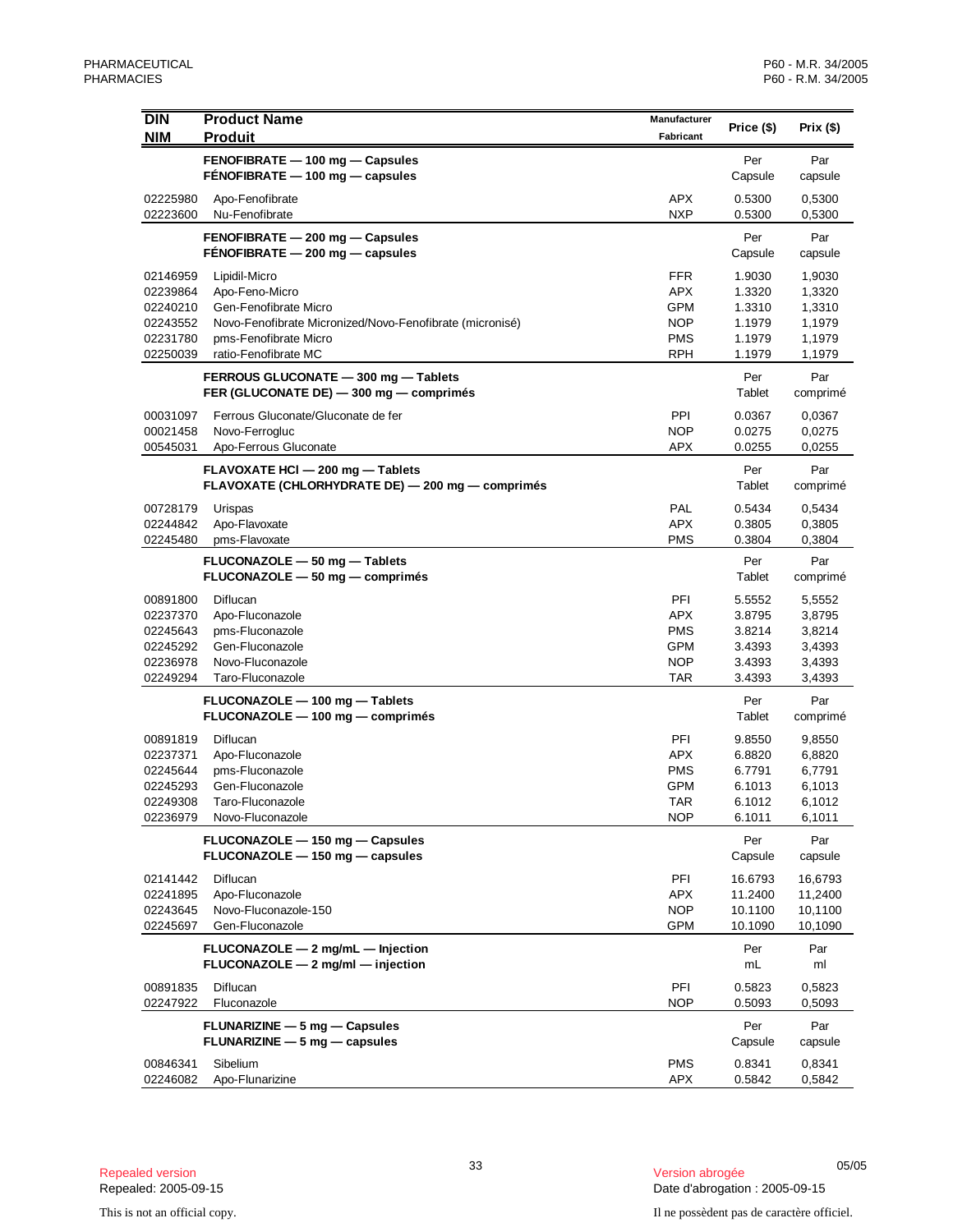| DIN<br>NIM | Product Name<br>Produit | Manufacturer<br>Fabricant | Price ($) | Prix ($) |
|---|---|---|---|---|
| | **FENOFIBRATE — 100 mg — Capsules**<br>**FÉNOFIBRATE — 100 mg — capsules** | | Per<br>Capsule | Par<br>capsule |
| 02225980 | Apo-Fenofibrate | APX | 0.5300 | 0,5300 |
| 02223600 | Nu-Fenofibrate | NXP | 0.5300 | 0,5300 |
| | **FENOFIBRATE — 200 mg — Capsules**<br>**FÉNOFIBRATE — 200 mg — capsules** | | Per<br>Capsule | Par<br>capsule |
| 02146959 | Lipidil-Micro | FFR | 1.9030 | 1,9030 |
| 02239864 | Apo-Feno-Micro | APX | 1.3320 | 1,3320 |
| 02240210 | Gen-Fenofibrate Micro | GPM | 1.3310 | 1,3310 |
| 02243552 | Novo-Fenofibrate Micronized/Novo-Fenofibrate (micronisé) | NOP | 1.1979 | 1,1979 |
| 02231780 | pms-Fenofibrate Micro | PMS | 1.1979 | 1,1979 |
| 02250039 | ratio-Fenofibrate MC | RPH | 1.1979 | 1,1979 |
| | **FERROUS GLUCONATE — 300 mg — Tablets**<br>**FER (GLUCONATE DE) — 300 mg — comprimés** | | Per<br>Tablet | Par<br>comprimé |
| 00031097 | Ferrous Gluconate/Gluconate de fer | PPI | 0.0367 | 0,0367 |
| 00021458 | Novo-Ferrogluc | NOP | 0.0275 | 0,0275 |
| 00545031 | Apo-Ferrous Gluconate | APX | 0.0255 | 0,0255 |
| | **FLAVOXATE HCl — 200 mg — Tablets**<br>**FLAVOXATE (CHLORHYDRATE DE) — 200 mg — comprimés** | | Per<br>Tablet | Par<br>comprimé |
| 00728179 | Urispas | PAL | 0.5434 | 0,5434 |
| 02244842 | Apo-Flavoxate | APX | 0.3805 | 0,3805 |
| 02245480 | pms-Flavoxate | PMS | 0.3804 | 0,3804 |
| | **FLUCONAZOLE — 50 mg — Tablets**<br>**FLUCONAZOLE — 50 mg — comprimés** | | Per<br>Tablet | Par<br>comprimé |
| 00891800 | Diflucan | PFI | 5.5552 | 5,5552 |
| 02237370 | Apo-Fluconazole | APX | 3.8795 | 3,8795 |
| 02245643 | pms-Fluconazole | PMS | 3.8214 | 3,8214 |
| 02245292 | Gen-Fluconazole | GPM | 3.4393 | 3,4393 |
| 02236978 | Novo-Fluconazole | NOP | 3.4393 | 3,4393 |
| 02249294 | Taro-Fluconazole | TAR | 3.4393 | 3,4393 |
| | **FLUCONAZOLE — 100 mg — Tablets**<br>**FLUCONAZOLE — 100 mg — comprimés** | | Per<br>Tablet | Par<br>comprimé |
| 00891819 | Diflucan | PFI | 9.8550 | 9,8550 |
| 02237371 | Apo-Fluconazole | APX | 6.8820 | 6,8820 |
| 02245644 | pms-Fluconazole | PMS | 6.7791 | 6,7791 |
| 02245293 | Gen-Fluconazole | GPM | 6.1013 | 6,1013 |
| 02249308 | Taro-Fluconazole | TAR | 6.1012 | 6,1012 |
| 02236979 | Novo-Fluconazole | NOP | 6.1011 | 6,1011 |
| | **FLUCONAZOLE — 150 mg — Capsules**<br>**FLUCONAZOLE — 150 mg — capsules** | | Per<br>Capsule | Par<br>capsule |
| 02141442 | Diflucan | PFI | 16.6793 | 16,6793 |
| 02241895 | Apo-Fluconazole | APX | 11.2400 | 11,2400 |
| 02243645 | Novo-Fluconazole-150 | NOP | 10.1100 | 10,1100 |
| 02245697 | Gen-Fluconazole | GPM | 10.1090 | 10,1090 |
| | **FLUCONAZOLE — 2 mg/mL — Injection**<br>**FLUCONAZOLE — 2 mg/ml — injection** | | Per<br>mL | Par<br>ml |
| 00891835 | Diflucan | PFI | 0.5823 | 0,5823 |
| 02247922 | Fluconazole | NOP | 0.5093 | 0,5093 |
| | **FLUNARIZINE — 5 mg — Capsules**<br>**FLUNARIZINE — 5 mg — capsules** | | Per<br>Capsule | Par<br>capsule |
| 00846341 | Sibelium | PMS | 0.8341 | 0,8341 |
| 02246082 | Apo-Flunarizine | APX | 0.5842 | 0,5842 |

Repealed version
Repealed: 2005-09-15

Version abrogée
Date d'abrogation : 2005-09-15

This is not an official copy.

Il ne possèdent pas de caractère officiel.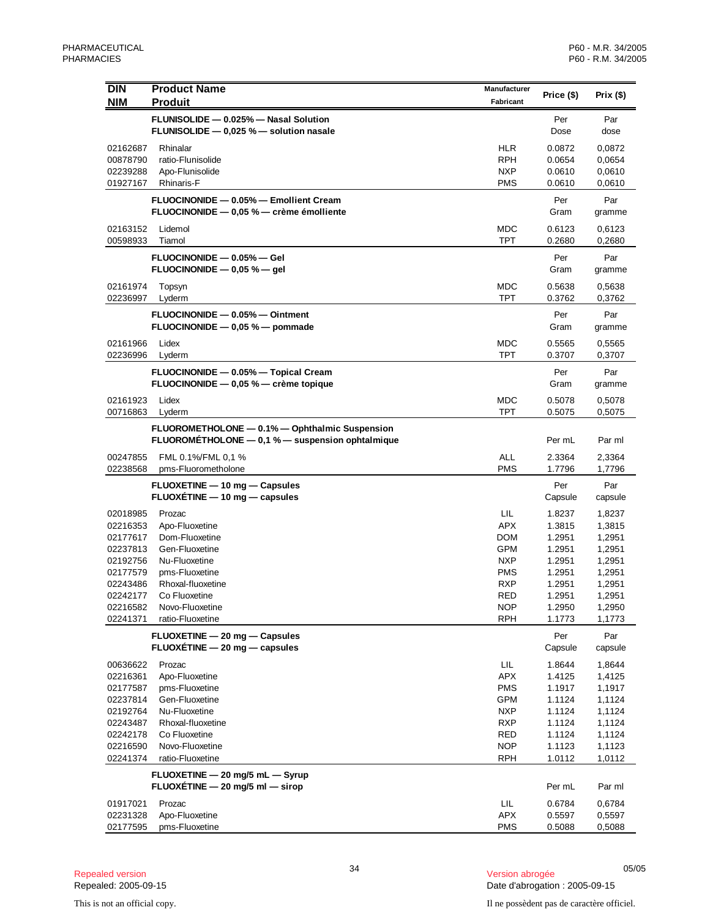| DIN<br>NIM | Product Name<br>Produit | Manufacturer<br>Fabricant | Price ($) | Prix ($) |
|---|---|---|---|---|
| | **FLUNISOLIDE — 0.025% — Nasal Solution**<br>**FLUNISOLIDE — 0,025 % — solution nasale** | | Per<br>Dose | Par<br>dose |
| 02162687 | Rhinalar | HLR | 0.0872 | 0,0872 |
| 00878790 | ratio-Flunisolide | RPH | 0.0654 | 0,0654 |
| 02239288 | Apo-Flunisolide | NXP | 0.0610 | 0,0610 |
| 01927167 | Rhinaris-F | PMS | 0.0610 | 0,0610 |
| | **FLUOCINONIDE — 0.05% — Emollient Cream**<br>**FLUOCINONIDE — 0,05 % — crème émolliente** | | Per<br>Gram | Par<br>gramme |
| 02163152 | Lidemol | MDC | 0.6123 | 0,6123 |
| 00598933 | Tiamol | TPT | 0.2680 | 0,2680 |
| | **FLUOCINONIDE — 0.05% — Gel**<br>**FLUOCINONIDE — 0,05 % — gel** | | Per<br>Gram | Par<br>gramme |
| 02161974 | Topsyn | MDC | 0.5638 | 0,5638 |
| 02236997 | Lyderm | TPT | 0.3762 | 0,3762 |
| | **FLUOCINONIDE — 0.05% — Ointment**<br>**FLUOCINONIDE — 0,05 % — pommade** | | Per<br>Gram | Par<br>gramme |
| 02161966 | Lidex | MDC | 0.5565 | 0,5565 |
| 02236996 | Lyderm | TPT | 0.3707 | 0,3707 |
| | **FLUOCINONIDE — 0.05% — Topical Cream**<br>**FLUOCINONIDE — 0,05 % — crème topique** | | Per<br>Gram | Par<br>gramme |
| 02161923 | Lidex | MDC | 0.5078 | 0,5078 |
| 00716863 | Lyderm | TPT | 0.5075 | 0,5075 |
| | **FLUOROMETHOLONE — 0.1% — Ophthalmic Suspension**<br>**FLUOROMÉTHOLONE — 0,1 % — suspension ophtalmique** | | Per mL | Par ml |
| 00247855 | FML 0.1%/FML 0,1 % | ALL | 2.3364 | 2,3364 |
| 02238568 | pms-Fluorometholone | PMS | 1.7796 | 1,7796 |
| | **FLUOXETINE — 10 mg — Capsules**<br>**FLUOXÉTINE — 10 mg — capsules** | | Per<br>Capsule | Par<br>capsule |
| 02018985 | Prozac | LIL | 1.8237 | 1,8237 |
| 02216353 | Apo-Fluoxetine | APX | 1.3815 | 1,3815 |
| 02177617 | Dom-Fluoxetine | DOM | 1.2951 | 1,2951 |
| 02237813 | Gen-Fluoxetine | GPM | 1.2951 | 1,2951 |
| 02192756 | Nu-Fluoxetine | NXP | 1.2951 | 1,2951 |
| 02177579 | pms-Fluoxetine | PMS | 1.2951 | 1,2951 |
| 02243486 | Rhoxal-fluoxetine | RXP | 1.2951 | 1,2951 |
| 02242177 | Co Fluoxetine | RED | 1.2951 | 1,2951 |
| 02216582 | Novo-Fluoxetine | NOP | 1.2950 | 1,2950 |
| 02241371 | ratio-Fluoxetine | RPH | 1.1773 | 1,1773 |
| | **FLUOXETINE — 20 mg — Capsules**<br>**FLUOXÉTINE — 20 mg — capsules** | | Per<br>Capsule | Par<br>capsule |
| 00636622 | Prozac | LIL | 1.8644 | 1,8644 |
| 02216361 | Apo-Fluoxetine | APX | 1.4125 | 1,4125 |
| 02177587 | pms-Fluoxetine | PMS | 1.1917 | 1,1917 |
| 02237814 | Gen-Fluoxetine | GPM | 1.1124 | 1,1124 |
| 02192764 | Nu-Fluoxetine | NXP | 1.1124 | 1,1124 |
| 02243487 | Rhoxal-fluoxetine | RXP | 1.1124 | 1,1124 |
| 02242178 | Co Fluoxetine | RED | 1.1124 | 1,1124 |
| 02216590 | Novo-Fluoxetine | NOP | 1.1123 | 1,1123 |
| 02241374 | ratio-Fluoxetine | RPH | 1.0112 | 1,0112 |
| | **FLUOXETINE — 20 mg/5 mL — Syrup**<br>**FLUOXÉTINE — 20 mg/5 ml — sirop** | | Per mL | Par ml |
| 01917021 | Prozac | LIL | 0.6784 | 0,6784 |
| 02231328 | Apo-Fluoxetine | APX | 0.5597 | 0,5597 |
| 02177595 | pms-Fluoxetine | PMS | 0.5088 | 0,5088 |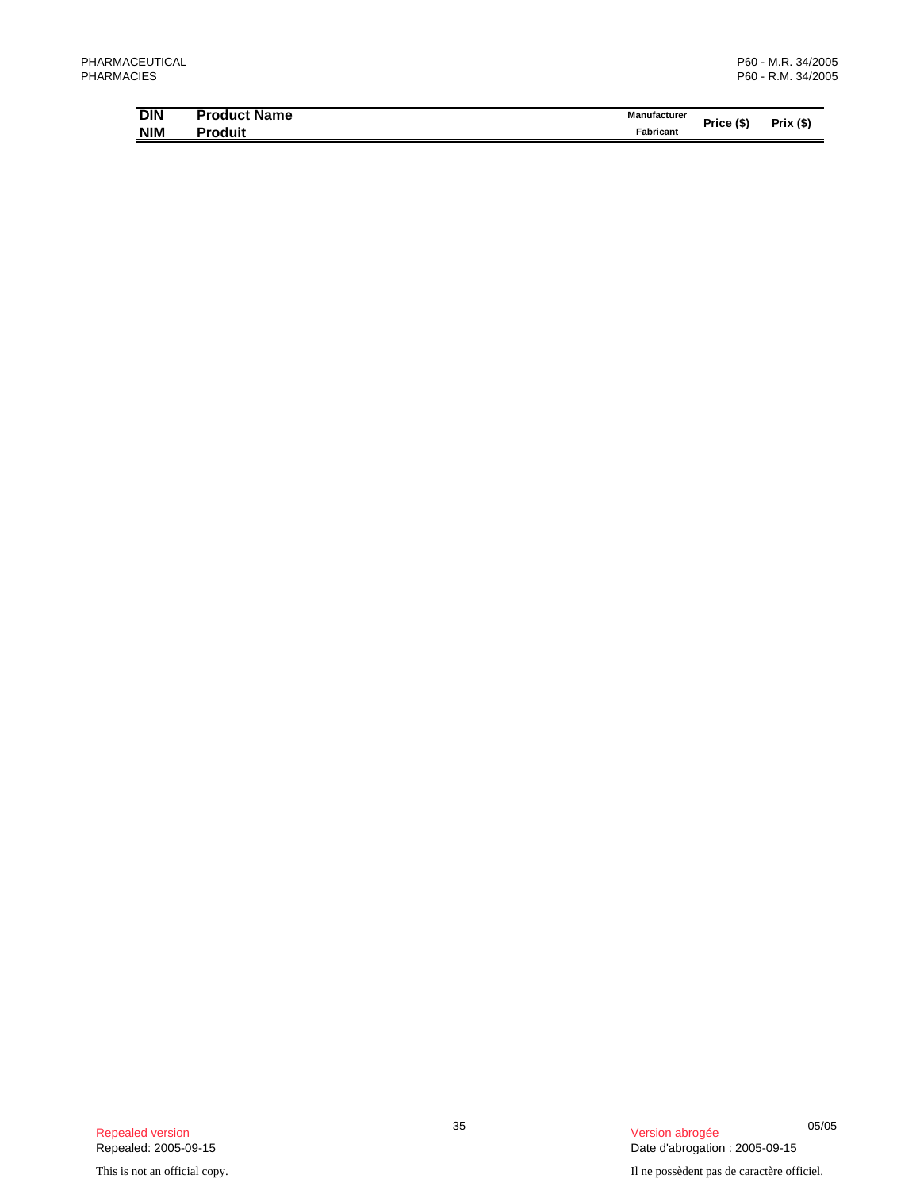| DIN<br>NIM | Product Name<br>Produit | Manufacturer<br>Fabricant | Price ($) | Prix ($) |
|---|---|---|---|---|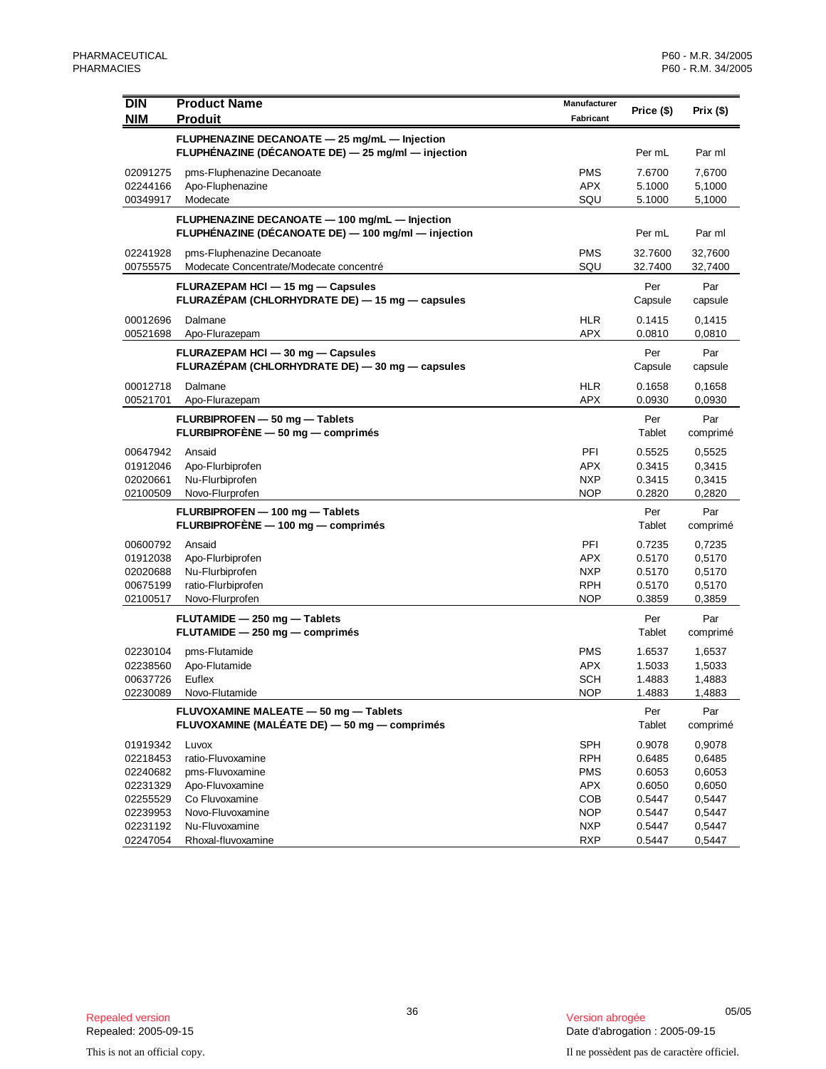| DIN<br>NIM | Product Name<br>Produit | Manufacturer<br>Fabricant | Price ($) | Prix ($) |
|---|---|---|---|---|
| | **FLUPHENAZINE DECANOATE — 25 mg/mL — Injection**<br>**FLUPHÉNAZINE (DÉCANOATE DE) — 25 mg/ml — injection** | | Per mL | Par ml |
| 02091275 | pms-Fluphenazine Decanoate | PMS | 7.6700 | 7,6700 |
| 02244166 | Apo-Fluphenazine | APX | 5.1000 | 5,1000 |
| 00349917 | Modecate | SQU | 5.1000 | 5,1000 |
| | **FLUPHENAZINE DECANOATE — 100 mg/mL — Injection**<br>**FLUPHÉNAZINE (DÉCANOATE DE) — 100 mg/ml — injection** | | Per mL | Par ml |
| 02241928 | pms-Fluphenazine Decanoate | PMS | 32.7600 | 32,7600 |
| 00755575 | Modecate Concentrate/Modecate concentré | SQU | 32.7400 | 32,7400 |
| | **FLURAZEPAM HCl — 15 mg — Capsules**<br>**FLURAZÉPAM (CHLORHYDRATE DE) — 15 mg — capsules** | | Per Capsule | Par capsule |
| 00012696 | Dalmane | HLR | 0.1415 | 0,1415 |
| 00521698 | Apo-Flurazepam | APX | 0.0810 | 0,0810 |
| | **FLURAZEPAM HCl — 30 mg — Capsules**<br>**FLURAZÉPAM (CHLORHYDRATE DE) — 30 mg — capsules** | | Per Capsule | Par capsule |
| 00012718 | Dalmane | HLR | 0.1658 | 0,1658 |
| 00521701 | Apo-Flurazepam | APX | 0.0930 | 0,0930 |
| | **FLURBIPROFEN — 50 mg — Tablets**<br>**FLURBIPROFÈNE — 50 mg — comprimés** | | Per Tablet | Par comprimé |
| 00647942 | Ansaid | PFI | 0.5525 | 0,5525 |
| 01912046 | Apo-Flurbiprofen | APX | 0.3415 | 0,3415 |
| 02020661 | Nu-Flurbiprofen | NXP | 0.3415 | 0,3415 |
| 02100509 | Novo-Flurprofen | NOP | 0.2820 | 0,2820 |
| | **FLURBIPROFEN — 100 mg — Tablets**<br>**FLURBIPROFÈNE — 100 mg — comprimés** | | Per Tablet | Par comprimé |
| 00600792 | Ansaid | PFI | 0.7235 | 0,7235 |
| 01912038 | Apo-Flurbiprofen | APX | 0.5170 | 0,5170 |
| 02020688 | Nu-Flurbiprofen | NXP | 0.5170 | 0,5170 |
| 00675199 | ratio-Flurbiprofen | RPH | 0.5170 | 0,5170 |
| 02100517 | Novo-Flurprofen | NOP | 0.3859 | 0,3859 |
| | **FLUTAMIDE — 250 mg — Tablets**<br>**FLUTAMIDE — 250 mg — comprimés** | | Per Tablet | Par comprimé |
| 02230104 | pms-Flutamide | PMS | 1.6537 | 1,6537 |
| 02238560 | Apo-Flutamide | APX | 1.5033 | 1,5033 |
| 00637726 | Euflex | SCH | 1.4883 | 1,4883 |
| 02230089 | Novo-Flutamide | NOP | 1.4883 | 1,4883 |
| | **FLUVOXAMINE MALEATE — 50 mg — Tablets**<br>**FLUVOXAMINE (MALÉATE DE) — 50 mg — comprimés** | | Per Tablet | Par comprimé |
| 01919342 | Luvox | SPH | 0.9078 | 0,9078 |
| 02218453 | ratio-Fluvoxamine | RPH | 0.6485 | 0,6485 |
| 02240682 | pms-Fluvoxamine | PMS | 0.6053 | 0,6053 |
| 02231329 | Apo-Fluvoxamine | APX | 0.6050 | 0,6050 |
| 02255529 | Co Fluvoxamine | COB | 0.5447 | 0,5447 |
| 02239953 | Novo-Fluvoxamine | NOP | 0.5447 | 0,5447 |
| 02231192 | Nu-Fluvoxamine | NXP | 0.5447 | 0,5447 |
| 02247054 | Rhoxal-fluvoxamine | RXP | 0.5447 | 0,5447 |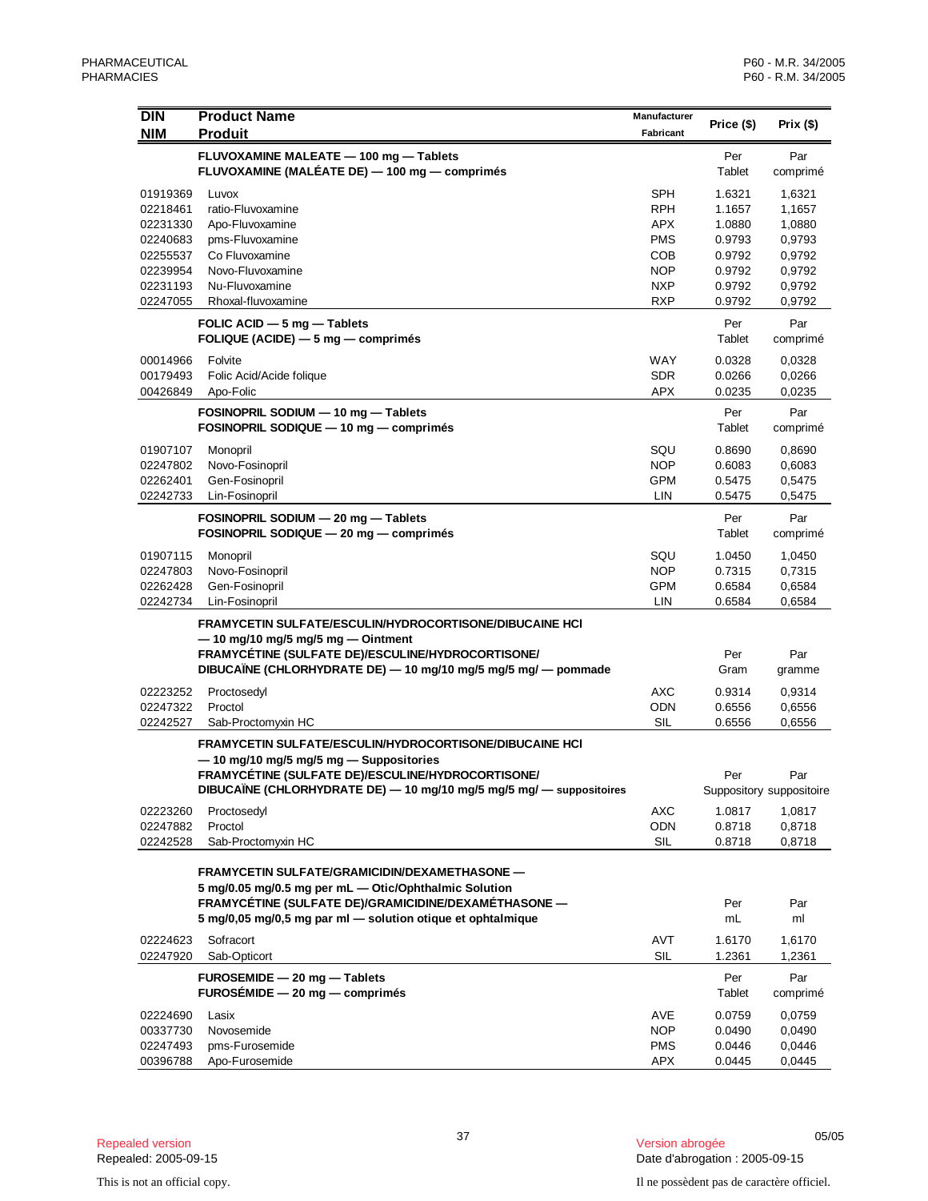| DIN<br>NIM | Product Name<br>Produit | Manufacturer<br>Fabricant | Price ($) | Prix ($) |
|---|---|---|---|---|
| | **FLUVOXAMINE MALEATE — 100 mg — Tablets**<br>**FLUVOXAMINE (MALÉATE DE) — 100 mg — comprimés** | | Per Tablet | Par comprimé |
| 01919369 | Luvox | SPH | 1.6321 | 1,6321 |
| 02218461 | ratio-Fluvoxamine | RPH | 1.1657 | 1,1657 |
| 02231330 | Apo-Fluvoxamine | APX | 1.0880 | 1,0880 |
| 02240683 | pms-Fluvoxamine | PMS | 0.9793 | 0,9793 |
| 02255537 | Co Fluvoxamine | COB | 0.9792 | 0,9792 |
| 02239954 | Novo-Fluvoxamine | NOP | 0.9792 | 0,9792 |
| 02231193 | Nu-Fluvoxamine | NXP | 0.9792 | 0,9792 |
| 02247055 | Rhoxal-fluvoxamine | RXP | 0.9792 | 0,9792 |
| | **FOLIC ACID — 5 mg — Tablets**<br>**FOLIQUE (ACIDE) — 5 mg — comprimés** | | Per Tablet | Par comprimé |
| 00014966 | Folvite | WAY | 0.0328 | 0,0328 |
| 00179493 | Folic Acid/Acide folique | SDR | 0.0266 | 0,0266 |
| 00426849 | Apo-Folic | APX | 0.0235 | 0,0235 |
| | **FOSINOPRIL SODIUM — 10 mg — Tablets**<br>**FOSINOPRIL SODIQUE — 10 mg — comprimés** | | Per Tablet | Par comprimé |
| 01907107 | Monopril | SQU | 0.8690 | 0,8690 |
| 02247802 | Novo-Fosinopril | NOP | 0.6083 | 0,6083 |
| 02262401 | Gen-Fosinopril | GPM | 0.5475 | 0,5475 |
| 02242733 | Lin-Fosinopril | LIN | 0.5475 | 0,5475 |
| | **FOSINOPRIL SODIUM — 20 mg — Tablets**<br>**FOSINOPRIL SODIQUE — 20 mg — comprimés** | | Per Tablet | Par comprimé |
| 01907115 | Monopril | SQU | 1.0450 | 1,0450 |
| 02247803 | Novo-Fosinopril | NOP | 0.7315 | 0,7315 |
| 02262428 | Gen-Fosinopril | GPM | 0.6584 | 0,6584 |
| 02242734 | Lin-Fosinopril | LIN | 0.6584 | 0,6584 |
| | **FRAMYCETIN SULFATE/ESCULIN/HYDROCORTISONE/DIBUCAINE HCl — 10 mg/10 mg/5 mg/5 mg — Ointment**<br>**FRAMYCÉTINE (SULFATE DE)/ESCULINE/HYDROCORTISONE/ DIBUCAÏNE (CHLORHYDRATE DE) — 10 mg/10 mg/5 mg/5 mg/ — pommade** | | Per Gram | Par gramme |
| 02223252 | Proctosedyl | AXC | 0.9314 | 0,9314 |
| 02247322 | Proctol | ODN | 0.6556 | 0,6556 |
| 02242527 | Sab-Proctomyxin HC | SIL | 0.6556 | 0,6556 |
| | **FRAMYCETIN SULFATE/ESCULIN/HYDROCORTISONE/DIBUCAINE HCl — 10 mg/10 mg/5 mg/5 mg — Suppositories**<br>**FRAMYCÉTINE (SULFATE DE)/ESCULINE/HYDROCORTISONE/ DIBUCAÏNE (CHLORHYDRATE DE) — 10 mg/10 mg/5 mg/5 mg/ — suppositoires** | | Per Suppository | Par suppositoire |
| 02223260 | Proctosedyl | AXC | 1.0817 | 1,0817 |
| 02247882 | Proctol | ODN | 0.8718 | 0,8718 |
| 02242528 | Sab-Proctomyxin HC | SIL | 0.8718 | 0,8718 |
| | **FRAMYCETIN SULFATE/GRAMICIDIN/DEXAMETHASONE — 5 mg/0.05 mg/0.5 mg per mL — Otic/Ophthalmic Solution**<br>**FRAMYCÉTINE (SULFATE DE)/GRAMICIDINE/DEXAMÉTHASONE — 5 mg/0,05 mg/0,5 mg par ml — solution otique et ophtalmique** | | Per mL | Par ml |
| 02224623 | Sofracort | AVT | 1.6170 | 1,6170 |
| 02247920 | Sab-Opticort | SIL | 1.2361 | 1,2361 |
| | **FUROSEMIDE — 20 mg — Tablets**<br>**FUROSÉMIDE — 20 mg — comprimés** | | Per Tablet | Par comprimé |
| 02224690 | Lasix | AVE | 0.0759 | 0,0759 |
| 00337730 | Novosemide | NOP | 0.0490 | 0,0490 |
| 02247493 | pms-Furosemide | PMS | 0.0446 | 0,0446 |
| 00396788 | Apo-Furosemide | APX | 0.0445 | 0,0445 |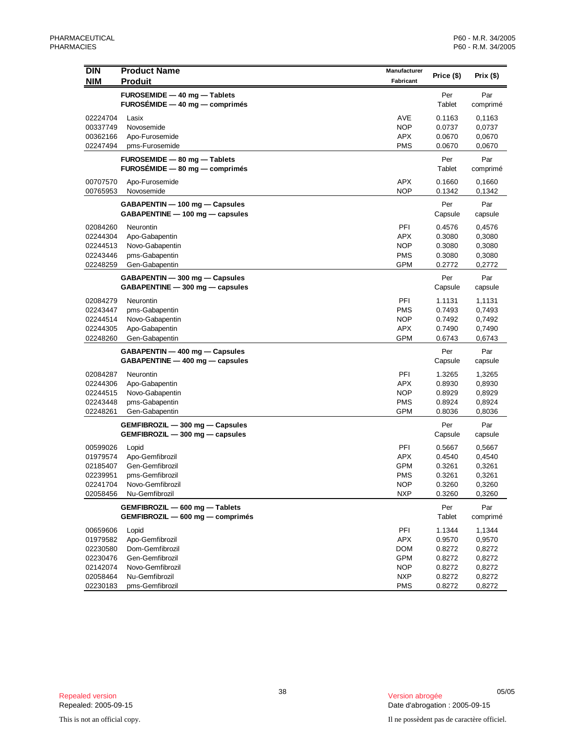| DIN<br>NIM | Product Name<br>Produit | Manufacturer<br>Fabricant | Price ($) | Prix ($) |
|---|---|---|---|---|
| | **FUROSEMIDE — 40 mg — Tablets<br>FUROSÉMIDE — 40 mg — comprimés** | | Per Tablet | Par comprimé |
| 02224704 | Lasix | AVE | 0.1163 | 0,1163 |
| 00337749 | Novosemide | NOP | 0.0737 | 0,0737 |
| 00362166 | Apo-Furosemide | APX | 0.0670 | 0,0670 |
| 02247494 | pms-Furosemide | PMS | 0.0670 | 0,0670 |
| | **FUROSEMIDE — 80 mg — Tablets<br>FUROSÉMIDE — 80 mg — comprimés** | | Per Tablet | Par comprimé |
| 00707570 | Apo-Furosemide | APX | 0.1660 | 0,1660 |
| 00765953 | Novosemide | NOP | 0.1342 | 0,1342 |
| | **GABAPENTIN — 100 mg — Capsules<br>GABAPENTINE — 100 mg — capsules** | | Per Capsule | Par capsule |
| 02084260 | Neurontin | PFI | 0.4576 | 0,4576 |
| 02244304 | Apo-Gabapentin | APX | 0.3080 | 0,3080 |
| 02244513 | Novo-Gabapentin | NOP | 0.3080 | 0,3080 |
| 02243446 | pms-Gabapentin | PMS | 0.3080 | 0,3080 |
| 02248259 | Gen-Gabapentin | GPM | 0.2772 | 0,2772 |
| | **GABAPENTIN — 300 mg — Capsules<br>GABAPENTINE — 300 mg — capsules** | | Per Capsule | Par capsule |
| 02084279 | Neurontin | PFI | 1.1131 | 1,1131 |
| 02243447 | pms-Gabapentin | PMS | 0.7493 | 0,7493 |
| 02244514 | Novo-Gabapentin | NOP | 0.7492 | 0,7492 |
| 02244305 | Apo-Gabapentin | APX | 0.7490 | 0,7490 |
| 02248260 | Gen-Gabapentin | GPM | 0.6743 | 0,6743 |
| | **GABAPENTIN — 400 mg — Capsules<br>GABAPENTINE — 400 mg — capsules** | | Per Capsule | Par capsule |
| 02084287 | Neurontin | PFI | 1.3265 | 1,3265 |
| 02244306 | Apo-Gabapentin | APX | 0.8930 | 0,8930 |
| 02244515 | Novo-Gabapentin | NOP | 0.8929 | 0,8929 |
| 02243448 | pms-Gabapentin | PMS | 0.8924 | 0,8924 |
| 02248261 | Gen-Gabapentin | GPM | 0.8036 | 0,8036 |
| | **GEMFIBROZIL — 300 mg — Capsules<br>GEMFIBROZIL — 300 mg — capsules** | | Per Capsule | Par capsule |
| 00599026 | Lopid | PFI | 0.5667 | 0,5667 |
| 01979574 | Apo-Gemfibrozil | APX | 0.4540 | 0,4540 |
| 02185407 | Gen-Gemfibrozil | GPM | 0.3261 | 0,3261 |
| 02239951 | pms-Gemfibrozil | PMS | 0.3261 | 0,3261 |
| 02241704 | Novo-Gemfibrozil | NOP | 0.3260 | 0,3260 |
| 02058456 | Nu-Gemfibrozil | NXP | 0.3260 | 0,3260 |
| | **GEMFIBROZIL — 600 mg — Tablets<br>GEMFIBROZIL — 600 mg — comprimés** | | Per Tablet | Par comprimé |
| 00659606 | Lopid | PFI | 1.1344 | 1,1344 |
| 01979582 | Apo-Gemfibrozil | APX | 0.9570 | 0,9570 |
| 02230580 | Dom-Gemfibrozil | DOM | 0.8272 | 0,8272 |
| 02230476 | Gen-Gemfibrozil | GPM | 0.8272 | 0,8272 |
| 02142074 | Novo-Gemfibrozil | NOP | 0.8272 | 0,8272 |
| 02058464 | Nu-Gemfibrozil | NXP | 0.8272 | 0,8272 |
| 02230183 | pms-Gemfibrozil | PMS | 0.8272 | 0,8272 |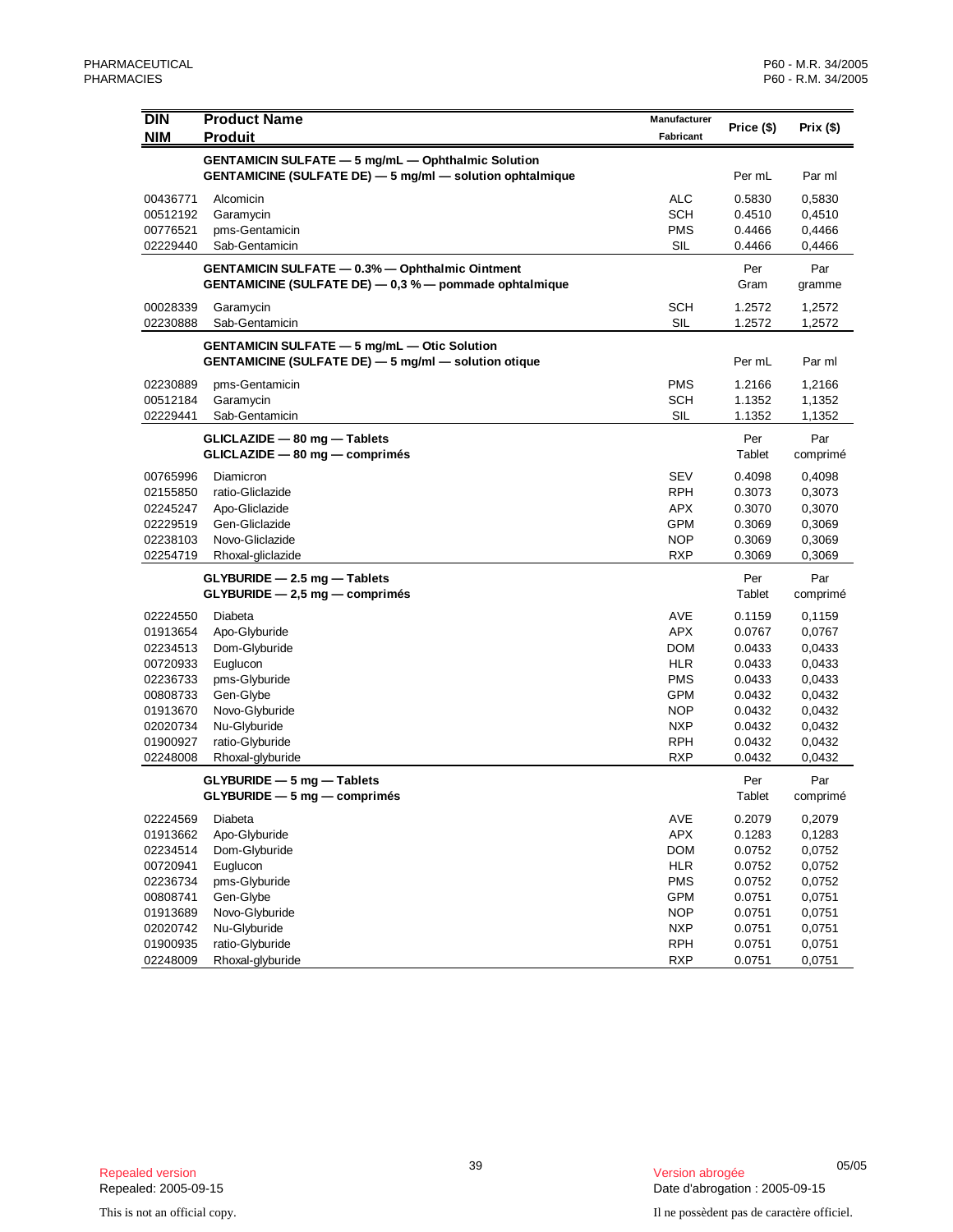| DIN<br>NIM | Product Name<br>Produit | Manufacturer<br>Fabricant | Price ($) | Prix ($) |
|---|---|---|---|---|
| | **GENTAMICIN SULFATE — 5 mg/mL — Ophthalmic Solution**<br>**GENTAMICINE (SULFATE DE) — 5 mg/ml — solution ophtalmique** | | Per mL | Par ml |
| 00436771 | Alcomicin | ALC | 0.5830 | 0,5830 |
| 00512192 | Garamycin | SCH | 0.4510 | 0,4510 |
| 00776521 | pms-Gentamicin | PMS | 0.4466 | 0,4466 |
| 02229440 | Sab-Gentamicin | SIL | 0.4466 | 0,4466 |
| | **GENTAMICIN SULFATE — 0.3% — Ophthalmic Ointment**<br>**GENTAMICINE (SULFATE DE) — 0,3 % — pommade ophtalmique** | | Per Gram | Par gramme |
| 00028339 | Garamycin | SCH | 1.2572 | 1,2572 |
| 02230888 | Sab-Gentamicin | SIL | 1.2572 | 1,2572 |
| | **GENTAMICIN SULFATE — 5 mg/mL — Otic Solution**<br>**GENTAMICINE (SULFATE DE) — 5 mg/ml — solution otique** | | Per mL | Par ml |
| 02230889 | pms-Gentamicin | PMS | 1.2166 | 1,2166 |
| 00512184 | Garamycin | SCH | 1.1352 | 1,1352 |
| 02229441 | Sab-Gentamicin | SIL | 1.1352 | 1,1352 |
| | **GLICLAZIDE — 80 mg — Tablets**<br>**GLICLAZIDE — 80 mg — comprimés** | | Per Tablet | Par comprimé |
| 00765996 | Diamicron | SEV | 0.4098 | 0,4098 |
| 02155850 | ratio-Gliclazide | RPH | 0.3073 | 0,3073 |
| 02245247 | Apo-Gliclazide | APX | 0.3070 | 0,3070 |
| 02229519 | Gen-Gliclazide | GPM | 0.3069 | 0,3069 |
| 02238103 | Novo-Gliclazide | NOP | 0.3069 | 0,3069 |
| 02254719 | Rhoxal-gliclazide | RXP | 0.3069 | 0,3069 |
| | **GLYBURIDE — 2.5 mg — Tablets**<br>**GLYBURIDE — 2,5 mg — comprimés** | | Per Tablet | Par comprimé |
| 02224550 | Diabeta | AVE | 0.1159 | 0,1159 |
| 01913654 | Apo-Glyburide | APX | 0.0767 | 0,0767 |
| 02234513 | Dom-Glyburide | DOM | 0.0433 | 0,0433 |
| 00720933 | Euglucon | HLR | 0.0433 | 0,0433 |
| 02236733 | pms-Glyburide | PMS | 0.0433 | 0,0433 |
| 00808733 | Gen-Glybe | GPM | 0.0432 | 0,0432 |
| 01913670 | Novo-Glyburide | NOP | 0.0432 | 0,0432 |
| 02020734 | Nu-Glyburide | NXP | 0.0432 | 0,0432 |
| 01900927 | ratio-Glyburide | RPH | 0.0432 | 0,0432 |
| 02248008 | Rhoxal-glyburide | RXP | 0.0432 | 0,0432 |
| | **GLYBURIDE — 5 mg — Tablets**<br>**GLYBURIDE — 5 mg — comprimés** | | Per Tablet | Par comprimé |
| 02224569 | Diabeta | AVE | 0.2079 | 0,2079 |
| 01913662 | Apo-Glyburide | APX | 0.1283 | 0,1283 |
| 02234514 | Dom-Glyburide | DOM | 0.0752 | 0,0752 |
| 00720941 | Euglucon | HLR | 0.0752 | 0,0752 |
| 02236734 | pms-Glyburide | PMS | 0.0752 | 0,0752 |
| 00808741 | Gen-Glybe | GPM | 0.0751 | 0,0751 |
| 01913689 | Novo-Glyburide | NOP | 0.0751 | 0,0751 |
| 02020742 | Nu-Glyburide | NXP | 0.0751 | 0,0751 |
| 01900935 | ratio-Glyburide | RPH | 0.0751 | 0,0751 |
| 02248009 | Rhoxal-glyburide | RXP | 0.0751 | 0,0751 |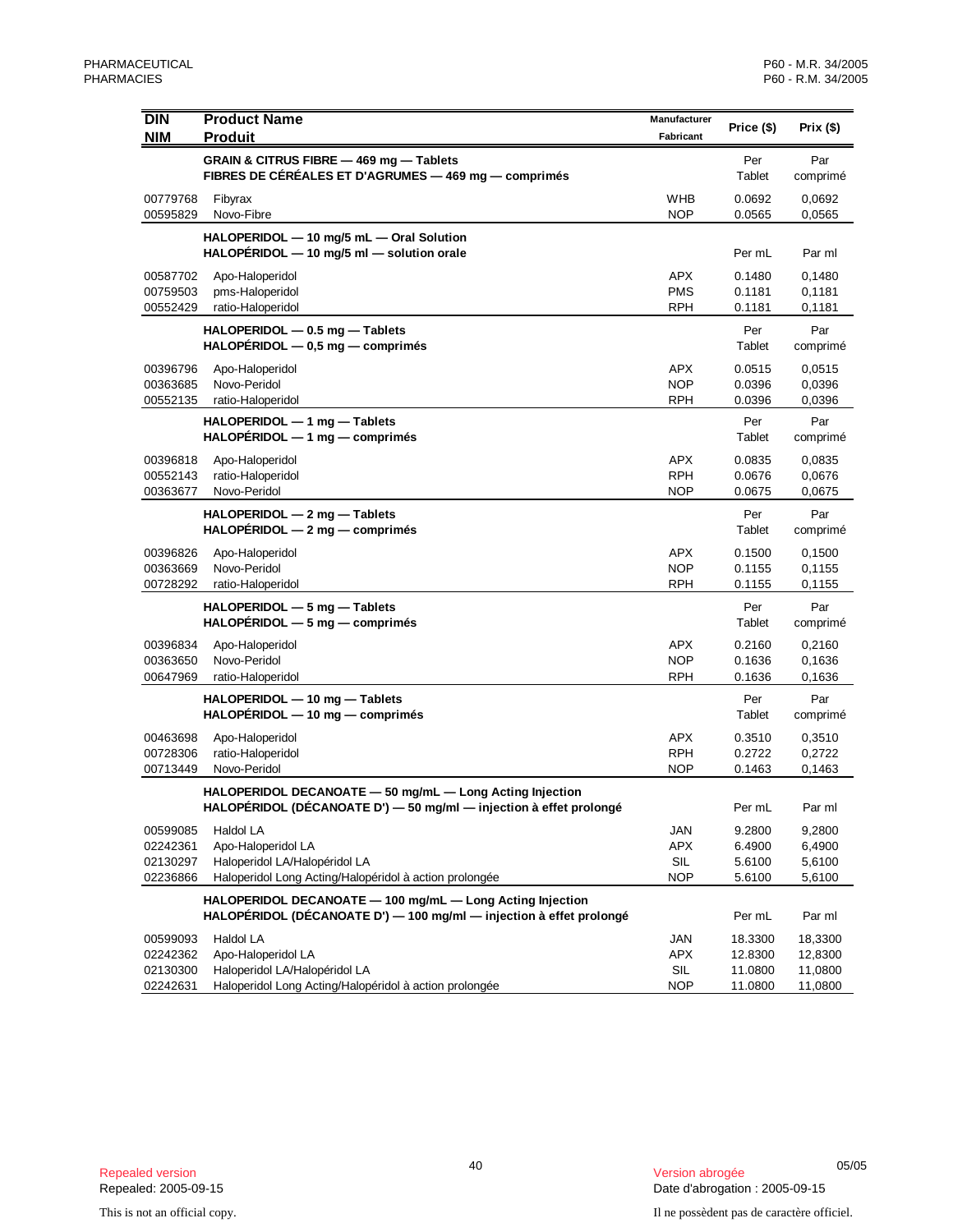| DIN<br>NIM | Product Name<br>Produit | Manufacturer<br>Fabricant | Price ($) | Prix ($) |
|---|---|---|---|---|
| | **GRAIN & CITRUS FIBRE — 469 mg — Tablets**<br>**FIBRES DE CÉRÉALES ET D'AGRUMES — 469 mg — comprimés** | | Per Tablet | Par comprimé |
| 00779768 | Fibyrax | WHB | 0.0692 | 0,0692 |
| 00595829 | Novo-Fibre | NOP | 0.0565 | 0,0565 |
| | **HALOPERIDOL — 10 mg/5 mL — Oral Solution**<br>**HALOPÉRIDOL — 10 mg/5 ml — solution orale** | | Per mL | Par ml |
| 00587702 | Apo-Haloperidol | APX | 0.1480 | 0,1480 |
| 00759503 | pms-Haloperidol | PMS | 0.1181 | 0,1181 |
| 00552429 | ratio-Haloperidol | RPH | 0.1181 | 0,1181 |
| | **HALOPERIDOL — 0.5 mg — Tablets**<br>**HALOPÉRIDOL — 0,5 mg — comprimés** | | Per Tablet | Par comprimé |
| 00396796 | Apo-Haloperidol | APX | 0.0515 | 0,0515 |
| 00363685 | Novo-Peridol | NOP | 0.0396 | 0,0396 |
| 00552135 | ratio-Haloperidol | RPH | 0.0396 | 0,0396 |
| | **HALOPERIDOL — 1 mg — Tablets**<br>**HALOPÉRIDOL — 1 mg — comprimés** | | Per Tablet | Par comprimé |
| 00396818 | Apo-Haloperidol | APX | 0.0835 | 0,0835 |
| 00552143 | ratio-Haloperidol | RPH | 0.0676 | 0,0676 |
| 00363677 | Novo-Peridol | NOP | 0.0675 | 0,0675 |
| | **HALOPERIDOL — 2 mg — Tablets**<br>**HALOPÉRIDOL — 2 mg — comprimés** | | Per Tablet | Par comprimé |
| 00396826 | Apo-Haloperidol | APX | 0.1500 | 0,1500 |
| 00363669 | Novo-Peridol | NOP | 0.1155 | 0,1155 |
| 00728292 | ratio-Haloperidol | RPH | 0.1155 | 0,1155 |
| | **HALOPERIDOL — 5 mg — Tablets**<br>**HALOPÉRIDOL — 5 mg — comprimés** | | Per Tablet | Par comprimé |
| 00396834 | Apo-Haloperidol | APX | 0.2160 | 0,2160 |
| 00363650 | Novo-Peridol | NOP | 0.1636 | 0,1636 |
| 00647969 | ratio-Haloperidol | RPH | 0.1636 | 0,1636 |
| | **HALOPERIDOL — 10 mg — Tablets**<br>**HALOPÉRIDOL — 10 mg — comprimés** | | Per Tablet | Par comprimé |
| 00463698 | Apo-Haloperidol | APX | 0.3510 | 0,3510 |
| 00728306 | ratio-Haloperidol | RPH | 0.2722 | 0,2722 |
| 00713449 | Novo-Peridol | NOP | 0.1463 | 0,1463 |
| | **HALOPERIDOL DECANOATE — 50 mg/mL — Long Acting Injection**<br>**HALOPÉRIDOL (DÉCANOATE D') — 50 mg/ml — injection à effet prolongé** | | Per mL | Par ml |
| 00599085 | Haldol LA | JAN | 9.2800 | 9,2800 |
| 02242361 | Apo-Haloperidol LA | APX | 6.4900 | 6,4900 |
| 02130297 | Haloperidol LA/Halopéridol LA | SIL | 5.6100 | 5,6100 |
| 02236866 | Haloperidol Long Acting/Halopéridol à action prolongée | NOP | 5.6100 | 5,6100 |
| | **HALOPERIDOL DECANOATE — 100 mg/mL — Long Acting Injection**<br>**HALOPÉRIDOL (DÉCANOATE D') — 100 mg/ml — injection à effet prolongé** | | Per mL | Par ml |
| 00599093 | Haldol LA | JAN | 18.3300 | 18,3300 |
| 02242362 | Apo-Haloperidol LA | APX | 12.8300 | 12,8300 |
| 02130300 | Haloperidol LA/Halopéridol LA | SIL | 11.0800 | 11,0800 |
| 02242631 | Haloperidol Long Acting/Halopéridol à action prolongée | NOP | 11.0800 | 11,0800 |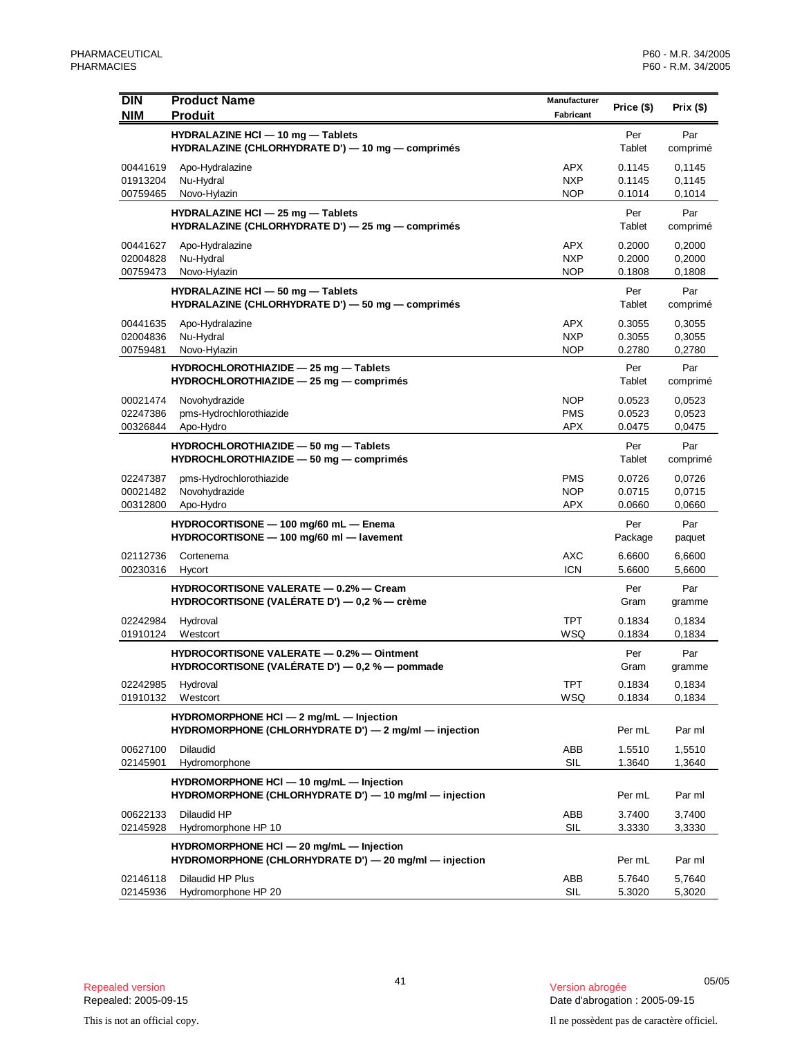| DIN<br>NIM | Product Name<br>Produit | Manufacturer<br>Fabricant | Price ($) | Prix ($) |
|---|---|---|---|---|
| | **HYDRALAZINE HCl — 10 mg — Tablets**<br>**HYDRALAZINE (CHLORHYDRATE D') — 10 mg — comprimés** | | Per Tablet | Par comprimé |
| 00441619 | Apo-Hydralazine | APX | 0.1145 | 0,1145 |
| 01913204 | Nu-Hydral | NXP | 0.1145 | 0,1145 |
| 00759465 | Novo-Hylazin | NOP | 0.1014 | 0,1014 |
| | **HYDRALAZINE HCl — 25 mg — Tablets**<br>**HYDRALAZINE (CHLORHYDRATE D') — 25 mg — comprimés** | | Per Tablet | Par comprimé |
| 00441627 | Apo-Hydralazine | APX | 0.2000 | 0,2000 |
| 02004828 | Nu-Hydral | NXP | 0.2000 | 0,2000 |
| 00759473 | Novo-Hylazin | NOP | 0.1808 | 0,1808 |
| | **HYDRALAZINE HCl — 50 mg — Tablets**<br>**HYDRALAZINE (CHLORHYDRATE D') — 50 mg — comprimés** | | Per Tablet | Par comprimé |
| 00441635 | Apo-Hydralazine | APX | 0.3055 | 0,3055 |
| 02004836 | Nu-Hydral | NXP | 0.3055 | 0,3055 |
| 00759481 | Novo-Hylazin | NOP | 0.2780 | 0,2780 |
| | **HYDROCHLOROTHIAZIDE — 25 mg — Tablets**<br>**HYDROCHLOROTHIAZIDE — 25 mg — comprimés** | | Per Tablet | Par comprimé |
| 00021474 | Novohydrazide | NOP | 0.0523 | 0,0523 |
| 02247386 | pms-Hydrochlorothiazide | PMS | 0.0523 | 0,0523 |
| 00326844 | Apo-Hydro | APX | 0.0475 | 0,0475 |
| | **HYDROCHLOROTHIAZIDE — 50 mg — Tablets**<br>**HYDROCHLOROTHIAZIDE — 50 mg — comprimés** | | Per Tablet | Par comprimé |
| 02247387 | pms-Hydrochlorothiazide | PMS | 0.0726 | 0,0726 |
| 00021482 | Novohydrazide | NOP | 0.0715 | 0,0715 |
| 00312800 | Apo-Hydro | APX | 0.0660 | 0,0660 |
| | **HYDROCORTISONE — 100 mg/60 mL — Enema**<br>**HYDROCORTISONE — 100 mg/60 ml — lavement** | | Per Package | Par paquet |
| 02112736 | Cortenema | AXC | 6.6600 | 6,6600 |
| 00230316 | Hycort | ICN | 5.6600 | 5,6600 |
| | **HYDROCORTISONE VALERATE — 0.2% — Cream**<br>**HYDROCORTISONE (VALÉRATE D') — 0,2 % — crème** | | Per Gram | Par gramme |
| 02242984 | Hydroval | TPT | 0.1834 | 0,1834 |
| 01910124 | Westcort | WSQ | 0.1834 | 0,1834 |
| | **HYDROCORTISONE VALERATE — 0.2% — Ointment**<br>**HYDROCORTISONE (VALÉRATE D') — 0,2 % — pommade** | | Per Gram | Par gramme |
| 02242985 | Hydroval | TPT | 0.1834 | 0,1834 |
| 01910132 | Westcort | WSQ | 0.1834 | 0,1834 |
| | **HYDROMORPHONE HCl — 2 mg/mL — Injection**<br>**HYDROMORPHONE (CHLORHYDRATE D') — 2 mg/ml — injection** | | Per mL | Par ml |
| 00627100 | Dilaudid | ABB | 1.5510 | 1,5510 |
| 02145901 | Hydromorphone | SIL | 1.3640 | 1,3640 |
| | **HYDROMORPHONE HCl — 10 mg/mL — Injection**<br>**HYDROMORPHONE (CHLORHYDRATE D') — 10 mg/ml — injection** | | Per mL | Par ml |
| 00622133 | Dilaudid HP | ABB | 3.7400 | 3,7400 |
| 02145928 | Hydromorphone HP 10 | SIL | 3.3330 | 3,3330 |
| | **HYDROMORPHONE HCl — 20 mg/mL — Injection**<br>**HYDROMORPHONE (CHLORHYDRATE D') — 20 mg/ml — injection** | | Per mL | Par ml |
| 02146118 | Dilaudid HP Plus | ABB | 5.7640 | 5,7640 |
| 02145936 | Hydromorphone HP 20 | SIL | 5.3020 | 5,3020 |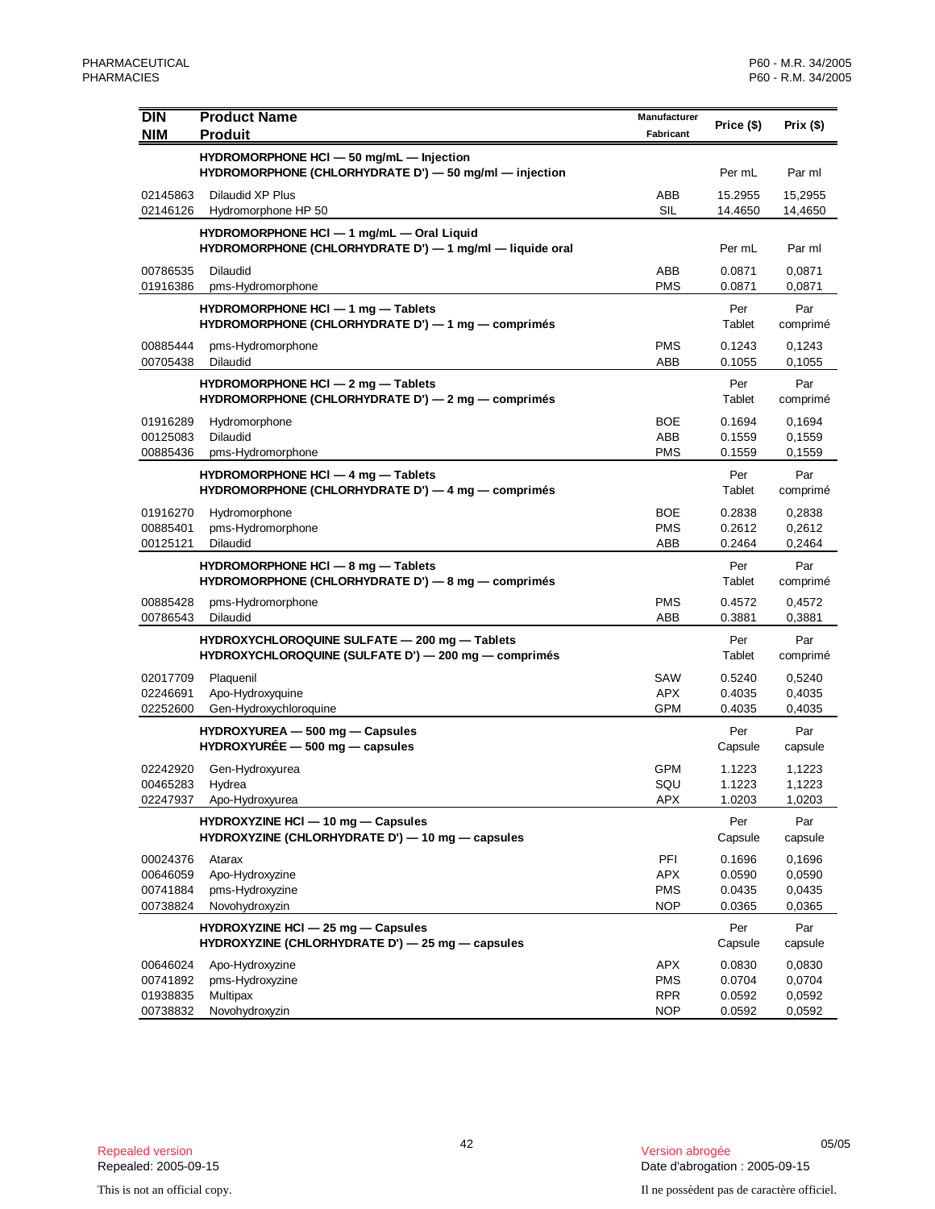| DIN<br>NIM | Product Name<br>Produit | Manufacturer<br>Fabricant | Price ($) | Prix ($) |
|---|---|---|---|---|
| | **HYDROMORPHONE HCl — 50 mg/mL — Injection**<br>**HYDROMORPHONE (CHLORHYDRATE D') — 50 mg/ml — injection** | | Per mL | Par ml |
| 02145863 | Dilaudid XP Plus | ABB | 15.2955 | 15,2955 |
| 02146126 | Hydromorphone HP 50 | SIL | 14.4650 | 14,4650 |
| | **HYDROMORPHONE HCl — 1 mg/mL — Oral Liquid**<br>**HYDROMORPHONE (CHLORHYDRATE D') — 1 mg/ml — liquide oral** | | Per mL | Par ml |
| 00786535 | Dilaudid | ABB | 0.0871 | 0,0871 |
| 01916386 | pms-Hydromorphone | PMS | 0.0871 | 0,0871 |
| | **HYDROMORPHONE HCl — 1 mg — Tablets**<br>**HYDROMORPHONE (CHLORHYDRATE D') — 1 mg — comprimés** | | Per Tablet | Par comprimé |
| 00885444 | pms-Hydromorphone | PMS | 0.1243 | 0,1243 |
| 00705438 | Dilaudid | ABB | 0.1055 | 0,1055 |
| | **HYDROMORPHONE HCl — 2 mg — Tablets**<br>**HYDROMORPHONE (CHLORHYDRATE D') — 2 mg — comprimés** | | Per Tablet | Par comprimé |
| 01916289 | Hydromorphone | BOE | 0.1694 | 0,1694 |
| 00125083 | Dilaudid | ABB | 0.1559 | 0,1559 |
| 00885436 | pms-Hydromorphone | PMS | 0.1559 | 0,1559 |
| | **HYDROMORPHONE HCl — 4 mg — Tablets**<br>**HYDROMORPHONE (CHLORHYDRATE D') — 4 mg — comprimés** | | Per Tablet | Par comprimé |
| 01916270 | Hydromorphone | BOE | 0.2838 | 0,2838 |
| 00885401 | pms-Hydromorphone | PMS | 0.2612 | 0,2612 |
| 00125121 | Dilaudid | ABB | 0.2464 | 0,2464 |
| | **HYDROMORPHONE HCl — 8 mg — Tablets**<br>**HYDROMORPHONE (CHLORHYDRATE D') — 8 mg — comprimés** | | Per Tablet | Par comprimé |
| 00885428 | pms-Hydromorphone | PMS | 0.4572 | 0,4572 |
| 00786543 | Dilaudid | ABB | 0.3881 | 0,3881 |
| | **HYDROXYCHLOROQUINE SULFATE — 200 mg — Tablets**<br>**HYDROXYCHLOROQUINE (SULFATE D') — 200 mg — comprimés** | | Per Tablet | Par comprimé |
| 02017709 | Plaquenil | SAW | 0.5240 | 0,5240 |
| 02246691 | Apo-Hydroxyquine | APX | 0.4035 | 0,4035 |
| 02252600 | Gen-Hydroxychloroquine | GPM | 0.4035 | 0,4035 |
| | **HYDROXYUREA — 500 mg — Capsules**<br>**HYDROXYURÉE — 500 mg — capsules** | | Per Capsule | Par capsule |
| 02242920 | Gen-Hydroxyurea | GPM | 1.1223 | 1,1223 |
| 00465283 | Hydrea | SQU | 1.1223 | 1,1223 |
| 02247937 | Apo-Hydroxyurea | APX | 1.0203 | 1,0203 |
| | **HYDROXYZINE HCl — 10 mg — Capsules**<br>**HYDROXYZINE (CHLORHYDRATE D') — 10 mg — capsules** | | Per Capsule | Par capsule |
| 00024376 | Atarax | PFI | 0.1696 | 0,1696 |
| 00646059 | Apo-Hydroxyzine | APX | 0.0590 | 0,0590 |
| 00741884 | pms-Hydroxyzine | PMS | 0.0435 | 0,0435 |
| 00738824 | Novohydroxyzin | NOP | 0.0365 | 0,0365 |
| | **HYDROXYZINE HCl — 25 mg — Capsules**<br>**HYDROXYZINE (CHLORHYDRATE D') — 25 mg — capsules** | | Per Capsule | Par capsule |
| 00646024 | Apo-Hydroxyzine | APX | 0.0830 | 0,0830 |
| 00741892 | pms-Hydroxyzine | PMS | 0.0704 | 0,0704 |
| 01938835 | Multipax | RPR | 0.0592 | 0,0592 |
| 00738832 | Novohydroxyzin | NOP | 0.0592 | 0,0592 |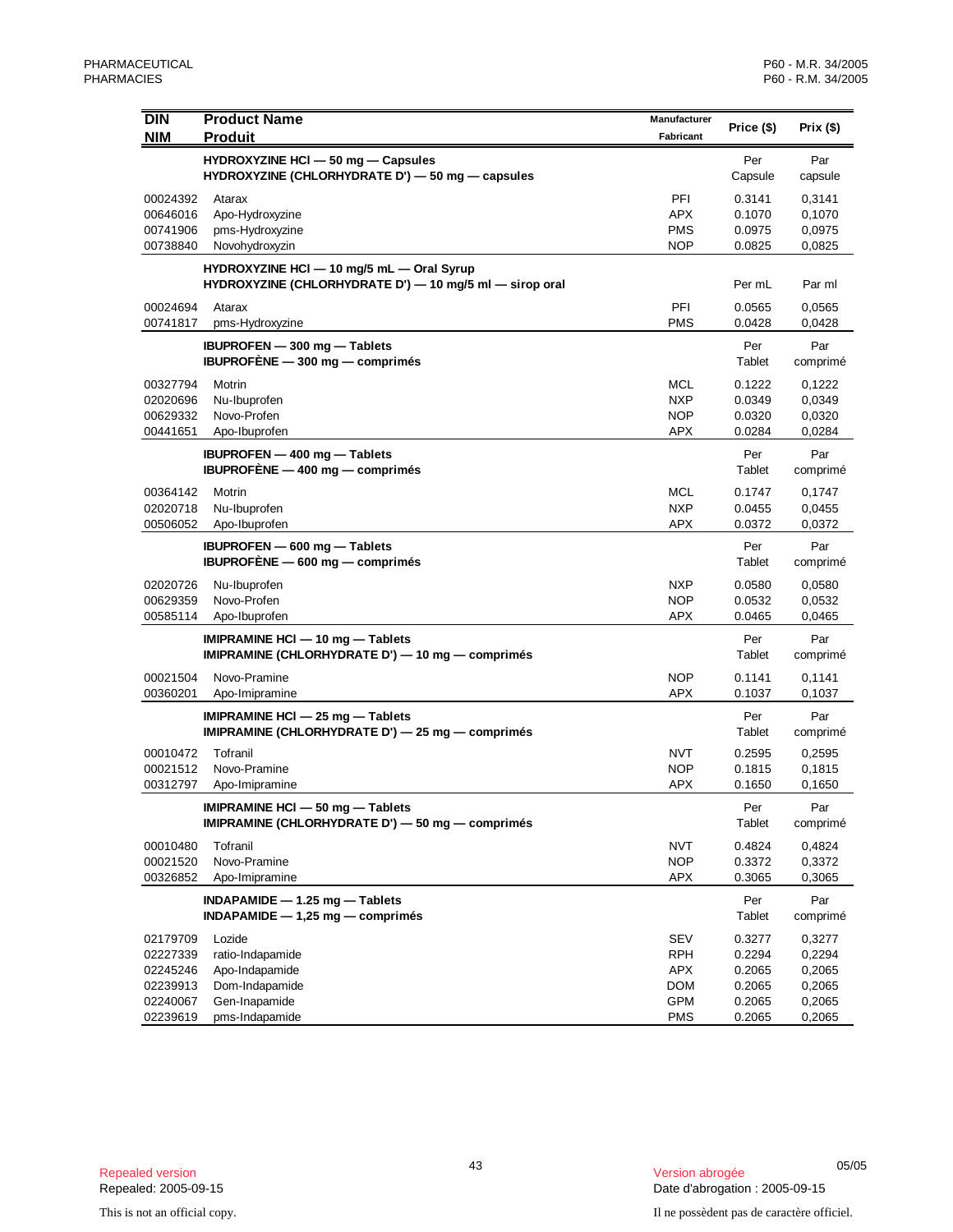| DIN<br>NIM | Product Name<br>Produit | Manufacturer<br>Fabricant | Price ($) | Prix ($) |
|---|---|---|---|---|
| | **HYDROXYZINE HCl — 50 mg — Capsules**<br>**HYDROXYZINE (CHLORHYDRATE D') — 50 mg — capsules** | | Per<br>Capsule | Par<br>capsule |
| 00024392 | Atarax | PFI | 0.3141 | 0,3141 |
| 00646016 | Apo-Hydroxyzine | APX | 0.1070 | 0,1070 |
| 00741906 | pms-Hydroxyzine | PMS | 0.0975 | 0,0975 |
| 00738840 | Novohydroxyzin | NOP | 0.0825 | 0,0825 |
| | **HYDROXYZINE HCl — 10 mg/5 mL — Oral Syrup**<br>**HYDROXYZINE (CHLORHYDRATE D') — 10 mg/5 ml — sirop oral** | | Per mL | Par ml |
| 00024694 | Atarax | PFI | 0.0565 | 0,0565 |
| 00741817 | pms-Hydroxyzine | PMS | 0.0428 | 0,0428 |
| | **IBUPROFEN — 300 mg — Tablets**<br>**IBUPROFÈNE — 300 mg — comprimés** | | Per<br>Tablet | Par<br>comprimé |
| 00327794 | Motrin | MCL | 0.1222 | 0,1222 |
| 02020696 | Nu-Ibuprofen | NXP | 0.0349 | 0,0349 |
| 00629332 | Novo-Profen | NOP | 0.0320 | 0,0320 |
| 00441651 | Apo-Ibuprofen | APX | 0.0284 | 0,0284 |
| | **IBUPROFEN — 400 mg — Tablets**<br>**IBUPROFÈNE — 400 mg — comprimés** | | Per<br>Tablet | Par<br>comprimé |
| 00364142 | Motrin | MCL | 0.1747 | 0,1747 |
| 02020718 | Nu-Ibuprofen | NXP | 0.0455 | 0,0455 |
| 00506052 | Apo-Ibuprofen | APX | 0.0372 | 0,0372 |
| | **IBUPROFEN — 600 mg — Tablets**<br>**IBUPROFÈNE — 600 mg — comprimés** | | Per<br>Tablet | Par<br>comprimé |
| 02020726 | Nu-Ibuprofen | NXP | 0.0580 | 0,0580 |
| 00629359 | Novo-Profen | NOP | 0.0532 | 0,0532 |
| 00585114 | Apo-Ibuprofen | APX | 0.0465 | 0,0465 |
| | **IMIPRAMINE HCl — 10 mg — Tablets**<br>**IMIPRAMINE (CHLORHYDRATE D') — 10 mg — comprimés** | | Per<br>Tablet | Par<br>comprimé |
| 00021504 | Novo-Pramine | NOP | 0.1141 | 0,1141 |
| 00360201 | Apo-Imipramine | APX | 0.1037 | 0,1037 |
| | **IMIPRAMINE HCl — 25 mg — Tablets**<br>**IMIPRAMINE (CHLORHYDRATE D') — 25 mg — comprimés** | | Per<br>Tablet | Par<br>comprimé |
| 00010472 | Tofranil | NVT | 0.2595 | 0,2595 |
| 00021512 | Novo-Pramine | NOP | 0.1815 | 0,1815 |
| 00312797 | Apo-Imipramine | APX | 0.1650 | 0,1650 |
| | **IMIPRAMINE HCl — 50 mg — Tablets**<br>**IMIPRAMINE (CHLORHYDRATE D') — 50 mg — comprimés** | | Per<br>Tablet | Par<br>comprimé |
| 00010480 | Tofranil | NVT | 0.4824 | 0,4824 |
| 00021520 | Novo-Pramine | NOP | 0.3372 | 0,3372 |
| 00326852 | Apo-Imipramine | APX | 0.3065 | 0,3065 |
| | **INDAPAMIDE — 1.25 mg — Tablets**<br>**INDAPAMIDE — 1,25 mg — comprimés** | | Per<br>Tablet | Par<br>comprimé |
| 02179709 | Lozide | SEV | 0.3277 | 0,3277 |
| 02227339 | ratio-Indapamide | RPH | 0.2294 | 0,2294 |
| 02245246 | Apo-Indapamide | APX | 0.2065 | 0,2065 |
| 02239913 | Dom-Indapamide | DOM | 0.2065 | 0,2065 |
| 02240067 | Gen-Inapamide | GPM | 0.2065 | 0,2065 |
| 02239619 | pms-Indapamide | PMS | 0.2065 | 0,2065 |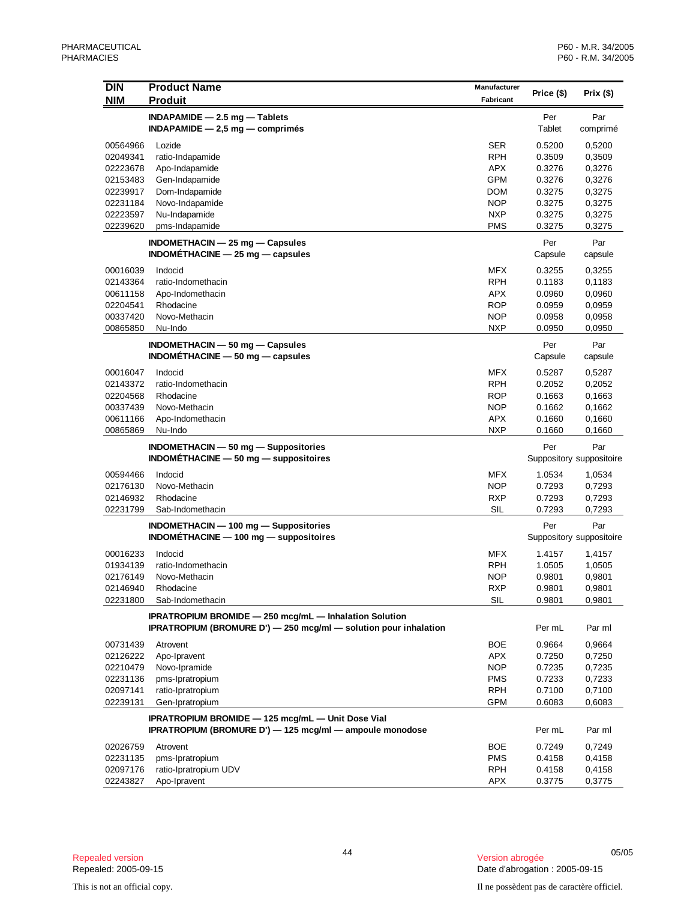| DIN<br>NIM | Product Name<br>Produit | Manufacturer<br>Fabricant | Price ($) | Prix ($) |
|---|---|---|---|---|
| | **INDAPAMIDE — 2.5 mg — Tablets**<br>**INDAPAMIDE — 2,5 mg — comprimés** | | Per<br>Tablet | Par<br>comprimé |
| 00564966 | Lozide | SER | 0.5200 | 0,5200 |
| 02049341 | ratio-Indapamide | RPH | 0.3509 | 0,3509 |
| 02223678 | Apo-Indapamide | APX | 0.3276 | 0,3276 |
| 02153483 | Gen-Indapamide | GPM | 0.3276 | 0,3276 |
| 02239917 | Dom-Indapamide | DOM | 0.3275 | 0,3275 |
| 02231184 | Novo-Indapamide | NOP | 0.3275 | 0,3275 |
| 02223597 | Nu-Indapamide | NXP | 0.3275 | 0,3275 |
| 02239620 | pms-Indapamide | PMS | 0.3275 | 0,3275 |
| | **INDOMETHACIN — 25 mg — Capsules**<br>**INDOMÉTHACINE — 25 mg — capsules** | | Per<br>Capsule | Par<br>capsule |
| 00016039 | Indocid | MFX | 0.3255 | 0,3255 |
| 02143364 | ratio-Indomethacin | RPH | 0.1183 | 0,1183 |
| 00611158 | Apo-Indomethacin | APX | 0.0960 | 0,0960 |
| 02204541 | Rhodacine | ROP | 0.0959 | 0,0959 |
| 00337420 | Novo-Methacin | NOP | 0.0958 | 0,0958 |
| 00865850 | Nu-Indo | NXP | 0.0950 | 0,0950 |
| | **INDOMETHACIN — 50 mg — Capsules**<br>**INDOMÉTHACINE — 50 mg — capsules** | | Per<br>Capsule | Par<br>capsule |
| 00016047 | Indocid | MFX | 0.5287 | 0,5287 |
| 02143372 | ratio-Indomethacin | RPH | 0.2052 | 0,2052 |
| 02204568 | Rhodacine | ROP | 0.1663 | 0,1663 |
| 00337439 | Novo-Methacin | NOP | 0.1662 | 0,1662 |
| 00611166 | Apo-Indomethacin | APX | 0.1660 | 0,1660 |
| 00865869 | Nu-Indo | NXP | 0.1660 | 0,1660 |
| | **INDOMETHACIN — 50 mg — Suppositories**<br>**INDOMÉTHACINE — 50 mg — suppositoires** | | Per<br>Suppository | Par<br>suppositoire |
| 00594466 | Indocid | MFX | 1.0534 | 1,0534 |
| 02176130 | Novo-Methacin | NOP | 0.7293 | 0,7293 |
| 02146932 | Rhodacine | RXP | 0.7293 | 0,7293 |
| 02231799 | Sab-Indomethacin | SIL | 0.7293 | 0,7293 |
| | **INDOMETHACIN — 100 mg — Suppositories**<br>**INDOMÉTHACINE — 100 mg — suppositoires** | | Per<br>Suppository | Par<br>suppositoire |
| 00016233 | Indocid | MFX | 1.4157 | 1,4157 |
| 01934139 | ratio-Indomethacin | RPH | 1.0505 | 1,0505 |
| 02176149 | Novo-Methacin | NOP | 0.9801 | 0,9801 |
| 02146940 | Rhodacine | RXP | 0.9801 | 0,9801 |
| 02231800 | Sab-Indomethacin | SIL | 0.9801 | 0,9801 |
| | **IPRATROPIUM BROMIDE — 250 mcg/mL — Inhalation Solution**<br>**IPRATROPIUM (BROMURE D') — 250 mcg/ml — solution pour inhalation** | | Per mL | Par ml |
| 00731439 | Atrovent | BOE | 0.9664 | 0,9664 |
| 02126222 | Apo-Ipravent | APX | 0.7250 | 0,7250 |
| 02210479 | Novo-Ipramide | NOP | 0.7235 | 0,7235 |
| 02231136 | pms-Ipratropium | PMS | 0.7233 | 0,7233 |
| 02097141 | ratio-Ipratropium | RPH | 0.7100 | 0,7100 |
| 02239131 | Gen-Ipratropium | GPM | 0.6083 | 0,6083 |
| | **IPRATROPIUM BROMIDE — 125 mcg/mL — Unit Dose Vial**<br>**IPRATROPIUM (BROMURE D') — 125 mcg/ml — ampoule monodose** | | Per mL | Par ml |
| 02026759 | Atrovent | BOE | 0.7249 | 0,7249 |
| 02231135 | pms-Ipratropium | PMS | 0.4158 | 0,4158 |
| 02097176 | ratio-Ipratropium UDV | RPH | 0.4158 | 0,4158 |
| 02243827 | Apo-Ipravent | APX | 0.3775 | 0,3775 |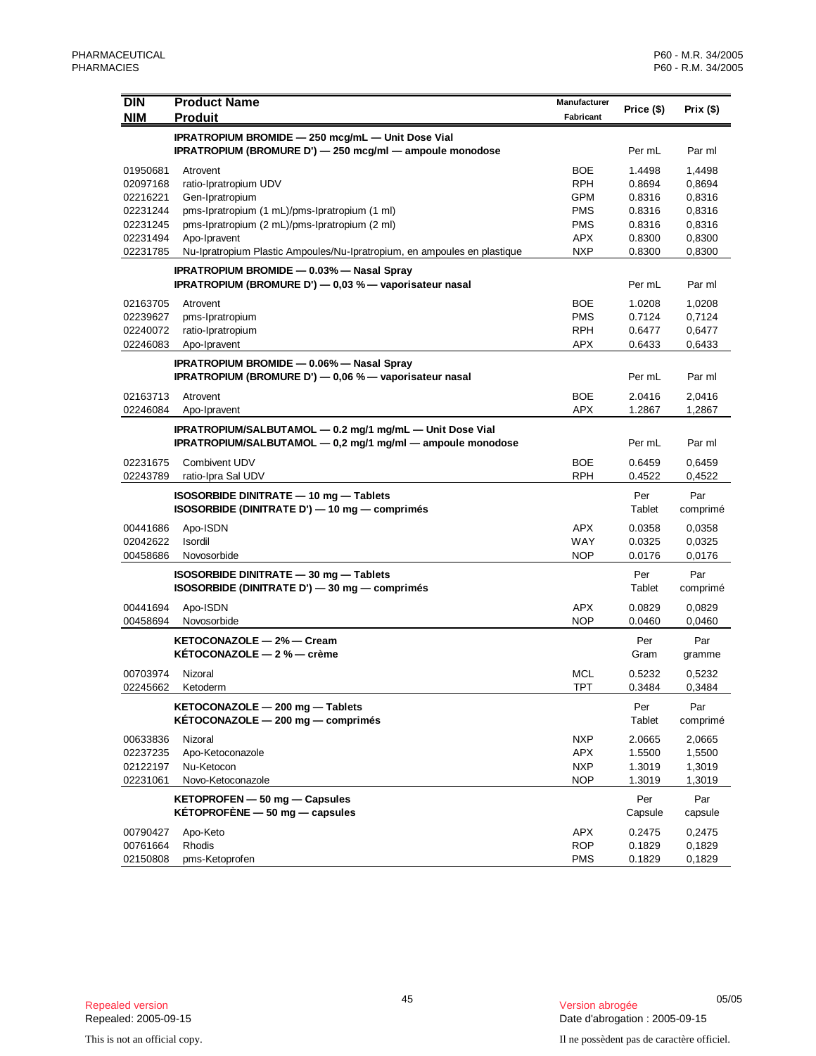| DIN<br>NIM | Product Name<br>Produit | Manufacturer<br>Fabricant | Price ($) | Prix ($) |
|---|---|---|---|---|
| | **IPRATROPIUM BROMIDE — 250 mcg/mL — Unit Dose Vial**<br>**IPRATROPIUM (BROMURE D') — 250 mcg/ml — ampoule monodose** | | Per mL | Par ml |
| 01950681 | Atrovent | BOE | 1.4498 | 1,4498 |
| 02097168 | ratio-Ipratropium UDV | RPH | 0.8694 | 0,8694 |
| 02216221 | Gen-Ipratropium | GPM | 0.8316 | 0,8316 |
| 02231244 | pms-Ipratropium (1 mL)/pms-Ipratropium (1 ml) | PMS | 0.8316 | 0,8316 |
| 02231245 | pms-Ipratropium (2 mL)/pms-Ipratropium (2 ml) | PMS | 0.8316 | 0,8316 |
| 02231494 | Apo-Ipravent | APX | 0.8300 | 0,8300 |
| 02231785 | Nu-Ipratropium Plastic Ampoules/Nu-Ipratropium, en ampoules en plastique | NXP | 0.8300 | 0,8300 |
| | **IPRATROPIUM BROMIDE — 0.03% — Nasal Spray**<br>**IPRATROPIUM (BROMURE D') — 0,03 % — vaporisateur nasal** | | Per mL | Par ml |
| 02163705 | Atrovent | BOE | 1.0208 | 1,0208 |
| 02239627 | pms-Ipratropium | PMS | 0.7124 | 0,7124 |
| 02240072 | ratio-Ipratropium | RPH | 0.6477 | 0,6477 |
| 02246083 | Apo-Ipravent | APX | 0.6433 | 0,6433 |
| | **IPRATROPIUM BROMIDE — 0.06% — Nasal Spray**<br>**IPRATROPIUM (BROMURE D') — 0,06 % — vaporisateur nasal** | | Per mL | Par ml |
| 02163713 | Atrovent | BOE | 2.0416 | 2,0416 |
| 02246084 | Apo-Ipravent | APX | 1.2867 | 1,2867 |
| | **IPRATROPIUM/SALBUTAMOL — 0.2 mg/1 mg/mL — Unit Dose Vial**<br>**IPRATROPIUM/SALBUTAMOL — 0,2 mg/1 mg/ml — ampoule monodose** | | Per mL | Par ml |
| 02231675 | Combivent UDV | BOE | 0.6459 | 0,6459 |
| 02243789 | ratio-Ipra Sal UDV | RPH | 0.4522 | 0,4522 |
| | **ISOSORBIDE DINITRATE — 10 mg — Tablets**<br>**ISOSORBIDE (DINITRATE D') — 10 mg — comprimés** | | Per Tablet | Par comprimé |
| 00441686 | Apo-ISDN | APX | 0.0358 | 0,0358 |
| 02042622 | Isordil | WAY | 0.0325 | 0,0325 |
| 00458686 | Novosorbide | NOP | 0.0176 | 0,0176 |
| | **ISOSORBIDE DINITRATE — 30 mg — Tablets**<br>**ISOSORBIDE (DINITRATE D') — 30 mg — comprimés** | | Per Tablet | Par comprimé |
| 00441694 | Apo-ISDN | APX | 0.0829 | 0,0829 |
| 00458694 | Novosorbide | NOP | 0.0460 | 0,0460 |
| | **KETOCONAZOLE — 2% — Cream**<br>**KÉTOCONAZOLE — 2 % — crème** | | Per Gram | Par gramme |
| 00703974 | Nizoral | MCL | 0.5232 | 0,5232 |
| 02245662 | Ketoderm | TPT | 0.3484 | 0,3484 |
| | **KETOCONAZOLE — 200 mg — Tablets**<br>**KÉTOCONAZOLE — 200 mg — comprimés** | | Per Tablet | Par comprimé |
| 00633836 | Nizoral | NXP | 2.0665 | 2,0665 |
| 02237235 | Apo-Ketoconazole | APX | 1.5500 | 1,5500 |
| 02122197 | Nu-Ketocon | NXP | 1.3019 | 1,3019 |
| 02231061 | Novo-Ketoconazole | NOP | 1.3019 | 1,3019 |
| | **KETOPROFEN — 50 mg — Capsules**<br>**KÉTOPROFÈNE — 50 mg — capsules** | | Per Capsule | Par capsule |
| 00790427 | Apo-Keto | APX | 0.2475 | 0,2475 |
| 00761664 | Rhodis | ROP | 0.1829 | 0,1829 |
| 02150808 | pms-Ketoprofen | PMS | 0.1829 | 0,1829 |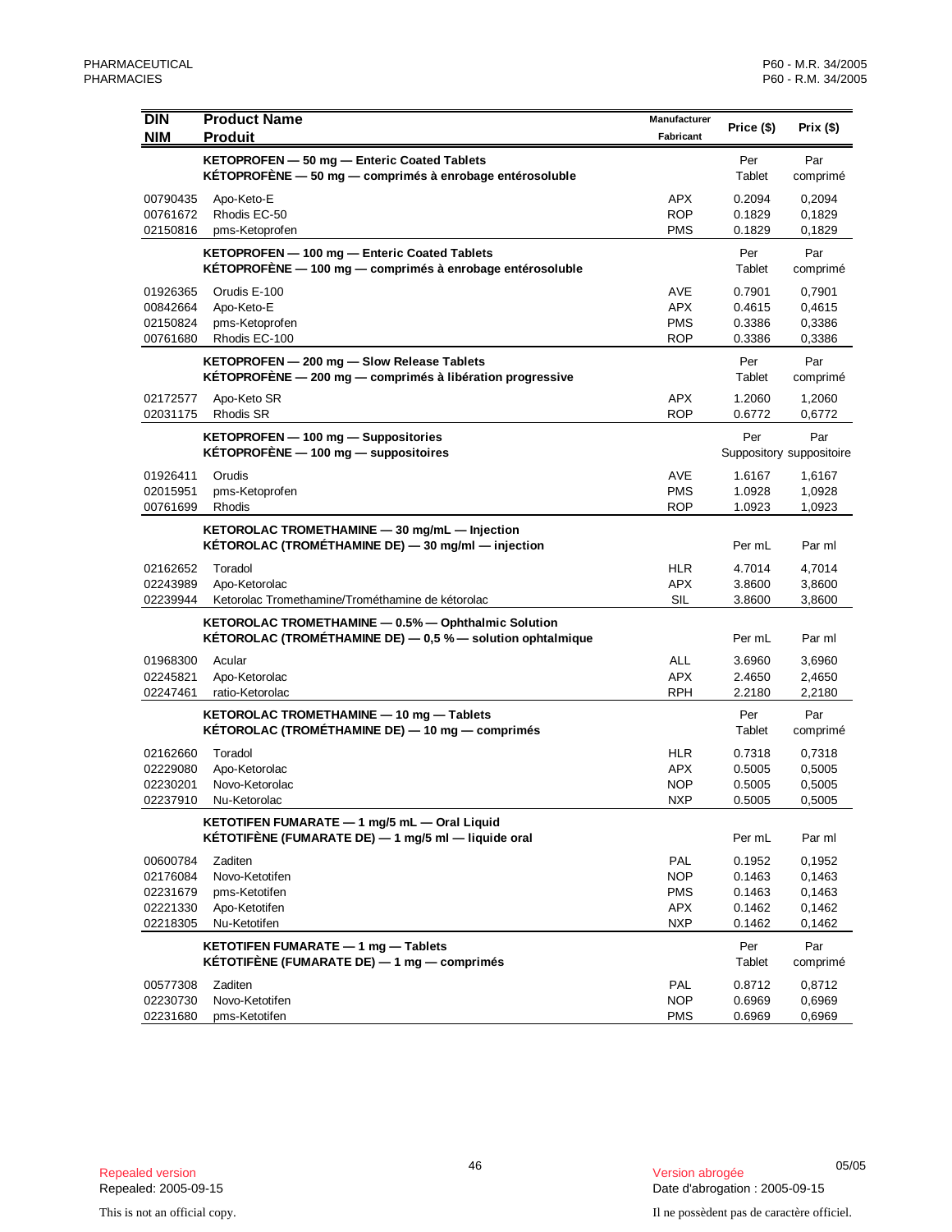| DIN<br>NIM | Product Name<br>Produit | Manufacturer<br>Fabricant | Price ($) | Prix ($) |
|---|---|---|---|---|
| | **KETOPROFEN — 50 mg — Enteric Coated Tablets**<br>**KÉTOPROFÈNE — 50 mg — comprimés à enrobage entérosoluble** | | Per Tablet | Par comprimé |
| 00790435 | Apo-Keto-E | APX | 0.2094 | 0,2094 |
| 00761672 | Rhodis EC-50 | ROP | 0.1829 | 0,1829 |
| 02150816 | pms-Ketoprofen | PMS | 0.1829 | 0,1829 |
| | **KETOPROFEN — 100 mg — Enteric Coated Tablets**<br>**KÉTOPROFÈNE — 100 mg — comprimés à enrobage entérosoluble** | | Per Tablet | Par comprimé |
| 01926365 | Orudis E-100 | AVE | 0.7901 | 0,7901 |
| 00842664 | Apo-Keto-E | APX | 0.4615 | 0,4615 |
| 02150824 | pms-Ketoprofen | PMS | 0.3386 | 0,3386 |
| 00761680 | Rhodis EC-100 | ROP | 0.3386 | 0,3386 |
| | **KETOPROFEN — 200 mg — Slow Release Tablets**<br>**KÉTOPROFÈNE — 200 mg — comprimés à libération progressive** | | Per Tablet | Par comprimé |
| 02172577 | Apo-Keto SR | APX | 1.2060 | 1,2060 |
| 02031175 | Rhodis SR | ROP | 0.6772 | 0,6772 |
| | **KETOPROFEN — 100 mg — Suppositories**<br>**KÉTOPROFÈNE — 100 mg — suppositoires** | | Per Suppository | Par suppositoire |
| 01926411 | Orudis | AVE | 1.6167 | 1,6167 |
| 02015951 | pms-Ketoprofen | PMS | 1.0928 | 1,0928 |
| 00761699 | Rhodis | ROP | 1.0923 | 1,0923 |
| | **KETOROLAC TROMETHAMINE — 30 mg/mL — Injection**<br>**KÉTOROLAC (TROMÉTHAMINE DE) — 30 mg/ml — injection** | | Per mL | Par ml |
| 02162652 | Toradol | HLR | 4.7014 | 4,7014 |
| 02243989 | Apo-Ketorolac | APX | 3.8600 | 3,8600 |
| 02239944 | Ketorolac Tromethamine/Trométhamine de kétorolac | SIL | 3.8600 | 3,8600 |
| | **KETOROLAC TROMETHAMINE — 0.5% — Ophthalmic Solution**<br>**KÉTOROLAC (TROMÉTHAMINE DE) — 0,5 % — solution ophtalmique** | | Per mL | Par ml |
| 01968300 | Acular | ALL | 3.6960 | 3,6960 |
| 02245821 | Apo-Ketorolac | APX | 2.4650 | 2,4650 |
| 02247461 | ratio-Ketorolac | RPH | 2.2180 | 2,2180 |
| | **KETOROLAC TROMETHAMINE — 10 mg — Tablets**<br>**KÉTOROLAC (TROMÉTHAMINE DE) — 10 mg — comprimés** | | Per Tablet | Par comprimé |
| 02162660 | Toradol | HLR | 0.7318 | 0,7318 |
| 02229080 | Apo-Ketorolac | APX | 0.5005 | 0,5005 |
| 02230201 | Novo-Ketorolac | NOP | 0.5005 | 0,5005 |
| 02237910 | Nu-Ketorolac | NXP | 0.5005 | 0,5005 |
| | **KETOTIFEN FUMARATE — 1 mg/5 mL — Oral Liquid**<br>**KÉTOTIFÈNE (FUMARATE DE) — 1 mg/5 ml — liquide oral** | | Per mL | Par ml |
| 00600784 | Zaditen | PAL | 0.1952 | 0,1952 |
| 02176084 | Novo-Ketotifen | NOP | 0.1463 | 0,1463 |
| 02231679 | pms-Ketotifen | PMS | 0.1463 | 0,1463 |
| 02221330 | Apo-Ketotifen | APX | 0.1462 | 0,1462 |
| 02218305 | Nu-Ketotifen | NXP | 0.1462 | 0,1462 |
| | **KETOTIFEN FUMARATE — 1 mg — Tablets**<br>**KÉTOTIFÈNE (FUMARATE DE) — 1 mg — comprimés** | | Per Tablet | Par comprimé |
| 00577308 | Zaditen | PAL | 0.8712 | 0,8712 |
| 02230730 | Novo-Ketotifen | NOP | 0.6969 | 0,6969 |
| 02231680 | pms-Ketotifen | PMS | 0.6969 | 0,6969 |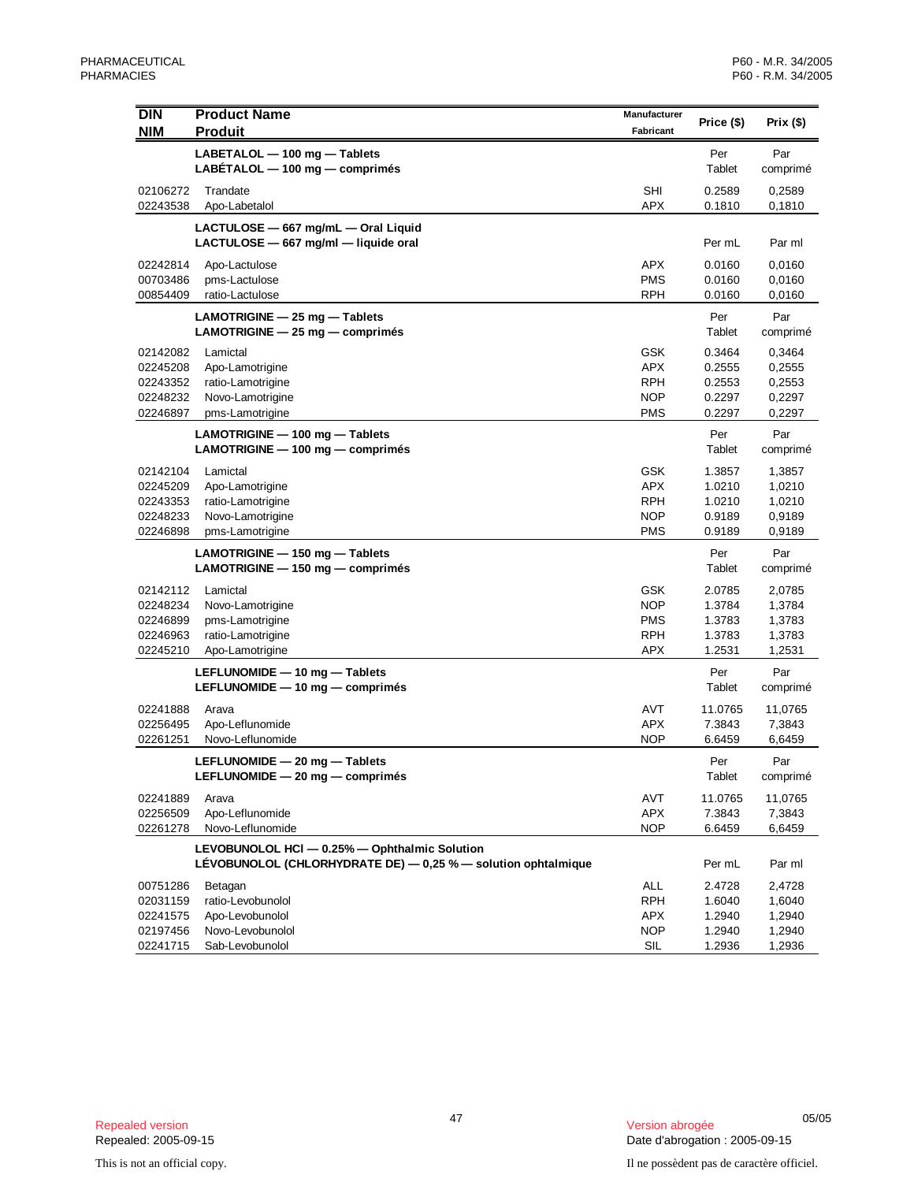| DIN<br>NIM | Product Name<br>Produit | Manufacturer<br>Fabricant | Price ($) | Prix ($) |
|---|---|---|---|---|
| | **LABETALOL — 100 mg — Tablets<br>LABÉTALOL — 100 mg — comprimés** | | Per Tablet | Par comprimé |
| 02106272 | Trandate | SHI | 0.2589 | 0,2589 |
| 02243538 | Apo-Labetalol | APX | 0.1810 | 0,1810 |
| | **LACTULOSE — 667 mg/mL — Oral Liquid<br>LACTULOSE — 667 mg/ml — liquide oral** | | Per mL | Par ml |
| 02242814 | Apo-Lactulose | APX | 0.0160 | 0,0160 |
| 00703486 | pms-Lactulose | PMS | 0.0160 | 0,0160 |
| 00854409 | ratio-Lactulose | RPH | 0.0160 | 0,0160 |
| | **LAMOTRIGINE — 25 mg — Tablets<br>LAMOTRIGINE — 25 mg — comprimés** | | Per Tablet | Par comprimé |
| 02142082 | Lamictal | GSK | 0.3464 | 0,3464 |
| 02245208 | Apo-Lamotrigine | APX | 0.2555 | 0,2555 |
| 02243352 | ratio-Lamotrigine | RPH | 0.2553 | 0,2553 |
| 02248232 | Novo-Lamotrigine | NOP | 0.2297 | 0,2297 |
| 02246897 | pms-Lamotrigine | PMS | 0.2297 | 0,2297 |
| | **LAMOTRIGINE — 100 mg — Tablets<br>LAMOTRIGINE — 100 mg — comprimés** | | Per Tablet | Par comprimé |
| 02142104 | Lamictal | GSK | 1.3857 | 1,3857 |
| 02245209 | Apo-Lamotrigine | APX | 1.0210 | 1,0210 |
| 02243353 | ratio-Lamotrigine | RPH | 1.0210 | 1,0210 |
| 02248233 | Novo-Lamotrigine | NOP | 0.9189 | 0,9189 |
| 02246898 | pms-Lamotrigine | PMS | 0.9189 | 0,9189 |
| | **LAMOTRIGINE — 150 mg — Tablets<br>LAMOTRIGINE — 150 mg — comprimés** | | Per Tablet | Par comprimé |
| 02142112 | Lamictal | GSK | 2.0785 | 2,0785 |
| 02248234 | Novo-Lamotrigine | NOP | 1.3784 | 1,3784 |
| 02246899 | pms-Lamotrigine | PMS | 1.3783 | 1,3783 |
| 02246963 | ratio-Lamotrigine | RPH | 1.3783 | 1,3783 |
| 02245210 | Apo-Lamotrigine | APX | 1.2531 | 1,2531 |
| | **LEFLUNOMIDE — 10 mg — Tablets<br>LEFLUNOMIDE — 10 mg — comprimés** | | Per Tablet | Par comprimé |
| 02241888 | Arava | AVT | 11.0765 | 11,0765 |
| 02256495 | Apo-Leflunomide | APX | 7.3843 | 7,3843 |
| 02261251 | Novo-Leflunomide | NOP | 6.6459 | 6,6459 |
| | **LEFLUNOMIDE — 20 mg — Tablets<br>LEFLUNOMIDE — 20 mg — comprimés** | | Per Tablet | Par comprimé |
| 02241889 | Arava | AVT | 11.0765 | 11,0765 |
| 02256509 | Apo-Leflunomide | APX | 7.3843 | 7,3843 |
| 02261278 | Novo-Leflunomide | NOP | 6.6459 | 6,6459 |
| | **LEVOBUNOLOL HCl — 0.25% — Ophthalmic Solution<br>LÉVOBUNOLOL (CHLORHYDRATE DE) — 0,25 % — solution ophtalmique** | | Per mL | Par ml |
| 00751286 | Betagan | ALL | 2.4728 | 2,4728 |
| 02031159 | ratio-Levobunolol | RPH | 1.6040 | 1,6040 |
| 02241575 | Apo-Levobunolol | APX | 1.2940 | 1,2940 |
| 02197456 | Novo-Levobunolol | NOP | 1.2940 | 1,2940 |
| 02241715 | Sab-Levobunolol | SIL | 1.2936 | 1,2936 |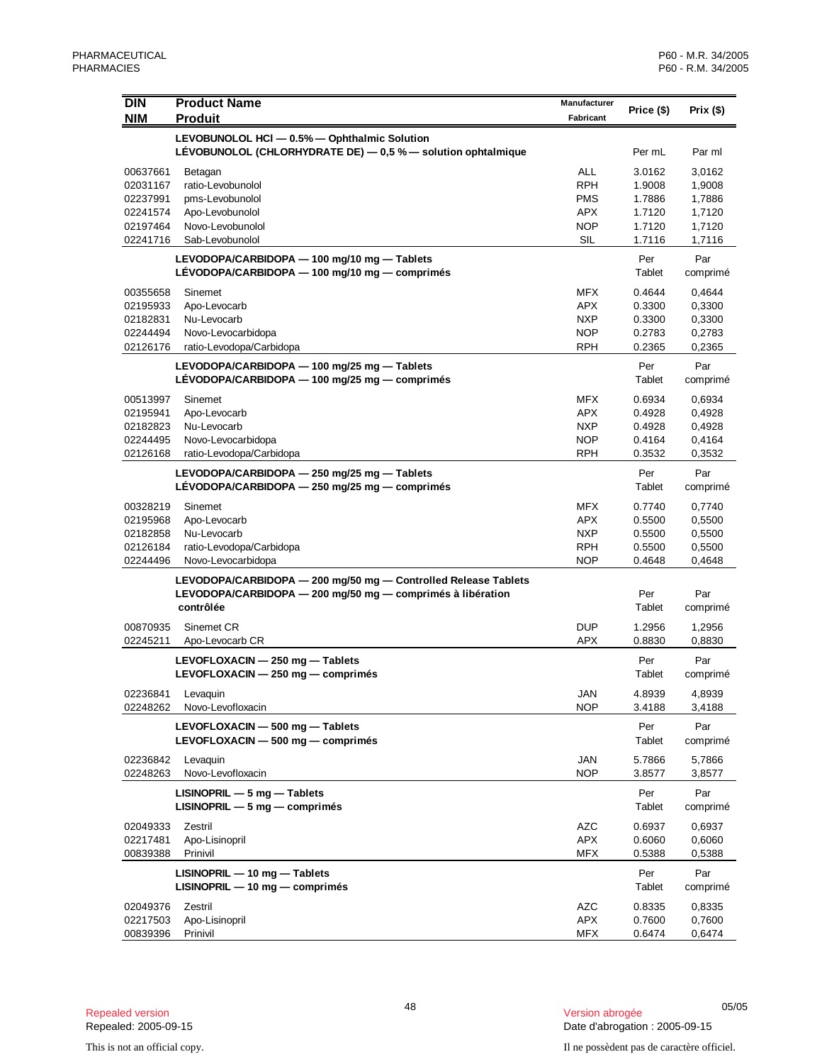| DIN<br>NIM | Product Name<br>Produit | Manufacturer<br>Fabricant | Price ($) | Prix ($) |
|---|---|---|---|---|
| | **LEVOBUNOLOL HCl — 0.5% — Ophthalmic Solution**<br>**LÉVOBUNOLOL (CHLORHYDRATE DE) — 0,5 % — solution ophtalmique** | | Per mL | Par ml |
| 00637661 | Betagan | ALL | 3.0162 | 3,0162 |
| 02031167 | ratio-Levobunolol | RPH | 1.9008 | 1,9008 |
| 02237991 | pms-Levobunolol | PMS | 1.7886 | 1,7886 |
| 02241574 | Apo-Levobunolol | APX | 1.7120 | 1,7120 |
| 02197464 | Novo-Levobunolol | NOP | 1.7120 | 1,7120 |
| 02241716 | Sab-Levobunolol | SIL | 1.7116 | 1,7116 |
| | **LEVODOPA/CARBIDOPA — 100 mg/10 mg — Tablets**<br>**LÉVODOPA/CARBIDOPA — 100 mg/10 mg — comprimés** | | Per Tablet | Par comprimé |
| 00355658 | Sinemet | MFX | 0.4644 | 0,4644 |
| 02195933 | Apo-Levocarb | APX | 0.3300 | 0,3300 |
| 02182831 | Nu-Levocarb | NXP | 0.3300 | 0,3300 |
| 02244494 | Novo-Levocarbidopa | NOP | 0.2783 | 0,2783 |
| 02126176 | ratio-Levodopa/Carbidopa | RPH | 0.2365 | 0,2365 |
| | **LEVODOPA/CARBIDOPA — 100 mg/25 mg — Tablets**<br>**LÉVODOPA/CARBIDOPA — 100 mg/25 mg — comprimés** | | Per Tablet | Par comprimé |
| 00513997 | Sinemet | MFX | 0.6934 | 0,6934 |
| 02195941 | Apo-Levocarb | APX | 0.4928 | 0,4928 |
| 02182823 | Nu-Levocarb | NXP | 0.4928 | 0,4928 |
| 02244495 | Novo-Levocarbidopa | NOP | 0.4164 | 0,4164 |
| 02126168 | ratio-Levodopa/Carbidopa | RPH | 0.3532 | 0,3532 |
| | **LEVODOPA/CARBIDOPA — 250 mg/25 mg — Tablets**<br>**LÉVODOPA/CARBIDOPA — 250 mg/25 mg — comprimés** | | Per Tablet | Par comprimé |
| 00328219 | Sinemet | MFX | 0.7740 | 0,7740 |
| 02195968 | Apo-Levocarb | APX | 0.5500 | 0,5500 |
| 02182858 | Nu-Levocarb | NXP | 0.5500 | 0,5500 |
| 02126184 | ratio-Levodopa/Carbidopa | RPH | 0.5500 | 0,5500 |
| 02244496 | Novo-Levocarbidopa | NOP | 0.4648 | 0,4648 |
| | **LEVODOPA/CARBIDOPA — 200 mg/50 mg — Controlled Release Tablets**<br>**LEVODOPA/CARBIDOPA — 200 mg/50 mg — comprimés à libération contrôlée** | | Per Tablet | Par comprimé |
| 00870935 | Sinemet CR | DUP | 1.2956 | 1,2956 |
| 02245211 | Apo-Levocarb CR | APX | 0.8830 | 0,8830 |
| | **LEVOFLOXACIN — 250 mg — Tablets**<br>**LEVOFLOXACIN — 250 mg — comprimés** | | Per Tablet | Par comprimé |
| 02236841 | Levaquin | JAN | 4.8939 | 4,8939 |
| 02248262 | Novo-Levofloxacin | NOP | 3.4188 | 3,4188 |
| | **LEVOFLOXACIN — 500 mg — Tablets**<br>**LEVOFLOXACIN — 500 mg — comprimés** | | Per Tablet | Par comprimé |
| 02236842 | Levaquin | JAN | 5.7866 | 5,7866 |
| 02248263 | Novo-Levofloxacin | NOP | 3.8577 | 3,8577 |
| | **LISINOPRIL — 5 mg — Tablets**<br>**LISINOPRIL — 5 mg — comprimés** | | Per Tablet | Par comprimé |
| 02049333 | Zestril | AZC | 0.6937 | 0,6937 |
| 02217481 | Apo-Lisinopril | APX | 0.6060 | 0,6060 |
| 00839388 | Prinivil | MFX | 0.5388 | 0,5388 |
| | **LISINOPRIL — 10 mg — Tablets**<br>**LISINOPRIL — 10 mg — comprimés** | | Per Tablet | Par comprimé |
| 02049376 | Zestril | AZC | 0.8335 | 0,8335 |
| 02217503 | Apo-Lisinopril | APX | 0.7600 | 0,7600 |
| 00839396 | Prinivil | MFX | 0.6474 | 0,6474 |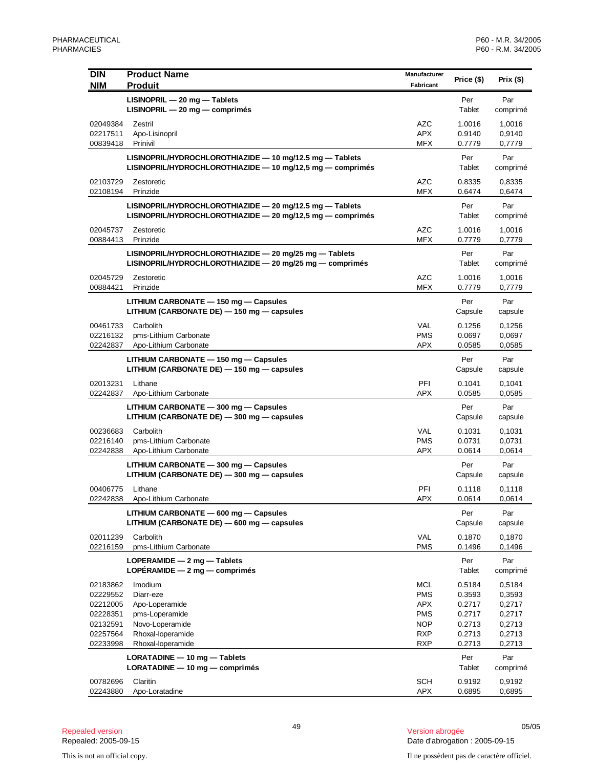| DIN<br>NIM | Product Name<br>Produit | Manufacturer<br>Fabricant | Price ($) | Prix ($) |
|---|---|---|---|---|
| | **LISINOPRIL — 20 mg — Tablets**<br>**LISINOPRIL — 20 mg — comprimés** | | Per Tablet | Par comprimé |
| 02049384 | Zestril | AZC | 1.0016 | 1,0016 |
| 02217511 | Apo-Lisinopril | APX | 0.9140 | 0,9140 |
| 00839418 | Prinivil | MFX | 0.7779 | 0,7779 |
| | **LISINOPRIL/HYDROCHLOROTHIAZIDE — 10 mg/12.5 mg — Tablets**<br>**LISINOPRIL/HYDROCHLOROTHIAZIDE — 10 mg/12,5 mg — comprimés** | | Per Tablet | Par comprimé |
| 02103729 | Zestoretic | AZC | 0.8335 | 0,8335 |
| 02108194 | Prinzide | MFX | 0.6474 | 0,6474 |
| | **LISINOPRIL/HYDROCHLOROTHIAZIDE — 20 mg/12.5 mg — Tablets**<br>**LISINOPRIL/HYDROCHLOROTHIAZIDE — 20 mg/12,5 mg — comprimés** | | Per Tablet | Par comprimé |
| 02045737 | Zestoretic | AZC | 1.0016 | 1,0016 |
| 00884413 | Prinzide | MFX | 0.7779 | 0,7779 |
| | **LISINOPRIL/HYDROCHLOROTHIAZIDE — 20 mg/25 mg — Tablets**<br>**LISINOPRIL/HYDROCHLOROTHIAZIDE — 20 mg/25 mg — comprimés** | | Per Tablet | Par comprimé |
| 02045729 | Zestoretic | AZC | 1.0016 | 1,0016 |
| 00884421 | Prinzide | MFX | 0.7779 | 0,7779 |
| | **LITHIUM CARBONATE — 150 mg — Capsules**<br>**LITHIUM (CARBONATE DE) — 150 mg — capsules** | | Per Capsule | Par capsule |
| 00461733 | Carbolith | VAL | 0.1256 | 0,1256 |
| 02216132 | pms-Lithium Carbonate | PMS | 0.0697 | 0,0697 |
| 02242837 | Apo-Lithium Carbonate | APX | 0.0585 | 0,0585 |
| | **LITHIUM CARBONATE — 150 mg — Capsules**<br>**LITHIUM (CARBONATE DE) — 150 mg — capsules** | | Per Capsule | Par capsule |
| 02013231 | Lithane | PFI | 0.1041 | 0,1041 |
| 02242837 | Apo-Lithium Carbonate | APX | 0.0585 | 0,0585 |
| | **LITHIUM CARBONATE — 300 mg — Capsules**<br>**LITHIUM (CARBONATE DE) — 300 mg — capsules** | | Per Capsule | Par capsule |
| 00236683 | Carbolith | VAL | 0.1031 | 0,1031 |
| 02216140 | pms-Lithium Carbonate | PMS | 0.0731 | 0,0731 |
| 02242838 | Apo-Lithium Carbonate | APX | 0.0614 | 0,0614 |
| | **LITHIUM CARBONATE — 300 mg — Capsules**<br>**LITHIUM (CARBONATE DE) — 300 mg — capsules** | | Per Capsule | Par capsule |
| 00406775 | Lithane | PFI | 0.1118 | 0,1118 |
| 02242838 | Apo-Lithium Carbonate | APX | 0.0614 | 0,0614 |
| | **LITHIUM CARBONATE — 600 mg — Capsules**<br>**LITHIUM (CARBONATE DE) — 600 mg — capsules** | | Per Capsule | Par capsule |
| 02011239 | Carbolith | VAL | 0.1870 | 0,1870 |
| 02216159 | pms-Lithium Carbonate | PMS | 0.1496 | 0,1496 |
| | **LOPERAMIDE — 2 mg — Tablets**<br>**LOPÉRAMIDE — 2 mg — comprimés** | | Per Tablet | Par comprimé |
| 02183862 | Imodium | MCL | 0.5184 | 0,5184 |
| 02229552 | Diarr-eze | PMS | 0.3593 | 0,3593 |
| 02212005 | Apo-Loperamide | APX | 0.2717 | 0,2717 |
| 02228351 | pms-Loperamide | PMS | 0.2717 | 0,2717 |
| 02132591 | Novo-Loperamide | NOP | 0.2713 | 0,2713 |
| 02257564 | Rhoxal-loperamide | RXP | 0.2713 | 0,2713 |
| 02233998 | Rhoxal-loperamide | RXP | 0.2713 | 0,2713 |
| | **LORATADINE — 10 mg — Tablets**<br>**LORATADINE — 10 mg — comprimés** | | Per Tablet | Par comprimé |
| 00782696 | Claritin | SCH | 0.9192 | 0,9192 |
| 02243880 | Apo-Loratadine | APX | 0.6895 | 0,6895 |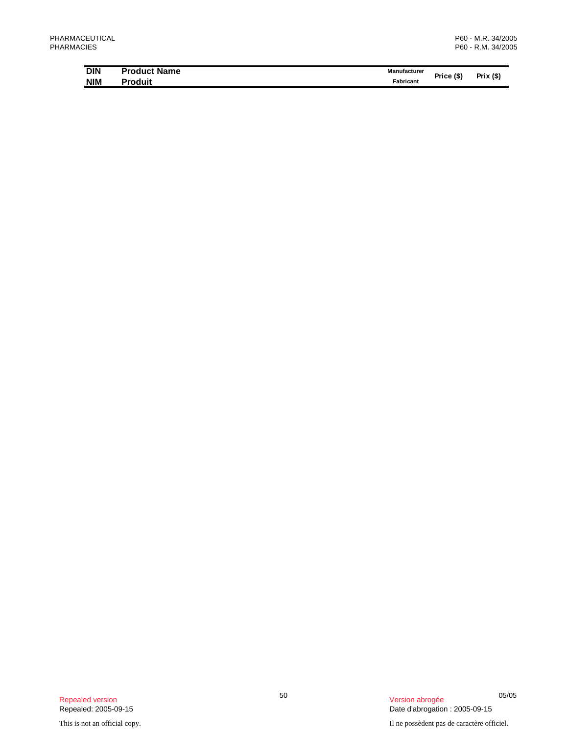| DIN<br>NIM | Product Name<br>Produit | Manufacturer<br>Fabricant | Price ($) | Prix ($) |
|---|---|---|---|---|

Repealed version
Repealed: 2005-09-15

Version abrogée
Date d'abrogation : 2005-09-15

This is not an official copy.

Il ne possèdent pas de caractère officiel.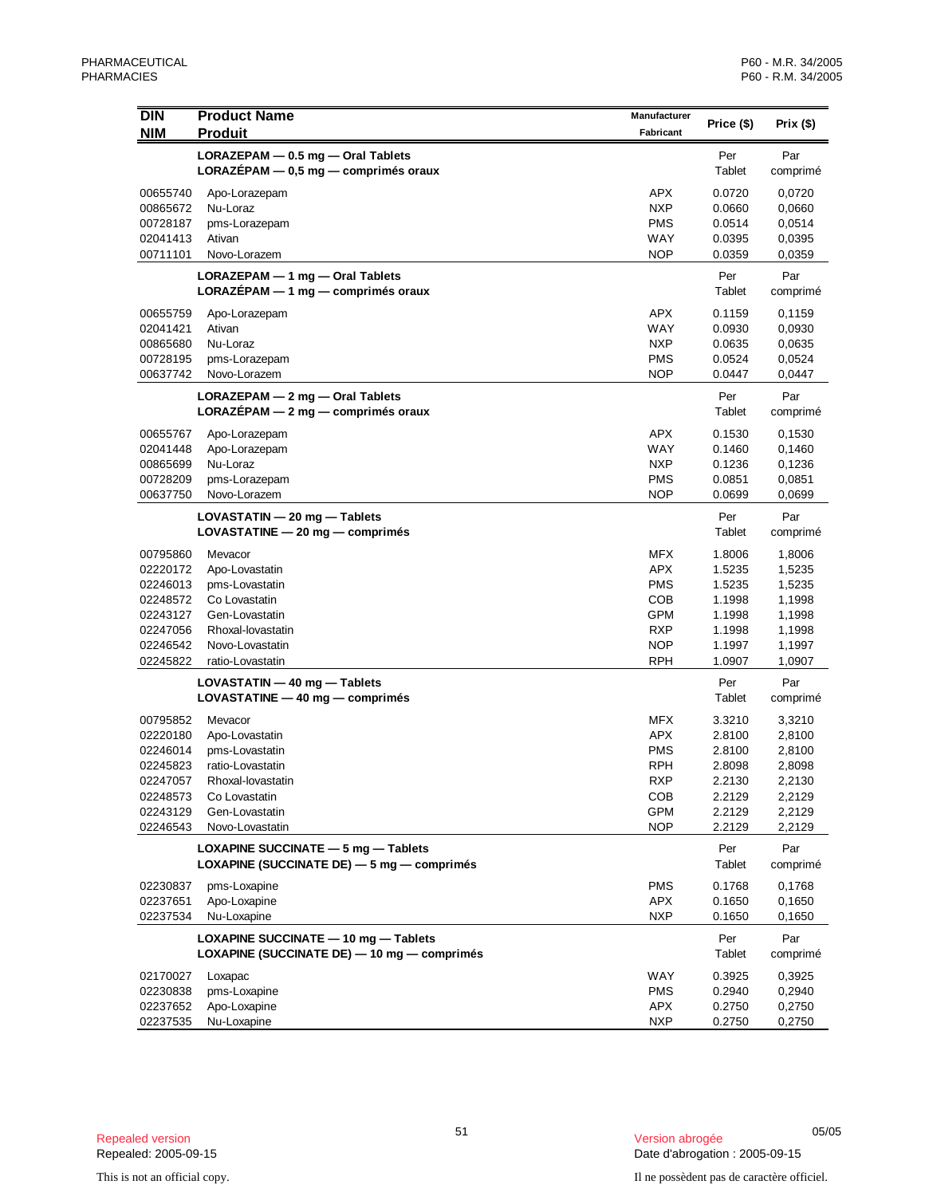| DIN<br>NIM | Product Name<br>Produit | Manufacturer<br>Fabricant | Price ($) | Prix ($) |
|---|---|---|---|---|
| | **LORAZEPAM — 0.5 mg — Oral Tablets**<br>**LORAZÉPAM — 0,5 mg — comprimés oraux** | | Per Tablet | Par comprimé |
| 00655740 | Apo-Lorazepam | APX | 0.0720 | 0,0720 |
| 00865672 | Nu-Loraz | NXP | 0.0660 | 0,0660 |
| 00728187 | pms-Lorazepam | PMS | 0.0514 | 0,0514 |
| 02041413 | Ativan | WAY | 0.0395 | 0,0395 |
| 00711101 | Novo-Lorazem | NOP | 0.0359 | 0,0359 |
| | **LORAZEPAM — 1 mg — Oral Tablets**<br>**LORAZÉPAM — 1 mg — comprimés oraux** | | Per Tablet | Par comprimé |
| 00655759 | Apo-Lorazepam | APX | 0.1159 | 0,1159 |
| 02041421 | Ativan | WAY | 0.0930 | 0,0930 |
| 00865680 | Nu-Loraz | NXP | 0.0635 | 0,0635 |
| 00728195 | pms-Lorazepam | PMS | 0.0524 | 0,0524 |
| 00637742 | Novo-Lorazem | NOP | 0.0447 | 0,0447 |
| | **LORAZEPAM — 2 mg — Oral Tablets**<br>**LORAZÉPAM — 2 mg — comprimés oraux** | | Per Tablet | Par comprimé |
| 00655767 | Apo-Lorazepam | APX | 0.1530 | 0,1530 |
| 02041448 | Apo-Lorazepam | WAY | 0.1460 | 0,1460 |
| 00865699 | Nu-Loraz | NXP | 0.1236 | 0,1236 |
| 00728209 | pms-Lorazepam | PMS | 0.0851 | 0,0851 |
| 00637750 | Novo-Lorazem | NOP | 0.0699 | 0,0699 |
| | **LOVASTATIN — 20 mg — Tablets**<br>**LOVASTATINE — 20 mg — comprimés** | | Per Tablet | Par comprimé |
| 00795860 | Mevacor | MFX | 1.8006 | 1,8006 |
| 02220172 | Apo-Lovastatin | APX | 1.5235 | 1,5235 |
| 02246013 | pms-Lovastatin | PMS | 1.5235 | 1,5235 |
| 02248572 | Co Lovastatin | COB | 1.1998 | 1,1998 |
| 02243127 | Gen-Lovastatin | GPM | 1.1998 | 1,1998 |
| 02247056 | Rhoxal-lovastatin | RXP | 1.1998 | 1,1998 |
| 02246542 | Novo-Lovastatin | NOP | 1.1997 | 1,1997 |
| 02245822 | ratio-Lovastatin | RPH | 1.0907 | 1,0907 |
| | **LOVASTATIN — 40 mg — Tablets**<br>**LOVASTATINE — 40 mg — comprimés** | | Per Tablet | Par comprimé |
| 00795852 | Mevacor | MFX | 3.3210 | 3,3210 |
| 02220180 | Apo-Lovastatin | APX | 2.8100 | 2,8100 |
| 02246014 | pms-Lovastatin | PMS | 2.8100 | 2,8100 |
| 02245823 | ratio-Lovastatin | RPH | 2.8098 | 2,8098 |
| 02247057 | Rhoxal-lovastatin | RXP | 2.2130 | 2,2130 |
| 02248573 | Co Lovastatin | COB | 2.2129 | 2,2129 |
| 02243129 | Gen-Lovastatin | GPM | 2.2129 | 2,2129 |
| 02246543 | Novo-Lovastatin | NOP | 2.2129 | 2,2129 |
| | **LOXAPINE SUCCINATE — 5 mg — Tablets**<br>**LOXAPINE (SUCCINATE DE) — 5 mg — comprimés** | | Per Tablet | Par comprimé |
| 02230837 | pms-Loxapine | PMS | 0.1768 | 0,1768 |
| 02237651 | Apo-Loxapine | APX | 0.1650 | 0,1650 |
| 02237534 | Nu-Loxapine | NXP | 0.1650 | 0,1650 |
| | **LOXAPINE SUCCINATE — 10 mg — Tablets**<br>**LOXAPINE (SUCCINATE DE) — 10 mg — comprimés** | | Per Tablet | Par comprimé |
| 02170027 | Loxapac | WAY | 0.3925 | 0,3925 |
| 02230838 | pms-Loxapine | PMS | 0.2940 | 0,2940 |
| 02237652 | Apo-Loxapine | APX | 0.2750 | 0,2750 |
| 02237535 | Nu-Loxapine | NXP | 0.2750 | 0,2750 |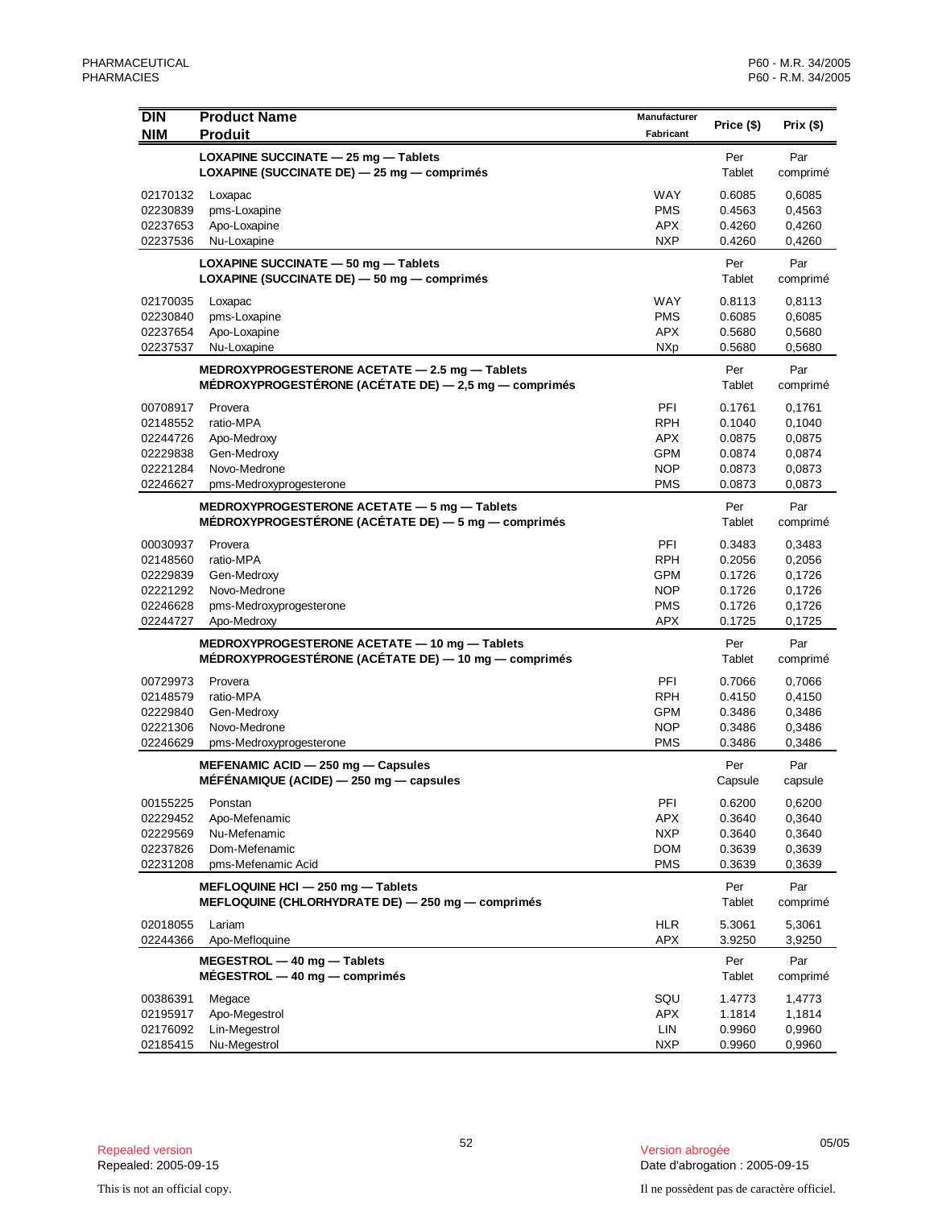| DIN<br>NIM | Product Name<br>Produit | Manufacturer<br>Fabricant | Price ($) | Prix ($) |
|---|---|---|---|---|
| | **LOXAPINE SUCCINATE — 25 mg — Tablets**<br>**LOXAPINE (SUCCINATE DE) — 25 mg — comprimés** | | Per Tablet | Par comprimé |
| 02170132 | Loxapac | WAY | 0.6085 | 0,6085 |
| 02230839 | pms-Loxapine | PMS | 0.4563 | 0,4563 |
| 02237653 | Apo-Loxapine | APX | 0.4260 | 0,4260 |
| 02237536 | Nu-Loxapine | NXP | 0.4260 | 0,4260 |
| | **LOXAPINE SUCCINATE — 50 mg — Tablets**<br>**LOXAPINE (SUCCINATE DE) — 50 mg — comprimés** | | Per Tablet | Par comprimé |
| 02170035 | Loxapac | WAY | 0.8113 | 0,8113 |
| 02230840 | pms-Loxapine | PMS | 0.6085 | 0,6085 |
| 02237654 | Apo-Loxapine | APX | 0.5680 | 0,5680 |
| 02237537 | Nu-Loxapine | NXp | 0.5680 | 0,5680 |
| | **MEDROXYPROGESTERONE ACETATE — 2.5 mg — Tablets**<br>**MÉDROXYPROGESTÉRONE (ACÉTATE DE) — 2,5 mg — comprimés** | | Per Tablet | Par comprimé |
| 00708917 | Provera | PFI | 0.1761 | 0,1761 |
| 02148552 | ratio-MPA | RPH | 0.1040 | 0,1040 |
| 02244726 | Apo-Medroxy | APX | 0.0875 | 0,0875 |
| 02229838 | Gen-Medroxy | GPM | 0.0874 | 0,0874 |
| 02221284 | Novo-Medrone | NOP | 0.0873 | 0,0873 |
| 02246627 | pms-Medroxyprogesterone | PMS | 0.0873 | 0,0873 |
| | **MEDROXYPROGESTERONE ACETATE — 5 mg — Tablets**<br>**MÉDROXYPROGESTÉRONE (ACÉTATE DE) — 5 mg — comprimés** | | Per Tablet | Par comprimé |
| 00030937 | Provera | PFI | 0.3483 | 0,3483 |
| 02148560 | ratio-MPA | RPH | 0.2056 | 0,2056 |
| 02229839 | Gen-Medroxy | GPM | 0.1726 | 0,1726 |
| 02221292 | Novo-Medrone | NOP | 0.1726 | 0,1726 |
| 02246628 | pms-Medroxyprogesterone | PMS | 0.1726 | 0,1726 |
| 02244727 | Apo-Medroxy | APX | 0.1725 | 0,1725 |
| | **MEDROXYPROGESTERONE ACETATE — 10 mg — Tablets**<br>**MÉDROXYPROGESTÉRONE (ACÉTATE DE) — 10 mg — comprimés** | | Per Tablet | Par comprimé |
| 00729973 | Provera | PFI | 0.7066 | 0,7066 |
| 02148579 | ratio-MPA | RPH | 0.4150 | 0,4150 |
| 02229840 | Gen-Medroxy | GPM | 0.3486 | 0,3486 |
| 02221306 | Novo-Medrone | NOP | 0.3486 | 0,3486 |
| 02246629 | pms-Medroxyprogesterone | PMS | 0.3486 | 0,3486 |
| | **MEFENAMIC ACID — 250 mg — Capsules**<br>**MÉFÉNAMIQUE (ACIDE) — 250 mg — capsules** | | Per Capsule | Par capsule |
| 00155225 | Ponstan | PFI | 0.6200 | 0,6200 |
| 02229452 | Apo-Mefenamic | APX | 0.3640 | 0,3640 |
| 02229569 | Nu-Mefenamic | NXP | 0.3640 | 0,3640 |
| 02237826 | Dom-Mefenamic | DOM | 0.3639 | 0,3639 |
| 02231208 | pms-Mefenamic Acid | PMS | 0.3639 | 0,3639 |
| | **MEFLOQUINE HCl — 250 mg — Tablets**<br>**MEFLOQUINE (CHLORHYDRATE DE) — 250 mg — comprimés** | | Per Tablet | Par comprimé |
| 02018055 | Lariam | HLR | 5.3061 | 5,3061 |
| 02244366 | Apo-Mefloquine | APX | 3.9250 | 3,9250 |
| | **MEGESTROL — 40 mg — Tablets**<br>**MÉGESTROL — 40 mg — comprimés** | | Per Tablet | Par comprimé |
| 00386391 | Megace | SQU | 1.4773 | 1,4773 |
| 02195917 | Apo-Megestrol | APX | 1.1814 | 1,1814 |
| 02176092 | Lin-Megestrol | LIN | 0.9960 | 0,9960 |
| 02185415 | Nu-Megestrol | NXP | 0.9960 | 0,9960 |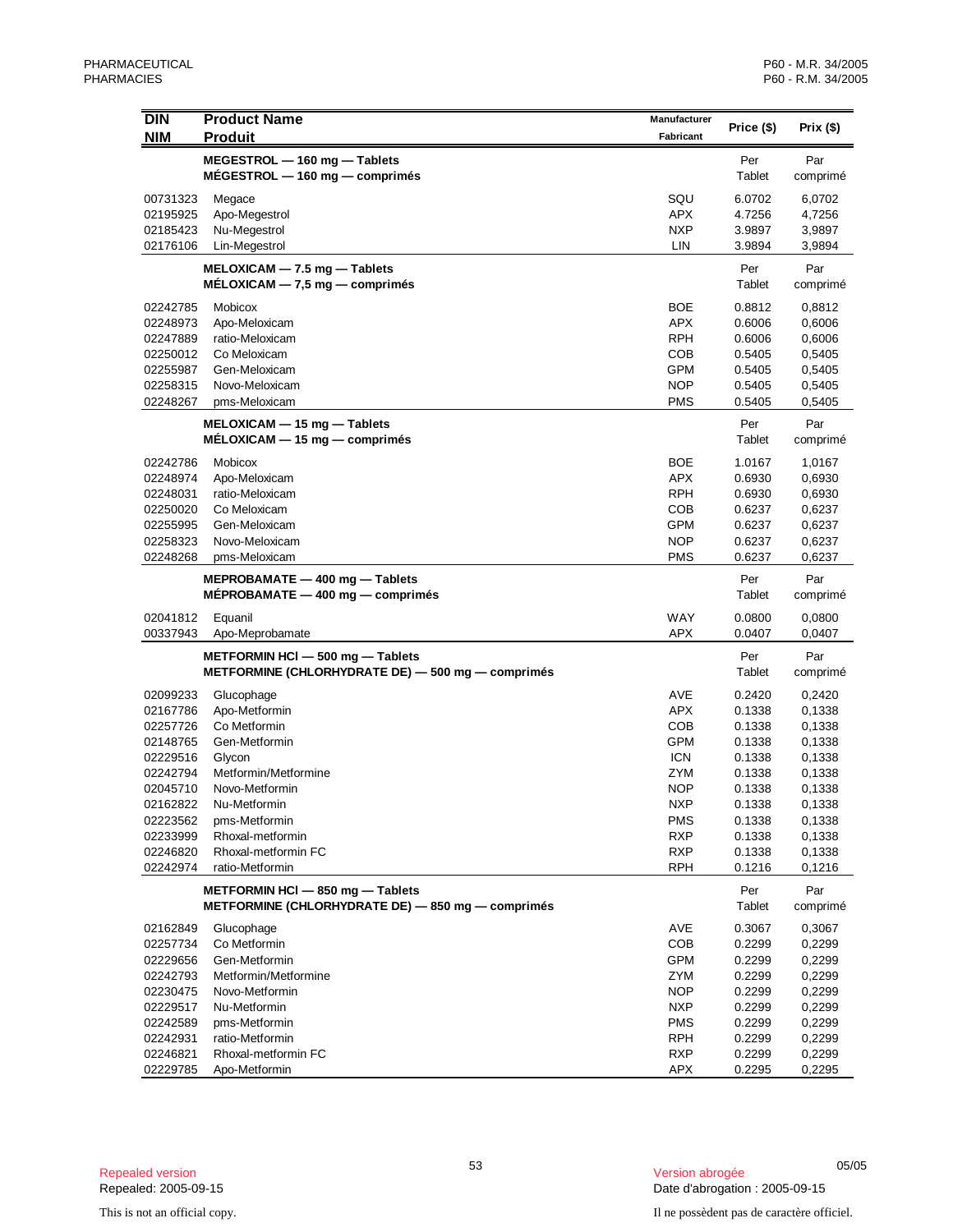| DIN<br>NIM | Product Name<br>Produit | Manufacturer<br>Fabricant | Price ($) | Prix ($) |
|---|---|---|---|---|
| | **MEGESTROL — 160 mg — Tablets**<br>**MÉGESTROL — 160 mg — comprimés** | | Per<br>Tablet | Par<br>comprimé |
| 00731323 | Megace | SQU | 6.0702 | 6,0702 |
| 02195925 | Apo-Megestrol | APX | 4.7256 | 4,7256 |
| 02185423 | Nu-Megestrol | NXP | 3.9897 | 3,9897 |
| 02176106 | Lin-Megestrol | LIN | 3.9894 | 3,9894 |
| | **MELOXICAM — 7.5 mg — Tablets**<br>**MÉLOXICAM — 7,5 mg — comprimés** | | Per<br>Tablet | Par<br>comprimé |
| 02242785 | Mobicox | BOE | 0.8812 | 0,8812 |
| 02248973 | Apo-Meloxicam | APX | 0.6006 | 0,6006 |
| 02247889 | ratio-Meloxicam | RPH | 0.6006 | 0,6006 |
| 02250012 | Co Meloxicam | COB | 0.5405 | 0,5405 |
| 02255987 | Gen-Meloxicam | GPM | 0.5405 | 0,5405 |
| 02258315 | Novo-Meloxicam | NOP | 0.5405 | 0,5405 |
| 02248267 | pms-Meloxicam | PMS | 0.5405 | 0,5405 |
| | **MELOXICAM — 15 mg — Tablets**<br>**MÉLOXICAM — 15 mg — comprimés** | | Per<br>Tablet | Par<br>comprimé |
| 02242786 | Mobicox | BOE | 1.0167 | 1,0167 |
| 02248974 | Apo-Meloxicam | APX | 0.6930 | 0,6930 |
| 02248031 | ratio-Meloxicam | RPH | 0.6930 | 0,6930 |
| 02250020 | Co Meloxicam | COB | 0.6237 | 0,6237 |
| 02255995 | Gen-Meloxicam | GPM | 0.6237 | 0,6237 |
| 02258323 | Novo-Meloxicam | NOP | 0.6237 | 0,6237 |
| 02248268 | pms-Meloxicam | PMS | 0.6237 | 0,6237 |
| | **MEPROBAMATE — 400 mg — Tablets**<br>**MÉPROBAMATE — 400 mg — comprimés** | | Per<br>Tablet | Par<br>comprimé |
| 02041812 | Equanil | WAY | 0.0800 | 0,0800 |
| 00337943 | Apo-Meprobamate | APX | 0.0407 | 0,0407 |
| | **METFORMIN HCl — 500 mg — Tablets**<br>**METFORMINE (CHLORHYDRATE DE) — 500 mg — comprimés** | | Per<br>Tablet | Par<br>comprimé |
| 02099233 | Glucophage | AVE | 0.2420 | 0,2420 |
| 02167786 | Apo-Metformin | APX | 0.1338 | 0,1338 |
| 02257726 | Co Metformin | COB | 0.1338 | 0,1338 |
| 02148765 | Gen-Metformin | GPM | 0.1338 | 0,1338 |
| 02229516 | Glycon | ICN | 0.1338 | 0,1338 |
| 02242794 | Metformin/Metformine | ZYM | 0.1338 | 0,1338 |
| 02045710 | Novo-Metformin | NOP | 0.1338 | 0,1338 |
| 02162822 | Nu-Metformin | NXP | 0.1338 | 0,1338 |
| 02223562 | pms-Metformin | PMS | 0.1338 | 0,1338 |
| 02233999 | Rhoxal-metformin | RXP | 0.1338 | 0,1338 |
| 02246820 | Rhoxal-metformin FC | RXP | 0.1338 | 0,1338 |
| 02242974 | ratio-Metformin | RPH | 0.1216 | 0,1216 |
| | **METFORMIN HCl — 850 mg — Tablets**<br>**METFORMINE (CHLORHYDRATE DE) — 850 mg — comprimés** | | Per<br>Tablet | Par<br>comprimé |
| 02162849 | Glucophage | AVE | 0.3067 | 0,3067 |
| 02257734 | Co Metformin | COB | 0.2299 | 0,2299 |
| 02229656 | Gen-Metformin | GPM | 0.2299 | 0,2299 |
| 02242793 | Metformin/Metformine | ZYM | 0.2299 | 0,2299 |
| 02230475 | Novo-Metformin | NOP | 0.2299 | 0,2299 |
| 02229517 | Nu-Metformin | NXP | 0.2299 | 0,2299 |
| 02242589 | pms-Metformin | PMS | 0.2299 | 0,2299 |
| 02242931 | ratio-Metformin | RPH | 0.2299 | 0,2299 |
| 02246821 | Rhoxal-metformin FC | RXP | 0.2299 | 0,2299 |
| 02229785 | Apo-Metformin | APX | 0.2295 | 0,2295 |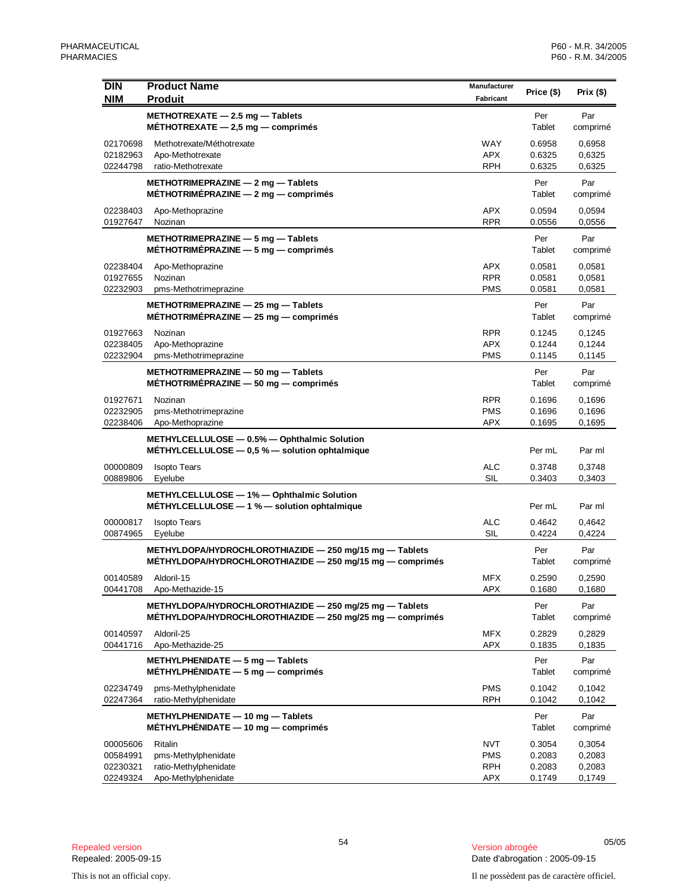| DIN<br>NIM | Product Name<br>Produit | Manufacturer<br>Fabricant | Price ($) | Prix ($) |
|---|---|---|---|---|
| | **METHOTREXATE — 2.5 mg — Tablets**<br>**MÉTHOTREXATE — 2,5 mg — comprimés** | | Per Tablet | Par comprimé |
| 02170698 | Methotrexate/Méthotrexate | WAY | 0.6958 | 0,6958 |
| 02182963 | Apo-Methotrexate | APX | 0.6325 | 0,6325 |
| 02244798 | ratio-Methotrexate | RPH | 0.6325 | 0,6325 |
| | **METHOTRIMEPRAZINE — 2 mg — Tablets**<br>**MÉTHOTRIMÉPRAZINE — 2 mg — comprimés** | | Per Tablet | Par comprimé |
| 02238403 | Apo-Methoprazine | APX | 0.0594 | 0,0594 |
| 01927647 | Nozinan | RPR | 0.0556 | 0,0556 |
| | **METHOTRIMEPRAZINE — 5 mg — Tablets**<br>**MÉTHOTRIMÉPRAZINE — 5 mg — comprimés** | | Per Tablet | Par comprimé |
| 02238404 | Apo-Methoprazine | APX | 0.0581 | 0,0581 |
| 01927655 | Nozinan | RPR | 0.0581 | 0,0581 |
| 02232903 | pms-Methotrimeprazine | PMS | 0.0581 | 0,0581 |
| | **METHOTRIMEPRAZINE — 25 mg — Tablets**<br>**MÉTHOTRIMÉPRAZINE — 25 mg — comprimés** | | Per Tablet | Par comprimé |
| 01927663 | Nozinan | RPR | 0.1245 | 0,1245 |
| 02238405 | Apo-Methoprazine | APX | 0.1244 | 0,1244 |
| 02232904 | pms-Methotrimeprazine | PMS | 0.1145 | 0,1145 |
| | **METHOTRIMEPRAZINE — 50 mg — Tablets**<br>**MÉTHOTRIMÉPRAZINE — 50 mg — comprimés** | | Per Tablet | Par comprimé |
| 01927671 | Nozinan | RPR | 0.1696 | 0,1696 |
| 02232905 | pms-Methotrimeprazine | PMS | 0.1696 | 0,1696 |
| 02238406 | Apo-Methoprazine | APX | 0.1695 | 0,1695 |
| | **METHYLCELLULOSE — 0.5% — Ophthalmic Solution**<br>**MÉTHYLCELLULOSE — 0,5 % — solution ophtalmique** | | Per mL | Par ml |
| 00000809 | Isopto Tears | ALC | 0.3748 | 0,3748 |
| 00889806 | Eyelube | SIL | 0.3403 | 0,3403 |
| | **METHYLCELLULOSE — 1% — Ophthalmic Solution**<br>**MÉTHYLCELLULOSE — 1 % — solution ophtalmique** | | Per mL | Par ml |
| 00000817 | Isopto Tears | ALC | 0.4642 | 0,4642 |
| 00874965 | Eyelube | SIL | 0.4224 | 0,4224 |
| | **METHYLDOPA/HYDROCHLOROTHIAZIDE — 250 mg/15 mg — Tablets**<br>**MÉTHYLDOPA/HYDROCHLOROTHIAZIDE — 250 mg/15 mg — comprimés** | | Per Tablet | Par comprimé |
| 00140589 | Aldoril-15 | MFX | 0.2590 | 0,2590 |
| 00441708 | Apo-Methazide-15 | APX | 0.1680 | 0,1680 |
| | **METHYLDOPA/HYDROCHLOROTHIAZIDE — 250 mg/25 mg — Tablets**<br>**MÉTHYLDOPA/HYDROCHLOROTHIAZIDE — 250 mg/25 mg — comprimés** | | Per Tablet | Par comprimé |
| 00140597 | Aldoril-25 | MFX | 0.2829 | 0,2829 |
| 00441716 | Apo-Methazide-25 | APX | 0.1835 | 0,1835 |
| | **METHYLPHENIDATE — 5 mg — Tablets**<br>**MÉTHYLPHÉNIDATE — 5 mg — comprimés** | | Per Tablet | Par comprimé |
| 02234749 | pms-Methylphenidate | PMS | 0.1042 | 0,1042 |
| 02247364 | ratio-Methylphenidate | RPH | 0.1042 | 0,1042 |
| | **METHYLPHENIDATE — 10 mg — Tablets**<br>**MÉTHYLPHÉNIDATE — 10 mg — comprimés** | | Per Tablet | Par comprimé |
| 00005606 | Ritalin | NVT | 0.3054 | 0,3054 |
| 00584991 | pms-Methylphenidate | PMS | 0.2083 | 0,2083 |
| 02230321 | ratio-Methylphenidate | RPH | 0.2083 | 0,2083 |
| 02249324 | Apo-Methylphenidate | APX | 0.1749 | 0,1749 |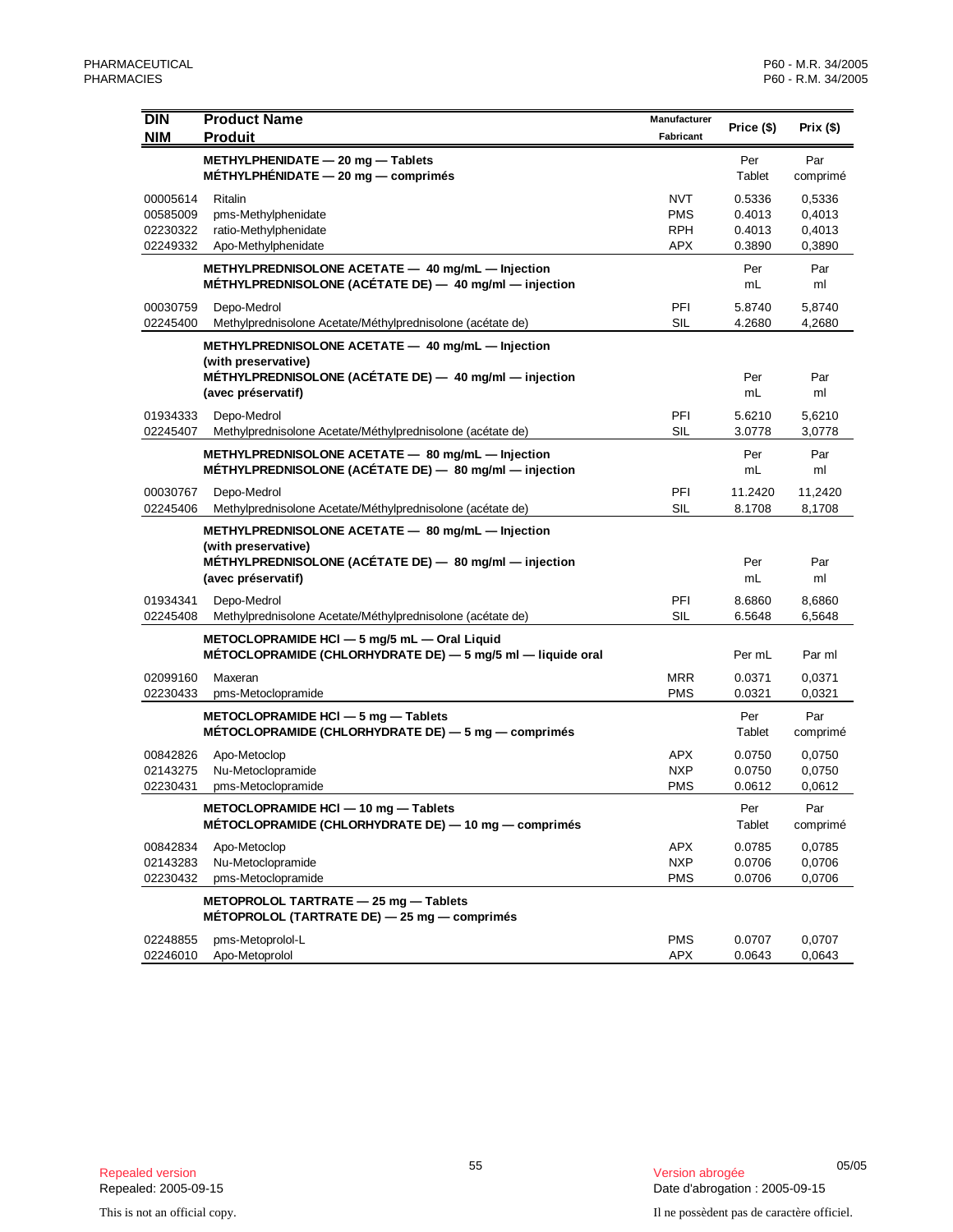| DIN<br>NIM | Product Name<br>Produit | Manufacturer<br>Fabricant | Price ($) | Prix ($) |
|---|---|---|---|---|
| | **METHYLPHENIDATE — 20 mg — Tablets**<br>**MÉTHYLPHÉNIDATE — 20 mg — comprimés** | | Per Tablet | Par comprimé |
| 00005614 | Ritalin | NVT | 0.5336 | 0,5336 |
| 00585009 | pms-Methylphenidate | PMS | 0.4013 | 0,4013 |
| 02230322 | ratio-Methylphenidate | RPH | 0.4013 | 0,4013 |
| 02249332 | Apo-Methylphenidate | APX | 0.3890 | 0,3890 |
| | **METHYLPREDNISOLONE ACETATE — 40 mg/mL — Injection**<br>**MÉTHYLPREDNISOLONE (ACÉTATE DE) — 40 mg/ml — injection** | | Per mL | Par ml |
| 00030759 | Depo-Medrol | PFI | 5.8740 | 5,8740 |
| 02245400 | Methylprednisolone Acetate/Méthylprednisolone (acétate de) | SIL | 4.2680 | 4,2680 |
| | **METHYLPREDNISOLONE ACETATE — 40 mg/mL — Injection (with preservative)**<br>**MÉTHYLPREDNISOLONE (ACÉTATE DE) — 40 mg/ml — injection (avec préservatif)** | | Per mL | Par ml |
| 01934333 | Depo-Medrol | PFI | 5.6210 | 5,6210 |
| 02245407 | Methylprednisolone Acetate/Méthylprednisolone (acétate de) | SIL | 3.0778 | 3,0778 |
| | **METHYLPREDNISOLONE ACETATE — 80 mg/mL — Injection**<br>**MÉTHYLPREDNISOLONE (ACÉTATE DE) — 80 mg/ml — injection** | | Per mL | Par ml |
| 00030767 | Depo-Medrol | PFI | 11.2420 | 11,2420 |
| 02245406 | Methylprednisolone Acetate/Méthylprednisolone (acétate de) | SIL | 8.1708 | 8,1708 |
| | **METHYLPREDNISOLONE ACETATE — 80 mg/mL — Injection (with preservative)**<br>**MÉTHYLPREDNISOLONE (ACÉTATE DE) — 80 mg/ml — injection (avec préservatif)** | | Per mL | Par ml |
| 01934341 | Depo-Medrol | PFI | 8.6860 | 8,6860 |
| 02245408 | Methylprednisolone Acetate/Méthylprednisolone (acétate de) | SIL | 6.5648 | 6,5648 |
| | **METOCLOPRAMIDE HCl — 5 mg/5 mL — Oral Liquid**<br>**MÉTOCLOPRAMIDE (CHLORHYDRATE DE) — 5 mg/5 ml — liquide oral** | | Per mL | Par ml |
| 02099160 | Maxeran | MRR | 0.0371 | 0,0371 |
| 02230433 | pms-Metoclopramide | PMS | 0.0321 | 0,0321 |
| | **METOCLOPRAMIDE HCl — 5 mg — Tablets**<br>**MÉTOCLOPRAMIDE (CHLORHYDRATE DE) — 5 mg — comprimés** | | Per Tablet | Par comprimé |
| 00842826 | Apo-Metoclop | APX | 0.0750 | 0,0750 |
| 02143275 | Nu-Metoclopramide | NXP | 0.0750 | 0,0750 |
| 02230431 | pms-Metoclopramide | PMS | 0.0612 | 0,0612 |
| | **METOCLOPRAMIDE HCl — 10 mg — Tablets**<br>**MÉTOCLOPRAMIDE (CHLORHYDRATE DE) — 10 mg — comprimés** | | Per Tablet | Par comprimé |
| 00842834 | Apo-Metoclop | APX | 0.0785 | 0,0785 |
| 02143283 | Nu-Metoclopramide | NXP | 0.0706 | 0,0706 |
| 02230432 | pms-Metoclopramide | PMS | 0.0706 | 0,0706 |
| | **METOPROLOL TARTRATE — 25 mg — Tablets**<br>**MÉTOPROLOL (TARTRATE DE) — 25 mg — comprimés** | | | |
| 02248855 | pms-Metoprolol-L | PMS | 0.0707 | 0,0707 |
| 02246010 | Apo-Metoprolol | APX | 0.0643 | 0,0643 |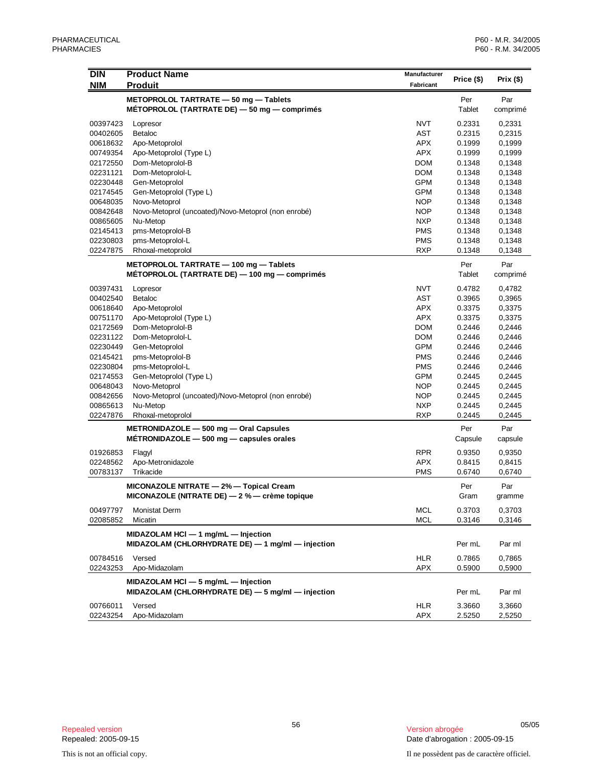| DIN<br>NIM | Product Name<br>Produit | Manufacturer<br>Fabricant | Price ($) | Prix ($) |
|---|---|---|---|---|
| | **METOPROLOL TARTRATE — 50 mg — Tablets**<br>**MÉTOPROLOL (TARTRATE DE) — 50 mg — comprimés** | | Per Tablet | Par comprimé |
| 00397423 | Lopresor | NVT | 0.2331 | 0,2331 |
| 00402605 | Betaloc | AST | 0.2315 | 0,2315 |
| 00618632 | Apo-Metoprolol | APX | 0.1999 | 0,1999 |
| 00749354 | Apo-Metoprolol (Type L) | APX | 0.1999 | 0,1999 |
| 02172550 | Dom-Metoprolol-B | DOM | 0.1348 | 0,1348 |
| 02231121 | Dom-Metoprolol-L | DOM | 0.1348 | 0,1348 |
| 02230448 | Gen-Metoprolol | GPM | 0.1348 | 0,1348 |
| 02174545 | Gen-Metoprolol (Type L) | GPM | 0.1348 | 0,1348 |
| 00648035 | Novo-Metoprol | NOP | 0.1348 | 0,1348 |
| 00842648 | Novo-Metoprol (uncoated)/Novo-Metoprol (non enrobé) | NOP | 0.1348 | 0,1348 |
| 00865605 | Nu-Metop | NXP | 0.1348 | 0,1348 |
| 02145413 | pms-Metoprolol-B | PMS | 0.1348 | 0,1348 |
| 02230803 | pms-Metoprolol-L | PMS | 0.1348 | 0,1348 |
| 02247875 | Rhoxal-metoprolol | RXP | 0.1348 | 0,1348 |
| | **METOPROLOL TARTRATE — 100 mg — Tablets**<br>**MÉTOPROLOL (TARTRATE DE) — 100 mg — comprimés** | | Per Tablet | Par comprimé |
| 00397431 | Lopresor | NVT | 0.4782 | 0,4782 |
| 00402540 | Betaloc | AST | 0.3965 | 0,3965 |
| 00618640 | Apo-Metoprolol | APX | 0.3375 | 0,3375 |
| 00751170 | Apo-Metoprolol (Type L) | APX | 0.3375 | 0,3375 |
| 02172569 | Dom-Metoprolol-B | DOM | 0.2446 | 0,2446 |
| 02231122 | Dom-Metoprolol-L | DOM | 0.2446 | 0,2446 |
| 02230449 | Gen-Metoprolol | GPM | 0.2446 | 0,2446 |
| 02145421 | pms-Metoprolol-B | PMS | 0.2446 | 0,2446 |
| 02230804 | pms-Metoprolol-L | PMS | 0.2446 | 0,2446 |
| 02174553 | Gen-Metoprolol (Type L) | GPM | 0.2445 | 0,2445 |
| 00648043 | Novo-Metoprol | NOP | 0.2445 | 0,2445 |
| 00842656 | Novo-Metoprol (uncoated)/Novo-Metoprol (non enrobé) | NOP | 0.2445 | 0,2445 |
| 00865613 | Nu-Metop | NXP | 0.2445 | 0,2445 |
| 02247876 | Rhoxal-metoprolol | RXP | 0.2445 | 0,2445 |
| | **METRONIDAZOLE — 500 mg — Oral Capsules**<br>**MÉTRONIDAZOLE — 500 mg — capsules orales** | | Per Capsule | Par capsule |
| 01926853 | Flagyl | RPR | 0.9350 | 0,9350 |
| 02248562 | Apo-Metronidazole | APX | 0.8415 | 0,8415 |
| 00783137 | Trikacide | PMS | 0.6740 | 0,6740 |
| | **MICONAZOLE NITRATE — 2% — Topical Cream**<br>**MICONAZOLE (NITRATE DE) — 2 % — crème topique** | | Per Gram | Par gramme |
| 00497797 | Monistat Derm | MCL | 0.3703 | 0,3703 |
| 02085852 | Micatin | MCL | 0.3146 | 0,3146 |
| | **MIDAZOLAM HCl — 1 mg/mL — Injection**<br>**MIDAZOLAM (CHLORHYDRATE DE) — 1 mg/ml — injection** | | Per mL | Par ml |
| 00784516 | Versed | HLR | 0.7865 | 0,7865 |
| 02243253 | Apo-Midazolam | APX | 0.5900 | 0,5900 |
| | **MIDAZOLAM HCl — 5 mg/mL — Injection**<br>**MIDAZOLAM (CHLORHYDRATE DE) — 5 mg/ml — injection** | | Per mL | Par ml |
| 00766011 | Versed | HLR | 3.3660 | 3,3660 |
| 02243254 | Apo-Midazolam | APX | 2.5250 | 2,5250 |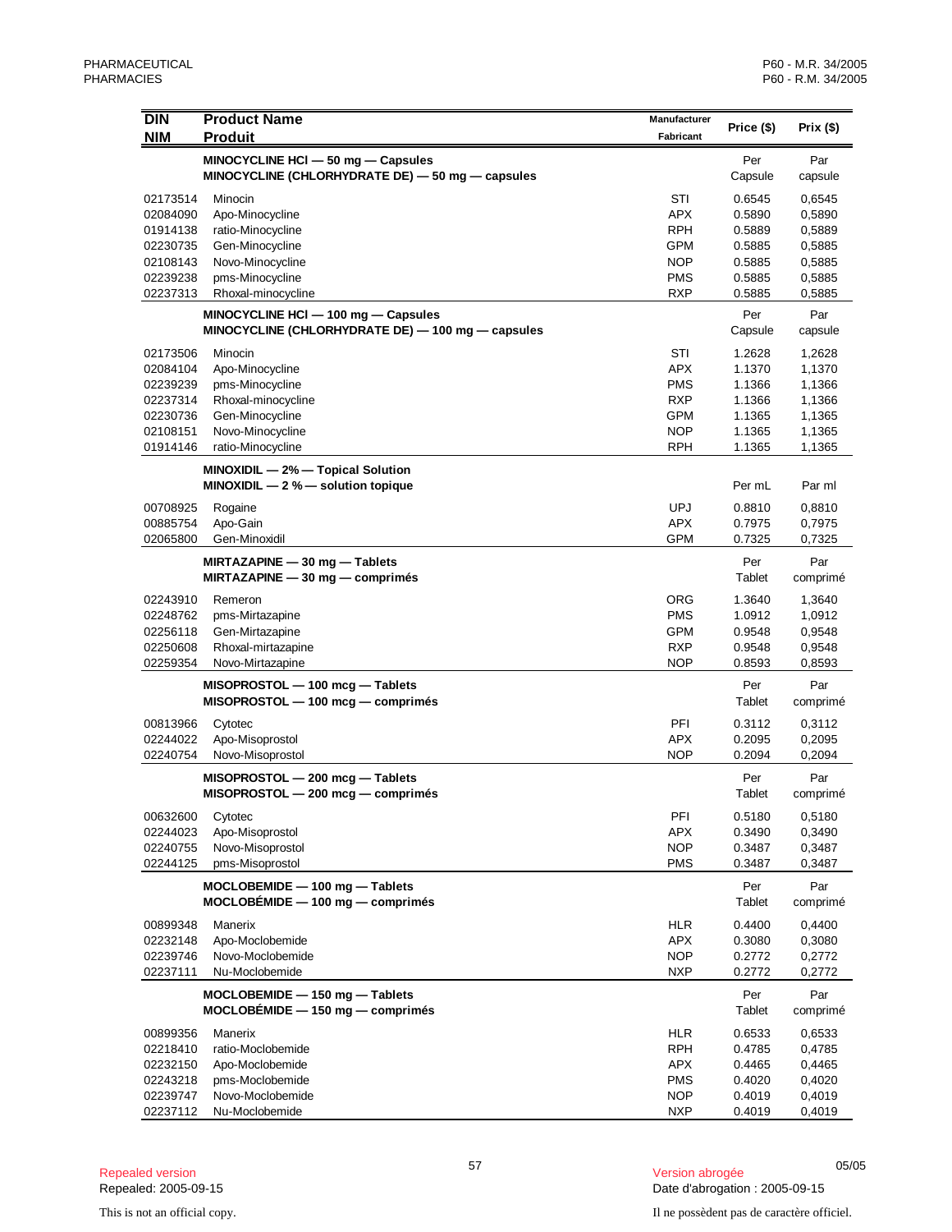| DIN<br>NIM | Product Name<br>Produit | Manufacturer<br>Fabricant | Price ($) | Prix ($) |
|---|---|---|---|---|
| | **MINOCYCLINE HCl — 50 mg — Capsules**<br>**MINOCYCLINE (CHLORHYDRATE DE) — 50 mg — capsules** | | Per Capsule | Par capsule |
| 02173514 | Minocin | STI | 0.6545 | 0,6545 |
| 02084090 | Apo-Minocycline | APX | 0.5890 | 0,5890 |
| 01914138 | ratio-Minocycline | RPH | 0.5889 | 0,5889 |
| 02230735 | Gen-Minocycline | GPM | 0.5885 | 0,5885 |
| 02108143 | Novo-Minocycline | NOP | 0.5885 | 0,5885 |
| 02239238 | pms-Minocycline | PMS | 0.5885 | 0,5885 |
| 02237313 | Rhoxal-minocycline | RXP | 0.5885 | 0,5885 |
| | **MINOCYCLINE HCl — 100 mg — Capsules**<br>**MINOCYCLINE (CHLORHYDRATE DE) — 100 mg — capsules** | | Per Capsule | Par capsule |
| 02173506 | Minocin | STI | 1.2628 | 1,2628 |
| 02084104 | Apo-Minocycline | APX | 1.1370 | 1,1370 |
| 02239239 | pms-Minocycline | PMS | 1.1366 | 1,1366 |
| 02237314 | Rhoxal-minocycline | RXP | 1.1366 | 1,1366 |
| 02230736 | Gen-Minocycline | GPM | 1.1365 | 1,1365 |
| 02108151 | Novo-Minocycline | NOP | 1.1365 | 1,1365 |
| 01914146 | ratio-Minocycline | RPH | 1.1365 | 1,1365 |
| | **MINOXIDIL — 2% — Topical Solution**<br>**MINOXIDIL — 2 % — solution topique** | | Per mL | Par ml |
| 00708925 | Rogaine | UPJ | 0.8810 | 0,8810 |
| 00885754 | Apo-Gain | APX | 0.7975 | 0,7975 |
| 02065800 | Gen-Minoxidil | GPM | 0.7325 | 0,7325 |
| | **MIRTAZAPINE — 30 mg — Tablets**<br>**MIRTAZAPINE — 30 mg — comprimés** | | Per Tablet | Par comprimé |
| 02243910 | Remeron | ORG | 1.3640 | 1,3640 |
| 02248762 | pms-Mirtazapine | PMS | 1.0912 | 1,0912 |
| 02256118 | Gen-Mirtazapine | GPM | 0.9548 | 0,9548 |
| 02250608 | Rhoxal-mirtazapine | RXP | 0.9548 | 0,9548 |
| 02259354 | Novo-Mirtazapine | NOP | 0.8593 | 0,8593 |
| | **MISOPROSTOL — 100 mcg — Tablets**<br>**MISOPROSTOL — 100 mcg — comprimés** | | Per Tablet | Par comprimé |
| 00813966 | Cytotec | PFI | 0.3112 | 0,3112 |
| 02244022 | Apo-Misoprostol | APX | 0.2095 | 0,2095 |
| 02240754 | Novo-Misoprostol | NOP | 0.2094 | 0,2094 |
| | **MISOPROSTOL — 200 mcg — Tablets**<br>**MISOPROSTOL — 200 mcg — comprimés** | | Per Tablet | Par comprimé |
| 00632600 | Cytotec | PFI | 0.5180 | 0,5180 |
| 02244023 | Apo-Misoprostol | APX | 0.3490 | 0,3490 |
| 02240755 | Novo-Misoprostol | NOP | 0.3487 | 0,3487 |
| 02244125 | pms-Misoprostol | PMS | 0.3487 | 0,3487 |
| | **MOCLOBEMIDE — 100 mg — Tablets**<br>**MOCLOBÉMIDE — 100 mg — comprimés** | | Per Tablet | Par comprimé |
| 00899348 | Manerix | HLR | 0.4400 | 0,4400 |
| 02232148 | Apo-Moclobemide | APX | 0.3080 | 0,3080 |
| 02239746 | Novo-Moclobemide | NOP | 0.2772 | 0,2772 |
| 02237111 | Nu-Moclobemide | NXP | 0.2772 | 0,2772 |
| | **MOCLOBEMIDE — 150 mg — Tablets**<br>**MOCLOBÉMIDE — 150 mg — comprimés** | | Per Tablet | Par comprimé |
| 00899356 | Manerix | HLR | 0.6533 | 0,6533 |
| 02218410 | ratio-Moclobemide | RPH | 0.4785 | 0,4785 |
| 02232150 | Apo-Moclobemide | APX | 0.4465 | 0,4465 |
| 02243218 | pms-Moclobemide | PMS | 0.4020 | 0,4020 |
| 02239747 | Novo-Moclobemide | NOP | 0.4019 | 0,4019 |
| 02237112 | Nu-Moclobemide | NXP | 0.4019 | 0,4019 |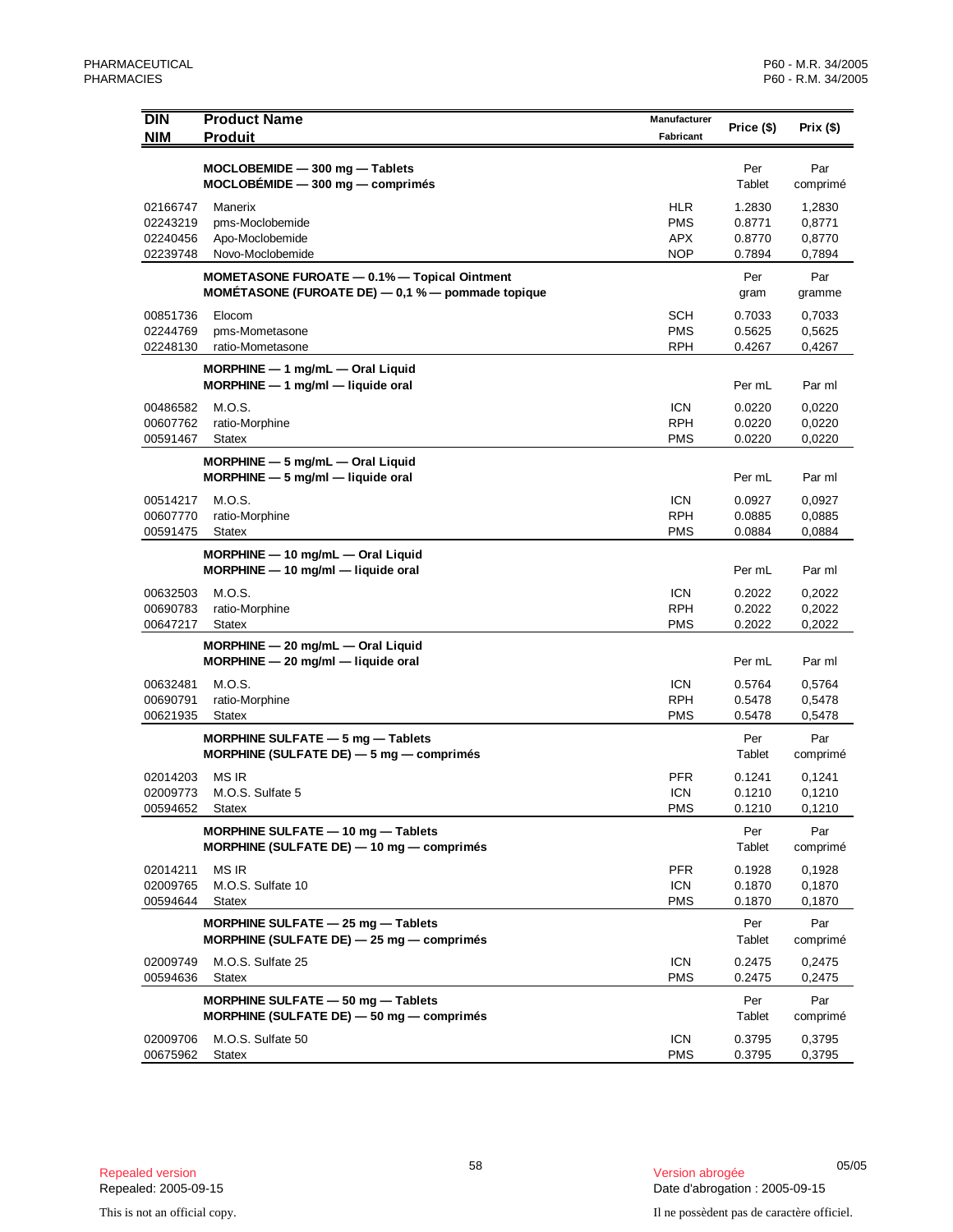| DIN<br>NIM | Product Name<br>Produit | Manufacturer<br>Fabricant | Price ($) | Prix ($) |
|---|---|---|---|---|
| | **MOCLOBEMIDE — 300 mg — Tablets**<br>**MOCLOBÉMIDE — 300 mg — comprimés** | | Per Tablet | Par comprimé |
| 02166747 | Manerix | HLR | 1.2830 | 1,2830 |
| 02243219 | pms-Moclobemide | PMS | 0.8771 | 0,8771 |
| 02240456 | Apo-Moclobemide | APX | 0.8770 | 0,8770 |
| 02239748 | Novo-Moclobemide | NOP | 0.7894 | 0,7894 |
| | **MOMETASONE FUROATE — 0.1% — Topical Ointment**<br>**MOMÉTASONE (FUROATE DE) — 0,1 % — pommade topique** | | Per gram | Par gramme |
| 00851736 | Elocom | SCH | 0.7033 | 0,7033 |
| 02244769 | pms-Mometasone | PMS | 0.5625 | 0,5625 |
| 02248130 | ratio-Mometasone | RPH | 0.4267 | 0,4267 |
| | **MORPHINE — 1 mg/mL — Oral Liquid**<br>**MORPHINE — 1 mg/ml — liquide oral** | | Per mL | Par ml |
| 00486582 | M.O.S. | ICN | 0.0220 | 0,0220 |
| 00607762 | ratio-Morphine | RPH | 0.0220 | 0,0220 |
| 00591467 | Statex | PMS | 0.0220 | 0,0220 |
| | **MORPHINE — 5 mg/mL — Oral Liquid**<br>**MORPHINE — 5 mg/ml — liquide oral** | | Per mL | Par ml |
| 00514217 | M.O.S. | ICN | 0.0927 | 0,0927 |
| 00607770 | ratio-Morphine | RPH | 0.0885 | 0,0885 |
| 00591475 | Statex | PMS | 0.0884 | 0,0884 |
| | **MORPHINE — 10 mg/mL — Oral Liquid**<br>**MORPHINE — 10 mg/ml — liquide oral** | | Per mL | Par ml |
| 00632503 | M.O.S. | ICN | 0.2022 | 0,2022 |
| 00690783 | ratio-Morphine | RPH | 0.2022 | 0,2022 |
| 00647217 | Statex | PMS | 0.2022 | 0,2022 |
| | **MORPHINE — 20 mg/mL — Oral Liquid**<br>**MORPHINE — 20 mg/ml — liquide oral** | | Per mL | Par ml |
| 00632481 | M.O.S. | ICN | 0.5764 | 0,5764 |
| 00690791 | ratio-Morphine | RPH | 0.5478 | 0,5478 |
| 00621935 | Statex | PMS | 0.5478 | 0,5478 |
| | **MORPHINE SULFATE — 5 mg — Tablets**<br>**MORPHINE (SULFATE DE) — 5 mg — comprimés** | | Per Tablet | Par comprimé |
| 02014203 | MS IR | PFR | 0.1241 | 0,1241 |
| 02009773 | M.O.S. Sulfate 5 | ICN | 0.1210 | 0,1210 |
| 00594652 | Statex | PMS | 0.1210 | 0,1210 |
| | **MORPHINE SULFATE — 10 mg — Tablets**<br>**MORPHINE (SULFATE DE) — 10 mg — comprimés** | | Per Tablet | Par comprimé |
| 02014211 | MS IR | PFR | 0.1928 | 0,1928 |
| 02009765 | M.O.S. Sulfate 10 | ICN | 0.1870 | 0,1870 |
| 00594644 | Statex | PMS | 0.1870 | 0,1870 |
| | **MORPHINE SULFATE — 25 mg — Tablets**<br>**MORPHINE (SULFATE DE) — 25 mg — comprimés** | | Per Tablet | Par comprimé |
| 02009749 | M.O.S. Sulfate 25 | ICN | 0.2475 | 0,2475 |
| 00594636 | Statex | PMS | 0.2475 | 0,2475 |
| | **MORPHINE SULFATE — 50 mg — Tablets**<br>**MORPHINE (SULFATE DE) — 50 mg — comprimés** | | Per Tablet | Par comprimé |
| 02009706 | M.O.S. Sulfate 50 | ICN | 0.3795 | 0,3795 |
| 00675962 | Statex | PMS | 0.3795 | 0,3795 |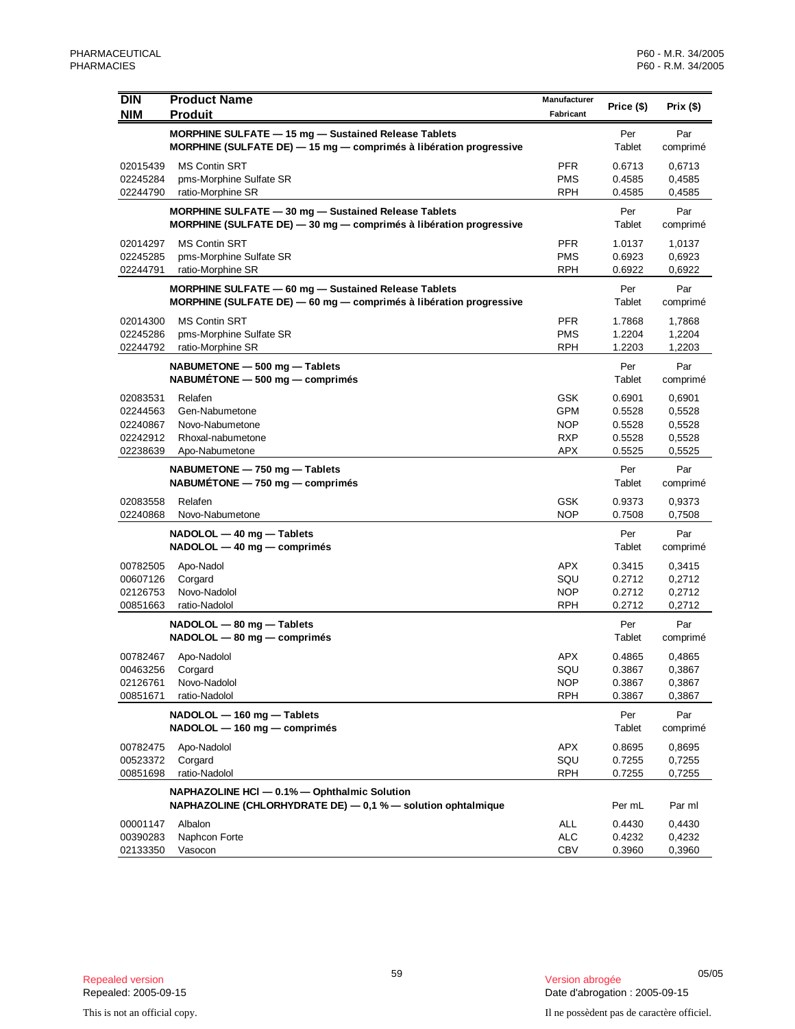| DIN<br>NIM | Product Name<br>Produit | Manufacturer<br>Fabricant | Price ($) | Prix ($) |
|---|---|---|---|---|
| | **MORPHINE SULFATE — 15 mg — Sustained Release Tablets**<br>**MORPHINE (SULFATE DE) — 15 mg — comprimés à libération progressive** | | Per Tablet | Par comprimé |
| 02015439 | MS Contin SRT | PFR | 0.6713 | 0,6713 |
| 02245284 | pms-Morphine Sulfate SR | PMS | 0.4585 | 0,4585 |
| 02244790 | ratio-Morphine SR | RPH | 0.4585 | 0,4585 |
| | **MORPHINE SULFATE — 30 mg — Sustained Release Tablets**<br>**MORPHINE (SULFATE DE) — 30 mg — comprimés à libération progressive** | | Per Tablet | Par comprimé |
| 02014297 | MS Contin SRT | PFR | 1.0137 | 1,0137 |
| 02245285 | pms-Morphine Sulfate SR | PMS | 0.6923 | 0,6923 |
| 02244791 | ratio-Morphine SR | RPH | 0.6922 | 0,6922 |
| | **MORPHINE SULFATE — 60 mg — Sustained Release Tablets**<br>**MORPHINE (SULFATE DE) — 60 mg — comprimés à libération progressive** | | Per Tablet | Par comprimé |
| 02014300 | MS Contin SRT | PFR | 1.7868 | 1,7868 |
| 02245286 | pms-Morphine Sulfate SR | PMS | 1.2204 | 1,2204 |
| 02244792 | ratio-Morphine SR | RPH | 1.2203 | 1,2203 |
| | **NABUMETONE — 500 mg — Tablets**<br>**NABUMÉTONE — 500 mg — comprimés** | | Per Tablet | Par comprimé |
| 02083531 | Relafen | GSK | 0.6901 | 0,6901 |
| 02244563 | Gen-Nabumetone | GPM | 0.5528 | 0,5528 |
| 02240867 | Novo-Nabumetone | NOP | 0.5528 | 0,5528 |
| 02242912 | Rhoxal-nabumetone | RXP | 0.5528 | 0,5528 |
| 02238639 | Apo-Nabumetone | APX | 0.5525 | 0,5525 |
| | **NABUMETONE — 750 mg — Tablets**<br>**NABUMÉTONE — 750 mg — comprimés** | | Per Tablet | Par comprimé |
| 02083558 | Relafen | GSK | 0.9373 | 0,9373 |
| 02240868 | Novo-Nabumetone | NOP | 0.7508 | 0,7508 |
| | **NADOLOL — 40 mg — Tablets**<br>**NADOLOL — 40 mg — comprimés** | | Per Tablet | Par comprimé |
| 00782505 | Apo-Nadol | APX | 0.3415 | 0,3415 |
| 00607126 | Corgard | SQU | 0.2712 | 0,2712 |
| 02126753 | Novo-Nadolol | NOP | 0.2712 | 0,2712 |
| 00851663 | ratio-Nadolol | RPH | 0.2712 | 0,2712 |
| | **NADOLOL — 80 mg — Tablets**<br>**NADOLOL — 80 mg — comprimés** | | Per Tablet | Par comprimé |
| 00782467 | Apo-Nadolol | APX | 0.4865 | 0,4865 |
| 00463256 | Corgard | SQU | 0.3867 | 0,3867 |
| 02126761 | Novo-Nadolol | NOP | 0.3867 | 0,3867 |
| 00851671 | ratio-Nadolol | RPH | 0.3867 | 0,3867 |
| | **NADOLOL — 160 mg — Tablets**<br>**NADOLOL — 160 mg — comprimés** | | Per Tablet | Par comprimé |
| 00782475 | Apo-Nadolol | APX | 0.8695 | 0,8695 |
| 00523372 | Corgard | SQU | 0.7255 | 0,7255 |
| 00851698 | ratio-Nadolol | RPH | 0.7255 | 0,7255 |
| | **NAPHAZOLINE HCl — 0.1% — Ophthalmic Solution**<br>**NAPHAZOLINE (CHLORHYDRATE DE) — 0,1 % — solution ophtalmique** | | Per mL | Par ml |
| 00001147 | Albalon | ALL | 0.4430 | 0,4430 |
| 00390283 | Naphcon Forte | ALC | 0.4232 | 0,4232 |
| 02133350 | Vasocon | CBV | 0.3960 | 0,3960 |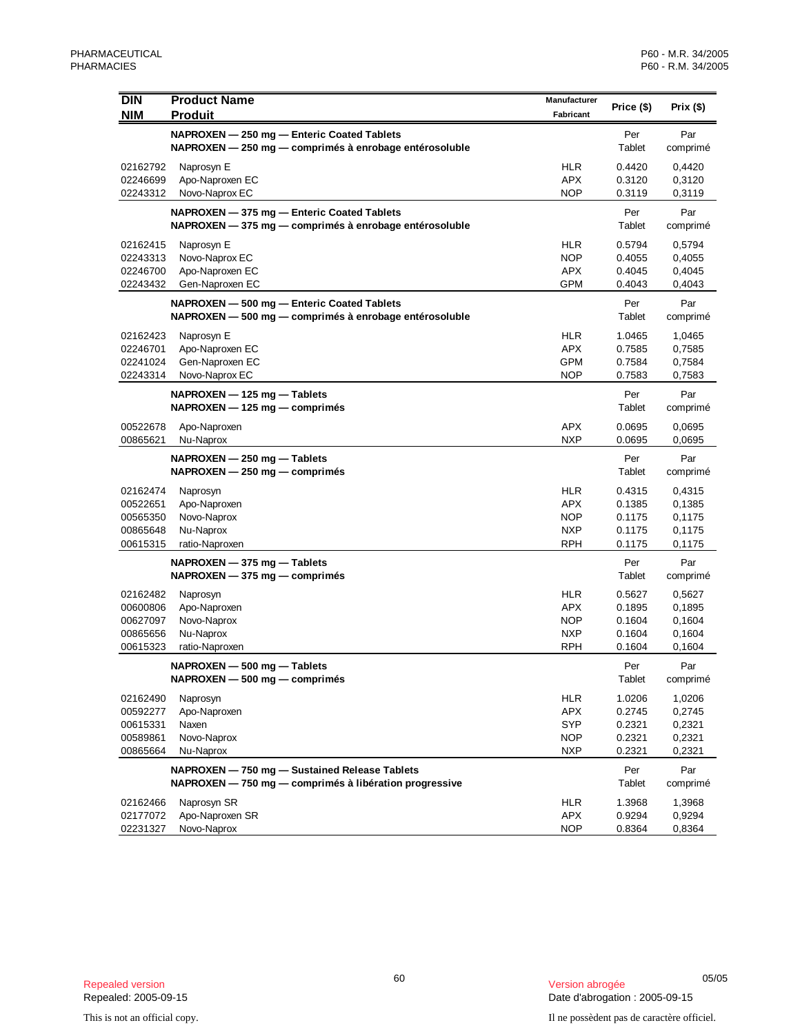| DIN<br>NIM | Product Name<br>Produit | Manufacturer<br>Fabricant | Price ($) | Prix ($) |
|---|---|---|---|---|
| | **NAPROXEN — 250 mg — Enteric Coated Tablets**<br>**NAPROXEN — 250 mg — comprimés à enrobage entérosoluble** | | Per<br>Tablet | Par<br>comprimé |
| 02162792 | Naprosyn E | HLR | 0.4420 | 0,4420 |
| 02246699 | Apo-Naproxen EC | APX | 0.3120 | 0,3120 |
| 02243312 | Novo-Naprox EC | NOP | 0.3119 | 0,3119 |
| | **NAPROXEN — 375 mg — Enteric Coated Tablets**<br>**NAPROXEN — 375 mg — comprimés à enrobage entérosoluble** | | Per<br>Tablet | Par<br>comprimé |
| 02162415 | Naprosyn E | HLR | 0.5794 | 0,5794 |
| 02243313 | Novo-Naprox EC | NOP | 0.4055 | 0,4055 |
| 02246700 | Apo-Naproxen EC | APX | 0.4045 | 0,4045 |
| 02243432 | Gen-Naproxen EC | GPM | 0.4043 | 0,4043 |
| | **NAPROXEN — 500 mg — Enteric Coated Tablets**<br>**NAPROXEN — 500 mg — comprimés à enrobage entérosoluble** | | Per<br>Tablet | Par<br>comprimé |
| 02162423 | Naprosyn E | HLR | 1.0465 | 1,0465 |
| 02246701 | Apo-Naproxen EC | APX | 0.7585 | 0,7585 |
| 02241024 | Gen-Naproxen EC | GPM | 0.7584 | 0,7584 |
| 02243314 | Novo-Naprox EC | NOP | 0.7583 | 0,7583 |
| | **NAPROXEN — 125 mg — Tablets**<br>**NAPROXEN — 125 mg — comprimés** | | Per<br>Tablet | Par<br>comprimé |
| 00522678 | Apo-Naproxen | APX | 0.0695 | 0,0695 |
| 00865621 | Nu-Naprox | NXP | 0.0695 | 0,0695 |
| | **NAPROXEN — 250 mg — Tablets**<br>**NAPROXEN — 250 mg — comprimés** | | Per<br>Tablet | Par<br>comprimé |
| 02162474 | Naprosyn | HLR | 0.4315 | 0,4315 |
| 00522651 | Apo-Naproxen | APX | 0.1385 | 0,1385 |
| 00565350 | Novo-Naprox | NOP | 0.1175 | 0,1175 |
| 00865648 | Nu-Naprox | NXP | 0.1175 | 0,1175 |
| 00615315 | ratio-Naproxen | RPH | 0.1175 | 0,1175 |
| | **NAPROXEN — 375 mg — Tablets**<br>**NAPROXEN — 375 mg — comprimés** | | Per<br>Tablet | Par<br>comprimé |
| 02162482 | Naprosyn | HLR | 0.5627 | 0,5627 |
| 00600806 | Apo-Naproxen | APX | 0.1895 | 0,1895 |
| 00627097 | Novo-Naprox | NOP | 0.1604 | 0,1604 |
| 00865656 | Nu-Naprox | NXP | 0.1604 | 0,1604 |
| 00615323 | ratio-Naproxen | RPH | 0.1604 | 0,1604 |
| | **NAPROXEN — 500 mg — Tablets**<br>**NAPROXEN — 500 mg — comprimés** | | Per<br>Tablet | Par<br>comprimé |
| 02162490 | Naprosyn | HLR | 1.0206 | 1,0206 |
| 00592277 | Apo-Naproxen | APX | 0.2745 | 0,2745 |
| 00615331 | Naxen | SYP | 0.2321 | 0,2321 |
| 00589861 | Novo-Naprox | NOP | 0.2321 | 0,2321 |
| 00865664 | Nu-Naprox | NXP | 0.2321 | 0,2321 |
| | **NAPROXEN — 750 mg — Sustained Release Tablets**<br>**NAPROXEN — 750 mg — comprimés à libération progressive** | | Per<br>Tablet | Par<br>comprimé |
| 02162466 | Naprosyn SR | HLR | 1.3968 | 1,3968 |
| 02177072 | Apo-Naproxen SR | APX | 0.9294 | 0,9294 |
| 02231327 | Novo-Naprox | NOP | 0.8364 | 0,8364 |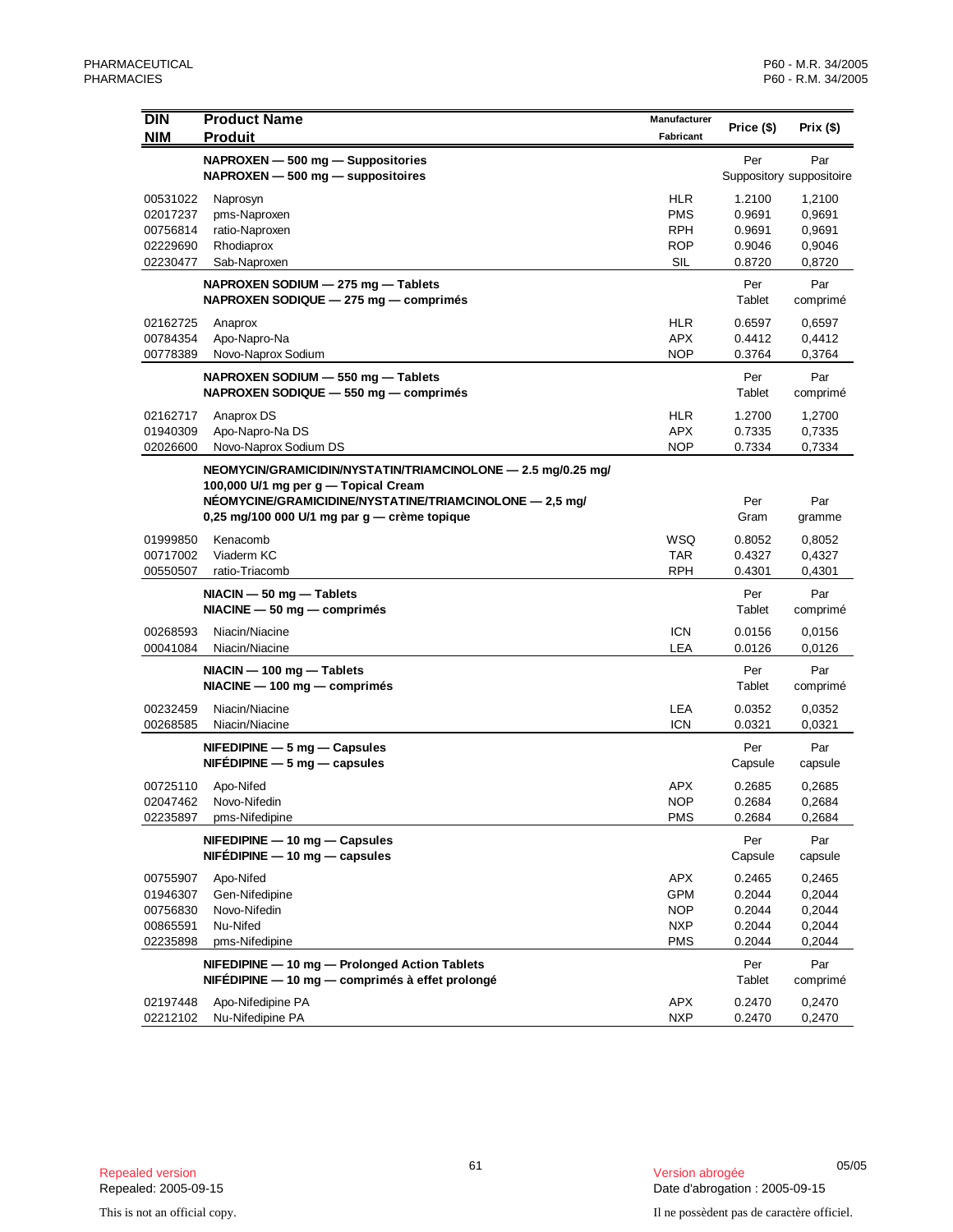| DIN<br>NIM | Product Name<br>Produit | Manufacturer<br>Fabricant | Price ($) | Prix ($) |
|---|---|---|---|---|
| | **NAPROXEN — 500 mg — Suppositories**<br>**NAPROXEN — 500 mg — suppositoires** | | Per<br>Suppository | Par<br>suppositoire |
| 00531022 | Naprosyn | HLR | 1.2100 | 1,2100 |
| 02017237 | pms-Naproxen | PMS | 0.9691 | 0,9691 |
| 00756814 | ratio-Naproxen | RPH | 0.9691 | 0,9691 |
| 02229690 | Rhodiaprox | ROP | 0.9046 | 0,9046 |
| 02230477 | Sab-Naproxen | SIL | 0.8720 | 0,8720 |
| | **NAPROXEN SODIUM — 275 mg — Tablets**<br>**NAPROXEN SODIQUE — 275 mg — comprimés** | | Per<br>Tablet | Par<br>comprimé |
| 02162725 | Anaprox | HLR | 0.6597 | 0,6597 |
| 00784354 | Apo-Napro-Na | APX | 0.4412 | 0,4412 |
| 00778389 | Novo-Naprox Sodium | NOP | 0.3764 | 0,3764 |
| | **NAPROXEN SODIUM — 550 mg — Tablets**<br>**NAPROXEN SODIQUE — 550 mg — comprimés** | | Per<br>Tablet | Par<br>comprimé |
| 02162717 | Anaprox DS | HLR | 1.2700 | 1,2700 |
| 01940309 | Apo-Napro-Na DS | APX | 0.7335 | 0,7335 |
| 02026600 | Novo-Naprox Sodium DS | NOP | 0.7334 | 0,7334 |
| | **NEOMYCIN/GRAMICIDIN/NYSTATIN/TRIAMCINOLONE — 2.5 mg/0.25 mg/ 100,000 U/1 mg per g — Topical Cream**<br>**NÉOMYCINE/GRAMICIDINE/NYSTATINE/TRIAMCINOLONE — 2,5 mg/ 0,25 mg/100 000 U/1 mg par g — crème topique** | | Per<br>Gram | Par<br>gramme |
| 01999850 | Kenacomb | WSQ | 0.8052 | 0,8052 |
| 00717002 | Viaderm KC | TAR | 0.4327 | 0,4327 |
| 00550507 | ratio-Triacomb | RPH | 0.4301 | 0,4301 |
| | **NIACIN — 50 mg — Tablets**<br>**NIACINE — 50 mg — comprimés** | | Per<br>Tablet | Par<br>comprimé |
| 00268593 | Niacin/Niacine | ICN | 0.0156 | 0,0156 |
| 00041084 | Niacin/Niacine | LEA | 0.0126 | 0,0126 |
| | **NIACIN — 100 mg — Tablets**<br>**NIACINE — 100 mg — comprimés** | | Per<br>Tablet | Par<br>comprimé |
| 00232459 | Niacin/Niacine | LEA | 0.0352 | 0,0352 |
| 00268585 | Niacin/Niacine | ICN | 0.0321 | 0,0321 |
| | **NIFEDIPINE — 5 mg — Capsules**<br>**NIFÉDIPINE — 5 mg — capsules** | | Per<br>Capsule | Par<br>capsule |
| 00725110 | Apo-Nifed | APX | 0.2685 | 0,2685 |
| 02047462 | Novo-Nifedin | NOP | 0.2684 | 0,2684 |
| 02235897 | pms-Nifedipine | PMS | 0.2684 | 0,2684 |
| | **NIFEDIPINE — 10 mg — Capsules**<br>**NIFÉDIPINE — 10 mg — capsules** | | Per<br>Capsule | Par<br>capsule |
| 00755907 | Apo-Nifed | APX | 0.2465 | 0,2465 |
| 01946307 | Gen-Nifedipine | GPM | 0.2044 | 0,2044 |
| 00756830 | Novo-Nifedin | NOP | 0.2044 | 0,2044 |
| 00865591 | Nu-Nifed | NXP | 0.2044 | 0,2044 |
| 02235898 | pms-Nifedipine | PMS | 0.2044 | 0,2044 |
| | **NIFEDIPINE — 10 mg — Prolonged Action Tablets**<br>**NIFÉDIPINE — 10 mg — comprimés à effet prolongé** | | Per<br>Tablet | Par<br>comprimé |
| 02197448 | Apo-Nifedipine PA | APX | 0.2470 | 0,2470 |
| 02212102 | Nu-Nifedipine PA | NXP | 0.2470 | 0,2470 |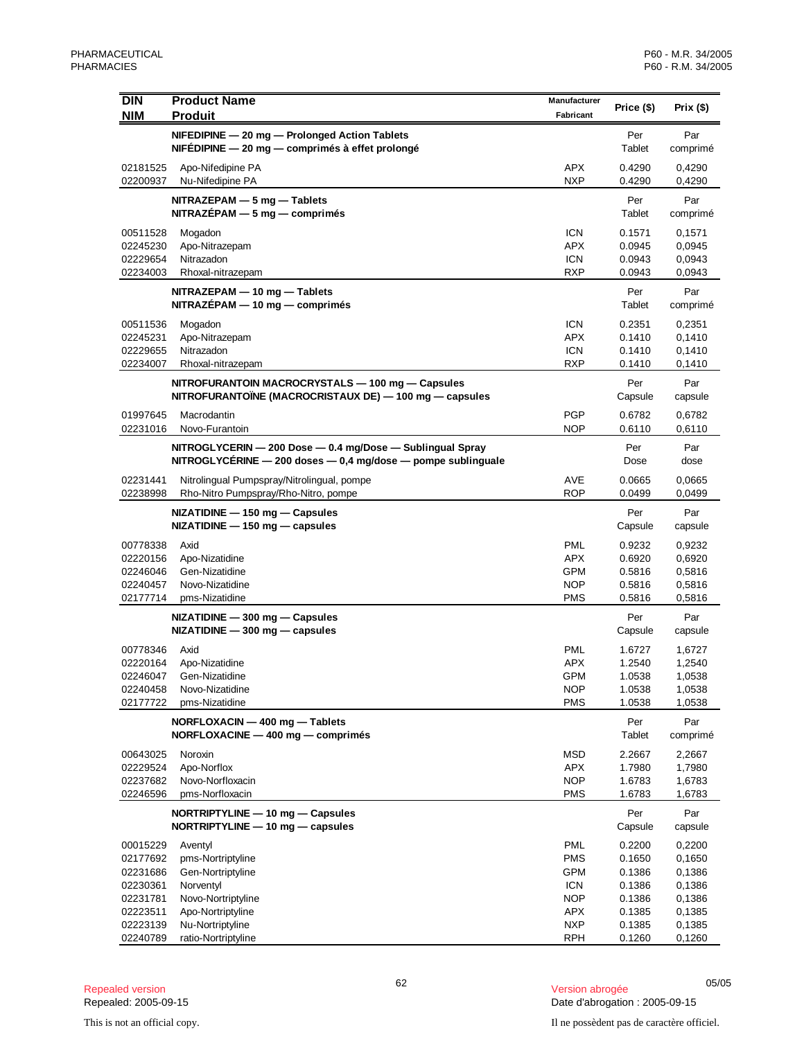| DIN<br>NIM | Product Name<br>Produit | Manufacturer<br>Fabricant | Price ($) | Prix ($) |
|---|---|---|---|---|
| | **NIFEDIPINE — 20 mg — Prolonged Action Tablets**<br>**NIFÉDIPINE — 20 mg — comprimés à effet prolongé** | | Per Tablet | Par comprimé |
| 02181525 | Apo-Nifedipine PA | APX | 0.4290 | 0,4290 |
| 02200937 | Nu-Nifedipine PA | NXP | 0.4290 | 0,4290 |
| | **NITRAZEPAM — 5 mg — Tablets**<br>**NITRAZÉPAM — 5 mg — comprimés** | | Per Tablet | Par comprimé |
| 00511528 | Mogadon | ICN | 0.1571 | 0,1571 |
| 02245230 | Apo-Nitrazepam | APX | 0.0945 | 0,0945 |
| 02229654 | Nitrazadon | ICN | 0.0943 | 0,0943 |
| 02234003 | Rhoxal-nitrazepam | RXP | 0.0943 | 0,0943 |
| | **NITRAZEPAM — 10 mg — Tablets**<br>**NITRAZÉPAM — 10 mg — comprimés** | | Per Tablet | Par comprimé |
| 00511536 | Mogadon | ICN | 0.2351 | 0,2351 |
| 02245231 | Apo-Nitrazepam | APX | 0.1410 | 0,1410 |
| 02229655 | Nitrazadon | ICN | 0.1410 | 0,1410 |
| 02234007 | Rhoxal-nitrazepam | RXP | 0.1410 | 0,1410 |
| | **NITROFURANTOIN MACROCRYSTALS — 100 mg — Capsules**<br>**NITROFURANTOÏNE (MACROCRISTAUX DE) — 100 mg — capsules** | | Per Capsule | Par capsule |
| 01997645 | Macrodantin | PGP | 0.6782 | 0,6782 |
| 02231016 | Novo-Furantoin | NOP | 0.6110 | 0,6110 |
| | **NITROGLYCERIN — 200 Dose — 0.4 mg/Dose — Sublingual Spray**<br>**NITROGLYCÉRINE — 200 doses — 0,4 mg/dose — pompe sublinguale** | | Per Dose | Par dose |
| 02231441 | Nitrolingual Pumpspray/Nitrolingual, pompe | AVE | 0.0665 | 0,0665 |
| 02238998 | Rho-Nitro Pumpspray/Rho-Nitro, pompe | ROP | 0.0499 | 0,0499 |
| | **NIZATIDINE — 150 mg — Capsules**<br>**NIZATIDINE — 150 mg — capsules** | | Per Capsule | Par capsule |
| 00778338 | Axid | PML | 0.9232 | 0,9232 |
| 02220156 | Apo-Nizatidine | APX | 0.6920 | 0,6920 |
| 02246046 | Gen-Nizatidine | GPM | 0.5816 | 0,5816 |
| 02240457 | Novo-Nizatidine | NOP | 0.5816 | 0,5816 |
| 02177714 | pms-Nizatidine | PMS | 0.5816 | 0,5816 |
| | **NIZATIDINE — 300 mg — Capsules**<br>**NIZATIDINE — 300 mg — capsules** | | Per Capsule | Par capsule |
| 00778346 | Axid | PML | 1.6727 | 1,6727 |
| 02220164 | Apo-Nizatidine | APX | 1.2540 | 1,2540 |
| 02246047 | Gen-Nizatidine | GPM | 1.0538 | 1,0538 |
| 02240458 | Novo-Nizatidine | NOP | 1.0538 | 1,0538 |
| 02177722 | pms-Nizatidine | PMS | 1.0538 | 1,0538 |
| | **NORFLOXACIN — 400 mg — Tablets**<br>**NORFLOXACINE — 400 mg — comprimés** | | Per Tablet | Par comprimé |
| 00643025 | Noroxin | MSD | 2.2667 | 2,2667 |
| 02229524 | Apo-Norflox | APX | 1.7980 | 1,7980 |
| 02237682 | Novo-Norfloxacin | NOP | 1.6783 | 1,6783 |
| 02246596 | pms-Norfloxacin | PMS | 1.6783 | 1,6783 |
| | **NORTRIPTYLINE — 10 mg — Capsules**<br>**NORTRIPTYLINE — 10 mg — capsules** | | Per Capsule | Par capsule |
| 00015229 | Aventyl | PML | 0.2200 | 0,2200 |
| 02177692 | pms-Nortriptyline | PMS | 0.1650 | 0,1650 |
| 02231686 | Gen-Nortriptyline | GPM | 0.1386 | 0,1386 |
| 02230361 | Norventyl | ICN | 0.1386 | 0,1386 |
| 02231781 | Novo-Nortriptyline | NOP | 0.1386 | 0,1386 |
| 02223511 | Apo-Nortriptyline | APX | 0.1385 | 0,1385 |
| 02223139 | Nu-Nortriptyline | NXP | 0.1385 | 0,1385 |
| 02240789 | ratio-Nortriptyline | RPH | 0.1260 | 0,1260 |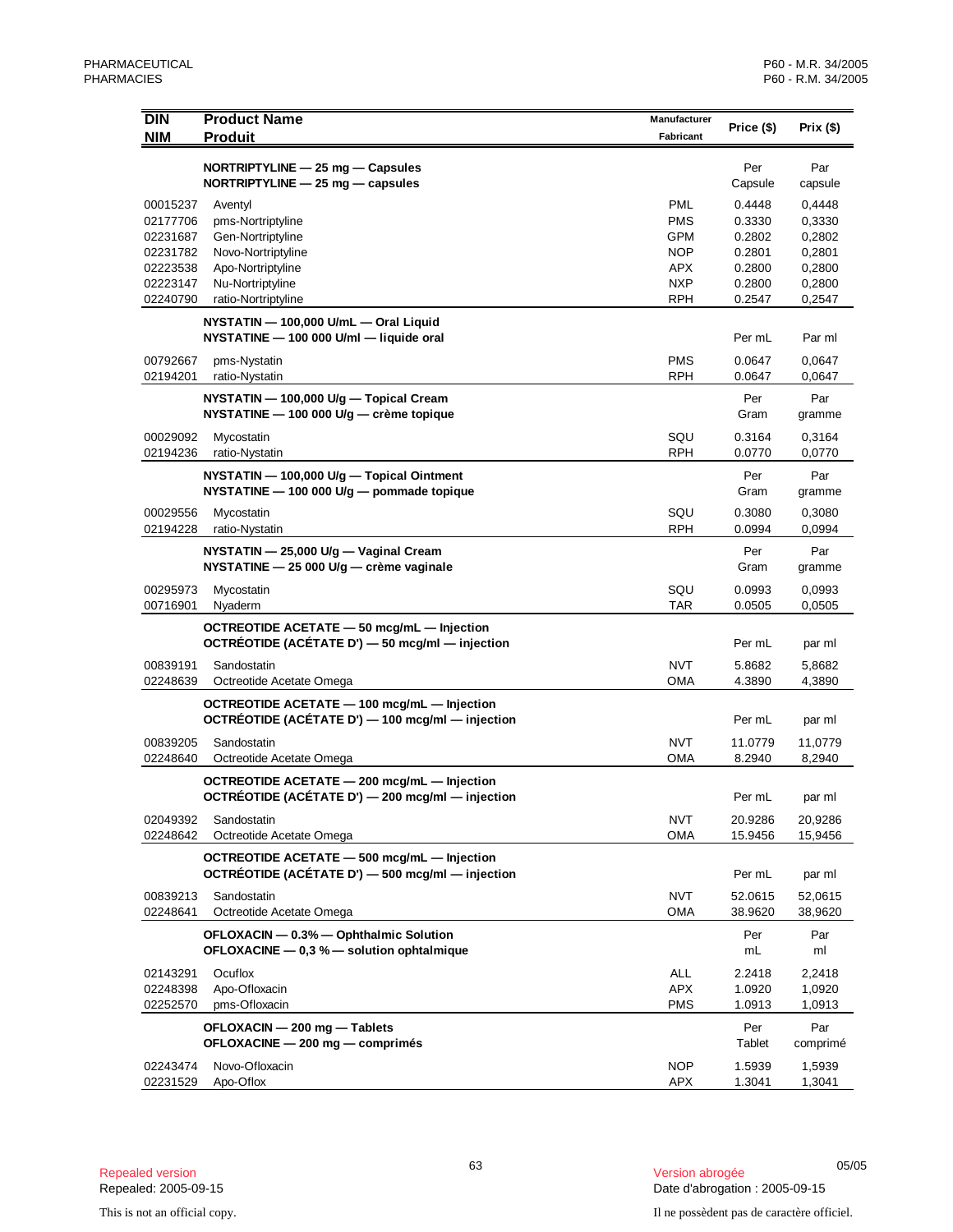| DIN<br>NIM | Product Name<br>Produit | Manufacturer<br>Fabricant | Price ($) | Prix ($) |
|---|---|---|---|---|
| | **NORTRIPTYLINE — 25 mg — Capsules**<br>**NORTRIPTYLINE — 25 mg — capsules** | | Per<br>Capsule | Par<br>capsule |
| 00015237 | Aventyl | PML | 0.4448 | 0,4448 |
| 02177706 | pms-Nortriptyline | PMS | 0.3330 | 0,3330 |
| 02231687 | Gen-Nortriptyline | GPM | 0.2802 | 0,2802 |
| 02231782 | Novo-Nortriptyline | NOP | 0.2801 | 0,2801 |
| 02223538 | Apo-Nortriptyline | APX | 0.2800 | 0,2800 |
| 02223147 | Nu-Nortriptyline | NXP | 0.2800 | 0,2800 |
| 02240790 | ratio-Nortriptyline | RPH | 0.2547 | 0,2547 |
| | **NYSTATIN — 100,000 U/mL — Oral Liquid**<br>**NYSTATINE — 100 000 U/ml — liquide oral** | | Per mL | Par ml |
| 00792667 | pms-Nystatin | PMS | 0.0647 | 0,0647 |
| 02194201 | ratio-Nystatin | RPH | 0.0647 | 0,0647 |
| | **NYSTATIN — 100,000 U/g — Topical Cream**<br>**NYSTATINE — 100 000 U/g — crème topique** | | Per<br>Gram | Par<br>gramme |
| 00029092 | Mycostatin | SQU | 0.3164 | 0,3164 |
| 02194236 | ratio-Nystatin | RPH | 0.0770 | 0,0770 |
| | **NYSTATIN — 100,000 U/g — Topical Ointment**<br>**NYSTATINE — 100 000 U/g — pommade topique** | | Per<br>Gram | Par<br>gramme |
| 00029556 | Mycostatin | SQU | 0.3080 | 0,3080 |
| 02194228 | ratio-Nystatin | RPH | 0.0994 | 0,0994 |
| | **NYSTATIN — 25,000 U/g — Vaginal Cream**<br>**NYSTATINE — 25 000 U/g — crème vaginale** | | Per<br>Gram | Par<br>gramme |
| 00295973 | Mycostatin | SQU | 0.0993 | 0,0993 |
| 00716901 | Nyaderm | TAR | 0.0505 | 0,0505 |
| | **OCTREOTIDE ACETATE — 50 mcg/mL — Injection**<br>**OCTRÉOTIDE (ACÉTATE D') — 50 mcg/ml — injection** | | Per mL | par ml |
| 00839191 | Sandostatin | NVT | 5.8682 | 5,8682 |
| 02248639 | Octreotide Acetate Omega | OMA | 4.3890 | 4,3890 |
| | **OCTREOTIDE ACETATE — 100 mcg/mL — Injection**<br>**OCTRÉOTIDE (ACÉTATE D') — 100 mcg/ml — injection** | | Per mL | par ml |
| 00839205 | Sandostatin | NVT | 11.0779 | 11,0779 |
| 02248640 | Octreotide Acetate Omega | OMA | 8.2940 | 8,2940 |
| | **OCTREOTIDE ACETATE — 200 mcg/mL — Injection**<br>**OCTRÉOTIDE (ACÉTATE D') — 200 mcg/ml — injection** | | Per mL | par ml |
| 02049392 | Sandostatin | NVT | 20.9286 | 20,9286 |
| 02248642 | Octreotide Acetate Omega | OMA | 15.9456 | 15,9456 |
| | **OCTREOTIDE ACETATE — 500 mcg/mL — Injection**<br>**OCTRÉOTIDE (ACÉTATE D') — 500 mcg/ml — injection** | | Per mL | par ml |
| 00839213 | Sandostatin | NVT | 52.0615 | 52,0615 |
| 02248641 | Octreotide Acetate Omega | OMA | 38.9620 | 38,9620 |
| | **OFLOXACIN — 0.3% — Ophthalmic Solution**<br>**OFLOXACINE — 0,3 % — solution ophtalmique** | | Per<br>mL | Par<br>ml |
| 02143291 | Ocuflox | ALL | 2.2418 | 2,2418 |
| 02248398 | Apo-Ofloxacin | APX | 1.0920 | 1,0920 |
| 02252570 | pms-Ofloxacin | PMS | 1.0913 | 1,0913 |
| | **OFLOXACIN — 200 mg — Tablets**<br>**OFLOXACINE — 200 mg — comprimés** | | Per<br>Tablet | Par<br>comprimé |
| 02243474 | Novo-Ofloxacin | NOP | 1.5939 | 1,5939 |
| 02231529 | Apo-Oflox | APX | 1.3041 | 1,3041 |

Repealed version
Repealed: 2005-09-15

Version abrogée
Date d'abrogation : 2005-09-15

This is not an official copy.

Il ne possèdent pas de caractère officiel.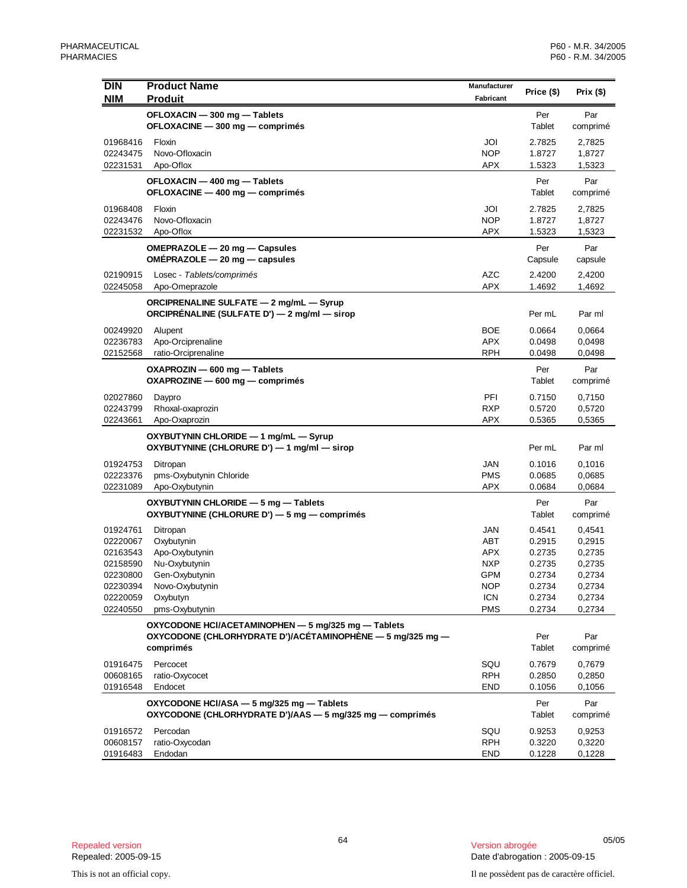| DIN<br>NIM | Product Name<br>Produit | Manufacturer<br>Fabricant | Price ($) | Prix ($) |
|---|---|---|---|---|
| | **OFLOXACIN — 300 mg — Tablets**<br>**OFLOXACINE — 300 mg — comprimés** | | Per Tablet | Par comprimé |
| 01968416 | Floxin | JOI | 2.7825 | 2,7825 |
| 02243475 | Novo-Ofloxacin | NOP | 1.8727 | 1,8727 |
| 02231531 | Apo-Oflox | APX | 1.5323 | 1,5323 |
| | **OFLOXACIN — 400 mg — Tablets**<br>**OFLOXACINE — 400 mg — comprimés** | | Per Tablet | Par comprimé |
| 01968408 | Floxin | JOI | 2.7825 | 2,7825 |
| 02243476 | Novo-Ofloxacin | NOP | 1.8727 | 1,8727 |
| 02231532 | Apo-Oflox | APX | 1.5323 | 1,5323 |
| | **OMEPRAZOLE — 20 mg — Capsules**<br>**OMÉPRAZOLE — 20 mg — capsules** | | Per Capsule | Par capsule |
| 02190915 | Losec - *Tablets/comprimés* | AZC | 2.4200 | 2,4200 |
| 02245058 | Apo-Omeprazole | APX | 1.4692 | 1,4692 |
| | **ORCIPRENALINE SULFATE — 2 mg/mL — Syrup**<br>**ORCIPRÉNALINE (SULFATE D') — 2 mg/ml — sirop** | | Per mL | Par ml |
| 00249920 | Alupent | BOE | 0.0664 | 0,0664 |
| 02236783 | Apo-Orciprenaline | APX | 0.0498 | 0,0498 |
| 02152568 | ratio-Orciprenaline | RPH | 0.0498 | 0,0498 |
| | **OXAPROZIN — 600 mg — Tablets**<br>**OXAPROZINE — 600 mg — comprimés** | | Per Tablet | Par comprimé |
| 02027860 | Daypro | PFI | 0.7150 | 0,7150 |
| 02243799 | Rhoxal-oxaprozin | RXP | 0.5720 | 0,5720 |
| 02243661 | Apo-Oxaprozin | APX | 0.5365 | 0,5365 |
| | **OXYBUTYNIN CHLORIDE — 1 mg/mL — Syrup**<br>**OXYBUTYNINE (CHLORURE D') — 1 mg/ml — sirop** | | Per mL | Par ml |
| 01924753 | Ditropan | JAN | 0.1016 | 0,1016 |
| 02223376 | pms-Oxybutynin Chloride | PMS | 0.0685 | 0,0685 |
| 02231089 | Apo-Oxybutynin | APX | 0.0684 | 0,0684 |
| | **OXYBUTYNIN CHLORIDE — 5 mg — Tablets**<br>**OXYBUTYNINE (CHLORURE D') — 5 mg — comprimés** | | Per Tablet | Par comprimé |
| 01924761 | Ditropan | JAN | 0.4541 | 0,4541 |
| 02220067 | Oxybutynin | ABT | 0.2915 | 0,2915 |
| 02163543 | Apo-Oxybutynin | APX | 0.2735 | 0,2735 |
| 02158590 | Nu-Oxybutynin | NXP | 0.2735 | 0,2735 |
| 02230800 | Gen-Oxybutynin | GPM | 0.2734 | 0,2734 |
| 02230394 | Novo-Oxybutynin | NOP | 0.2734 | 0,2734 |
| 02220059 | Oxybutyn | ICN | 0.2734 | 0,2734 |
| 02240550 | pms-Oxybutynin | PMS | 0.2734 | 0,2734 |
| | **OXYCODONE HCl/ACETAMINOPHEN — 5 mg/325 mg — Tablets**<br>**OXYCODONE (CHLORHYDRATE D')/ACÉTAMINOPHÈNE — 5 mg/325 mg — comprimés** | | Per Tablet | Par comprimé |
| 01916475 | Percocet | SQU | 0.7679 | 0,7679 |
| 00608165 | ratio-Oxycocet | RPH | 0.2850 | 0,2850 |
| 01916548 | Endocet | END | 0.1056 | 0,1056 |
| | **OXYCODONE HCl/ASA — 5 mg/325 mg — Tablets**<br>**OXYCODONE (CHLORHYDRATE D')/AAS — 5 mg/325 mg — comprimés** | | Per Tablet | Par comprimé |
| 01916572 | Percodan | SQU | 0.9253 | 0,9253 |
| 00608157 | ratio-Oxycodan | RPH | 0.3220 | 0,3220 |
| 01916483 | Endodan | END | 0.1228 | 0,1228 |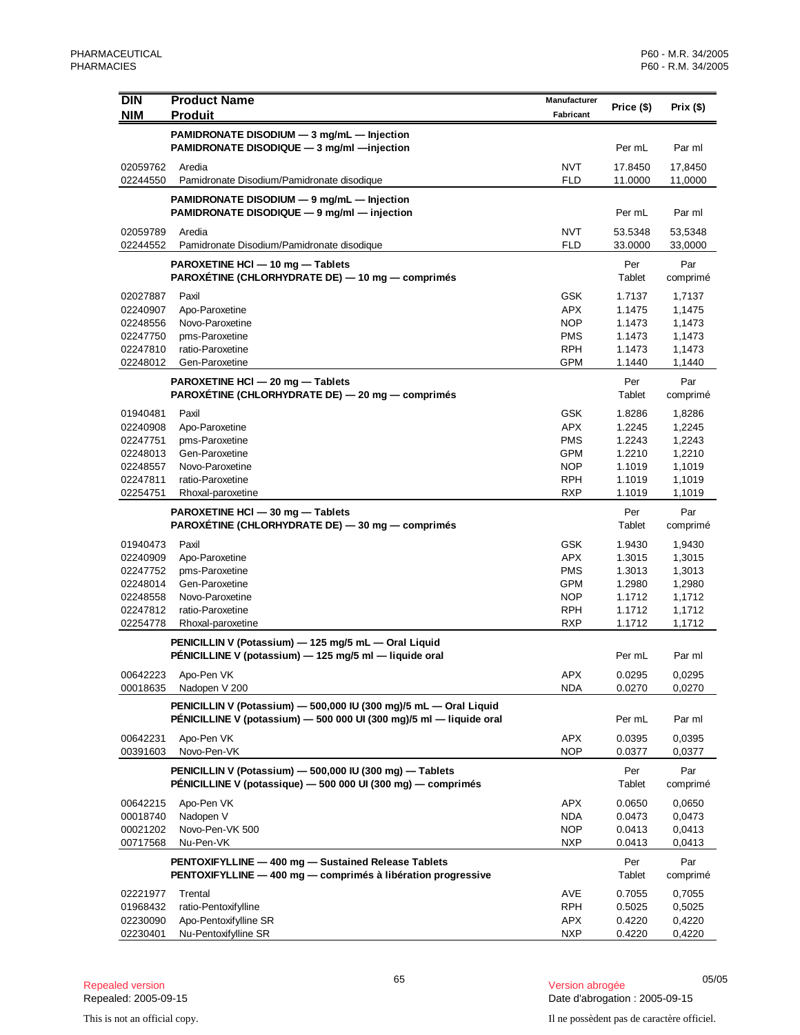| DIN<br>NIM | Product Name<br>Produit | Manufacturer<br>Fabricant | Price ($) | Prix ($) |
|---|---|---|---|---|
| | **PAMIDRONATE DISODIUM — 3 mg/mL — Injection**<br>**PAMIDRONATE DISODIQUE — 3 mg/ml —injection** | | Per mL | Par ml |
| 02059762 | Aredia | NVT | 17.8450 | 17,8450 |
| 02244550 | Pamidronate Disodium/Pamidronate disodique | FLD | 11.0000 | 11,0000 |
| | **PAMIDRONATE DISODIUM — 9 mg/mL — Injection**<br>**PAMIDRONATE DISODIQUE — 9 mg/ml — injection** | | Per mL | Par ml |
| 02059789 | Aredia | NVT | 53.5348 | 53,5348 |
| 02244552 | Pamidronate Disodium/Pamidronate disodique | FLD | 33.0000 | 33,0000 |
| | **PAROXETINE HCl — 10 mg — Tablets**<br>**PAROXÉTINE (CHLORHYDRATE DE) — 10 mg — comprimés** | | Per Tablet | Par comprimé |
| 02027887 | Paxil | GSK | 1.7137 | 1,7137 |
| 02240907 | Apo-Paroxetine | APX | 1.1475 | 1,1475 |
| 02248556 | Novo-Paroxetine | NOP | 1.1473 | 1,1473 |
| 02247750 | pms-Paroxetine | PMS | 1.1473 | 1,1473 |
| 02247810 | ratio-Paroxetine | RPH | 1.1473 | 1,1473 |
| 02248012 | Gen-Paroxetine | GPM | 1.1440 | 1,1440 |
| | **PAROXETINE HCl — 20 mg — Tablets**<br>**PAROXÉTINE (CHLORHYDRATE DE) — 20 mg — comprimés** | | Per Tablet | Par comprimé |
| 01940481 | Paxil | GSK | 1.8286 | 1,8286 |
| 02240908 | Apo-Paroxetine | APX | 1.2245 | 1,2245 |
| 02247751 | pms-Paroxetine | PMS | 1.2243 | 1,2243 |
| 02248013 | Gen-Paroxetine | GPM | 1.2210 | 1,2210 |
| 02248557 | Novo-Paroxetine | NOP | 1.1019 | 1,1019 |
| 02247811 | ratio-Paroxetine | RPH | 1.1019 | 1,1019 |
| 02254751 | Rhoxal-paroxetine | RXP | 1.1019 | 1,1019 |
| | **PAROXETINE HCl — 30 mg — Tablets**<br>**PAROXÉTINE (CHLORHYDRATE DE) — 30 mg — comprimés** | | Per Tablet | Par comprimé |
| 01940473 | Paxil | GSK | 1.9430 | 1,9430 |
| 02240909 | Apo-Paroxetine | APX | 1.3015 | 1,3015 |
| 02247752 | pms-Paroxetine | PMS | 1.3013 | 1,3013 |
| 02248014 | Gen-Paroxetine | GPM | 1.2980 | 1,2980 |
| 02248558 | Novo-Paroxetine | NOP | 1.1712 | 1,1712 |
| 02247812 | ratio-Paroxetine | RPH | 1.1712 | 1,1712 |
| 02254778 | Rhoxal-paroxetine | RXP | 1.1712 | 1,1712 |
| | **PENICILLIN V (Potassium) — 125 mg/5 mL — Oral Liquid**<br>**PÉNICILLINE V (potassium) — 125 mg/5 ml — liquide oral** | | Per mL | Par ml |
| 00642223 | Apo-Pen VK | APX | 0.0295 | 0,0295 |
| 00018635 | Nadopen V 200 | NDA | 0.0270 | 0,0270 |
| | **PENICILLIN V (Potassium) — 500,000 IU (300 mg)/5 mL — Oral Liquid**<br>**PÉNICILLINE V (potassium) — 500 000 UI (300 mg)/5 ml — liquide oral** | | Per mL | Par ml |
| 00642231 | Apo-Pen VK | APX | 0.0395 | 0,0395 |
| 00391603 | Novo-Pen-VK | NOP | 0.0377 | 0,0377 |
| | **PENICILLIN V (Potassium) — 500,000 IU (300 mg) — Tablets**<br>**PÉNICILLINE V (potassique) — 500 000 UI (300 mg) — comprimés** | | Per Tablet | Par comprimé |
| 00642215 | Apo-Pen VK | APX | 0.0650 | 0,0650 |
| 00018740 | Nadopen V | NDA | 0.0473 | 0,0473 |
| 00021202 | Novo-Pen-VK 500 | NOP | 0.0413 | 0,0413 |
| 00717568 | Nu-Pen-VK | NXP | 0.0413 | 0,0413 |
| | **PENTOXIFYLLINE — 400 mg — Sustained Release Tablets**<br>**PENTOXIFYLLINE — 400 mg — comprimés à libération progressive** | | Per Tablet | Par comprimé |
| 02221977 | Trental | AVE | 0.7055 | 0,7055 |
| 01968432 | ratio-Pentoxifylline | RPH | 0.5025 | 0,5025 |
| 02230090 | Apo-Pentoxifylline SR | APX | 0.4220 | 0,4220 |
| 02230401 | Nu-Pentoxifylline SR | NXP | 0.4220 | 0,4220 |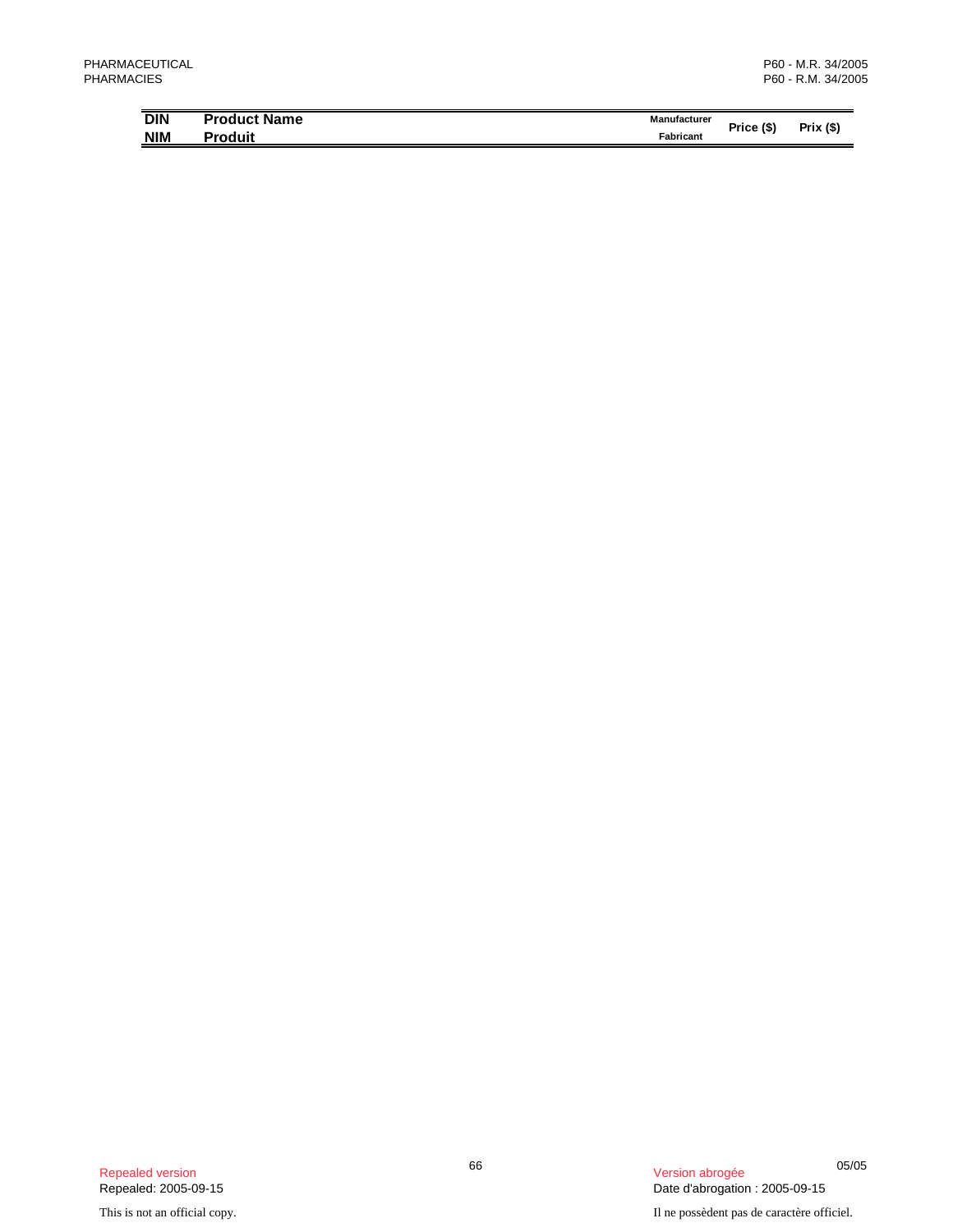| DIN<br>NIM | Product Name<br>Produit | Manufacturer<br>Fabricant | Price ($) | Prix ($) |
|---|---|---|---|---|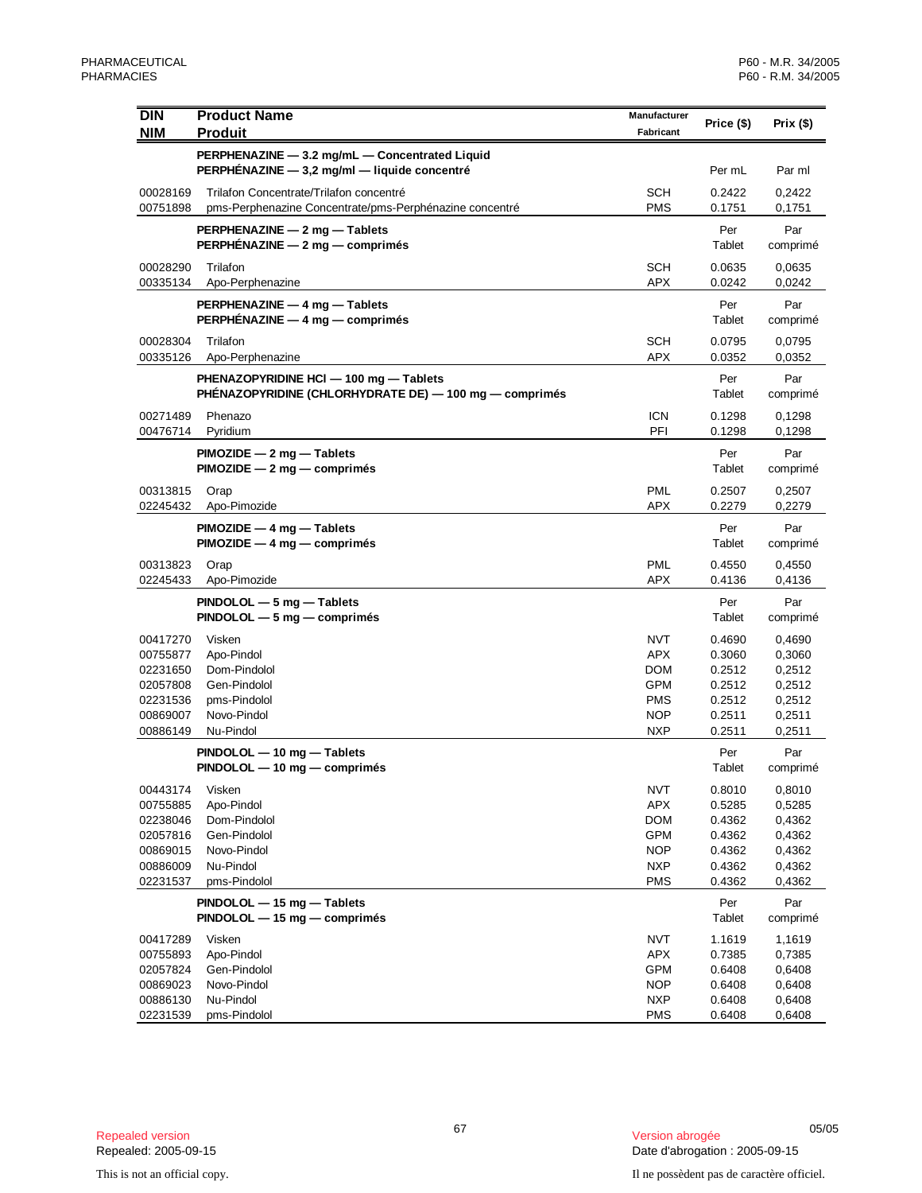| DIN<br>NIM | Product Name<br>Produit | Manufacturer<br>Fabricant | Price ($) | Prix ($) |
|---|---|---|---|---|
| | **PERPHENAZINE — 3.2 mg/mL — Concentrated Liquid**<br>**PERPHÉNAZINE — 3,2 mg/ml — liquide concentré** | | Per mL | Par ml |
| 00028169 | Trilafon Concentrate/Trilafon concentré | SCH | 0.2422 | 0,2422 |
| 00751898 | pms-Perphenazine Concentrate/pms-Perphénazine concentré | PMS | 0.1751 | 0,1751 |
| | **PERPHENAZINE — 2 mg — Tablets**<br>**PERPHÉNAZINE — 2 mg — comprimés** | | Per Tablet | Par comprimé |
| 00028290 | Trilafon | SCH | 0.0635 | 0,0635 |
| 00335134 | Apo-Perphenazine | APX | 0.0242 | 0,0242 |
| | **PERPHENAZINE — 4 mg — Tablets**<br>**PERPHÉNAZINE — 4 mg — comprimés** | | Per Tablet | Par comprimé |
| 00028304 | Trilafon | SCH | 0.0795 | 0,0795 |
| 00335126 | Apo-Perphenazine | APX | 0.0352 | 0,0352 |
| | **PHENAZOPYRIDINE HCl — 100 mg — Tablets**<br>**PHÉNAZOPYRIDINE (CHLORHYDRATE DE) — 100 mg — comprimés** | | Per Tablet | Par comprimé |
| 00271489 | Phenazo | ICN | 0.1298 | 0,1298 |
| 00476714 | Pyridium | PFI | 0.1298 | 0,1298 |
| | **PIMOZIDE — 2 mg — Tablets**<br>**PIMOZIDE — 2 mg — comprimés** | | Per Tablet | Par comprimé |
| 00313815 | Orap | PML | 0.2507 | 0,2507 |
| 02245432 | Apo-Pimozide | APX | 0.2279 | 0,2279 |
| | **PIMOZIDE — 4 mg — Tablets**<br>**PIMOZIDE — 4 mg — comprimés** | | Per Tablet | Par comprimé |
| 00313823 | Orap | PML | 0.4550 | 0,4550 |
| 02245433 | Apo-Pimozide | APX | 0.4136 | 0,4136 |
| | **PINDOLOL — 5 mg — Tablets**<br>**PINDOLOL — 5 mg — comprimés** | | Per Tablet | Par comprimé |
| 00417270 | Visken | NVT | 0.4690 | 0,4690 |
| 00755877 | Apo-Pindol | APX | 0.3060 | 0,3060 |
| 02231650 | Dom-Pindolol | DOM | 0.2512 | 0,2512 |
| 02057808 | Gen-Pindolol | GPM | 0.2512 | 0,2512 |
| 02231536 | pms-Pindolol | PMS | 0.2512 | 0,2512 |
| 00869007 | Novo-Pindol | NOP | 0.2511 | 0,2511 |
| 00886149 | Nu-Pindol | NXP | 0.2511 | 0,2511 |
| | **PINDOLOL — 10 mg — Tablets**<br>**PINDOLOL — 10 mg — comprimés** | | Per Tablet | Par comprimé |
| 00443174 | Visken | NVT | 0.8010 | 0,8010 |
| 00755885 | Apo-Pindol | APX | 0.5285 | 0,5285 |
| 02238046 | Dom-Pindolol | DOM | 0.4362 | 0,4362 |
| 02057816 | Gen-Pindolol | GPM | 0.4362 | 0,4362 |
| 00869015 | Novo-Pindol | NOP | 0.4362 | 0,4362 |
| 00886009 | Nu-Pindol | NXP | 0.4362 | 0,4362 |
| 02231537 | pms-Pindolol | PMS | 0.4362 | 0,4362 |
| | **PINDOLOL — 15 mg — Tablets**<br>**PINDOLOL — 15 mg — comprimés** | | Per Tablet | Par comprimé |
| 00417289 | Visken | NVT | 1.1619 | 1,1619 |
| 00755893 | Apo-Pindol | APX | 0.7385 | 0,7385 |
| 02057824 | Gen-Pindolol | GPM | 0.6408 | 0,6408 |
| 00869023 | Novo-Pindol | NOP | 0.6408 | 0,6408 |
| 00886130 | Nu-Pindol | NXP | 0.6408 | 0,6408 |
| 02231539 | pms-Pindolol | PMS | 0.6408 | 0,6408 |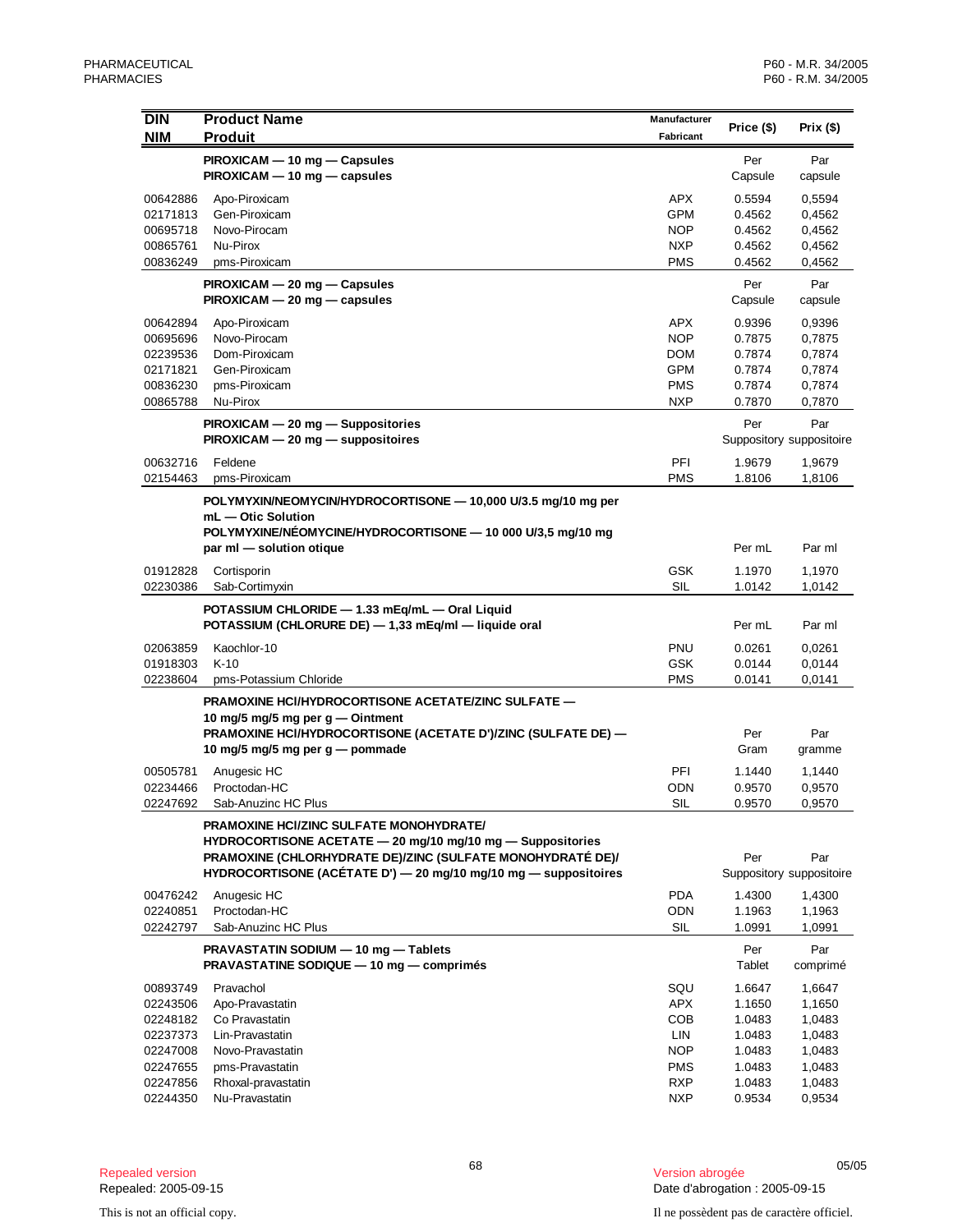| DIN<br>NIM | Product Name<br>Produit | Manufacturer<br>Fabricant | Price ($) | Prix ($) |
|---|---|---|---|---|
| | **PIROXICAM — 10 mg — Capsules**<br>**PIROXICAM — 10 mg — capsules** | | Per<br>Capsule | Par<br>capsule |
| 00642886 | Apo-Piroxicam | APX | 0.5594 | 0,5594 |
| 02171813 | Gen-Piroxicam | GPM | 0.4562 | 0,4562 |
| 00695718 | Novo-Pirocam | NOP | 0.4562 | 0,4562 |
| 00865761 | Nu-Pirox | NXP | 0.4562 | 0,4562 |
| 00836249 | pms-Piroxicam | PMS | 0.4562 | 0,4562 |
| | **PIROXICAM — 20 mg — Capsules**<br>**PIROXICAM — 20 mg — capsules** | | Per<br>Capsule | Par<br>capsule |
| 00642894 | Apo-Piroxicam | APX | 0.9396 | 0,9396 |
| 00695696 | Novo-Pirocam | NOP | 0.7875 | 0,7875 |
| 02239536 | Dom-Piroxicam | DOM | 0.7874 | 0,7874 |
| 02171821 | Gen-Piroxicam | GPM | 0.7874 | 0,7874 |
| 00836230 | pms-Piroxicam | PMS | 0.7874 | 0,7874 |
| 00865788 | Nu-Pirox | NXP | 0.7870 | 0,7870 |
| | **PIROXICAM — 20 mg — Suppositories**<br>**PIROXICAM — 20 mg — suppositoires** | | Per<br>Suppository | Par<br>suppositoire |
| 00632716 | Feldene | PFI | 1.9679 | 1,9679 |
| 02154463 | pms-Piroxicam | PMS | 1.8106 | 1,8106 |
| | **POLYMYXIN/NEOMYCIN/HYDROCORTISONE — 10,000 U/3.5 mg/10 mg per mL — Otic Solution**<br>**POLYMYXINE/NÉOMYCINE/HYDROCORTISONE — 10 000 U/3,5 mg/10 mg par ml — solution otique** | | Per mL | Par ml |
| 01912828 | Cortisporin | GSK | 1.1970 | 1,1970 |
| 02230386 | Sab-Cortimyxin | SIL | 1.0142 | 1,0142 |
| | **POTASSIUM CHLORIDE — 1.33 mEq/mL — Oral Liquid**<br>**POTASSIUM (CHLORURE DE) — 1,33 mEq/ml — liquide oral** | | Per mL | Par ml |
| 02063859 | Kaochlor-10 | PNU | 0.0261 | 0,0261 |
| 01918303 | K-10 | GSK | 0.0144 | 0,0144 |
| 02238604 | pms-Potassium Chloride | PMS | 0.0141 | 0,0141 |
| | **PRAMOXINE HCl/HYDROCORTISONE ACETATE/ZINC SULFATE — 10 mg/5 mg/5 mg per g — Ointment**<br>**PRAMOXINE HCl/HYDROCORTISONE (ACETATE D')/ZINC (SULFATE DE) — 10 mg/5 mg/5 mg per g — pommade** | | Per<br>Gram | Par<br>gramme |
| 00505781 | Anugesic HC | PFI | 1.1440 | 1,1440 |
| 02234466 | Proctodan-HC | ODN | 0.9570 | 0,9570 |
| 02247692 | Sab-Anuzinc HC Plus | SIL | 0.9570 | 0,9570 |
| | **PRAMOXINE HCl/ZINC SULFATE MONOHYDRATE/ HYDROCORTISONE ACETATE — 20 mg/10 mg/10 mg — Suppositories**<br>**PRAMOXINE (CHLORHYDRATE DE)/ZINC (SULFATE MONOHYDRATÉ DE)/ HYDROCORTISONE (ACÉTATE D') — 20 mg/10 mg/10 mg — suppositoires** | | Per<br>Suppository | Par<br>suppositoire |
| 00476242 | Anugesic HC | PDA | 1.4300 | 1,4300 |
| 02240851 | Proctodan-HC | ODN | 1.1963 | 1,1963 |
| 02242797 | Sab-Anuzinc HC Plus | SIL | 1.0991 | 1,0991 |
| | **PRAVASTATIN SODIUM — 10 mg — Tablets**<br>**PRAVASTATINE SODIQUE — 10 mg — comprimés** | | Per<br>Tablet | Par<br>comprimé |
| 00893749 | Pravachol | SQU | 1.6647 | 1,6647 |
| 02243506 | Apo-Pravastatin | APX | 1.1650 | 1,1650 |
| 02248182 | Co Pravastatin | COB | 1.0483 | 1,0483 |
| 02237373 | Lin-Pravastatin | LIN | 1.0483 | 1,0483 |
| 02247008 | Novo-Pravastatin | NOP | 1.0483 | 1,0483 |
| 02247655 | pms-Pravastatin | PMS | 1.0483 | 1,0483 |
| 02247856 | Rhoxal-pravastatin | RXP | 1.0483 | 1,0483 |
| 02244350 | Nu-Pravastatin | NXP | 0.9534 | 0,9534 |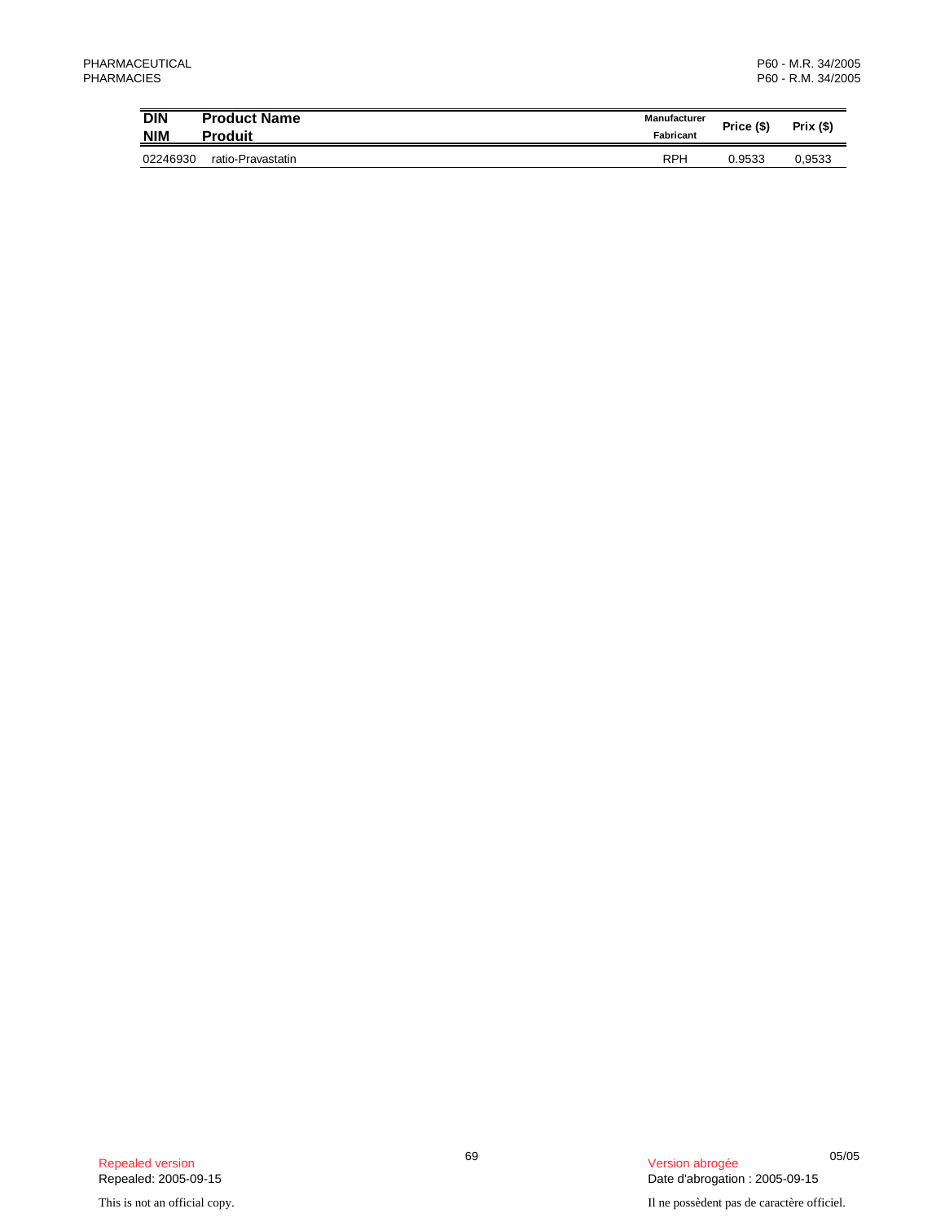| DIN<br>NIM | Product Name<br>Produit | Manufacturer<br>Fabricant | Price ($) | Prix ($) |
| --- | --- | --- | --- | --- |
| 02246930 | ratio-Pravastatin | RPH | 0.9533 | 0,9533 |

Repealed version
Repealed: 2005-09-15

Version abrogée
Date d'abrogation : 2005-09-15

This is not an official copy.

Il ne possèdent pas de caractère officiel.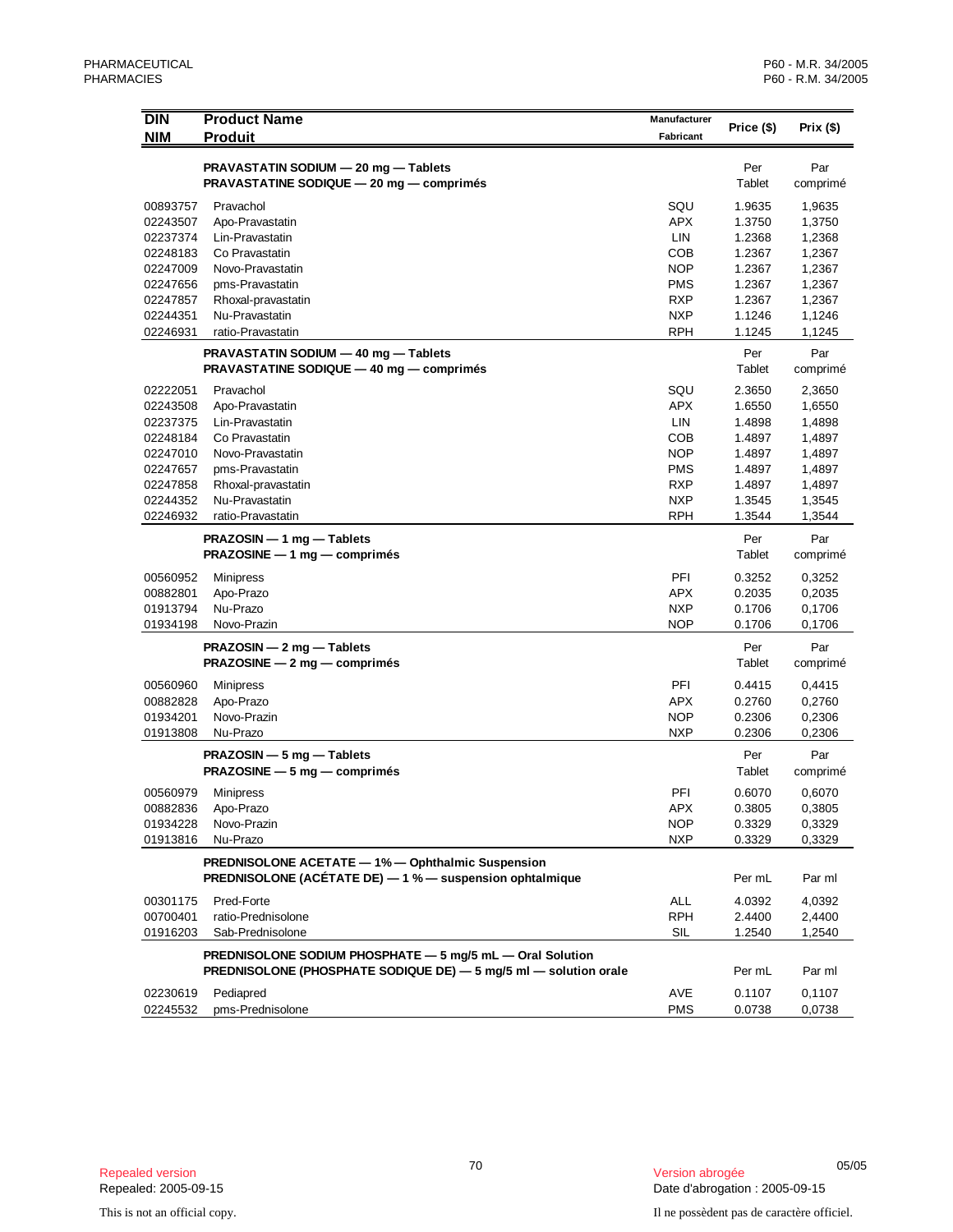| DIN<br>NIM | Product Name<br>Produit | Manufacturer<br>Fabricant | Price ($) | Prix ($) |
|---|---|---|---|---|
| | **PRAVASTATIN SODIUM — 20 mg — Tablets**<br>**PRAVASTATINE SODIQUE — 20 mg — comprimés** | | Per Tablet | Par comprimé |
| 00893757 | Pravachol | SQU | 1.9635 | 1,9635 |
| 02243507 | Apo-Pravastatin | APX | 1.3750 | 1,3750 |
| 02237374 | Lin-Pravastatin | LIN | 1.2368 | 1,2368 |
| 02248183 | Co Pravastatin | COB | 1.2367 | 1,2367 |
| 02247009 | Novo-Pravastatin | NOP | 1.2367 | 1,2367 |
| 02247656 | pms-Pravastatin | PMS | 1.2367 | 1,2367 |
| 02247857 | Rhoxal-pravastatin | RXP | 1.2367 | 1,2367 |
| 02244351 | Nu-Pravastatin | NXP | 1.1246 | 1,1246 |
| 02246931 | ratio-Pravastatin | RPH | 1.1245 | 1,1245 |
| | **PRAVASTATIN SODIUM — 40 mg — Tablets**<br>**PRAVASTATINE SODIQUE — 40 mg — comprimés** | | Per Tablet | Par comprimé |
| 02222051 | Pravachol | SQU | 2.3650 | 2,3650 |
| 02243508 | Apo-Pravastatin | APX | 1.6550 | 1,6550 |
| 02237375 | Lin-Pravastatin | LIN | 1.4898 | 1,4898 |
| 02248184 | Co Pravastatin | COB | 1.4897 | 1,4897 |
| 02247010 | Novo-Pravastatin | NOP | 1.4897 | 1,4897 |
| 02247657 | pms-Pravastatin | PMS | 1.4897 | 1,4897 |
| 02247858 | Rhoxal-pravastatin | RXP | 1.4897 | 1,4897 |
| 02244352 | Nu-Pravastatin | NXP | 1.3545 | 1,3545 |
| 02246932 | ratio-Pravastatin | RPH | 1.3544 | 1,3544 |
| | **PRAZOSIN — 1 mg — Tablets**<br>**PRAZOSINE — 1 mg — comprimés** | | Per Tablet | Par comprimé |
| 00560952 | Minipress | PFI | 0.3252 | 0,3252 |
| 00882801 | Apo-Prazo | APX | 0.2035 | 0,2035 |
| 01913794 | Nu-Prazo | NXP | 0.1706 | 0,1706 |
| 01934198 | Novo-Prazin | NOP | 0.1706 | 0,1706 |
| | **PRAZOSIN — 2 mg — Tablets**<br>**PRAZOSINE — 2 mg — comprimés** | | Per Tablet | Par comprimé |
| 00560960 | Minipress | PFI | 0.4415 | 0,4415 |
| 00882828 | Apo-Prazo | APX | 0.2760 | 0,2760 |
| 01934201 | Novo-Prazin | NOP | 0.2306 | 0,2306 |
| 01913808 | Nu-Prazo | NXP | 0.2306 | 0,2306 |
| | **PRAZOSIN — 5 mg — Tablets**<br>**PRAZOSINE — 5 mg — comprimés** | | Per Tablet | Par comprimé |
| 00560979 | Minipress | PFI | 0.6070 | 0,6070 |
| 00882836 | Apo-Prazo | APX | 0.3805 | 0,3805 |
| 01934228 | Novo-Prazin | NOP | 0.3329 | 0,3329 |
| 01913816 | Nu-Prazo | NXP | 0.3329 | 0,3329 |
| | **PREDNISOLONE ACETATE — 1% — Ophthalmic Suspension**<br>**PREDNISOLONE (ACÉTATE DE) — 1 % — suspension ophtalmique** | | Per mL | Par ml |
| 00301175 | Pred-Forte | ALL | 4.0392 | 4,0392 |
| 00700401 | ratio-Prednisolone | RPH | 2.4400 | 2,4400 |
| 01916203 | Sab-Prednisolone | SIL | 1.2540 | 1,2540 |
| | **PREDNISOLONE SODIUM PHOSPHATE — 5 mg/5 mL — Oral Solution**<br>**PREDNISOLONE (PHOSPHATE SODIQUE DE) — 5 mg/5 ml — solution orale** | | Per mL | Par ml |
| 02230619 | Pediapred | AVE | 0.1107 | 0,1107 |
| 02245532 | pms-Prednisolone | PMS | 0.0738 | 0,0738 |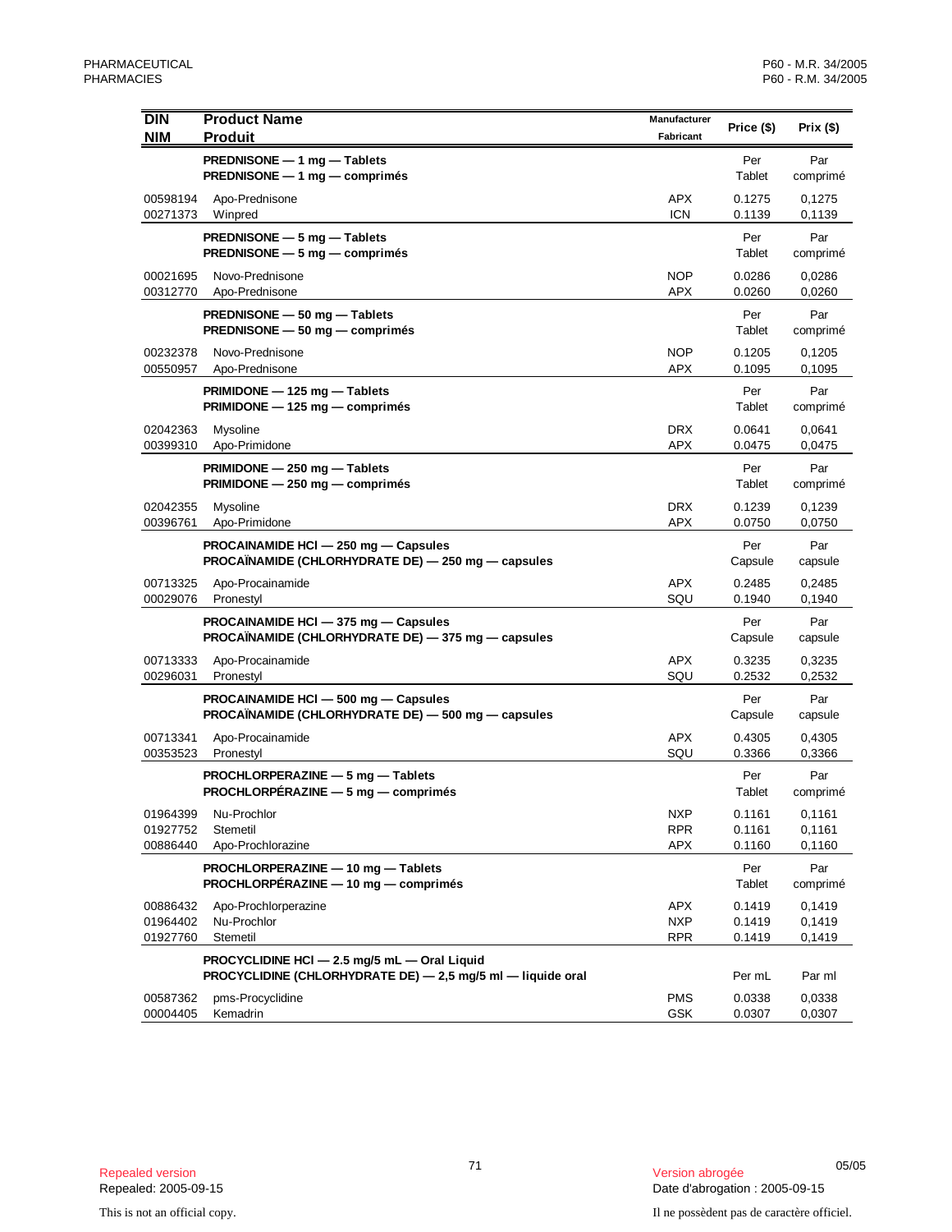| DIN<br>NIM | Product Name<br>Produit | Manufacturer<br>Fabricant | Price ($) | Prix ($) |
|---|---|---|---|---|
| | **PREDNISONE — 1 mg — Tablets**<br>**PREDNISONE — 1 mg — comprimés** | | Per Tablet | Par comprimé |
| 00598194 | Apo-Prednisone | APX | 0.1275 | 0,1275 |
| 00271373 | Winpred | ICN | 0.1139 | 0,1139 |
| | **PREDNISONE — 5 mg — Tablets**<br>**PREDNISONE — 5 mg — comprimés** | | Per Tablet | Par comprimé |
| 00021695 | Novo-Prednisone | NOP | 0.0286 | 0,0286 |
| 00312770 | Apo-Prednisone | APX | 0.0260 | 0,0260 |
| | **PREDNISONE — 50 mg — Tablets**<br>**PREDNISONE — 50 mg — comprimés** | | Per Tablet | Par comprimé |
| 00232378 | Novo-Prednisone | NOP | 0.1205 | 0,1205 |
| 00550957 | Apo-Prednisone | APX | 0.1095 | 0,1095 |
| | **PRIMIDONE — 125 mg — Tablets**<br>**PRIMIDONE — 125 mg — comprimés** | | Per Tablet | Par comprimé |
| 02042363 | Mysoline | DRX | 0.0641 | 0,0641 |
| 00399310 | Apo-Primidone | APX | 0.0475 | 0,0475 |
| | **PRIMIDONE — 250 mg — Tablets**<br>**PRIMIDONE — 250 mg — comprimés** | | Per Tablet | Par comprimé |
| 02042355 | Mysoline | DRX | 0.1239 | 0,1239 |
| 00396761 | Apo-Primidone | APX | 0.0750 | 0,0750 |
| | **PROCAINAMIDE HCl — 250 mg — Capsules**<br>**PROCAÏNAMIDE (CHLORHYDRATE DE) — 250 mg — capsules** | | Per Capsule | Par capsule |
| 00713325 | Apo-Procainamide | APX | 0.2485 | 0,2485 |
| 00029076 | Pronestyl | SQU | 0.1940 | 0,1940 |
| | **PROCAINAMIDE HCl — 375 mg — Capsules**<br>**PROCAÏNAMIDE (CHLORHYDRATE DE) — 375 mg — capsules** | | Per Capsule | Par capsule |
| 00713333 | Apo-Procainamide | APX | 0.3235 | 0,3235 |
| 00296031 | Pronestyl | SQU | 0.2532 | 0,2532 |
| | **PROCAINAMIDE HCl — 500 mg — Capsules**<br>**PROCAÏNAMIDE (CHLORHYDRATE DE) — 500 mg — capsules** | | Per Capsule | Par capsule |
| 00713341 | Apo-Procainamide | APX | 0.4305 | 0,4305 |
| 00353523 | Pronestyl | SQU | 0.3366 | 0,3366 |
| | **PROCHLORPERAZINE — 5 mg — Tablets**<br>**PROCHLORPÉRAZINE — 5 mg — comprimés** | | Per Tablet | Par comprimé |
| 01964399 | Nu-Prochlor | NXP | 0.1161 | 0,1161 |
| 01927752 | Stemetil | RPR | 0.1161 | 0,1161 |
| 00886440 | Apo-Prochlorazine | APX | 0.1160 | 0,1160 |
| | **PROCHLORPERAZINE — 10 mg — Tablets**<br>**PROCHLORPÉRAZINE — 10 mg — comprimés** | | Per Tablet | Par comprimé |
| 00886432 | Apo-Prochlorperazine | APX | 0.1419 | 0,1419 |
| 01964402 | Nu-Prochlor | NXP | 0.1419 | 0,1419 |
| 01927760 | Stemetil | RPR | 0.1419 | 0,1419 |
| | **PROCYCLIDINE HCl — 2.5 mg/5 mL — Oral Liquid**<br>**PROCYCLIDINE (CHLORHYDRATE DE) — 2,5 mg/5 ml — liquide oral** | | Per mL | Par ml |
| 00587362 | pms-Procyclidine | PMS | 0.0338 | 0,0338 |
| 00004405 | Kemadrin | GSK | 0.0307 | 0,0307 |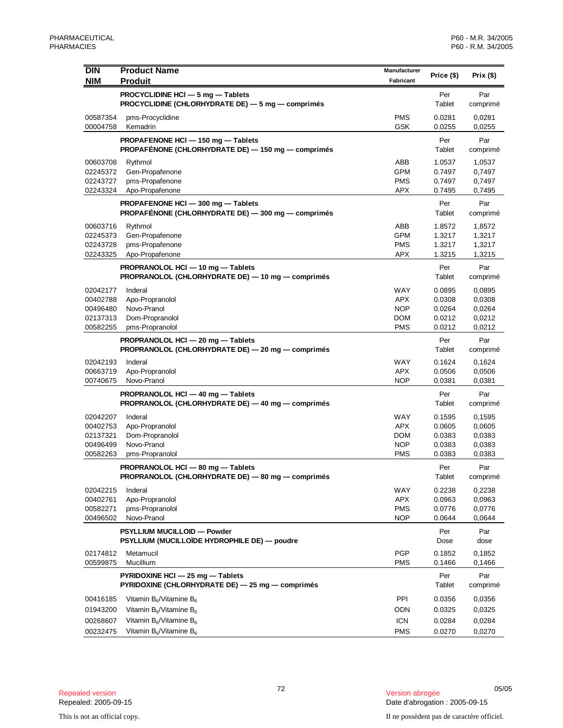| DIN<br>NIM | Product Name<br>Produit | Manufacturer<br>Fabricant | Price ($) | Prix ($) |
|---|---|---|---|---|
| | **PROCYCLIDINE HCl — 5 mg — Tablets**<br>**PROCYCLIDINE (CHLORHYDRATE DE) — 5 mg — comprimés** | | Per Tablet | Par comprimé |
| 00587354 | pms-Procyclidine | PMS | 0.0281 | 0,0281 |
| 00004758 | Kemadrin | GSK | 0.0255 | 0,0255 |
| | **PROPAFENONE HCl — 150 mg — Tablets**<br>**PROPAFÉNONE (CHLORHYDRATE DE) — 150 mg — comprimés** | | Per Tablet | Par comprimé |
| 00603708 | Rythmol | ABB | 1.0537 | 1,0537 |
| 02245372 | Gen-Propafenone | GPM | 0.7497 | 0,7497 |
| 02243727 | pms-Propafenone | PMS | 0.7497 | 0,7497 |
| 02243324 | Apo-Propafenone | APX | 0.7495 | 0,7495 |
| | **PROPAFENONE HCl — 300 mg — Tablets**<br>**PROPAFÉNONE (CHLORHYDRATE DE) — 300 mg — comprimés** | | Per Tablet | Par comprimé |
| 00603716 | Rythmol | ABB | 1.8572 | 1,8572 |
| 02245373 | Gen-Propafenone | GPM | 1.3217 | 1,3217 |
| 02243728 | pms-Propafenone | PMS | 1.3217 | 1,3217 |
| 02243325 | Apo-Propafenone | APX | 1.3215 | 1,3215 |
| | **PROPRANOLOL HCl — 10 mg — Tablets**<br>**PROPRANOLOL (CHLORHYDRATE DE) — 10 mg — comprimés** | | Per Tablet | Par comprimé |
| 02042177 | Inderal | WAY | 0.0895 | 0,0895 |
| 00402788 | Apo-Propranolol | APX | 0.0308 | 0,0308 |
| 00496480 | Novo-Pranol | NOP | 0.0264 | 0,0264 |
| 02137313 | Dom-Propranolol | DOM | 0.0212 | 0,0212 |
| 00582255 | pms-Propranolol | PMS | 0.0212 | 0,0212 |
| | **PROPRANOLOL HCl — 20 mg — Tablets**<br>**PROPRANOLOL (CHLORHYDRATE DE) — 20 mg — comprimés** | | Per Tablet | Par comprimé |
| 02042193 | Inderal | WAY | 0.1624 | 0,1624 |
| 00663719 | Apo-Propranolol | APX | 0.0506 | 0,0506 |
| 00740675 | Novo-Pranol | NOP | 0.0381 | 0,0381 |
| | **PROPRANOLOL HCl — 40 mg — Tablets**<br>**PROPRANOLOL (CHLORHYDRATE DE) — 40 mg — comprimés** | | Per Tablet | Par comprimé |
| 02042207 | Inderal | WAY | 0.1595 | 0,1595 |
| 00402753 | Apo-Propranolol | APX | 0.0605 | 0,0605 |
| 02137321 | Dom-Propranolol | DOM | 0.0383 | 0,0383 |
| 00496499 | Novo-Pranol | NOP | 0.0383 | 0,0383 |
| 00582263 | pms-Propranolol | PMS | 0.0383 | 0,0383 |
| | **PROPRANOLOL HCl — 80 mg — Tablets**<br>**PROPRANOLOL (CHLORHYDRATE DE) — 80 mg — comprimés** | | Per Tablet | Par comprimé |
| 02042215 | Inderal | WAY | 0.2238 | 0,2238 |
| 00402761 | Apo-Propranolol | APX | 0.0963 | 0,0963 |
| 00582271 | pms-Propranolol | PMS | 0.0776 | 0,0776 |
| 00496502 | Novo-Pranol | NOP | 0.0644 | 0,0644 |
| | **PSYLLIUM MUCILLOID — Powder**<br>**PSYLLIUM (MUCILLOÏDE HYDROPHILE DE) — poudre** | | Per Dose | Par dose |
| 02174812 | Metamucil | PGP | 0.1852 | 0,1852 |
| 00599875 | Mucillium | PMS | 0.1466 | 0,1466 |
| | **PYRIDOXINE HCl — 25 mg — Tablets**<br>**PYRIDOXINE (CHLORHYDRATE DE) — 25 mg — comprimés** | | Per Tablet | Par comprimé |
| 00416185 | Vitamin $B_6$/Vitamine $B_6$ | PPI | 0.0356 | 0,0356 |
| 01943200 | Vitamin $B_6$/Vitamine $B_6$ | ODN | 0.0325 | 0,0325 |
| 00268607 | Vitamin $B_6$/Vitamine $B_6$ | ICN | 0.0284 | 0,0284 |
| 00232475 | Vitamin $B_6$/Vitamine $B_6$ | PMS | 0.0270 | 0,0270 |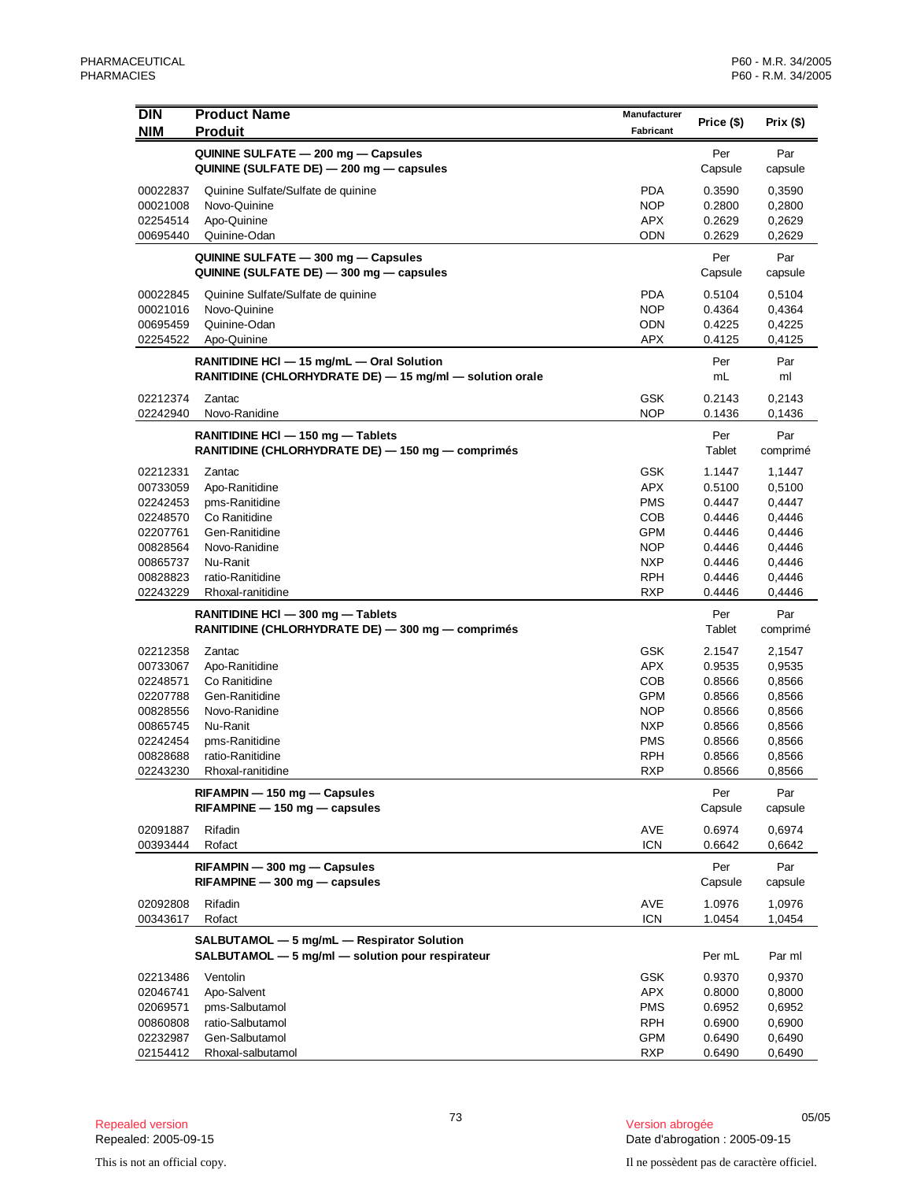| DIN<br>NIM | Product Name<br>Produit | Manufacturer<br>Fabricant | Price ($) | Prix ($) |
|---|---|---|---|---|
| | **QUININE SULFATE — 200 mg — Capsules**<br>**QUININE (SULFATE DE) — 200 mg — capsules** | | Per Capsule | Par capsule |
| 00022837 | Quinine Sulfate/Sulfate de quinine | PDA | 0.3590 | 0,3590 |
| 00021008 | Novo-Quinine | NOP | 0.2800 | 0,2800 |
| 02254514 | Apo-Quinine | APX | 0.2629 | 0,2629 |
| 00695440 | Quinine-Odan | ODN | 0.2629 | 0,2629 |
| | **QUININE SULFATE — 300 mg — Capsules**<br>**QUININE (SULFATE DE) — 300 mg — capsules** | | Per Capsule | Par capsule |
| 00022845 | Quinine Sulfate/Sulfate de quinine | PDA | 0.5104 | 0,5104 |
| 00021016 | Novo-Quinine | NOP | 0.4364 | 0,4364 |
| 00695459 | Quinine-Odan | ODN | 0.4225 | 0,4225 |
| 02254522 | Apo-Quinine | APX | 0.4125 | 0,4125 |
| | **RANITIDINE HCl — 15 mg/mL — Oral Solution**<br>**RANITIDINE (CHLORHYDRATE DE) — 15 mg/ml — solution orale** | | Per mL | Par ml |
| 02212374 | Zantac | GSK | 0.2143 | 0,2143 |
| 02242940 | Novo-Ranidine | NOP | 0.1436 | 0,1436 |
| | **RANITIDINE HCl — 150 mg — Tablets**<br>**RANITIDINE (CHLORHYDRATE DE) — 150 mg — comprimés** | | Per Tablet | Par comprimé |
| 02212331 | Zantac | GSK | 1.1447 | 1,1447 |
| 00733059 | Apo-Ranitidine | APX | 0.5100 | 0,5100 |
| 02242453 | pms-Ranitidine | PMS | 0.4447 | 0,4447 |
| 02248570 | Co Ranitidine | COB | 0.4446 | 0,4446 |
| 02207761 | Gen-Ranitidine | GPM | 0.4446 | 0,4446 |
| 00828564 | Novo-Ranidine | NOP | 0.4446 | 0,4446 |
| 00865737 | Nu-Ranit | NXP | 0.4446 | 0,4446 |
| 00828823 | ratio-Ranitidine | RPH | 0.4446 | 0,4446 |
| 02243229 | Rhoxal-ranitidine | RXP | 0.4446 | 0,4446 |
| | **RANITIDINE HCl — 300 mg — Tablets**<br>**RANITIDINE (CHLORHYDRATE DE) — 300 mg — comprimés** | | Per Tablet | Par comprimé |
| 02212358 | Zantac | GSK | 2.1547 | 2,1547 |
| 00733067 | Apo-Ranitidine | APX | 0.9535 | 0,9535 |
| 02248571 | Co Ranitidine | COB | 0.8566 | 0,8566 |
| 02207788 | Gen-Ranitidine | GPM | 0.8566 | 0,8566 |
| 00828556 | Novo-Ranidine | NOP | 0.8566 | 0,8566 |
| 00865745 | Nu-Ranit | NXP | 0.8566 | 0,8566 |
| 02242454 | pms-Ranitidine | PMS | 0.8566 | 0,8566 |
| 00828688 | ratio-Ranitidine | RPH | 0.8566 | 0,8566 |
| 02243230 | Rhoxal-ranitidine | RXP | 0.8566 | 0,8566 |
| | **RIFAMPIN — 150 mg — Capsules**<br>**RIFAMPINE — 150 mg — capsules** | | Per Capsule | Par capsule |
| 02091887 | Rifadin | AVE | 0.6974 | 0,6974 |
| 00393444 | Rofact | ICN | 0.6642 | 0,6642 |
| | **RIFAMPIN — 300 mg — Capsules**<br>**RIFAMPINE — 300 mg — capsules** | | Per Capsule | Par capsule |
| 02092808 | Rifadin | AVE | 1.0976 | 1,0976 |
| 00343617 | Rofact | ICN | 1.0454 | 1,0454 |
| | **SALBUTAMOL — 5 mg/mL — Respirator Solution**<br>**SALBUTAMOL — 5 mg/ml — solution pour respirateur** | | Per mL | Par ml |
| 02213486 | Ventolin | GSK | 0.9370 | 0,9370 |
| 02046741 | Apo-Salvent | APX | 0.8000 | 0,8000 |
| 02069571 | pms-Salbutamol | PMS | 0.6952 | 0,6952 |
| 00860808 | ratio-Salbutamol | RPH | 0.6900 | 0,6900 |
| 02232987 | Gen-Salbutamol | GPM | 0.6490 | 0,6490 |
| 02154412 | Rhoxal-salbutamol | RXP | 0.6490 | 0,6490 |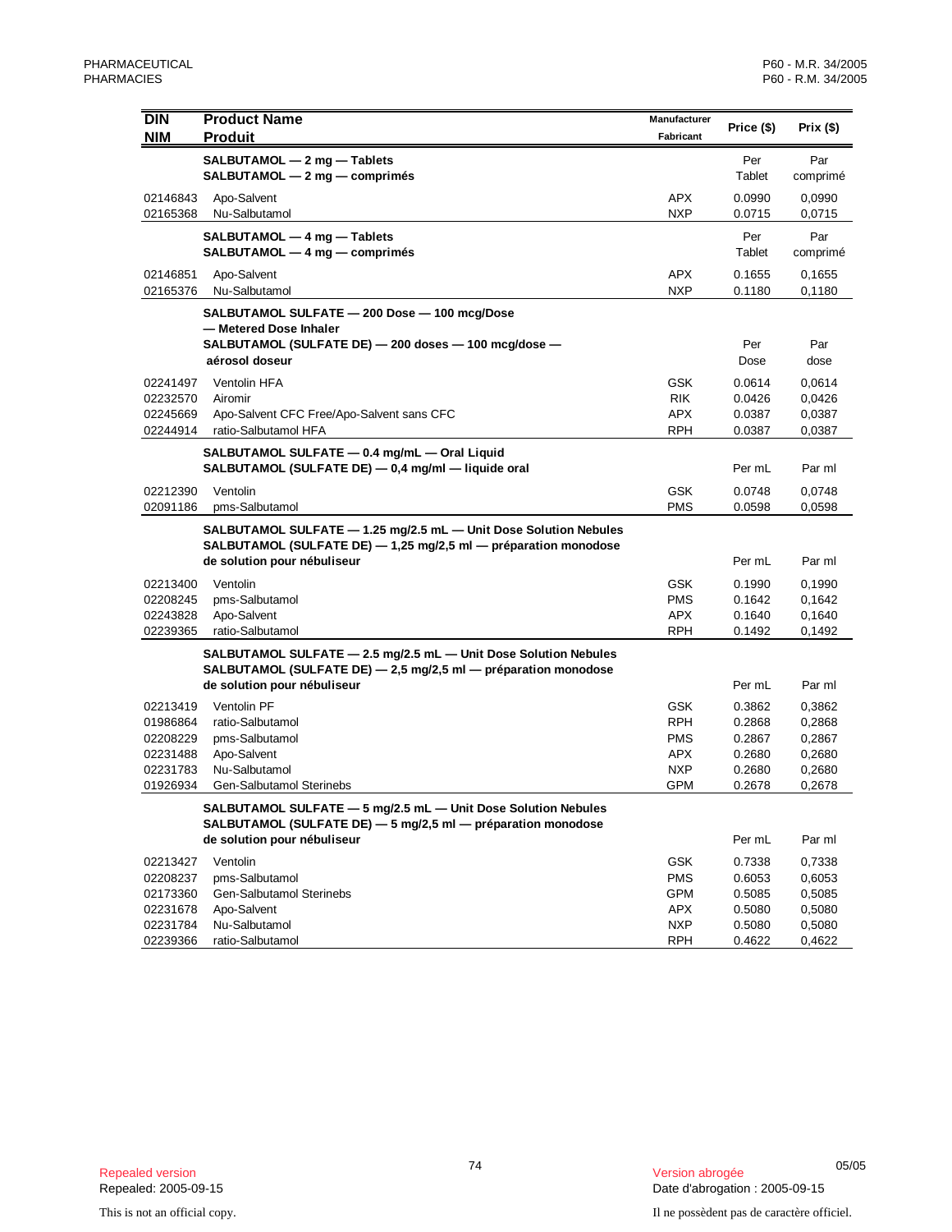| DIN<br>NIM | Product Name<br>Produit | Manufacturer<br>Fabricant | Price ($) | Prix ($) |
|---|---|---|---|---|
| | **SALBUTAMOL — 2 mg — Tablets**<br>**SALBUTAMOL — 2 mg — comprimés** | | Per Tablet | Par comprimé |
| 02146843 | Apo-Salvent | APX | 0.0990 | 0,0990 |
| 02165368 | Nu-Salbutamol | NXP | 0.0715 | 0,0715 |
| | **SALBUTAMOL — 4 mg — Tablets**<br>**SALBUTAMOL — 4 mg — comprimés** | | Per Tablet | Par comprimé |
| 02146851 | Apo-Salvent | APX | 0.1655 | 0,1655 |
| 02165376 | Nu-Salbutamol | NXP | 0.1180 | 0,1180 |
| | **SALBUTAMOL SULFATE — 200 Dose — 100 mcg/Dose — Metered Dose Inhaler**<br>**SALBUTAMOL (SULFATE DE) — 200 doses — 100 mcg/dose — aérosol doseur** | | Per Dose | Par dose |
| 02241497 | Ventolin HFA | GSK | 0.0614 | 0,0614 |
| 02232570 | Airomir | RIK | 0.0426 | 0,0426 |
| 02245669 | Apo-Salvent CFC Free/Apo-Salvent sans CFC | APX | 0.0387 | 0,0387 |
| 02244914 | ratio-Salbutamol HFA | RPH | 0.0387 | 0,0387 |
| | **SALBUTAMOL SULFATE — 0.4 mg/mL — Oral Liquid**<br>**SALBUTAMOL (SULFATE DE) — 0,4 mg/ml — liquide oral** | | Per mL | Par ml |
| 02212390 | Ventolin | GSK | 0.0748 | 0,0748 |
| 02091186 | pms-Salbutamol | PMS | 0.0598 | 0,0598 |
| | **SALBUTAMOL SULFATE — 1.25 mg/2.5 mL — Unit Dose Solution Nebules**<br>**SALBUTAMOL (SULFATE DE) — 1,25 mg/2,5 ml — préparation monodose de solution pour nébuliseur** | | Per mL | Par ml |
| 02213400 | Ventolin | GSK | 0.1990 | 0,1990 |
| 02208245 | pms-Salbutamol | PMS | 0.1642 | 0,1642 |
| 02243828 | Apo-Salvent | APX | 0.1640 | 0,1640 |
| 02239365 | ratio-Salbutamol | RPH | 0.1492 | 0,1492 |
| | **SALBUTAMOL SULFATE — 2.5 mg/2.5 mL — Unit Dose Solution Nebules**<br>**SALBUTAMOL (SULFATE DE) — 2,5 mg/2,5 ml — préparation monodose de solution pour nébuliseur** | | Per mL | Par ml |
| 02213419 | Ventolin PF | GSK | 0.3862 | 0,3862 |
| 01986864 | ratio-Salbutamol | RPH | 0.2868 | 0,2868 |
| 02208229 | pms-Salbutamol | PMS | 0.2867 | 0,2867 |
| 02231488 | Apo-Salvent | APX | 0.2680 | 0,2680 |
| 02231783 | Nu-Salbutamol | NXP | 0.2680 | 0,2680 |
| 01926934 | Gen-Salbutamol Sterinebs | GPM | 0.2678 | 0,2678 |
| | **SALBUTAMOL SULFATE — 5 mg/2.5 mL — Unit Dose Solution Nebules**<br>**SALBUTAMOL (SULFATE DE) — 5 mg/2,5 ml — préparation monodose de solution pour nébuliseur** | | Per mL | Par ml |
| 02213427 | Ventolin | GSK | 0.7338 | 0,7338 |
| 02208237 | pms-Salbutamol | PMS | 0.6053 | 0,6053 |
| 02173360 | Gen-Salbutamol Sterinebs | GPM | 0.5085 | 0,5085 |
| 02231678 | Apo-Salvent | APX | 0.5080 | 0,5080 |
| 02231784 | Nu-Salbutamol | NXP | 0.5080 | 0,5080 |
| 02239366 | ratio-Salbutamol | RPH | 0.4622 | 0,4622 |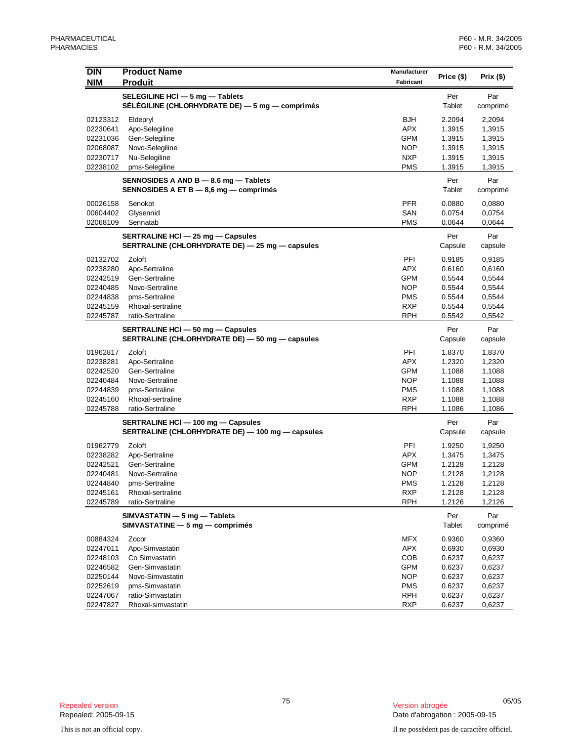| DIN / NIM | Product Name / Produit | Manufacturer / Fabricant | Price ($) | Prix ($) |
|---|---|---|---|---|
| | **SELEGILINE HCl — 5 mg — Tablets** **SÉLÉGILINE (CHLORHYDRATE DE) — 5 mg — comprimés** | | Per Tablet | Par comprimé |
| 02123312 | Eldepryl | BJH | 2.2094 | 2,2094 |
| 02230641 | Apo-Selegiline | APX | 1.3915 | 1,3915 |
| 02231036 | Gen-Selegiline | GPM | 1.3915 | 1,3915 |
| 02068087 | Novo-Selegiline | NOP | 1.3915 | 1,3915 |
| 02230717 | Nu-Selegiline | NXP | 1.3915 | 1,3915 |
| 02238102 | pms-Selegiline | PMS | 1.3915 | 1,3915 |
| | **SENNOSIDES A AND B — 8.6 mg — Tablets** **SENNOSIDES A ET B — 8,6 mg — comprimés** | | Per Tablet | Par comprimé |
| 00026158 | Senokot | PFR | 0.0880 | 0,0880 |
| 00604402 | Glysennid | SAN | 0.0754 | 0,0754 |
| 02068109 | Sennatab | PMS | 0.0644 | 0,0644 |
| | **SERTRALINE HCl — 25 mg — Capsules** **SERTRALINE (CHLORHYDRATE DE) — 25 mg — capsules** | | Per Capsule | Par capsule |
| 02132702 | Zoloft | PFI | 0.9185 | 0,9185 |
| 02238280 | Apo-Sertraline | APX | 0.6160 | 0,6160 |
| 02242519 | Gen-Sertraline | GPM | 0.5544 | 0,5544 |
| 02240485 | Novo-Sertraline | NOP | 0.5544 | 0,5544 |
| 02244838 | pms-Sertraline | PMS | 0.5544 | 0,5544 |
| 02245159 | Rhoxal-sertraline | RXP | 0.5544 | 0,5544 |
| 02245787 | ratio-Sertraline | RPH | 0.5542 | 0,5542 |
| | **SERTRALINE HCl — 50 mg — Capsules** **SERTRALINE (CHLORHYDRATE DE) — 50 mg — capsules** | | Per Capsule | Par capsule |
| 01962817 | Zoloft | PFI | 1.8370 | 1,8370 |
| 02238281 | Apo-Sertraline | APX | 1.2320 | 1,2320 |
| 02242520 | Gen-Sertraline | GPM | 1.1088 | 1,1088 |
| 02240484 | Novo-Sertraline | NOP | 1.1088 | 1,1088 |
| 02244839 | pms-Sertraline | PMS | 1.1088 | 1,1088 |
| 02245160 | Rhoxal-sertraline | RXP | 1.1088 | 1,1088 |
| 02245788 | ratio-Sertraline | RPH | 1.1086 | 1,1086 |
| | **SERTRALINE HCl — 100 mg — Capsules** **SERTRALINE (CHLORHYDRATE DE) — 100 mg — capsules** | | Per Capsule | Par capsule |
| 01962779 | Zoloft | PFI | 1.9250 | 1,9250 |
| 02238282 | Apo-Sertraline | APX | 1.3475 | 1,3475 |
| 02242521 | Gen-Sertraline | GPM | 1.2128 | 1,2128 |
| 02240481 | Novo-Sertraline | NOP | 1.2128 | 1,2128 |
| 02244840 | pms-Sertraline | PMS | 1.2128 | 1,2128 |
| 02245161 | Rhoxal-sertraline | RXP | 1.2128 | 1,2128 |
| 02245789 | ratio-Sertraline | RPH | 1.2126 | 1,2126 |
| | **SIMVASTATIN — 5 mg — Tablets** **SIMVASTATINE — 5 mg — comprimés** | | Per Tablet | Par comprimé |
| 00884324 | Zocor | MFX | 0.9360 | 0,9360 |
| 02247011 | Apo-Simvastatin | APX | 0.6930 | 0,6930 |
| 02248103 | Co Simvastatin | COB | 0.6237 | 0,6237 |
| 02246582 | Gen-Simvastatin | GPM | 0.6237 | 0,6237 |
| 02250144 | Novo-Simvastatin | NOP | 0.6237 | 0,6237 |
| 02252619 | pms-Simvastatin | PMS | 0.6237 | 0,6237 |
| 02247067 | ratio-Simvastatin | RPH | 0.6237 | 0,6237 |
| 02247827 | Rhoxal-simvastatin | RXP | 0.6237 | 0,6237 |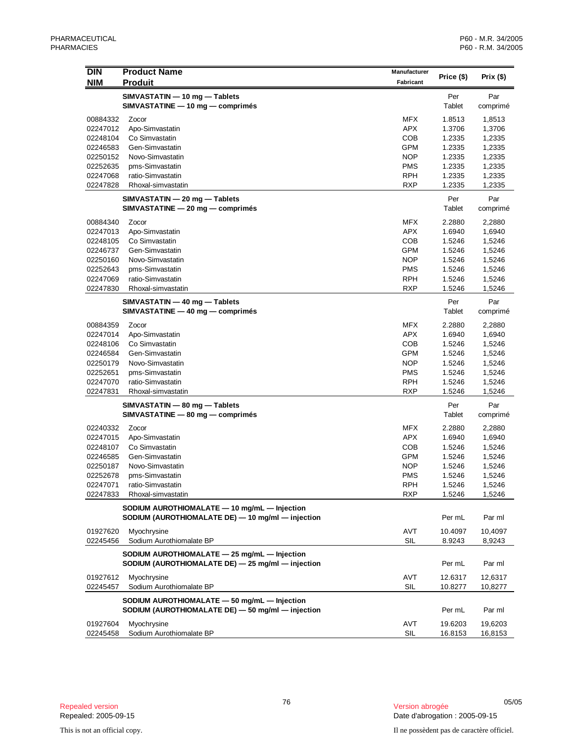| DIN<br>NIM | Product Name<br>Produit | Manufacturer<br>Fabricant | Price ($) | Prix ($) |
|---|---|---|---|---|
| | **SIMVASTATIN — 10 mg — Tablets**<br>**SIMVASTATINE — 10 mg — comprimés** | | Per<br>Tablet | Par<br>comprimé |
| 00884332 | Zocor | MFX | 1.8513 | 1,8513 |
| 02247012 | Apo-Simvastatin | APX | 1.3706 | 1,3706 |
| 02248104 | Co Simvastatin | COB | 1.2335 | 1,2335 |
| 02246583 | Gen-Simvastatin | GPM | 1.2335 | 1,2335 |
| 02250152 | Novo-Simvastatin | NOP | 1.2335 | 1,2335 |
| 02252635 | pms-Simvastatin | PMS | 1.2335 | 1,2335 |
| 02247068 | ratio-Simvastatin | RPH | 1.2335 | 1,2335 |
| 02247828 | Rhoxal-simvastatin | RXP | 1.2335 | 1,2335 |
| | **SIMVASTATIN — 20 mg — Tablets**<br>**SIMVASTATINE — 20 mg — comprimés** | | Per<br>Tablet | Par<br>comprimé |
| 00884340 | Zocor | MFX | 2.2880 | 2,2880 |
| 02247013 | Apo-Simvastatin | APX | 1.6940 | 1,6940 |
| 02248105 | Co Simvastatin | COB | 1.5246 | 1,5246 |
| 02246737 | Gen-Simvastatin | GPM | 1.5246 | 1,5246 |
| 02250160 | Novo-Simvastatin | NOP | 1.5246 | 1,5246 |
| 02252643 | pms-Simvastatin | PMS | 1.5246 | 1,5246 |
| 02247069 | ratio-Simvastatin | RPH | 1.5246 | 1,5246 |
| 02247830 | Rhoxal-simvastatin | RXP | 1.5246 | 1,5246 |
| | **SIMVASTATIN — 40 mg — Tablets**<br>**SIMVASTATINE — 40 mg — comprimés** | | Per<br>Tablet | Par<br>comprimé |
| 00884359 | Zocor | MFX | 2.2880 | 2,2880 |
| 02247014 | Apo-Simvastatin | APX | 1.6940 | 1,6940 |
| 02248106 | Co Simvastatin | COB | 1.5246 | 1,5246 |
| 02246584 | Gen-Simvastatin | GPM | 1.5246 | 1,5246 |
| 02250179 | Novo-Simvastatin | NOP | 1.5246 | 1,5246 |
| 02252651 | pms-Simvastatin | PMS | 1.5246 | 1,5246 |
| 02247070 | ratio-Simvastatin | RPH | 1.5246 | 1,5246 |
| 02247831 | Rhoxal-simvastatin | RXP | 1.5246 | 1,5246 |
| | **SIMVASTATIN — 80 mg — Tablets**<br>**SIMVASTATINE — 80 mg — comprimés** | | Per<br>Tablet | Par<br>comprimé |
| 02240332 | Zocor | MFX | 2.2880 | 2,2880 |
| 02247015 | Apo-Simvastatin | APX | 1.6940 | 1,6940 |
| 02248107 | Co Simvastatin | COB | 1.5246 | 1,5246 |
| 02246585 | Gen-Simvastatin | GPM | 1.5246 | 1,5246 |
| 02250187 | Novo-Simvastatin | NOP | 1.5246 | 1,5246 |
| 02252678 | pms-Simvastatin | PMS | 1.5246 | 1,5246 |
| 02247071 | ratio-Simvastatin | RPH | 1.5246 | 1,5246 |
| 02247833 | Rhoxal-simvastatin | RXP | 1.5246 | 1,5246 |
| | **SODIUM AUROTHIOMALATE — 10 mg/mL — Injection**<br>**SODIUM (AUROTHIOMALATE DE) — 10 mg/ml — injection** | | Per mL | Par ml |
| 01927620 | Myochrysine | AVT | 10.4097 | 10,4097 |
| 02245456 | Sodium Aurothiomalate BP | SIL | 8.9243 | 8,9243 |
| | **SODIUM AUROTHIOMALATE — 25 mg/mL — Injection**<br>**SODIUM (AUROTHIOMALATE DE) — 25 mg/ml — injection** | | Per mL | Par ml |
| 01927612 | Myochrysine | AVT | 12.6317 | 12,6317 |
| 02245457 | Sodium Aurothiomalate BP | SIL | 10.8277 | 10,8277 |
| | **SODIUM AUROTHIOMALATE — 50 mg/mL — Injection**<br>**SODIUM (AUROTHIOMALATE DE) — 50 mg/ml — injection** | | Per mL | Par ml |
| 01927604 | Myochrysine | AVT | 19.6203 | 19,6203 |
| 02245458 | Sodium Aurothiomalate BP | SIL | 16.8153 | 16,8153 |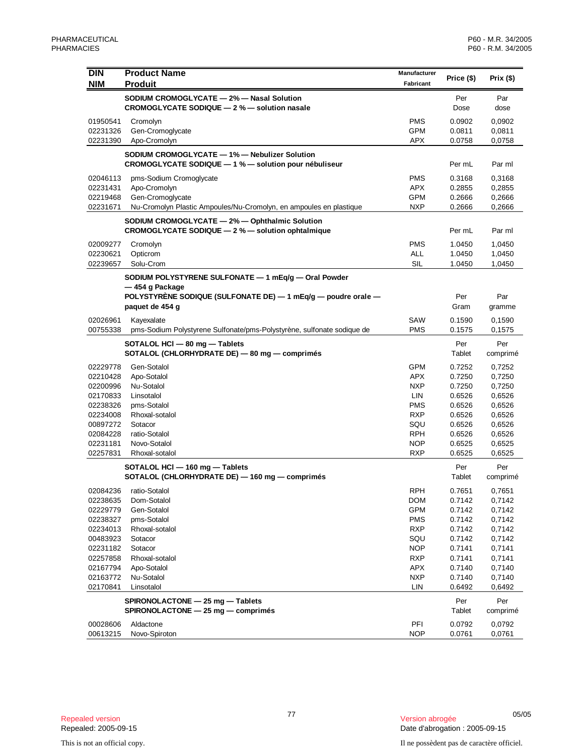| DIN<br>NIM | Product Name<br>Produit | Manufacturer<br>Fabricant | Price ($) | Prix ($) |
|---|---|---|---|---|
| | **SODIUM CROMOGLYCATE — 2% — Nasal Solution**<br>**CROMOGLYCATE SODIQUE — 2 % — solution nasale** | | Per Dose | Par dose |
| 01950541 | Cromolyn | PMS | 0.0902 | 0,0902 |
| 02231326 | Gen-Cromoglycate | GPM | 0.0811 | 0,0811 |
| 02231390 | Apo-Cromolyn | APX | 0.0758 | 0,0758 |
| | **SODIUM CROMOGLYCATE — 1% — Nebulizer Solution**<br>**CROMOGLYCATE SODIQUE — 1 % — solution pour nébuliseur** | | Per mL | Par ml |
| 02046113 | pms-Sodium Cromoglycate | PMS | 0.3168 | 0,3168 |
| 02231431 | Apo-Cromolyn | APX | 0.2855 | 0,2855 |
| 02219468 | Gen-Cromoglycate | GPM | 0.2666 | 0,2666 |
| 02231671 | Nu-Cromolyn Plastic Ampoules/Nu-Cromolyn, en ampoules en plastique | NXP | 0.2666 | 0,2666 |
| | **SODIUM CROMOGLYCATE — 2% — Ophthalmic Solution**<br>**CROMOGLYCATE SODIQUE — 2 % — solution ophtalmique** | | Per mL | Par ml |
| 02009277 | Cromolyn | PMS | 1.0450 | 1,0450 |
| 02230621 | Opticrom | ALL | 1.0450 | 1,0450 |
| 02239657 | Solu-Crom | SIL | 1.0450 | 1,0450 |
| | **SODIUM POLYSTYRENE SULFONATE — 1 mEq/g — Oral Powder — 454 g Package**<br>**POLYSTYRÈNE SODIQUE (SULFONATE DE) — 1 mEq/g — poudre orale — paquet de 454 g** | | Per Gram | Par gramme |
| 02026961 | Kayexalate | SAW | 0.1590 | 0,1590 |
| 00755338 | pms-Sodium Polystyrene Sulfonate/pms-Polystyrène, sulfonate sodique de | PMS | 0.1575 | 0,1575 |
| | **SOTALOL HCl — 80 mg — Tablets**<br>**SOTALOL (CHLORHYDRATE DE) — 80 mg — comprimés** | | Per Tablet | Per comprimé |
| 02229778 | Gen-Sotalol | GPM | 0.7252 | 0,7252 |
| 02210428 | Apo-Sotalol | APX | 0.7250 | 0,7250 |
| 02200996 | Nu-Sotalol | NXP | 0.7250 | 0,7250 |
| 02170833 | Linsotalol | LIN | 0.6526 | 0,6526 |
| 02238326 | pms-Sotalol | PMS | 0.6526 | 0,6526 |
| 02234008 | Rhoxal-sotalol | RXP | 0.6526 | 0,6526 |
| 00897272 | Sotacor | SQU | 0.6526 | 0,6526 |
| 02084228 | ratio-Sotalol | RPH | 0.6526 | 0,6526 |
| 02231181 | Novo-Sotalol | NOP | 0.6525 | 0,6525 |
| 02257831 | Rhoxal-sotalol | RXP | 0.6525 | 0,6525 |
| | **SOTALOL HCl — 160 mg — Tablets**<br>**SOTALOL (CHLORHYDRATE DE) — 160 mg — comprimés** | | Per Tablet | Per comprimé |
| 02084236 | ratio-Sotalol | RPH | 0.7651 | 0,7651 |
| 02238635 | Dom-Sotalol | DOM | 0.7142 | 0,7142 |
| 02229779 | Gen-Sotalol | GPM | 0.7142 | 0,7142 |
| 02238327 | pms-Sotalol | PMS | 0.7142 | 0,7142 |
| 02234013 | Rhoxal-sotalol | RXP | 0.7142 | 0,7142 |
| 00483923 | Sotacor | SQU | 0.7142 | 0,7142 |
| 02231182 | Sotacor | NOP | 0.7141 | 0,7141 |
| 02257858 | Rhoxal-sotalol | RXP | 0.7141 | 0,7141 |
| 02167794 | Apo-Sotalol | APX | 0.7140 | 0,7140 |
| 02163772 | Nu-Sotalol | NXP | 0.7140 | 0,7140 |
| 02170841 | Linsotalol | LIN | 0.6492 | 0,6492 |
| | **SPIRONOLACTONE — 25 mg — Tablets**<br>**SPIRONOLACTONE — 25 mg — comprimés** | | Per Tablet | Per comprimé |
| 00028606 | Aldactone | PFI | 0.0792 | 0,0792 |
| 00613215 | Novo-Spiroton | NOP | 0.0761 | 0,0761 |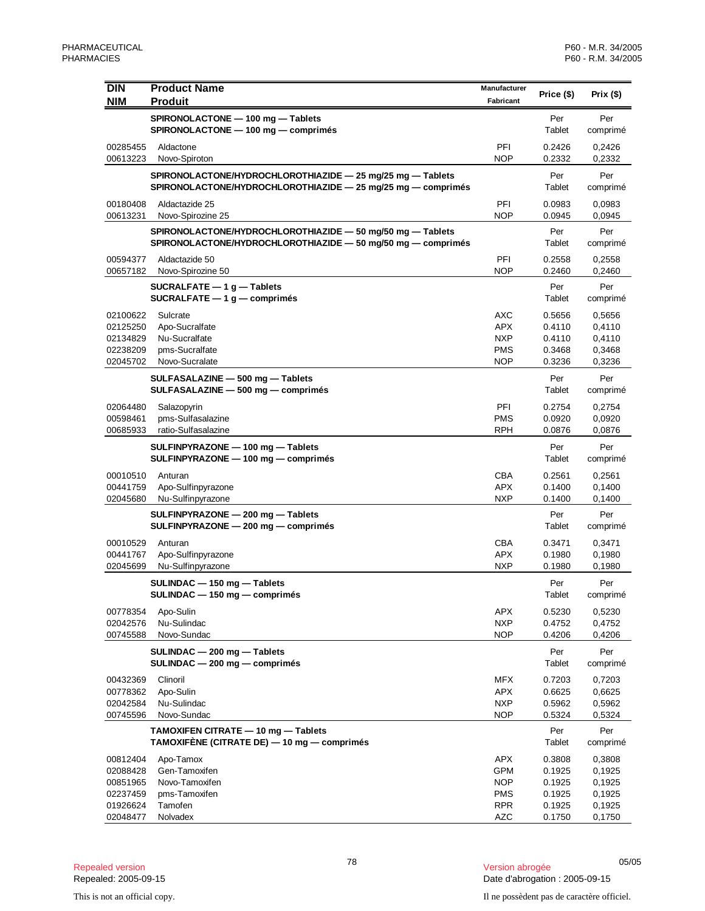| DIN<br>NIM | Product Name<br>Produit | Manufacturer<br>Fabricant | Price ($) | Prix ($) |
|---|---|---|---|---|
| | **SPIRONOLACTONE — 100 mg — Tablets**<br>**SPIRONOLACTONE — 100 mg — comprimés** | | Per Tablet | Per comprimé |
| 00285455 | Aldactone | PFI | 0.2426 | 0,2426 |
| 00613223 | Novo-Spiroton | NOP | 0.2332 | 0,2332 |
| | **SPIRONOLACTONE/HYDROCHLOROTHIAZIDE — 25 mg/25 mg — Tablets**<br>**SPIRONOLACTONE/HYDROCHLOROTHIAZIDE — 25 mg/25 mg — comprimés** | | Per Tablet | Per comprimé |
| 00180408 | Aldactazide 25 | PFI | 0.0983 | 0,0983 |
| 00613231 | Novo-Spirozine 25 | NOP | 0.0945 | 0,0945 |
| | **SPIRONOLACTONE/HYDROCHLOROTHIAZIDE — 50 mg/50 mg — Tablets**<br>**SPIRONOLACTONE/HYDROCHLOROTHIAZIDE — 50 mg/50 mg — comprimés** | | Per Tablet | Per comprimé |
| 00594377 | Aldactazide 50 | PFI | 0.2558 | 0,2558 |
| 00657182 | Novo-Spirozine 50 | NOP | 0.2460 | 0,2460 |
| | **SUCRALFATE — 1 g — Tablets**<br>**SUCRALFATE — 1 g — comprimés** | | Per Tablet | Per comprimé |
| 02100622 | Sulcrate | AXC | 0.5656 | 0,5656 |
| 02125250 | Apo-Sucralfate | APX | 0.4110 | 0,4110 |
| 02134829 | Nu-Sucralfate | NXP | 0.4110 | 0,4110 |
| 02238209 | pms-Sucralfate | PMS | 0.3468 | 0,3468 |
| 02045702 | Novo-Sucralate | NOP | 0.3236 | 0,3236 |
| | **SULFASALAZINE — 500 mg — Tablets**<br>**SULFASALAZINE — 500 mg — comprimés** | | Per Tablet | Per comprimé |
| 02064480 | Salazopyrin | PFI | 0.2754 | 0,2754 |
| 00598461 | pms-Sulfasalazine | PMS | 0.0920 | 0,0920 |
| 00685933 | ratio-Sulfasalazine | RPH | 0.0876 | 0,0876 |
| | **SULFINPYRAZONE — 100 mg — Tablets**<br>**SULFINPYRAZONE — 100 mg — comprimés** | | Per Tablet | Per comprimé |
| 00010510 | Anturan | CBA | 0.2561 | 0,2561 |
| 00441759 | Apo-Sulfinpyrazone | APX | 0.1400 | 0,1400 |
| 02045680 | Nu-Sulfinpyrazone | NXP | 0.1400 | 0,1400 |
| | **SULFINPYRAZONE — 200 mg — Tablets**<br>**SULFINPYRAZONE — 200 mg — comprimés** | | Per Tablet | Per comprimé |
| 00010529 | Anturan | CBA | 0.3471 | 0,3471 |
| 00441767 | Apo-Sulfinpyrazone | APX | 0.1980 | 0,1980 |
| 02045699 | Nu-Sulfinpyrazone | NXP | 0.1980 | 0,1980 |
| | **SULINDAC — 150 mg — Tablets**<br>**SULINDAC — 150 mg — comprimés** | | Per Tablet | Per comprimé |
| 00778354 | Apo-Sulin | APX | 0.5230 | 0,5230 |
| 02042576 | Nu-Sulindac | NXP | 0.4752 | 0,4752 |
| 00745588 | Novo-Sundac | NOP | 0.4206 | 0,4206 |
| | **SULINDAC — 200 mg — Tablets**<br>**SULINDAC — 200 mg — comprimés** | | Per Tablet | Per comprimé |
| 00432369 | Clinoril | MFX | 0.7203 | 0,7203 |
| 00778362 | Apo-Sulin | APX | 0.6625 | 0,6625 |
| 02042584 | Nu-Sulindac | NXP | 0.5962 | 0,5962 |
| 00745596 | Novo-Sundac | NOP | 0.5324 | 0,5324 |
| | **TAMOXIFEN CITRATE — 10 mg — Tablets**<br>**TAMOXIFÈNE (CITRATE DE) — 10 mg — comprimés** | | Per Tablet | Per comprimé |
| 00812404 | Apo-Tamox | APX | 0.3808 | 0,3808 |
| 02088428 | Gen-Tamoxifen | GPM | 0.1925 | 0,1925 |
| 00851965 | Novo-Tamoxifen | NOP | 0.1925 | 0,1925 |
| 02237459 | pms-Tamoxifen | PMS | 0.1925 | 0,1925 |
| 01926624 | Tamofen | RPR | 0.1925 | 0,1925 |
| 02048477 | Nolvadex | AZC | 0.1750 | 0,1750 |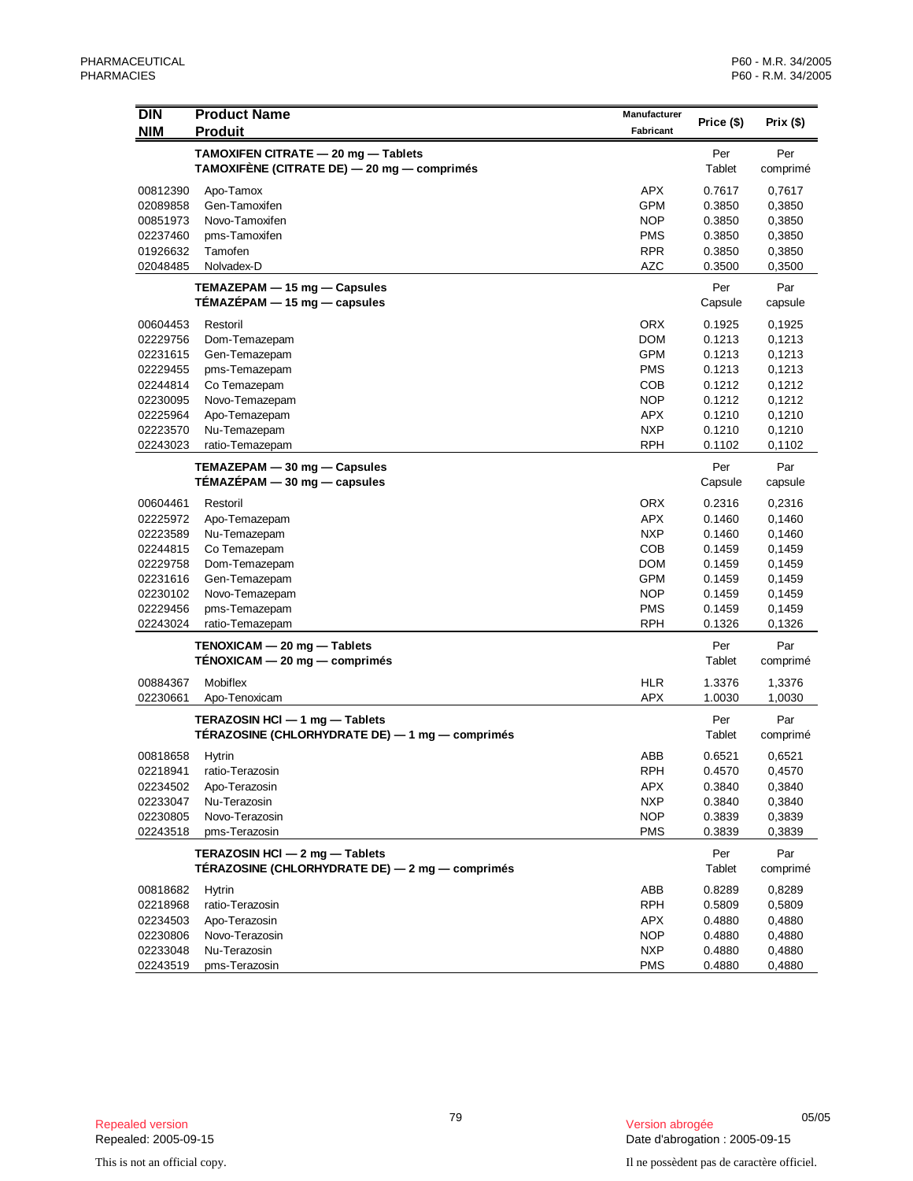| DIN<br>NIM | Product Name<br>Produit | Manufacturer<br>Fabricant | Price ($) | Prix ($) |
|---|---|---|---|---|
| | **TAMOXIFEN CITRATE — 20 mg — Tablets**<br>**TAMOXIFÈNE (CITRATE DE) — 20 mg — comprimés** | | Per<br>Tablet | Per<br>comprimé |
| 00812390 | Apo-Tamox | APX | 0.7617 | 0,7617 |
| 02089858 | Gen-Tamoxifen | GPM | 0.3850 | 0,3850 |
| 00851973 | Novo-Tamoxifen | NOP | 0.3850 | 0,3850 |
| 02237460 | pms-Tamoxifen | PMS | 0.3850 | 0,3850 |
| 01926632 | Tamofen | RPR | 0.3850 | 0,3850 |
| 02048485 | Nolvadex-D | AZC | 0.3500 | 0,3500 |
| | **TEMAZEPAM — 15 mg — Capsules**<br>**TÉMAZÉPAM — 15 mg — capsules** | | Per<br>Capsule | Par<br>capsule |
| 00604453 | Restoril | ORX | 0.1925 | 0,1925 |
| 02229756 | Dom-Temazepam | DOM | 0.1213 | 0,1213 |
| 02231615 | Gen-Temazepam | GPM | 0.1213 | 0,1213 |
| 02229455 | pms-Temazepam | PMS | 0.1213 | 0,1213 |
| 02244814 | Co Temazepam | COB | 0.1212 | 0,1212 |
| 02230095 | Novo-Temazepam | NOP | 0.1212 | 0,1212 |
| 02225964 | Apo-Temazepam | APX | 0.1210 | 0,1210 |
| 02223570 | Nu-Temazepam | NXP | 0.1210 | 0,1210 |
| 02243023 | ratio-Temazepam | RPH | 0.1102 | 0,1102 |
| | **TEMAZEPAM — 30 mg — Capsules**<br>**TÉMAZÉPAM — 30 mg — capsules** | | Per<br>Capsule | Par<br>capsule |
| 00604461 | Restoril | ORX | 0.2316 | 0,2316 |
| 02225972 | Apo-Temazepam | APX | 0.1460 | 0,1460 |
| 02223589 | Nu-Temazepam | NXP | 0.1460 | 0,1460 |
| 02244815 | Co Temazepam | COB | 0.1459 | 0,1459 |
| 02229758 | Dom-Temazepam | DOM | 0.1459 | 0,1459 |
| 02231616 | Gen-Temazepam | GPM | 0.1459 | 0,1459 |
| 02230102 | Novo-Temazepam | NOP | 0.1459 | 0,1459 |
| 02229456 | pms-Temazepam | PMS | 0.1459 | 0,1459 |
| 02243024 | ratio-Temazepam | RPH | 0.1326 | 0,1326 |
| | **TENOXICAM — 20 mg — Tablets**<br>**TÉNOXICAM — 20 mg — comprimés** | | Per<br>Tablet | Par<br>comprimé |
| 00884367 | Mobiflex | HLR | 1.3376 | 1,3376 |
| 02230661 | Apo-Tenoxicam | APX | 1.0030 | 1,0030 |
| | **TERAZOSIN HCl — 1 mg — Tablets**<br>**TÉRAZOSINE (CHLORHYDRATE DE) — 1 mg — comprimés** | | Per<br>Tablet | Par<br>comprimé |
| 00818658 | Hytrin | ABB | 0.6521 | 0,6521 |
| 02218941 | ratio-Terazosin | RPH | 0.4570 | 0,4570 |
| 02234502 | Apo-Terazosin | APX | 0.3840 | 0,3840 |
| 02233047 | Nu-Terazosin | NXP | 0.3840 | 0,3840 |
| 02230805 | Novo-Terazosin | NOP | 0.3839 | 0,3839 |
| 02243518 | pms-Terazosin | PMS | 0.3839 | 0,3839 |
| | **TERAZOSIN HCl — 2 mg — Tablets**<br>**TÉRAZOSINE (CHLORHYDRATE DE) — 2 mg — comprimés** | | Per<br>Tablet | Par<br>comprimé |
| 00818682 | Hytrin | ABB | 0.8289 | 0,8289 |
| 02218968 | ratio-Terazosin | RPH | 0.5809 | 0,5809 |
| 02234503 | Apo-Terazosin | APX | 0.4880 | 0,4880 |
| 02230806 | Novo-Terazosin | NOP | 0.4880 | 0,4880 |
| 02233048 | Nu-Terazosin | NXP | 0.4880 | 0,4880 |
| 02243519 | pms-Terazosin | PMS | 0.4880 | 0,4880 |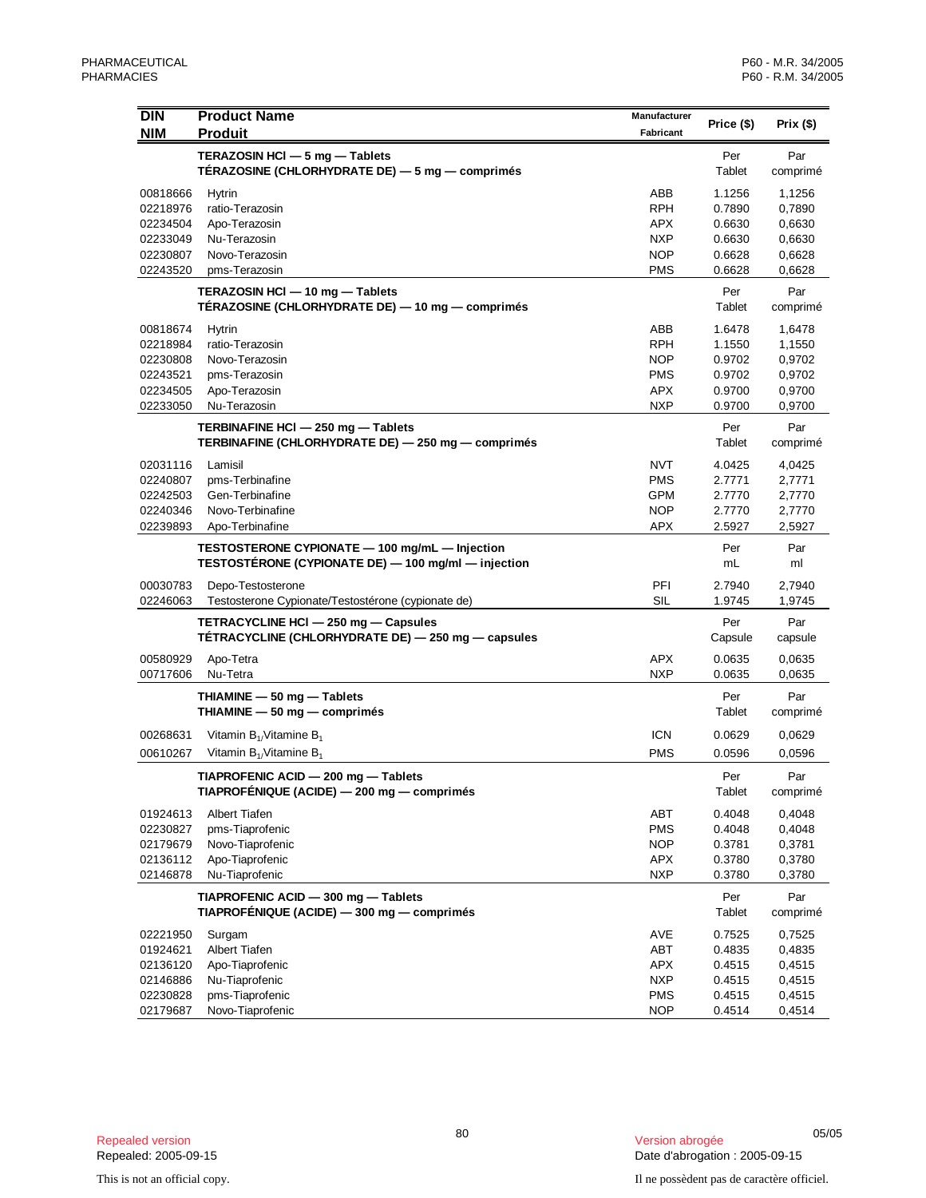| DIN<br>NIM | Product Name<br>Produit | Manufacturer<br>Fabricant | Price ($) | Prix ($) |
|---|---|---|---|---|
| | **TERAZOSIN HCl — 5 mg — Tablets**<br>**TÉRAZOSINE (CHLORHYDRATE DE) — 5 mg — comprimés** | | Per Tablet | Par comprimé |
| 00818666 | Hytrin | ABB | 1.1256 | 1,1256 |
| 02218976 | ratio-Terazosin | RPH | 0.7890 | 0,7890 |
| 02234504 | Apo-Terazosin | APX | 0.6630 | 0,6630 |
| 02233049 | Nu-Terazosin | NXP | 0.6630 | 0,6630 |
| 02230807 | Novo-Terazosin | NOP | 0.6628 | 0,6628 |
| 02243520 | pms-Terazosin | PMS | 0.6628 | 0,6628 |
| | **TERAZOSIN HCl — 10 mg — Tablets**<br>**TÉRAZOSINE (CHLORHYDRATE DE) — 10 mg — comprimés** | | Per Tablet | Par comprimé |
| 00818674 | Hytrin | ABB | 1.6478 | 1,6478 |
| 02218984 | ratio-Terazosin | RPH | 1.1550 | 1,1550 |
| 02230808 | Novo-Terazosin | NOP | 0.9702 | 0,9702 |
| 02243521 | pms-Terazosin | PMS | 0.9702 | 0,9702 |
| 02234505 | Apo-Terazosin | APX | 0.9700 | 0,9700 |
| 02233050 | Nu-Terazosin | NXP | 0.9700 | 0,9700 |
| | **TERBINAFINE HCl — 250 mg — Tablets**<br>**TERBINAFINE (CHLORHYDRATE DE) — 250 mg — comprimés** | | Per Tablet | Par comprimé |
| 02031116 | Lamisil | NVT | 4.0425 | 4,0425 |
| 02240807 | pms-Terbinafine | PMS | 2.7771 | 2,7771 |
| 02242503 | Gen-Terbinafine | GPM | 2.7770 | 2,7770 |
| 02240346 | Novo-Terbinafine | NOP | 2.7770 | 2,7770 |
| 02239893 | Apo-Terbinafine | APX | 2.5927 | 2,5927 |
| | **TESTOSTERONE CYPIONATE — 100 mg/mL — Injection**<br>**TESTOSTÉRONE (CYPIONATE DE) — 100 mg/ml — injection** | | Per mL | Par ml |
| 00030783 | Depo-Testosterone | PFI | 2.7940 | 2,7940 |
| 02246063 | Testosterone Cypionate/Testostérone (cypionate de) | SIL | 1.9745 | 1,9745 |
| | **TETRACYCLINE HCl — 250 mg — Capsules**<br>**TÉTRACYCLINE (CHLORHYDRATE DE) — 250 mg — capsules** | | Per Capsule | Par capsule |
| 00580929 | Apo-Tetra | APX | 0.0635 | 0,0635 |
| 00717606 | Nu-Tetra | NXP | 0.0635 | 0,0635 |
| | **THIAMINE — 50 mg — Tablets**<br>**THIAMINE — 50 mg — comprimés** | | Per Tablet | Par comprimé |
| 00268631 | Vitamin $B_1$/Vitamine $B_1$ | ICN | 0.0629 | 0,0629 |
| 00610267 | Vitamin $B_1$/Vitamine $B_1$ | PMS | 0.0596 | 0,0596 |
| | **TIAPROFENIC ACID — 200 mg — Tablets**<br>**TIAPROFÉNIQUE (ACIDE) — 200 mg — comprimés** | | Per Tablet | Par comprimé |
| 01924613 | Albert Tiafen | ABT | 0.4048 | 0,4048 |
| 02230827 | pms-Tiaprofenic | PMS | 0.4048 | 0,4048 |
| 02179679 | Novo-Tiaprofenic | NOP | 0.3781 | 0,3781 |
| 02136112 | Apo-Tiaprofenic | APX | 0.3780 | 0,3780 |
| 02146878 | Nu-Tiaprofenic | NXP | 0.3780 | 0,3780 |
| | **TIAPROFENIC ACID — 300 mg — Tablets**<br>**TIAPROFÉNIQUE (ACIDE) — 300 mg — comprimés** | | Per Tablet | Par comprimé |
| 02221950 | Surgam | AVE | 0.7525 | 0,7525 |
| 01924621 | Albert Tiafen | ABT | 0.4835 | 0,4835 |
| 02136120 | Apo-Tiaprofenic | APX | 0.4515 | 0,4515 |
| 02146886 | Nu-Tiaprofenic | NXP | 0.4515 | 0,4515 |
| 02230828 | pms-Tiaprofenic | PMS | 0.4515 | 0,4515 |
| 02179687 | Novo-Tiaprofenic | NOP | 0.4514 | 0,4514 |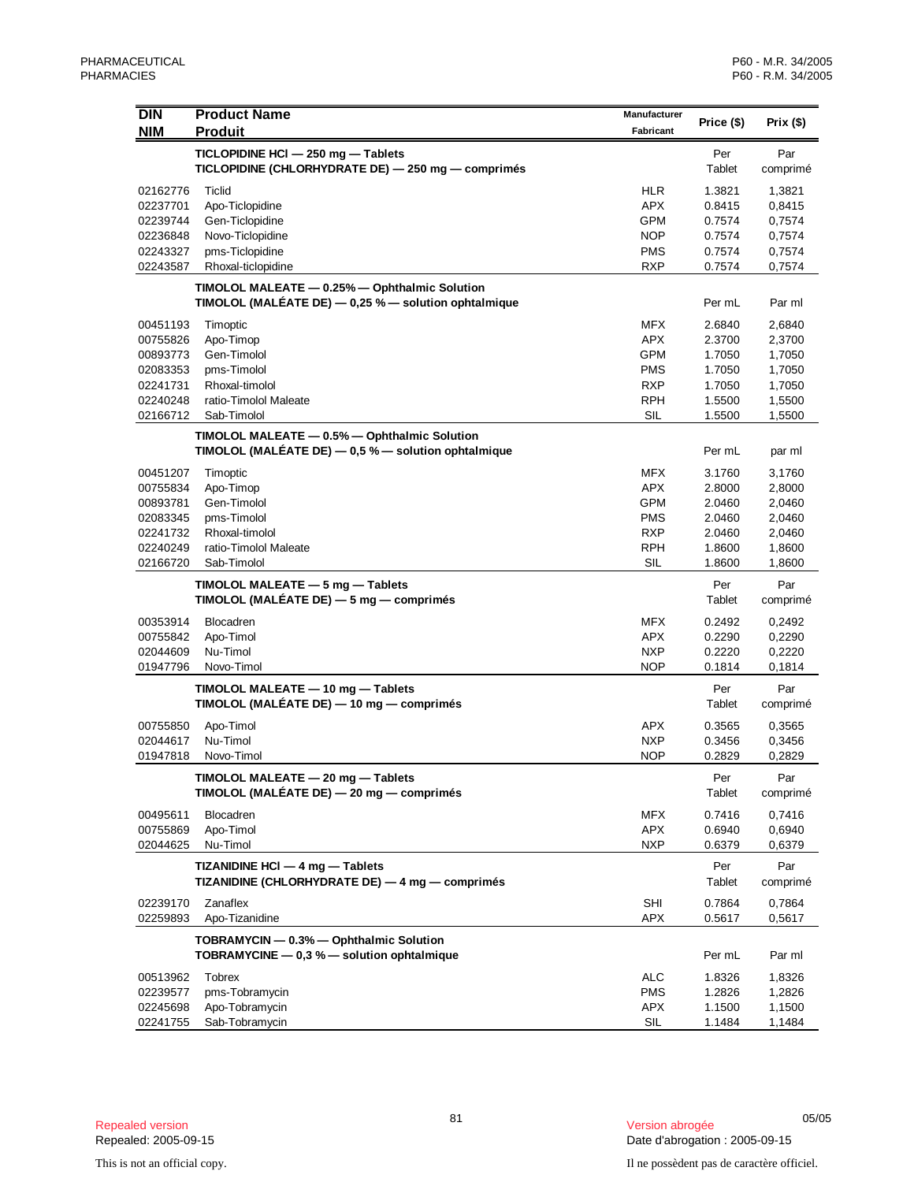| DIN<br>NIM | Product Name<br>Produit | Manufacturer<br>Fabricant | Price ($) | Prix ($) |
|---|---|---|---|---|
| | **TICLOPIDINE HCl — 250 mg — Tablets**<br>**TICLOPIDINE (CHLORHYDRATE DE) — 250 mg — comprimés** | | Per Tablet | Par comprimé |
| 02162776 | Ticlid | HLR | 1.3821 | 1,3821 |
| 02237701 | Apo-Ticlopidine | APX | 0.8415 | 0,8415 |
| 02239744 | Gen-Ticlopidine | GPM | 0.7574 | 0,7574 |
| 02236848 | Novo-Ticlopidine | NOP | 0.7574 | 0,7574 |
| 02243327 | pms-Ticlopidine | PMS | 0.7574 | 0,7574 |
| 02243587 | Rhoxal-ticlopidine | RXP | 0.7574 | 0,7574 |
| | **TIMOLOL MALEATE — 0.25% — Ophthalmic Solution**<br>**TIMOLOL (MALÉATE DE) — 0,25 % — solution ophtalmique** | | Per mL | Par ml |
| 00451193 | Timoptic | MFX | 2.6840 | 2,6840 |
| 00755826 | Apo-Timop | APX | 2.3700 | 2,3700 |
| 00893773 | Gen-Timolol | GPM | 1.7050 | 1,7050 |
| 02083353 | pms-Timolol | PMS | 1.7050 | 1,7050 |
| 02241731 | Rhoxal-timolol | RXP | 1.7050 | 1,7050 |
| 02240248 | ratio-Timolol Maleate | RPH | 1.5500 | 1,5500 |
| 02166712 | Sab-Timolol | SIL | 1.5500 | 1,5500 |
| | **TIMOLOL MALEATE — 0.5% — Ophthalmic Solution**<br>**TIMOLOL (MALÉATE DE) — 0,5 % — solution ophtalmique** | | Per mL | par ml |
| 00451207 | Timoptic | MFX | 3.1760 | 3,1760 |
| 00755834 | Apo-Timop | APX | 2.8000 | 2,8000 |
| 00893781 | Gen-Timolol | GPM | 2.0460 | 2,0460 |
| 02083345 | pms-Timolol | PMS | 2.0460 | 2,0460 |
| 02241732 | Rhoxal-timolol | RXP | 2.0460 | 2,0460 |
| 02240249 | ratio-Timolol Maleate | RPH | 1.8600 | 1,8600 |
| 02166720 | Sab-Timolol | SIL | 1.8600 | 1,8600 |
| | **TIMOLOL MALEATE — 5 mg — Tablets**<br>**TIMOLOL (MALÉATE DE) — 5 mg — comprimés** | | Per Tablet | Par comprimé |
| 00353914 | Blocadren | MFX | 0.2492 | 0,2492 |
| 00755842 | Apo-Timol | APX | 0.2290 | 0,2290 |
| 02044609 | Nu-Timol | NXP | 0.2220 | 0,2220 |
| 01947796 | Novo-Timol | NOP | 0.1814 | 0,1814 |
| | **TIMOLOL MALEATE — 10 mg — Tablets**<br>**TIMOLOL (MALÉATE DE) — 10 mg — comprimés** | | Per Tablet | Par comprimé |
| 00755850 | Apo-Timol | APX | 0.3565 | 0,3565 |
| 02044617 | Nu-Timol | NXP | 0.3456 | 0,3456 |
| 01947818 | Novo-Timol | NOP | 0.2829 | 0,2829 |
| | **TIMOLOL MALEATE — 20 mg — Tablets**<br>**TIMOLOL (MALÉATE DE) — 20 mg — comprimés** | | Per Tablet | Par comprimé |
| 00495611 | Blocadren | MFX | 0.7416 | 0,7416 |
| 00755869 | Apo-Timol | APX | 0.6940 | 0,6940 |
| 02044625 | Nu-Timol | NXP | 0.6379 | 0,6379 |
| | **TIZANIDINE HCl — 4 mg — Tablets**<br>**TIZANIDINE (CHLORHYDRATE DE) — 4 mg — comprimés** | | Per Tablet | Par comprimé |
| 02239170 | Zanaflex | SHI | 0.7864 | 0,7864 |
| 02259893 | Apo-Tizanidine | APX | 0.5617 | 0,5617 |
| | **TOBRAMYCIN — 0.3% — Ophthalmic Solution**<br>**TOBRAMYCINE — 0,3 % — solution ophtalmique** | | Per mL | Par ml |
| 00513962 | Tobrex | ALC | 1.8326 | 1,8326 |
| 02239577 | pms-Tobramycin | PMS | 1.2826 | 1,2826 |
| 02245698 | Apo-Tobramycin | APX | 1.1500 | 1,1500 |
| 02241755 | Sab-Tobramycin | SIL | 1.1484 | 1,1484 |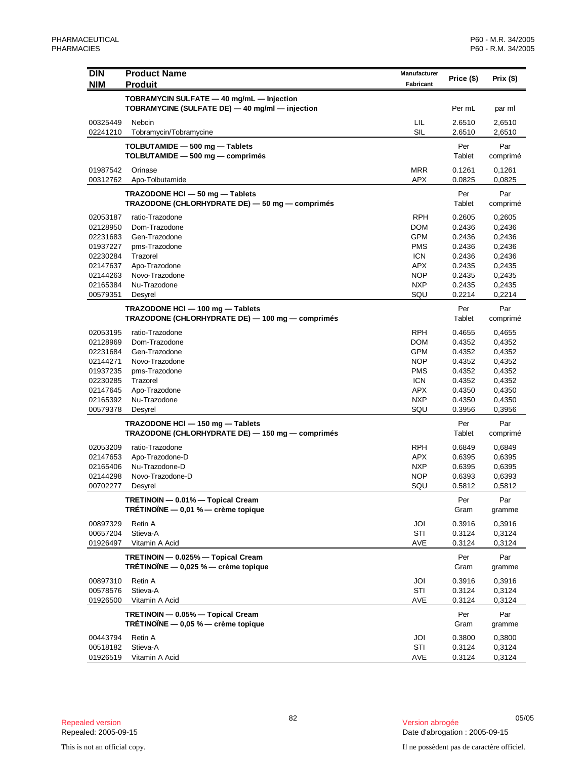| DIN<br>NIM | Product Name<br>Produit | Manufacturer<br>Fabricant | Price ($) | Prix ($) |
|---|---|---|---|---|
| | **TOBRAMYCIN SULFATE — 40 mg/mL — Injection**<br>**TOBRAMYCINE (SULFATE DE) — 40 mg/ml — injection** | | Per mL | par ml |
| 00325449 | Nebcin | LIL | 2.6510 | 2,6510 |
| 02241210 | Tobramycin/Tobramycine | SIL | 2.6510 | 2,6510 |
| | **TOLBUTAMIDE — 500 mg — Tablets**<br>**TOLBUTAMIDE — 500 mg — comprimés** | | Per Tablet | Par comprimé |
| 01987542 | Orinase | MRR | 0.1261 | 0,1261 |
| 00312762 | Apo-Tolbutamide | APX | 0.0825 | 0,0825 |
| | **TRAZODONE HCl — 50 mg — Tablets**<br>**TRAZODONE (CHLORHYDRATE DE) — 50 mg — comprimés** | | Per Tablet | Par comprimé |
| 02053187 | ratio-Trazodone | RPH | 0.2605 | 0,2605 |
| 02128950 | Dom-Trazodone | DOM | 0.2436 | 0,2436 |
| 02231683 | Gen-Trazodone | GPM | 0.2436 | 0,2436 |
| 01937227 | pms-Trazodone | PMS | 0.2436 | 0,2436 |
| 02230284 | Trazorel | ICN | 0.2436 | 0,2436 |
| 02147637 | Apo-Trazodone | APX | 0.2435 | 0,2435 |
| 02144263 | Novo-Trazodone | NOP | 0.2435 | 0,2435 |
| 02165384 | Nu-Trazodone | NXP | 0.2435 | 0,2435 |
| 00579351 | Desyrel | SQU | 0.2214 | 0,2214 |
| | **TRAZODONE HCl — 100 mg — Tablets**<br>**TRAZODONE (CHLORHYDRATE DE) — 100 mg — comprimés** | | Per Tablet | Par comprimé |
| 02053195 | ratio-Trazodone | RPH | 0.4655 | 0,4655 |
| 02128969 | Dom-Trazodone | DOM | 0.4352 | 0,4352 |
| 02231684 | Gen-Trazodone | GPM | 0.4352 | 0,4352 |
| 02144271 | Novo-Trazodone | NOP | 0.4352 | 0,4352 |
| 01937235 | pms-Trazodone | PMS | 0.4352 | 0,4352 |
| 02230285 | Trazorel | ICN | 0.4352 | 0,4352 |
| 02147645 | Apo-Trazodone | APX | 0.4350 | 0,4350 |
| 02165392 | Nu-Trazodone | NXP | 0.4350 | 0,4350 |
| 00579378 | Desyrel | SQU | 0.3956 | 0,3956 |
| | **TRAZODONE HCl — 150 mg — Tablets**<br>**TRAZODONE (CHLORHYDRATE DE) — 150 mg — comprimés** | | Per Tablet | Par comprimé |
| 02053209 | ratio-Trazodone | RPH | 0.6849 | 0,6849 |
| 02147653 | Apo-Trazodone-D | APX | 0.6395 | 0,6395 |
| 02165406 | Nu-Trazodone-D | NXP | 0.6395 | 0,6395 |
| 02144298 | Novo-Trazodone-D | NOP | 0.6393 | 0,6393 |
| 00702277 | Desyrel | SQU | 0.5812 | 0,5812 |
| | **TRETINOIN — 0.01% — Topical Cream**<br>**TRÉTINOÏNE — 0,01 % — crème topique** | | Per Gram | Par gramme |
| 00897329 | Retin A | JOI | 0.3916 | 0,3916 |
| 00657204 | Stieva-A | STI | 0.3124 | 0,3124 |
| 01926497 | Vitamin A Acid | AVE | 0.3124 | 0,3124 |
| | **TRETINOIN — 0.025% — Topical Cream**<br>**TRÉTINOÏNE — 0,025 % — crème topique** | | Per Gram | Par gramme |
| 00897310 | Retin A | JOI | 0.3916 | 0,3916 |
| 00578576 | Stieva-A | STI | 0.3124 | 0,3124 |
| 01926500 | Vitamin A Acid | AVE | 0.3124 | 0,3124 |
| | **TRETINOIN — 0.05% — Topical Cream**<br>**TRÉTINOÏNE — 0,05 % — crème topique** | | Per Gram | Par gramme |
| 00443794 | Retin A | JOI | 0.3800 | 0,3800 |
| 00518182 | Stieva-A | STI | 0.3124 | 0,3124 |
| 01926519 | Vitamin A Acid | AVE | 0.3124 | 0,3124 |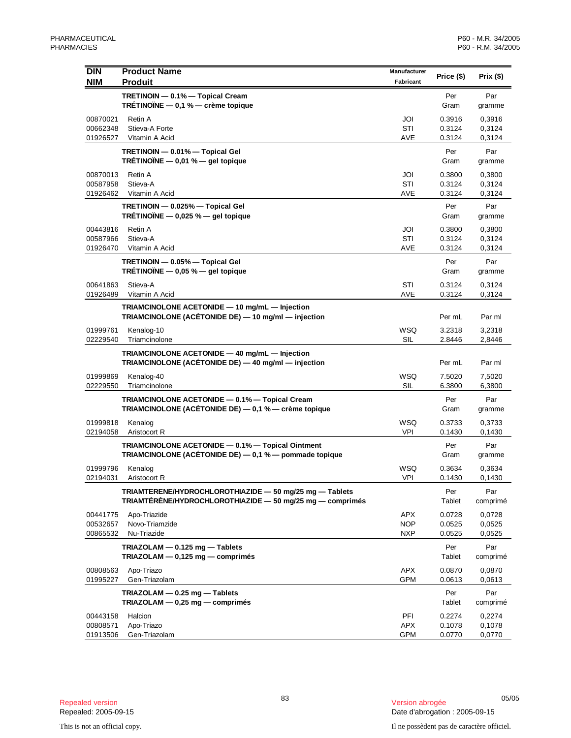| DIN<br>NIM | Product Name<br>Produit | Manufacturer<br>Fabricant | Price ($) | Prix ($) |
|---|---|---|---|---|
| | **TRETINOIN — 0.1% — Topical Cream**<br>**TRÉTINOÏNE — 0,1 % — crème topique** | | Per<br>Gram | Par<br>gramme |
| 00870021 | Retin A | JOI | 0.3916 | 0,3916 |
| 00662348 | Stieva-A Forte | STI | 0.3124 | 0,3124 |
| 01926527 | Vitamin A Acid | AVE | 0.3124 | 0,3124 |
| | **TRETINOIN — 0.01% — Topical Gel**<br>**TRÉTINOÏNE — 0,01 % — gel topique** | | Per<br>Gram | Par<br>gramme |
| 00870013 | Retin A | JOI | 0.3800 | 0,3800 |
| 00587958 | Stieva-A | STI | 0.3124 | 0,3124 |
| 01926462 | Vitamin A Acid | AVE | 0.3124 | 0,3124 |
| | **TRETINOIN — 0.025% — Topical Gel**<br>**TRÉTINOÏNE — 0,025 % — gel topique** | | Per<br>Gram | Par<br>gramme |
| 00443816 | Retin A | JOI | 0.3800 | 0,3800 |
| 00587966 | Stieva-A | STI | 0.3124 | 0,3124 |
| 01926470 | Vitamin A Acid | AVE | 0.3124 | 0,3124 |
| | **TRETINOIN — 0.05% — Topical Gel**<br>**TRÉTINOÏNE — 0,05 % — gel topique** | | Per<br>Gram | Par<br>gramme |
| 00641863 | Stieva-A | STI | 0.3124 | 0,3124 |
| 01926489 | Vitamin A Acid | AVE | 0.3124 | 0,3124 |
| | **TRIAMCINOLONE ACETONIDE — 10 mg/mL — Injection**<br>**TRIAMCINOLONE (ACÉTONIDE DE) — 10 mg/ml — injection** | | Per mL | Par ml |
| 01999761 | Kenalog-10 | WSQ | 3.2318 | 3,2318 |
| 02229540 | Triamcinolone | SIL | 2.8446 | 2,8446 |
| | **TRIAMCINOLONE ACETONIDE — 40 mg/mL — Injection**<br>**TRIAMCINOLONE (ACÉTONIDE DE) — 40 mg/ml — injection** | | Per mL | Par ml |
| 01999869 | Kenalog-40 | WSQ | 7.5020 | 7,5020 |
| 02229550 | Triamcinolone | SIL | 6.3800 | 6,3800 |
| | **TRIAMCINOLONE ACETONIDE — 0.1% — Topical Cream**<br>**TRIAMCINOLONE (ACÉTONIDE DE) — 0,1 % — crème topique** | | Per<br>Gram | Par<br>gramme |
| 01999818 | Kenalog | WSQ | 0.3733 | 0,3733 |
| 02194058 | Aristocort R | VPI | 0.1430 | 0,1430 |
| | **TRIAMCINOLONE ACETONIDE — 0.1% — Topical Ointment**<br>**TRIAMCINOLONE (ACÉTONIDE DE) — 0,1 % — pommade topique** | | Per<br>Gram | Par<br>gramme |
| 01999796 | Kenalog | WSQ | 0.3634 | 0,3634 |
| 02194031 | Aristocort R | VPI | 0.1430 | 0,1430 |
| | **TRIAMTERENE/HYDROCHLOROTHIAZIDE — 50 mg/25 mg — Tablets**<br>**TRIAMTÉRÈNE/HYDROCHLOROTHIAZIDE — 50 mg/25 mg — comprimés** | | Per<br>Tablet | Par<br>comprimé |
| 00441775 | Apo-Triazide | APX | 0.0728 | 0,0728 |
| 00532657 | Novo-Triamzide | NOP | 0.0525 | 0,0525 |
| 00865532 | Nu-Triazide | NXP | 0.0525 | 0,0525 |
| | **TRIAZOLAM — 0.125 mg — Tablets**<br>**TRIAZOLAM — 0,125 mg — comprimés** | | Per<br>Tablet | Par<br>comprimé |
| 00808563 | Apo-Triazo | APX | 0.0870 | 0,0870 |
| 01995227 | Gen-Triazolam | GPM | 0.0613 | 0,0613 |
| | **TRIAZOLAM — 0.25 mg — Tablets**<br>**TRIAZOLAM — 0,25 mg — comprimés** | | Per<br>Tablet | Par<br>comprimé |
| 00443158 | Halcion | PFI | 0.2274 | 0,2274 |
| 00808571 | Apo-Triazo | APX | 0.1078 | 0,1078 |
| 01913506 | Gen-Triazolam | GPM | 0.0770 | 0,0770 |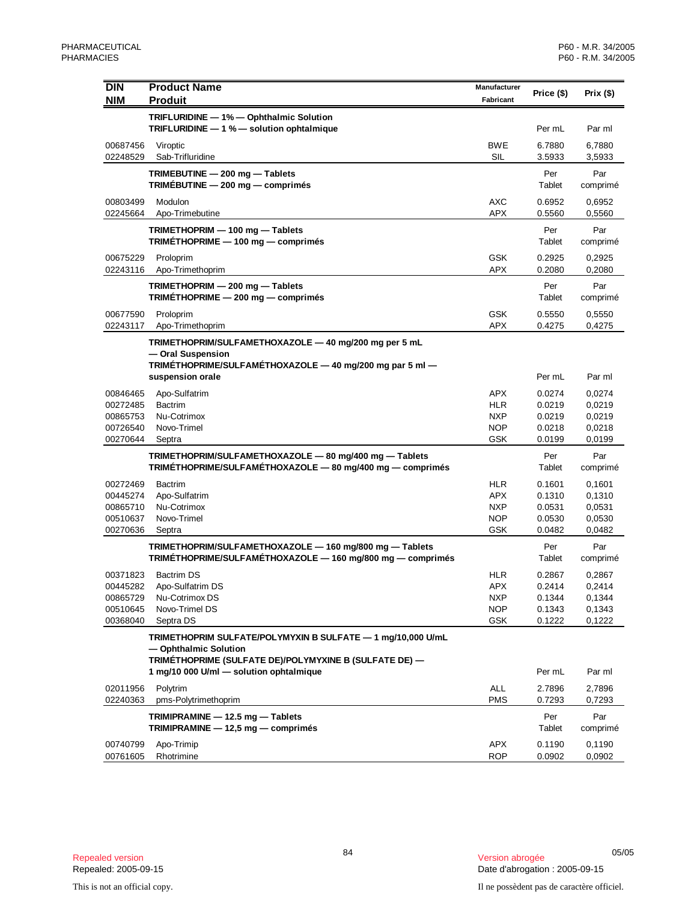| DIN<br>NIM | Product Name<br>Produit | Manufacturer<br>Fabricant | Price ($) | Prix ($) |
|---|---|---|---|---|
| | **TRIFLURIDINE — 1% — Ophthalmic Solution**<br>**TRIFLURIDINE — 1 % — solution ophtalmique** | | Per mL | Par ml |
| 00687456 | Viroptic | BWE | 6.7880 | 6,7880 |
| 02248529 | Sab-Trifluridine | SIL | 3.5933 | 3,5933 |
| | **TRIMEBUTINE — 200 mg — Tablets**<br>**TRIMÉBUTINE — 200 mg — comprimés** | | Per Tablet | Par comprimé |
| 00803499 | Modulon | AXC | 0.6952 | 0,6952 |
| 02245664 | Apo-Trimebutine | APX | 0.5560 | 0,5560 |
| | **TRIMETHOPRIM — 100 mg — Tablets**<br>**TRIMÉTHOPRIME — 100 mg — comprimés** | | Per Tablet | Par comprimé |
| 00675229 | Proloprim | GSK | 0.2925 | 0,2925 |
| 02243116 | Apo-Trimethoprim | APX | 0.2080 | 0,2080 |
| | **TRIMETHOPRIM — 200 mg — Tablets**<br>**TRIMÉTHOPRIME — 200 mg — comprimés** | | Per Tablet | Par comprimé |
| 00677590 | Proloprim | GSK | 0.5550 | 0,5550 |
| 02243117 | Apo-Trimethoprim | APX | 0.4275 | 0,4275 |
| | **TRIMETHOPRIM/SULFAMETHOXAZOLE — 40 mg/200 mg per 5 mL — Oral Suspension**<br>**TRIMÉTHOPRIME/SULFAMÉTHOXAZOLE — 40 mg/200 mg par 5 ml — suspension orale** | | Per mL | Par ml |
| 00846465 | Apo-Sulfatrim | APX | 0.0274 | 0,0274 |
| 00272485 | Bactrim | HLR | 0.0219 | 0,0219 |
| 00865753 | Nu-Cotrimox | NXP | 0.0219 | 0,0219 |
| 00726540 | Novo-Trimel | NOP | 0.0218 | 0,0218 |
| 00270644 | Septra | GSK | 0.0199 | 0,0199 |
| | **TRIMETHOPRIM/SULFAMETHOXAZOLE — 80 mg/400 mg — Tablets**<br>**TRIMÉTHOPRIME/SULFAMÉTHOXAZOLE — 80 mg/400 mg — comprimés** | | Per Tablet | Par comprimé |
| 00272469 | Bactrim | HLR | 0.1601 | 0,1601 |
| 00445274 | Apo-Sulfatrim | APX | 0.1310 | 0,1310 |
| 00865710 | Nu-Cotrimox | NXP | 0.0531 | 0,0531 |
| 00510637 | Novo-Trimel | NOP | 0.0530 | 0,0530 |
| 00270636 | Septra | GSK | 0.0482 | 0,0482 |
| | **TRIMETHOPRIM/SULFAMETHOXAZOLE — 160 mg/800 mg — Tablets**<br>**TRIMÉTHOPRIME/SULFAMÉTHOXAZOLE — 160 mg/800 mg — comprimés** | | Per Tablet | Par comprimé |
| 00371823 | Bactrim DS | HLR | 0.2867 | 0,2867 |
| 00445282 | Apo-Sulfatrim DS | APX | 0.2414 | 0,2414 |
| 00865729 | Nu-Cotrimox DS | NXP | 0.1344 | 0,1344 |
| 00510645 | Novo-Trimel DS | NOP | 0.1343 | 0,1343 |
| 00368040 | Septra DS | GSK | 0.1222 | 0,1222 |
| | **TRIMETHOPRIM SULFATE/POLYMYXIN B SULFATE — 1 mg/10,000 U/mL — Ophthalmic Solution**<br>**TRIMÉTHOPRIME (SULFATE DE)/POLYMYXINE B (SULFATE DE) — 1 mg/10 000 U/ml — solution ophtalmique** | | Per mL | Par ml |
| 02011956 | Polytrim | ALL | 2.7896 | 2,7896 |
| 02240363 | pms-Polytrimethoprim | PMS | 0.7293 | 0,7293 |
| | **TRIMIPRAMINE — 12.5 mg — Tablets**<br>**TRIMIPRAMINE — 12,5 mg — comprimés** | | Per Tablet | Par comprimé |
| 00740799 | Apo-Trimip | APX | 0.1190 | 0,1190 |
| 00761605 | Rhotrimine | ROP | 0.0902 | 0,0902 |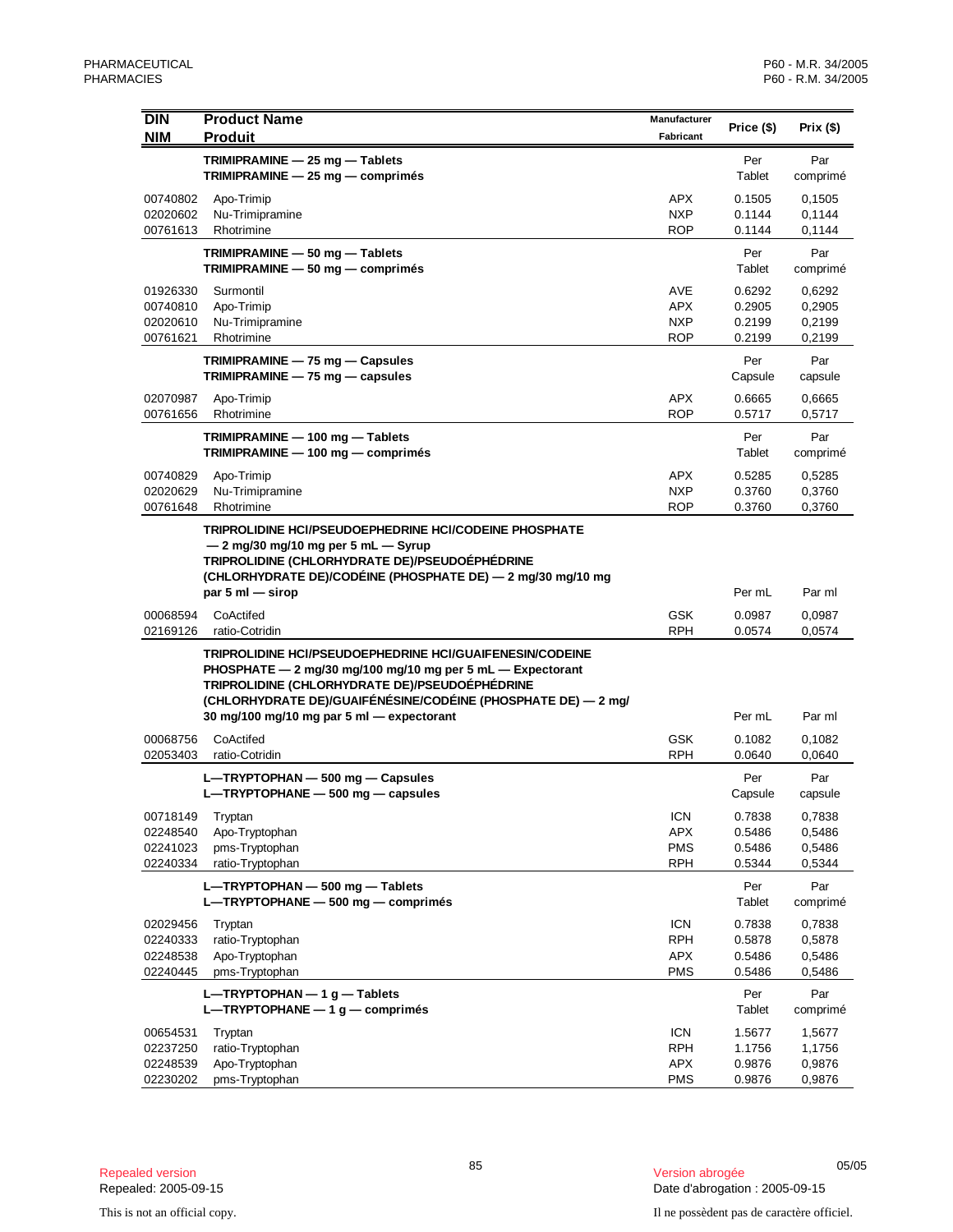| DIN<br>NIM | Product Name<br>Produit | Manufacturer<br>Fabricant | Price ($) | Prix ($) |
|---|---|---|---|---|
| | **TRIMIPRAMINE — 25 mg — Tablets**<br>**TRIMIPRAMINE — 25 mg — comprimés** | | Per Tablet | Par comprimé |
| 00740802 | Apo-Trimip | APX | 0.1505 | 0,1505 |
| 02020602 | Nu-Trimipramine | NXP | 0.1144 | 0,1144 |
| 00761613 | Rhotrimine | ROP | 0.1144 | 0,1144 |
| | **TRIMIPRAMINE — 50 mg — Tablets**<br>**TRIMIPRAMINE — 50 mg — comprimés** | | Per Tablet | Par comprimé |
| 01926330 | Surmontil | AVE | 0.6292 | 0,6292 |
| 00740810 | Apo-Trimip | APX | 0.2905 | 0,2905 |
| 02020610 | Nu-Trimipramine | NXP | 0.2199 | 0,2199 |
| 00761621 | Rhotrimine | ROP | 0.2199 | 0,2199 |
| | **TRIMIPRAMINE — 75 mg — Capsules**<br>**TRIMIPRAMINE — 75 mg — capsules** | | Per Capsule | Par capsule |
| 02070987 | Apo-Trimip | APX | 0.6665 | 0,6665 |
| 00761656 | Rhotrimine | ROP | 0.5717 | 0,5717 |
| | **TRIMIPRAMINE — 100 mg — Tablets**<br>**TRIMIPRAMINE — 100 mg — comprimés** | | Per Tablet | Par comprimé |
| 00740829 | Apo-Trimip | APX | 0.5285 | 0,5285 |
| 02020629 | Nu-Trimipramine | NXP | 0.3760 | 0,3760 |
| 00761648 | Rhotrimine | ROP | 0.3760 | 0,3760 |
| | **TRIPROLIDINE HCl/PSEUDOEPHEDRINE HCl/CODEINE PHOSPHATE — 2 mg/30 mg/10 mg per 5 mL — Syrup**<br>**TRIPROLIDINE (CHLORHYDRATE DE)/PSEUDOÉPHÉDRINE (CHLORHYDRATE DE)/CODÉINE (PHOSPHATE DE) — 2 mg/30 mg/10 mg par 5 ml — sirop** | | Per mL | Par ml |
| 00068594 | CoActifed | GSK | 0.0987 | 0,0987 |
| 02169126 | ratio-Cotridin | RPH | 0.0574 | 0,0574 |
| | **TRIPROLIDINE HCl/PSEUDOEPHEDRINE HCl/GUAIFENESIN/CODEINE PHOSPHATE — 2 mg/30 mg/100 mg/10 mg per 5 mL — Expectorant**<br>**TRIPROLIDINE (CHLORHYDRATE DE)/PSEUDOÉPHÉDRINE (CHLORHYDRATE DE)/GUAIFÉNÉSINE/CODÉINE (PHOSPHATE DE) — 2 mg/30 mg/100 mg/10 mg par 5 ml — expectorant** | | Per mL | Par ml |
| 00068756 | CoActifed | GSK | 0.1082 | 0,1082 |
| 02053403 | ratio-Cotridin | RPH | 0.0640 | 0,0640 |
| | **L—TRYPTOPHAN — 500 mg — Capsules**<br>**L—TRYPTOPHANE — 500 mg — capsules** | | Per Capsule | Par capsule |
| 00718149 | Tryptan | ICN | 0.7838 | 0,7838 |
| 02248540 | Apo-Tryptophan | APX | 0.5486 | 0,5486 |
| 02241023 | pms-Tryptophan | PMS | 0.5486 | 0,5486 |
| 02240334 | ratio-Tryptophan | RPH | 0.5344 | 0,5344 |
| | **L—TRYPTOPHAN — 500 mg — Tablets**<br>**L—TRYPTOPHANE — 500 mg — comprimés** | | Per Tablet | Par comprimé |
| 02029456 | Tryptan | ICN | 0.7838 | 0,7838 |
| 02240333 | ratio-Tryptophan | RPH | 0.5878 | 0,5878 |
| 02248538 | Apo-Tryptophan | APX | 0.5486 | 0,5486 |
| 02240445 | pms-Tryptophan | PMS | 0.5486 | 0,5486 |
| | **L—TRYPTOPHAN — 1 g — Tablets**<br>**L—TRYPTOPHANE — 1 g — comprimés** | | Per Tablet | Par comprimé |
| 00654531 | Tryptan | ICN | 1.5677 | 1,5677 |
| 02237250 | ratio-Tryptophan | RPH | 1.1756 | 1,1756 |
| 02248539 | Apo-Tryptophan | APX | 0.9876 | 0,9876 |
| 02230202 | pms-Tryptophan | PMS | 0.9876 | 0,9876 |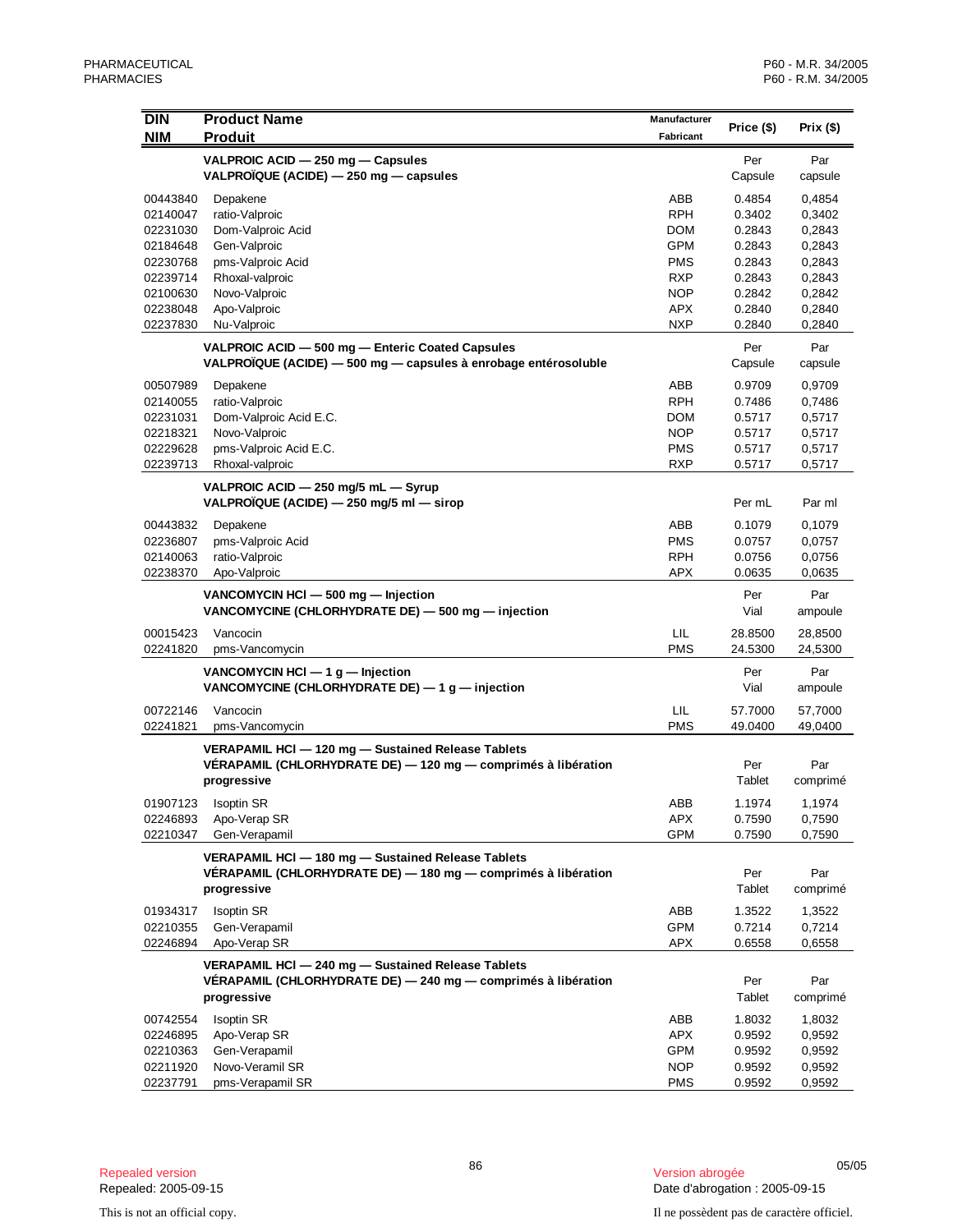| DIN<br>NIM | Product Name<br>Produit | Manufacturer<br>Fabricant | Price ($) | Prix ($) |
|---|---|---|---|---|
| | **VALPROIC ACID — 250 mg — Capsules**<br>**VALPROÏQUE (ACIDE) — 250 mg — capsules** | | Per<br>Capsule | Par<br>capsule |
| 00443840 | Depakene | ABB | 0.4854 | 0,4854 |
| 02140047 | ratio-Valproic | RPH | 0.3402 | 0,3402 |
| 02231030 | Dom-Valproic Acid | DOM | 0.2843 | 0,2843 |
| 02184648 | Gen-Valproic | GPM | 0.2843 | 0,2843 |
| 02230768 | pms-Valproic Acid | PMS | 0.2843 | 0,2843 |
| 02239714 | Rhoxal-valproic | RXP | 0.2843 | 0,2843 |
| 02100630 | Novo-Valproic | NOP | 0.2842 | 0,2842 |
| 02238048 | Apo-Valproic | APX | 0.2840 | 0,2840 |
| 02237830 | Nu-Valproic | NXP | 0.2840 | 0,2840 |
| | **VALPROIC ACID — 500 mg — Enteric Coated Capsules**<br>**VALPROÏQUE (ACIDE) — 500 mg — capsules à enrobage entérosoluble** | | Per<br>Capsule | Par<br>capsule |
| 00507989 | Depakene | ABB | 0.9709 | 0,9709 |
| 02140055 | ratio-Valproic | RPH | 0.7486 | 0,7486 |
| 02231031 | Dom-Valproic Acid E.C. | DOM | 0.5717 | 0,5717 |
| 02218321 | Novo-Valproic | NOP | 0.5717 | 0,5717 |
| 02229628 | pms-Valproic Acid E.C. | PMS | 0.5717 | 0,5717 |
| 02239713 | Rhoxal-valproic | RXP | 0.5717 | 0,5717 |
| | **VALPROIC ACID — 250 mg/5 mL — Syrup**<br>**VALPROÏQUE (ACIDE) — 250 mg/5 ml — sirop** | | Per mL | Par ml |
| 00443832 | Depakene | ABB | 0.1079 | 0,1079 |
| 02236807 | pms-Valproic Acid | PMS | 0.0757 | 0,0757 |
| 02140063 | ratio-Valproic | RPH | 0.0756 | 0,0756 |
| 02238370 | Apo-Valproic | APX | 0.0635 | 0,0635 |
| | **VANCOMYCIN HCl — 500 mg — Injection**<br>**VANCOMYCINE (CHLORHYDRATE DE) — 500 mg — injection** | | Per<br>Vial | Par<br>ampoule |
| 00015423 | Vancocin | LIL | 28.8500 | 28,8500 |
| 02241820 | pms-Vancomycin | PMS | 24.5300 | 24,5300 |
| | **VANCOMYCIN HCl — 1 g — Injection**<br>**VANCOMYCINE (CHLORHYDRATE DE) — 1 g — injection** | | Per<br>Vial | Par<br>ampoule |
| 00722146 | Vancocin | LIL | 57.7000 | 57,7000 |
| 02241821 | pms-Vancomycin | PMS | 49.0400 | 49,0400 |
| | **VERAPAMIL HCl — 120 mg — Sustained Release Tablets**<br>**VÉRAPAMIL (CHLORHYDRATE DE) — 120 mg — comprimés à libération progressive** | | Per<br>Tablet | Par<br>comprimé |
| 01907123 | Isoptin SR | ABB | 1.1974 | 1,1974 |
| 02246893 | Apo-Verap SR | APX | 0.7590 | 0,7590 |
| 02210347 | Gen-Verapamil | GPM | 0.7590 | 0,7590 |
| | **VERAPAMIL HCl — 180 mg — Sustained Release Tablets**<br>**VÉRAPAMIL (CHLORHYDRATE DE) — 180 mg — comprimés à libération progressive** | | Per<br>Tablet | Par<br>comprimé |
| 01934317 | Isoptin SR | ABB | 1.3522 | 1,3522 |
| 02210355 | Gen-Verapamil | GPM | 0.7214 | 0,7214 |
| 02246894 | Apo-Verap SR | APX | 0.6558 | 0,6558 |
| | **VERAPAMIL HCl — 240 mg — Sustained Release Tablets**<br>**VÉRAPAMIL (CHLORHYDRATE DE) — 240 mg — comprimés à libération progressive** | | Per<br>Tablet | Par<br>comprimé |
| 00742554 | Isoptin SR | ABB | 1.8032 | 1,8032 |
| 02246895 | Apo-Verap SR | APX | 0.9592 | 0,9592 |
| 02210363 | Gen-Verapamil | GPM | 0.9592 | 0,9592 |
| 02211920 | Novo-Veramil SR | NOP | 0.9592 | 0,9592 |
| 02237791 | pms-Verapamil SR | PMS | 0.9592 | 0,9592 |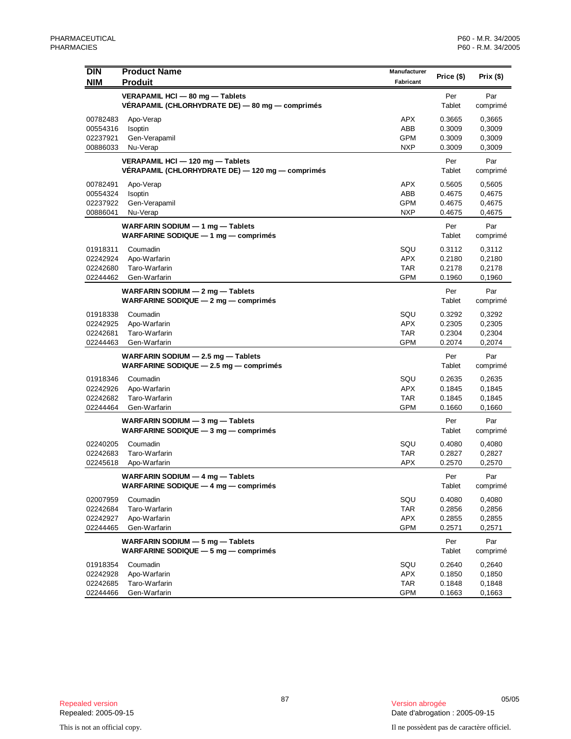| DIN<br>NIM | Product Name<br>Produit | Manufacturer<br>Fabricant | Price ($) | Prix ($) |
|---|---|---|---|---|
| | **VERAPAMIL HCl — 80 mg — Tablets**<br>**VÉRAPAMIL (CHLORHYDRATE DE) — 80 mg — comprimés** | | Per Tablet | Par comprimé |
| 00782483 | Apo-Verap | APX | 0.3665 | 0,3665 |
| 00554316 | Isoptin | ABB | 0.3009 | 0,3009 |
| 02237921 | Gen-Verapamil | GPM | 0.3009 | 0,3009 |
| 00886033 | Nu-Verap | NXP | 0.3009 | 0,3009 |
| | **VERAPAMIL HCl — 120 mg — Tablets**<br>**VÉRAPAMIL (CHLORHYDRATE DE) — 120 mg — comprimés** | | Per Tablet | Par comprimé |
| 00782491 | Apo-Verap | APX | 0.5605 | 0,5605 |
| 00554324 | Isoptin | ABB | 0.4675 | 0,4675 |
| 02237922 | Gen-Verapamil | GPM | 0.4675 | 0,4675 |
| 00886041 | Nu-Verap | NXP | 0.4675 | 0,4675 |
| | **WARFARIN SODIUM — 1 mg — Tablets**<br>**WARFARINE SODIQUE — 1 mg — comprimés** | | Per Tablet | Par comprimé |
| 01918311 | Coumadin | SQU | 0.3112 | 0,3112 |
| 02242924 | Apo-Warfarin | APX | 0.2180 | 0,2180 |
| 02242680 | Taro-Warfarin | TAR | 0.2178 | 0,2178 |
| 02244462 | Gen-Warfarin | GPM | 0.1960 | 0,1960 |
| | **WARFARIN SODIUM — 2 mg — Tablets**<br>**WARFARINE SODIQUE — 2 mg — comprimés** | | Per Tablet | Par comprimé |
| 01918338 | Coumadin | SQU | 0.3292 | 0,3292 |
| 02242925 | Apo-Warfarin | APX | 0.2305 | 0,2305 |
| 02242681 | Taro-Warfarin | TAR | 0.2304 | 0,2304 |
| 02244463 | Gen-Warfarin | GPM | 0.2074 | 0,2074 |
| | **WARFARIN SODIUM — 2.5 mg — Tablets**<br>**WARFARINE SODIQUE — 2.5 mg — comprimés** | | Per Tablet | Par comprimé |
| 01918346 | Coumadin | SQU | 0.2635 | 0,2635 |
| 02242926 | Apo-Warfarin | APX | 0.1845 | 0,1845 |
| 02242682 | Taro-Warfarin | TAR | 0.1845 | 0,1845 |
| 02244464 | Gen-Warfarin | GPM | 0.1660 | 0,1660 |
| | **WARFARIN SODIUM — 3 mg — Tablets**<br>**WARFARINE SODIQUE — 3 mg — comprimés** | | Per Tablet | Par comprimé |
| 02240205 | Coumadin | SQU | 0.4080 | 0,4080 |
| 02242683 | Taro-Warfarin | TAR | 0.2827 | 0,2827 |
| 02245618 | Apo-Warfarin | APX | 0.2570 | 0,2570 |
| | **WARFARIN SODIUM — 4 mg — Tablets**<br>**WARFARINE SODIQUE — 4 mg — comprimés** | | Per Tablet | Par comprimé |
| 02007959 | Coumadin | SQU | 0.4080 | 0,4080 |
| 02242684 | Taro-Warfarin | TAR | 0.2856 | 0,2856 |
| 02242927 | Apo-Warfarin | APX | 0.2855 | 0,2855 |
| 02244465 | Gen-Warfarin | GPM | 0.2571 | 0,2571 |
| | **WARFARIN SODIUM — 5 mg — Tablets**<br>**WARFARINE SODIQUE — 5 mg — comprimés** | | Per Tablet | Par comprimé |
| 01918354 | Coumadin | SQU | 0.2640 | 0,2640 |
| 02242928 | Apo-Warfarin | APX | 0.1850 | 0,1850 |
| 02242685 | Taro-Warfarin | TAR | 0.1848 | 0,1848 |
| 02244466 | Gen-Warfarin | GPM | 0.1663 | 0,1663 |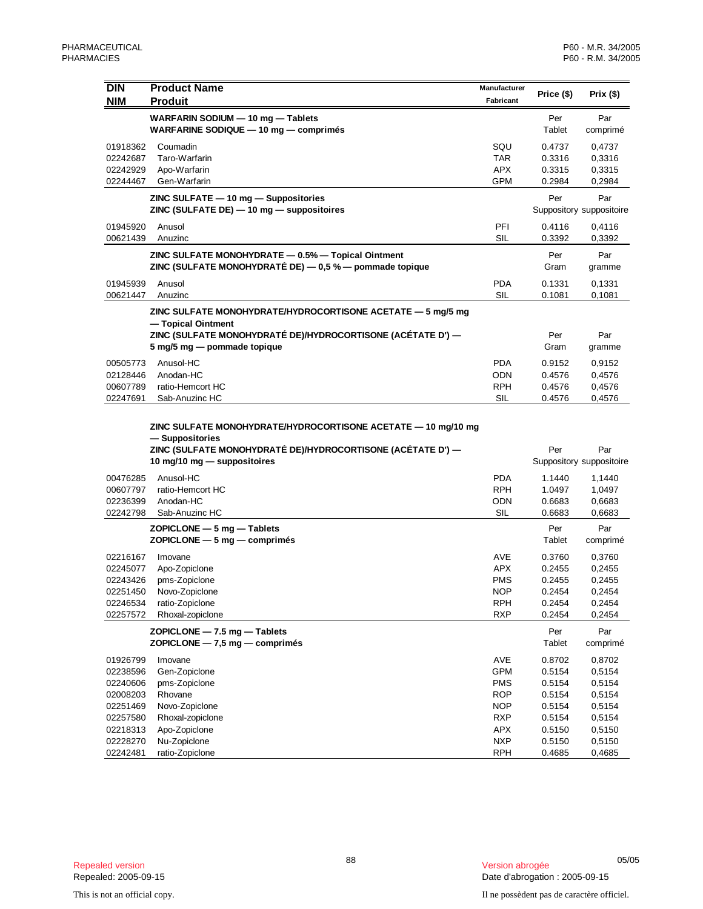| DIN<br>NIM | Product Name<br>Produit | Manufacturer<br>Fabricant | Price ($) | Prix ($) |
|---|---|---|---|---|
| | **WARFARIN SODIUM — 10 mg — Tablets**<br>**WARFARINE SODIQUE — 10 mg — comprimés** | | Per Tablet | Par comprimé |
| 01918362 | Coumadin | SQU | 0.4737 | 0,4737 |
| 02242687 | Taro-Warfarin | TAR | 0.3316 | 0,3316 |
| 02242929 | Apo-Warfarin | APX | 0.3315 | 0,3315 |
| 02244467 | Gen-Warfarin | GPM | 0.2984 | 0,2984 |
| | **ZINC SULFATE — 10 mg — Suppositories**<br>**ZINC (SULFATE DE) — 10 mg — suppositoires** | | Per Suppository | Par suppositoire |
| 01945920 | Anusol | PFI | 0.4116 | 0,4116 |
| 00621439 | Anuzinc | SIL | 0.3392 | 0,3392 |
| | **ZINC SULFATE MONOHYDRATE — 0.5% — Topical Ointment**<br>**ZINC (SULFATE MONOHYDRATÉ DE) — 0,5 % — pommade topique** | | Per Gram | Par gramme |
| 01945939 | Anusol | PDA | 0.1331 | 0,1331 |
| 00621447 | Anuzinc | SIL | 0.1081 | 0,1081 |
| | **ZINC SULFATE MONOHYDRATE/HYDROCORTISONE ACETATE — 5 mg/5 mg — Topical Ointment**<br>**ZINC (SULFATE MONOHYDRATÉ DE)/HYDROCORTISONE (ACÉTATE D') — 5 mg/5 mg — pommade topique** | | Per Gram | Par gramme |
| 00505773 | Anusol-HC | PDA | 0.9152 | 0,9152 |
| 02128446 | Anodan-HC | ODN | 0.4576 | 0,4576 |
| 00607789 | ratio-Hemcort HC | RPH | 0.4576 | 0,4576 |
| 02247691 | Sab-Anuzinc HC | SIL | 0.4576 | 0,4576 |
| | **ZINC SULFATE MONOHYDRATE/HYDROCORTISONE ACETATE — 10 mg/10 mg — Suppositories**<br>**ZINC (SULFATE MONOHYDRATÉ DE)/HYDROCORTISONE (ACÉTATE D') — 10 mg/10 mg — suppositoires** | | Per Suppository | Par suppositoire |
| 00476285 | Anusol-HC | PDA | 1.1440 | 1,1440 |
| 00607797 | ratio-Hemcort HC | RPH | 1.0497 | 1,0497 |
| 02236399 | Anodan-HC | ODN | 0.6683 | 0,6683 |
| 02242798 | Sab-Anuzinc HC | SIL | 0.6683 | 0,6683 |
| | **ZOPICLONE — 5 mg — Tablets**<br>**ZOPICLONE — 5 mg — comprimés** | | Per Tablet | Par comprimé |
| 02216167 | Imovane | AVE | 0.3760 | 0,3760 |
| 02245077 | Apo-Zopiclone | APX | 0.2455 | 0,2455 |
| 02243426 | pms-Zopiclone | PMS | 0.2455 | 0,2455 |
| 02251450 | Novo-Zopiclone | NOP | 0.2454 | 0,2454 |
| 02246534 | ratio-Zopiclone | RPH | 0.2454 | 0,2454 |
| 02257572 | Rhoxal-zopiclone | RXP | 0.2454 | 0,2454 |
| | **ZOPICLONE — 7.5 mg — Tablets**<br>**ZOPICLONE — 7,5 mg — comprimés** | | Per Tablet | Par comprimé |
| 01926799 | Imovane | AVE | 0.8702 | 0,8702 |
| 02238596 | Gen-Zopiclone | GPM | 0.5154 | 0,5154 |
| 02240606 | pms-Zopiclone | PMS | 0.5154 | 0,5154 |
| 02008203 | Rhovane | ROP | 0.5154 | 0,5154 |
| 02251469 | Novo-Zopiclone | NOP | 0.5154 | 0,5154 |
| 02257580 | Rhoxal-zopiclone | RXP | 0.5154 | 0,5154 |
| 02218313 | Apo-Zopiclone | APX | 0.5150 | 0,5150 |
| 02228270 | Nu-Zopiclone | NXP | 0.5150 | 0,5150 |
| 02242481 | ratio-Zopiclone | RPH | 0.4685 | 0,4685 |